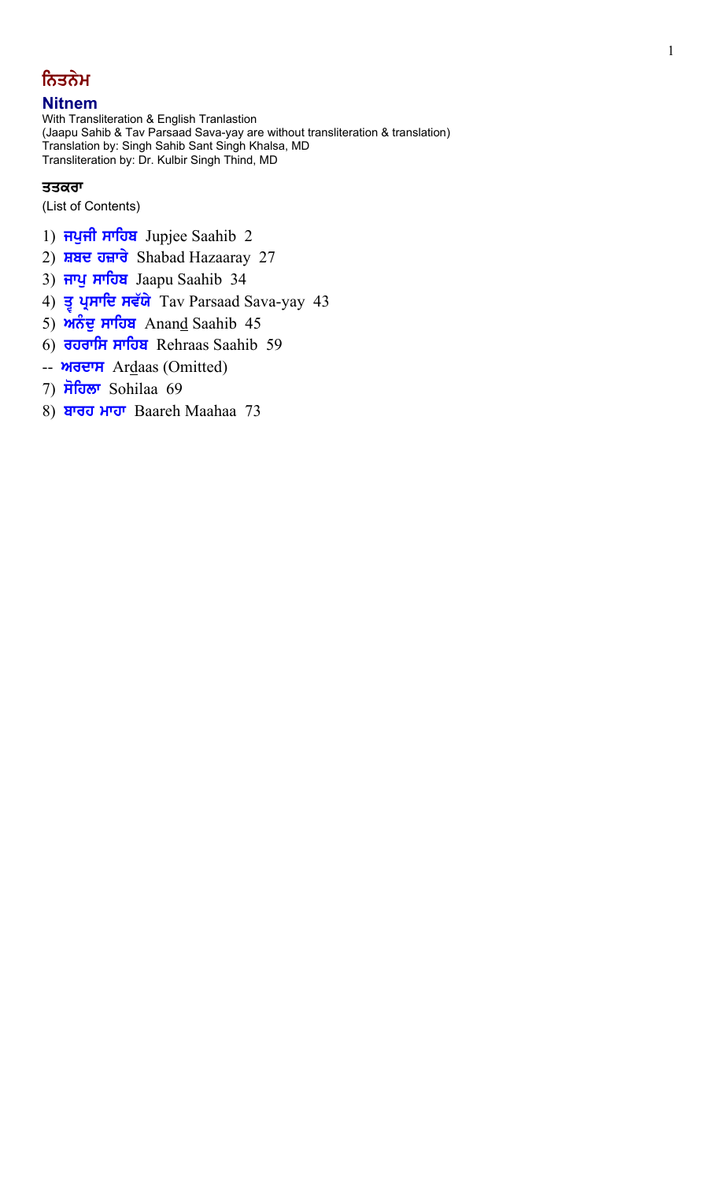# ਨਿਤਨੇਮ

## Nitnem

With Transliteration & English Tranlastion
(Jaapu Sahib & Tav Parsaad Sava-yay are without transliteration & translation)
Translation by: Singh Sahib Sant Singh Khalsa, MD
Transliteration by: Dr. Kulbir Singh Thind, MD

### ਤਤਕਰਾ

(List of Contents)

1) **ਜਪੁਜੀ ਸਾਹਿਬ** Jupjee Saahib 2
2) **ਸ਼ਬਦ ਹਜ਼ਾਰੇ** Shabad Hazaaray 27
3) **ਜਾਪੁ ਸਾਹਿਬ** Jaapu Saahib 34
4) **ਤ੍ਵ ਪ੍ਰਸਾਦਿ ਸਵੱਯੇ** Tav Parsaad Sava-yay 43
5) **ਅਨੰਦੁ ਸਾਹਿਬ** Anand Saahib 45
6) **ਰਹਰਾਸਿ ਸਾਹਿਬ** Rehraas Saahib 59
-- **ਅਰਦਾਸ** Ardaas (Omitted)
7) **ਸੋਹਿਲਾ** Sohilaa 69
8) **ਬਾਰਹ ਮਾਹਾ** Baareh Maahaa 73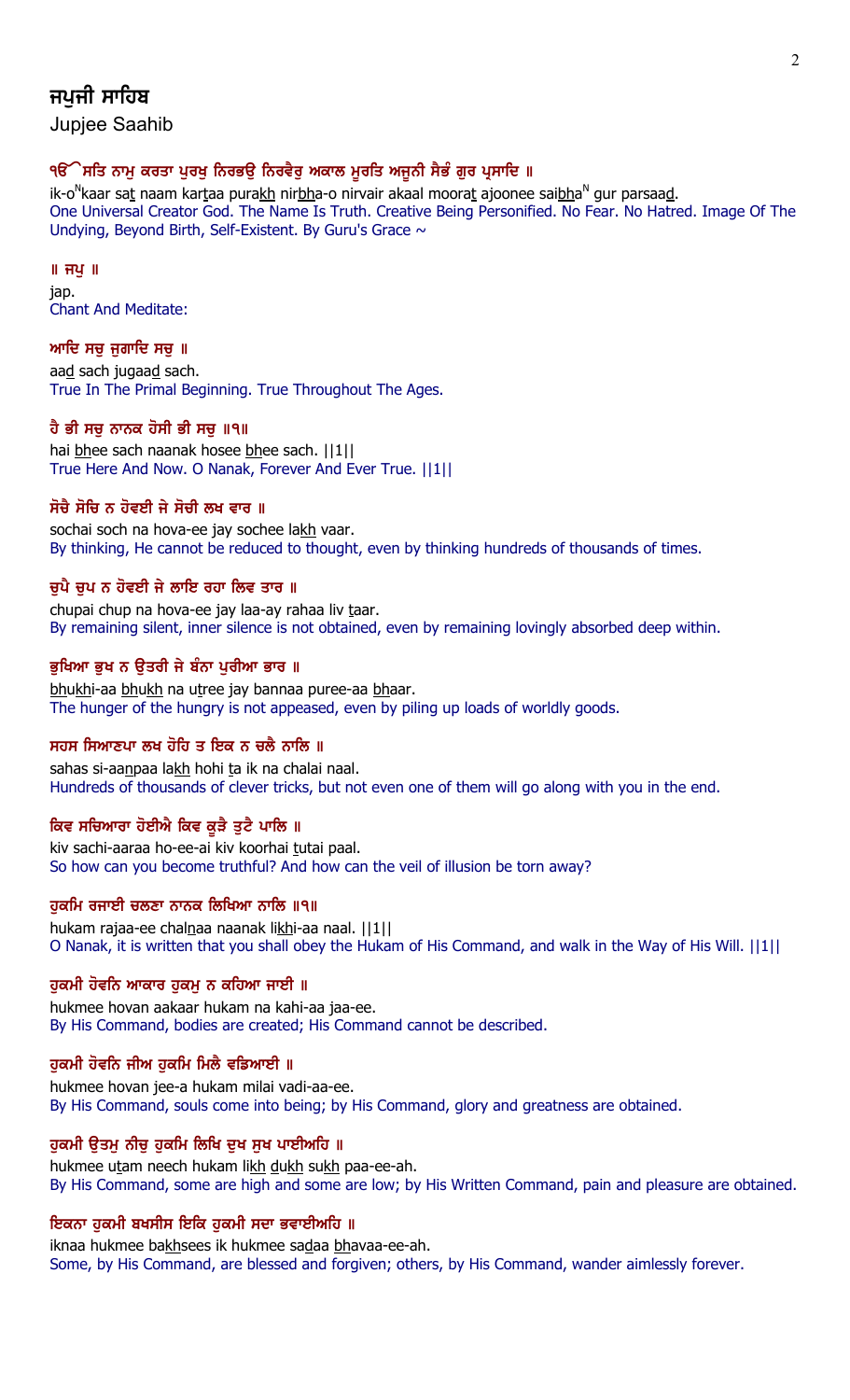## ਜਪੁਜੀ ਸਾਹਿਬ

Jupjee Saahib

**ੴ ਸਤਿ ਨਾਮੁ ਕਰਤਾ ਪੁਰਖੁ ਨਿਰਭਉ ਨਿਰਵੈਰੁ ਅਕਾਲ ਮੂਰਤਿ ਅਜੂਨੀ ਸੈਭੰ ਗੁਰ ਪ੍ਰਸਾਦਿ ॥**

ik-oNkaar sat naam kartaa purakh nirbha-o nirvair akaal moorat ajoonee saibhaN gur parsaad.
One Universal Creator God. The Name Is Truth. Creative Being Personified. No Fear. No Hatred. Image Of The Undying, Beyond Birth, Self-Existent. By Guru's Grace ~

**॥ ਜਪੁ ॥**

jap.
Chant And Meditate:

**ਆਦਿ ਸਚੁ ਜੁਗਾਦਿ ਸਚੁ ॥**

aad sach jugaad sach.
True In The Primal Beginning. True Throughout The Ages.

**ਹੈ ਭੀ ਸਚੁ ਨਾਨਕ ਹੋਸੀ ਭੀ ਸਚੁ ॥੧॥**

hai bhee sach naanak hosee bhee sach. ||1||
True Here And Now. O Nanak, Forever And Ever True. ||1||

**ਸੋਚੈ ਸੋਚਿ ਨ ਹੋਵਈ ਜੇ ਸੋਚੀ ਲਖ ਵਾਰ ॥**

sochai soch na hova-ee jay sochee lakh vaar.
By thinking, He cannot be reduced to thought, even by thinking hundreds of thousands of times.

**ਚੁਪੈ ਚੁਪ ਨ ਹੋਵਈ ਜੇ ਲਾਇ ਰਹਾ ਲਿਵ ਤਾਰ ॥**

chupai chup na hova-ee jay laa-ay rahaa liv taar.
By remaining silent, inner silence is not obtained, even by remaining lovingly absorbed deep within.

**ਭੁਖਿਆ ਭੁਖ ਨ ਉਤਰੀ ਜੇ ਬੰਨਾ ਪੁਰੀਆ ਭਾਰ ॥**

bhukhi-aa bhukh na utree jay bannaa puree-aa bhaar.
The hunger of the hungry is not appeased, even by piling up loads of worldly goods.

**ਸਹਸ ਸਿਆਣਪਾ ਲਖ ਹੋਹਿ ਤ ਇਕ ਨ ਚਲੈ ਨਾਲਿ ॥**

sahas si-aanpaa lakh hohi ta ik na chalai naal.
Hundreds of thousands of clever tricks, but not even one of them will go along with you in the end.

**ਕਿਵ ਸਚਿਆਰਾ ਹੋਈਐ ਕਿਵ ਕੂੜੈ ਤੁਟੈ ਪਾਲਿ ॥**

kiv sachi-aaraa ho-ee-ai kiv koorhai tutai paal.
So how can you become truthful? And how can the veil of illusion be torn away?

**ਹੁਕਮਿ ਰਜਾਈ ਚਲਣਾ ਨਾਨਕ ਲਿਖਿਆ ਨਾਲਿ ॥੧॥**

hukam rajaa-ee chalnaa naanak likhi-aa naal. ||1||
O Nanak, it is written that you shall obey the Hukam of His Command, and walk in the Way of His Will. ||1||

**ਹੁਕਮੀ ਹੋਵਨਿ ਆਕਾਰ ਹੁਕਮੁ ਨ ਕਹਿਆ ਜਾਈ ॥**

hukmee hovan aakaar hukam na kahi-aa jaa-ee.
By His Command, bodies are created; His Command cannot be described.

**ਹੁਕਮੀ ਹੋਵਨਿ ਜੀਅ ਹੁਕਮਿ ਮਿਲੈ ਵਡਿਆਈ ॥**

hukmee hovan jee-a hukam milai vadi-aa-ee.
By His Command, souls come into being; by His Command, glory and greatness are obtained.

**ਹੁਕਮੀ ਉਤਮੁ ਨੀਚੁ ਹੁਕਮਿ ਲਿਖਿ ਦੁਖ ਸੁਖ ਪਾਈਅਹਿ ॥**

hukmee utam neech hukam likh dukh sukh paa-ee-ah.
By His Command, some are high and some are low; by His Written Command, pain and pleasure are obtained.

**ਇਕਨਾ ਹੁਕਮੀ ਬਖਸੀਸ ਇਕਿ ਹੁਕਮੀ ਸਦਾ ਭਵਾਈਅਹਿ ॥**

iknaa hukmee bakhsees ik hukmee sadaa bhavaa-ee-ah.
Some, by His Command, are blessed and forgiven; others, by His Command, wander aimlessly forever.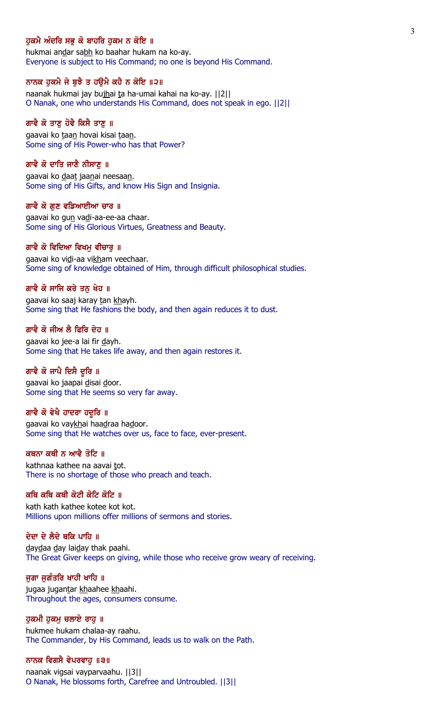**ਹੁਕਮੈ ਅੰਦਰਿ ਸਭੁ ਕੋ ਬਾਹਰਿ ਹੁਕਮ ਨ ਕੋਇ ॥**

hukmai andar sabh ko baahar hukam na ko-ay.

Everyone is subject to His Command; no one is beyond His Command.

**ਨਾਨਕ ਹੁਕਮੈ ਜੇ ਬੁਝੈ ਤ ਹਉਮੈ ਕਹੈ ਨ ਕੋਇ ॥੨॥**

naanak hukmai jay bujhai ta ha-umai kahai na ko-ay. ||2||

O Nanak, one who understands His Command, does not speak in ego. ||2||

**ਗਾਵੈ ਕੋ ਤਾਣੁ ਹੋਵੈ ਕਿਸੈ ਤਾਣੁ ॥**

gaavai ko taan hovai kisai taan.

Some sing of His Power-who has that Power?

**ਗਾਵੈ ਕੋ ਦਾਤਿ ਜਾਣੈ ਨੀਸਾਣੁ ॥**

gaavai ko daat jaanai neesaan.

Some sing of His Gifts, and know His Sign and Insignia.

**ਗਾਵੈ ਕੋ ਗੁਣ ਵਡਿਆਈਆ ਚਾਰ ॥**

gaavai ko gun vadi-aa-ee-aa chaar.

Some sing of His Glorious Virtues, Greatness and Beauty.

**ਗਾਵੈ ਕੋ ਵਿਦਿਆ ਵਿਖਮੁ ਵੀਚਾਰੁ ॥**

gaavai ko vidi-aa vikham veechaar.

Some sing of knowledge obtained of Him, through difficult philosophical studies.

**ਗਾਵੈ ਕੋ ਸਾਜਿ ਕਰੇ ਤਨੁ ਖੇਹ ॥**

gaavai ko saaj karay tan khayh.

Some sing that He fashions the body, and then again reduces it to dust.

**ਗਾਵੈ ਕੋ ਜੀਅ ਲੈ ਫਿਰਿ ਦੇਹ ॥**

gaavai ko jee-a lai fir dayh.

Some sing that He takes life away, and then again restores it.

**ਗਾਵੈ ਕੋ ਜਾਪੈ ਦਿਸੈ ਦੂਰਿ ॥**

gaavai ko jaapai disai door.

Some sing that He seems so very far away.

**ਗਾਵੈ ਕੋ ਵੇਖੈ ਹਾਦਰਾ ਹਦੂਰਿ ॥**

gaavai ko vaykhai haadraa hadoor.

Some sing that He watches over us, face to face, ever-present.

**ਕਥਨਾ ਕਥੀ ਨ ਆਵੈ ਤੋਟਿ ॥**

kathnaa kathee na aavai tot.

There is no shortage of those who preach and teach.

**ਕਥਿ ਕਥਿ ਕਥੀ ਕੋਟੀ ਕੋਟਿ ਕੋਟਿ ॥**

kath kath kathee kotee kot kot.

Millions upon millions offer millions of sermons and stories.

**ਦੇਦਾ ਦੇ ਲੈਦੇ ਥਕਿ ਪਾਹਿ ॥**

daydaa day laiday thak paahi.

The Great Giver keeps on giving, while those who receive grow weary of receiving.

**ਜੁਗਾ ਜੁਗੰਤਰਿ ਖਾਹੀ ਖਾਹਿ ॥**

jugaa jugantar khaahee khaahi.

Throughout the ages, consumers consume.

**ਹੁਕਮੀ ਹੁਕਮੁ ਚਲਾਏ ਰਾਹੁ ॥**

hukmee hukam chalaa-ay raahu.

The Commander, by His Command, leads us to walk on the Path.

**ਨਾਨਕ ਵਿਗਸੈ ਵੇਪਰਵਾਹੁ ॥੩॥**

naanak vigsai vayparvaahu. ||3||

O Nanak, He blossoms forth, Carefree and Untroubled. ||3||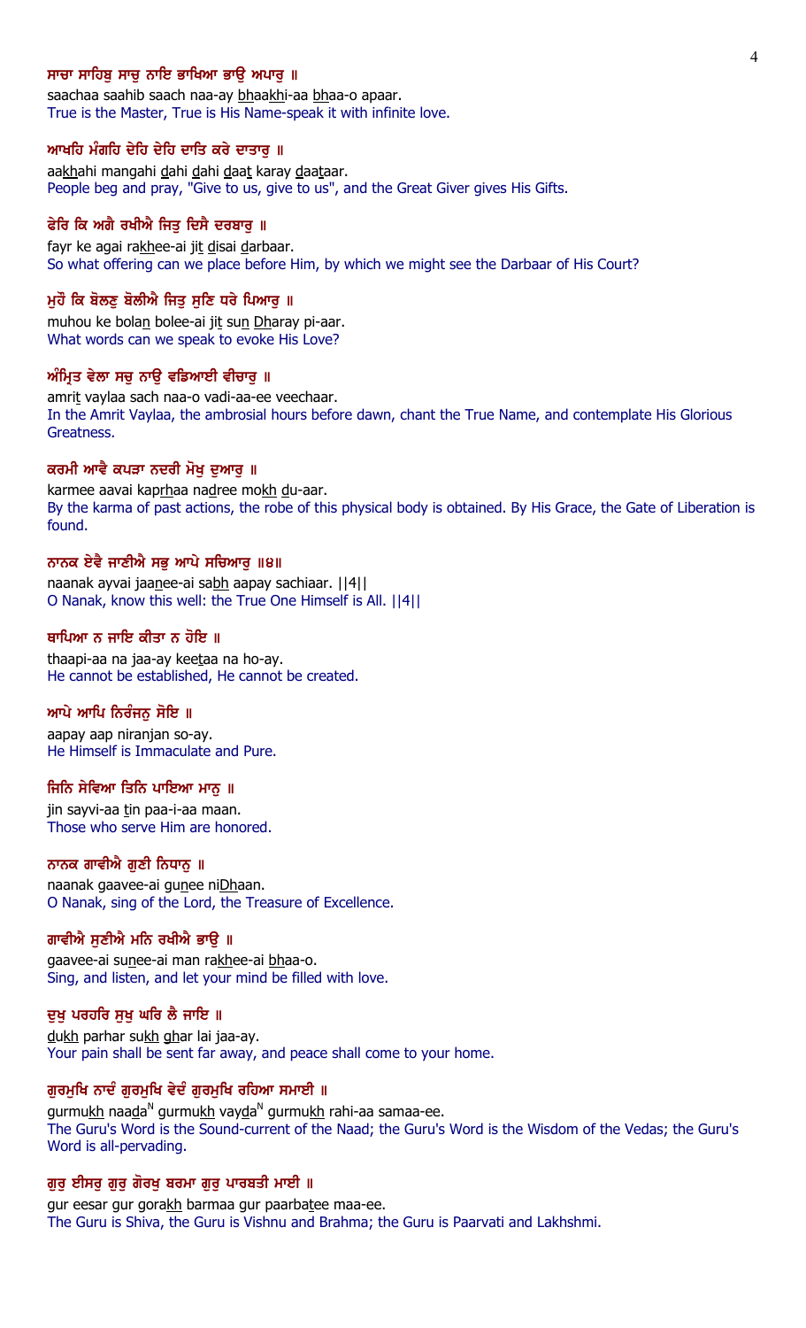ਸਾਚਾ ਸਾਹਿਬੁ ਸਾਚੁ ਨਾਇ ਭਾਖਿਆ ਭਾਉ ਅਪਾਰੁ ॥

saachaa saahib saach naa-ay bhaakhi-aa bhaa-o apaar.

True is the Master, True is His Name-speak it with infinite love.

ਆਖਹਿ ਮੰਗਹਿ ਦੇਹਿ ਦੇਹਿ ਦਾਤਿ ਕਰੇ ਦਾਤਾਰੁ ॥

aakhahi mangahi dehi dehi daat karay daataar.

People beg and pray, "Give to us, give to us", and the Great Giver gives His Gifts.

ਫੇਰਿ ਕਿ ਅਗੈ ਰਖੀਐ ਜਿਤੁ ਦਿਸੈ ਦਰਬਾਰੁ ॥

fayr ke agai rakhee-ai jit disai darbaar.

So what offering can we place before Him, by which we might see the Darbaar of His Court?

ਮੁਹੌ ਕਿ ਬੋਲਣੁ ਬੋਲੀਐ ਜਿਤੁ ਸੁਣਿ ਧਰੇ ਪਿਆਰੁ ॥

muhou ke bolan bolee-ai jit sun Dharay pi-aar.

What words can we speak to evoke His Love?

ਅੰਮ੍ਰਿਤ ਵੇਲਾ ਸਚੁ ਨਾਉ ਵਡਿਆਈ ਵੀਚਾਰੁ ॥

amrit vaylaa sach naa-o vadi-aa-ee veechaar.

In the Amrit Vaylaa, the ambrosial hours before dawn, chant the True Name, and contemplate His Glorious Greatness.

ਕਰਮੀ ਆਵੈ ਕਪੜਾ ਨਦਰੀ ਮੋਖੁ ਦੁਆਰੁ ॥

karmee aavai kaprhaa nadree mokh du-aar.

By the karma of past actions, the robe of this physical body is obtained. By His Grace, the Gate of Liberation is found.

ਨਾਨਕ ਏਵੈ ਜਾਣੀਐ ਸਭੁ ਆਪੇ ਸਚਿਆਰੁ ॥੪॥

naanak ayvai jaanee-ai sabh aapay sachiaar. ||4||

O Nanak, know this well: the True One Himself is All. ||4||

ਥਾਪਿਆ ਨ ਜਾਇ ਕੀਤਾ ਨ ਹੋਇ ॥

thaapi-aa na jaa-ay keetaa na ho-ay.

He cannot be established, He cannot be created.

ਆਪੇ ਆਪਿ ਨਿਰੰਜਨੁ ਸੋਇ ॥

aapay aap niranjan so-ay.

He Himself is Immaculate and Pure.

ਜਿਨਿ ਸੇਵਿਆ ਤਿਨਿ ਪਾਇਆ ਮਾਨੁ ॥

jin sayvi-aa tin paa-i-aa maan.

Those who serve Him are honored.

ਨਾਨਕ ਗਾਵੀਐ ਗੁਣੀ ਨਿਧਾਨੁ ॥

naanak gaavee-ai gunee niDhaan.

O Nanak, sing of the Lord, the Treasure of Excellence.

ਗਾਵੀਐ ਸੁਣੀਐ ਮਨਿ ਰਖੀਐ ਭਾਉ ॥

gaavee-ai sunee-ai man rakhee-ai bhaa-o.

Sing, and listen, and let your mind be filled with love.

ਦੁਖੁ ਪਰਹਰਿ ਸੁਖੁ ਘਰਿ ਲੈ ਜਾਇ ॥

dukh parhar sukh ghar lai jaa-ay.

Your pain shall be sent far away, and peace shall come to your home.

ਗੁਰਮੁਖਿ ਨਾਦੰ ਗੁਰਮੁਖਿ ਵੇਦੰ ਗੁਰਮੁਖਿ ਰਹਿਆ ਸਮਾਈ ॥

gurmukh naadaN gurmukh vaydaN gurmukh rahi-aa samaa-ee.

The Guru's Word is the Sound-current of the Naad; the Guru's Word is the Wisdom of the Vedas; the Guru's Word is all-pervading.

ਗੁਰੁ ਈਸਰੁ ਗੁਰੁ ਗੋਰਖੁ ਬਰਮਾ ਗੁਰੁ ਪਾਰਬਤੀ ਮਾਈ ॥

gur eesar gur gorakh barmaa gur paarbatee maa-ee.

The Guru is Shiva, the Guru is Vishnu and Brahma; the Guru is Paarvati and Lakhshmi.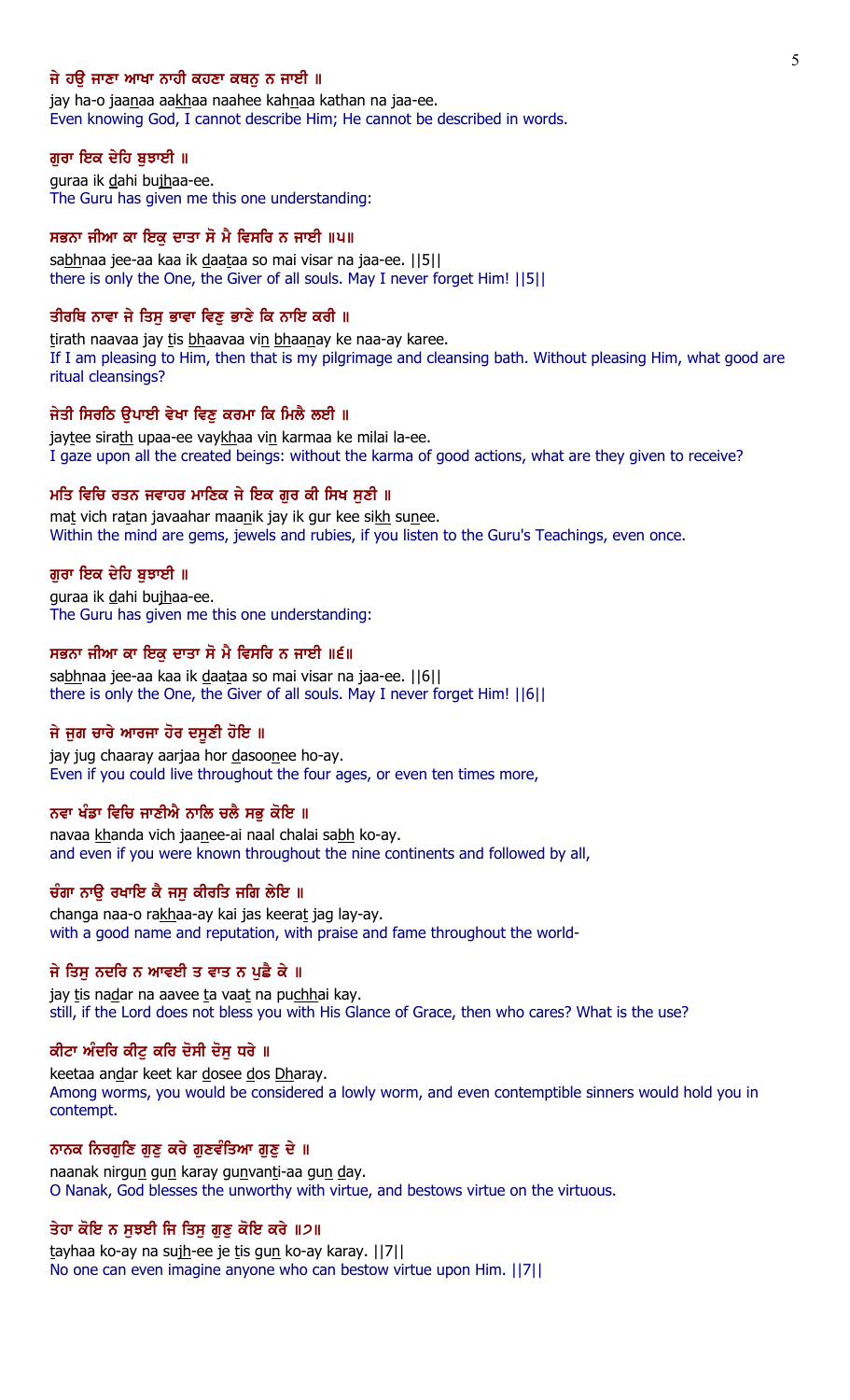**ਜੇ ਹਉ ਜਾਣਾ ਆਖਾ ਨਾਹੀ ਕਹਣਾ ਕਥਨੁ ਨ ਜਾਈ ॥**

jay ha-o jaa<u>n</u>aa aa<u>kh</u>aa naahee kah<u>n</u>aa kathan na jaa-ee.
Even knowing God, I cannot describe Him; He cannot be described in words.

**ਗੁਰਾ ਇਕ ਦੇਹਿ ਬੁਝਾਈ ॥**

guraa ik <u>d</u>ahi bu<u>jh</u>aa-ee.
The Guru has given me this one understanding:

**ਸਭਨਾ ਜੀਆ ਕਾ ਇਕੁ ਦਾਤਾ ਸੋ ਮੈ ਵਿਸਰਿ ਨ ਜਾਈ ॥੫॥**

sa<u>bh</u>naa jee-aa kaa ik <u>d</u>aa<u>t</u>aa so mai visar na jaa-ee. ||5||
there is only the One, the Giver of all souls. May I never forget Him! ||5||

**ਤੀਰਥਿ ਨਾਵਾ ਜੇ ਤਿਸੁ ਭਾਵਾ ਵਿਣੁ ਭਾਣੇ ਕਿ ਨਾਇ ਕਰੀ ॥**

<u>t</u>irath naavaa jay <u>t</u>is <u>bh</u>aavaa vi<u>n</u> <u>bh</u>aa<u>n</u>ay ke naa-ay karee.
If I am pleasing to Him, then that is my pilgrimage and cleansing bath. Without pleasing Him, what good are ritual cleansings?

**ਜੇਤੀ ਸਿਰਠਿ ਉਪਾਈ ਵੇਖਾ ਵਿਣੁ ਕਰਮਾ ਕਿ ਮਿਲੈ ਲਈ ॥**

jay<u>t</u>ee sira<u>th</u> upaa-ee vay<u>kh</u>aa vi<u>n</u> karmaa ke milai la-ee.
I gaze upon all the created beings: without the karma of good actions, what are they given to receive?

**ਮਤਿ ਵਿਚਿ ਰਤਨ ਜਵਾਹਰ ਮਾਣਿਕ ਜੇ ਇਕ ਗੁਰ ਕੀ ਸਿਖ ਸੁਣੀ ॥**

ma<u>t</u> vich ra<u>t</u>an javaahar maa<u>n</u>ik jay ik gur kee si<u>kh</u> su<u>n</u>ee.
Within the mind are gems, jewels and rubies, if you listen to the Guru's Teachings, even once.

**ਗੁਰਾ ਇਕ ਦੇਹਿ ਬੁਝਾਈ ॥**

guraa ik <u>d</u>ahi bu<u>jh</u>aa-ee.
The Guru has given me this one understanding:

**ਸਭਨਾ ਜੀਆ ਕਾ ਇਕੁ ਦਾਤਾ ਸੋ ਮੈ ਵਿਸਰਿ ਨ ਜਾਈ ॥੬॥**

sa<u>bh</u>naa jee-aa kaa ik <u>d</u>aa<u>t</u>aa so mai visar na jaa-ee. ||6||
there is only the One, the Giver of all souls. May I never forget Him! ||6||

**ਜੇ ਜੁਗ ਚਾਰੇ ਆਰਜਾ ਹੋਰ ਦਸੂਣੀ ਹੋਇ ॥**

jay jug chaaray aarjaa hor <u>d</u>asoo<u>n</u>ee ho-ay.
Even if you could live throughout the four ages, or even ten times more,

**ਨਵਾ ਖੰਡਾ ਵਿਚਿ ਜਾਣੀਐ ਨਾਲਿ ਚਲੈ ਸਭੁ ਕੋਇ ॥**

navaa <u>kh</u>anda vich jaa<u>n</u>ee-ai naal chalai sa<u>bh</u> ko-ay.
and even if you were known throughout the nine continents and followed by all,

**ਚੰਗਾ ਨਾਉ ਰਖਾਇ ਕੈ ਜਸੁ ਕੀਰਤਿ ਜਗਿ ਲੇਇ ॥**

changa naa-o ra<u>kh</u>aa-ay kai jas keera<u>t</u> jag lay-ay.
with a good name and reputation, with praise and fame throughout the world-

**ਜੇ ਤਿਸੁ ਨਦਰਿ ਨ ਆਵਈ ਤ ਵਾਤ ਨ ਪੁਛੈ ਕੇ ॥**

jay <u>t</u>is na<u>d</u>ar na aavee <u>t</u>a vaa<u>t</u> na pu<u>ch</u>hai kay.
still, if the Lord does not bless you with His Glance of Grace, then who cares? What is the use?

**ਕੀਟਾ ਅੰਦਰਿ ਕੀਟੁ ਕਰਿ ਦੋਸੀ ਦੋਸੁ ਧਰੇ ॥**

keetaa an<u>d</u>ar keet kar <u>d</u>osee <u>d</u>os <u>Dh</u>aray.
Among worms, you would be considered a lowly worm, and even contemptible sinners would hold you in contempt.

**ਨਾਨਕ ਨਿਰਗੁਣਿ ਗੁਣੁ ਕਰੇ ਗੁਣਵੰਤਿਆ ਗੁਣੁ ਦੇ ॥**

naanak nirgu<u>n</u> gu<u>n</u> karay gu<u>n</u>van<u>t</u>i-aa gu<u>n</u> <u>d</u>ay.
O Nanak, God blesses the unworthy with virtue, and bestows virtue on the virtuous.

**ਤੇਹਾ ਕੋਇ ਨ ਸੁਝਈ ਜਿ ਤਿਸੁ ਗੁਣੁ ਕੋਇ ਕਰੇ ॥੭॥**

<u>t</u>ayhaa ko-ay na su<u>jh</u>-ee je <u>t</u>is gu<u>n</u> ko-ay karay. ||7||
No one can even imagine anyone who can bestow virtue upon Him. ||7||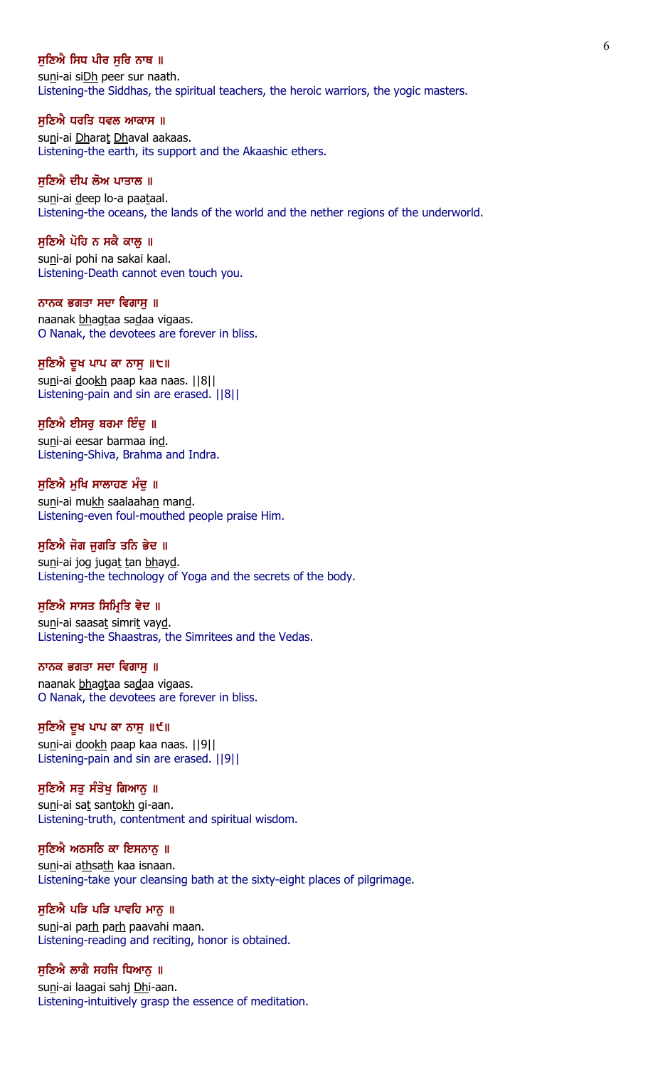**ਸੁਣਿਐ ਸਿਧ ਪੀਰ ਸੁਰਿ ਨਾਥ ॥**

suṇi-ai siḌh peer sur naath.

Listening-the Siddhas, the spiritual teachers, the heroic warriors, the yogic masters.

**ਸੁਣਿਐ ਧਰਤਿ ਧਵਲ ਆਕਾਸ ॥**

suṇi-ai Ḍharaṯ Ḍhaval aakaas.

Listening-the earth, its support and the Akaashic ethers.

**ਸੁਣਿਐ ਦੀਪ ਲੋਅ ਪਾਤਾਲ ॥**

suṇi-ai ḏeep lo-a paaṯaal.

Listening-the oceans, the lands of the world and the nether regions of the underworld.

**ਸੁਣਿਐ ਪੋਹਿ ਨ ਸਕੈ ਕਾਲੁ ॥**

suṇi-ai pohi na sakai kaal.

Listening-Death cannot even touch you.

**ਨਾਨਕ ਭਗਤਾ ਸਦਾ ਵਿਗਾਸੁ ॥**

naanak bhagṯaa saḏaa vigaas.

O Nanak, the devotees are forever in bliss.

**ਸੁਣਿਐ ਦੂਖ ਪਾਪ ਕਾ ਨਾਸੁ ॥੮॥**

suṇi-ai ḏookh paap kaa naas. ||8||

Listening-pain and sin are erased. ||8||

**ਸੁਣਿਐ ਈਸਰੁ ਬਰਮਾ ਇੰਦੁ ॥**

suṇi-ai eesar barmaa inḏ.

Listening-Shiva, Brahma and Indra.

**ਸੁਣਿਐ ਮੁਖਿ ਸਾਲਾਹਣ ਮੰਦੁ ॥**

suṇi-ai mukh saalaahaṇ manḏ.

Listening-even foul-mouthed people praise Him.

**ਸੁਣਿਐ ਜੋਗ ਜੁਗਤਿ ਤਨਿ ਭੇਦ ॥**

suṇi-ai jog jugaṯ ṯan bhayḏ.

Listening-the technology of Yoga and the secrets of the body.

**ਸੁਣਿਐ ਸਾਸਤ ਸਿਮ੍ਰਿਤਿ ਵੇਦ ॥**

suṇi-ai saasaṯ simriṯ vayḏ.

Listening-the Shaastras, the Simritees and the Vedas.

**ਨਾਨਕ ਭਗਤਾ ਸਦਾ ਵਿਗਾਸੁ ॥**

naanak bhagṯaa saḏaa vigaas.

O Nanak, the devotees are forever in bliss.

**ਸੁਣਿਐ ਦੂਖ ਪਾਪ ਕਾ ਨਾਸੁ ॥੯॥**

suṇi-ai ḏookh paap kaa naas. ||9||

Listening-pain and sin are erased. ||9||

**ਸੁਣਿਐ ਸਤੁ ਸੰਤੋਖੁ ਗਿਆਨੁ ॥**

suṇi-ai saṯ sanṯokh gi-aan.

Listening-truth, contentment and spiritual wisdom.

**ਸੁਣਿਐ ਅਠਸਠਿ ਕਾ ਇਸਨਾਨੁ ॥**

suṇi-ai athsath kaa isnaan.

Listening-take your cleansing bath at the sixty-eight places of pilgrimage.

**ਸੁਣਿਐ ਪੜਿ ਪੜਿ ਪਾਵਹਿ ਮਾਨੁ ॥**

suṇi-ai paṛh paṛh paavahi maan.

Listening-reading and reciting, honor is obtained.

**ਸੁਣਿਐ ਲਾਗੈ ਸਹਜਿ ਧਿਆਨੁ ॥**

suṇi-ai laagai sahj Ḍhi-aan.

Listening-intuitively grasp the essence of meditation.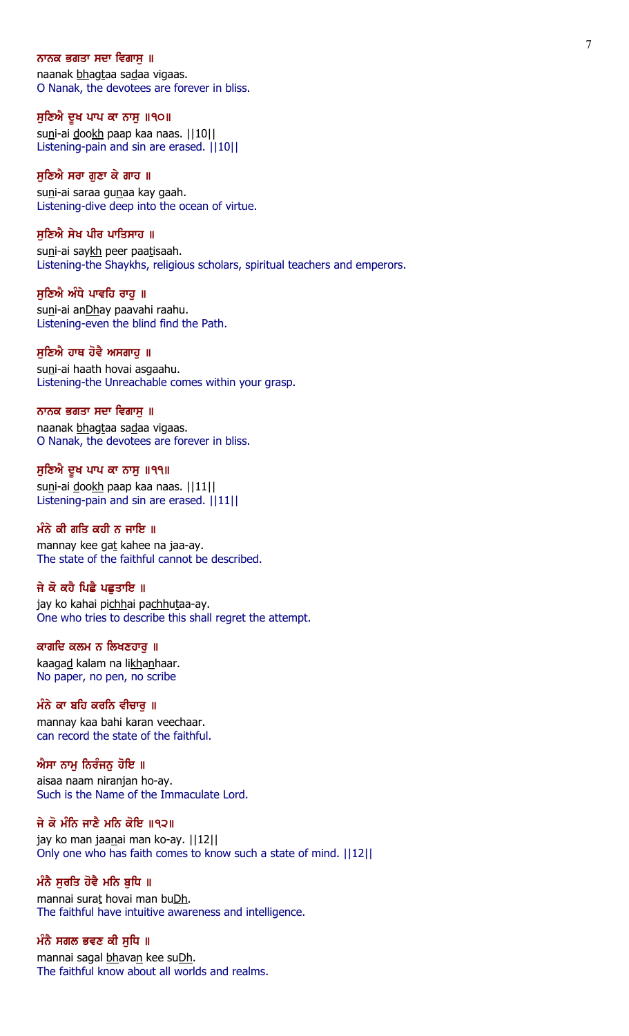**ਨਾਨਕ ਭਗਤਾ ਸਦਾ ਵਿਗਾਸੁ ॥**

naanak bhagtaa sadaa vigaas.

O Nanak, the devotees are forever in bliss.

**ਸੁਣਿਐ ਦੂਖ ਪਾਪ ਕਾ ਨਾਸੁ ॥੧੦॥**

suni-ai dookh paap kaa naas. ||10||

Listening-pain and sin are erased. ||10||

**ਸੁਣਿਐ ਸਰਾ ਗੁਣਾ ਕੇ ਗਾਹ ॥**

suni-ai saraa gunaa kay gaah.

Listening-dive deep into the ocean of virtue.

**ਸੁਣਿਐ ਸੇਖ ਪੀਰ ਪਾਤਿਸਾਹ ॥**

suni-ai saykh peer paatisaah.

Listening-the Shaykhs, religious scholars, spiritual teachers and emperors.

**ਸੁਣਿਐ ਅੰਧੇ ਪਾਵਹਿ ਰਾਹੁ ॥**

suni-ai anDhay paavahi raahu.

Listening-even the blind find the Path.

**ਸੁਣਿਐ ਹਾਥ ਹੋਵੈ ਅਸਗਾਹੁ ॥**

suni-ai haath hovai asgaahu.

Listening-the Unreachable comes within your grasp.

**ਨਾਨਕ ਭਗਤਾ ਸਦਾ ਵਿਗਾਸੁ ॥**

naanak bhagtaa sadaa vigaas.

O Nanak, the devotees are forever in bliss.

**ਸੁਣਿਐ ਦੂਖ ਪਾਪ ਕਾ ਨਾਸੁ ॥੧੧॥**

suni-ai dookh paap kaa naas. ||11||

Listening-pain and sin are erased. ||11||

**ਮੰਨੇ ਕੀ ਗਤਿ ਕਹੀ ਨ ਜਾਇ ॥**

mannay kee gat kahee na jaa-ay.

The state of the faithful cannot be described.

**ਜੇ ਕੋ ਕਹੈ ਪਿਛੈ ਪਛੁਤਾਇ ॥**

jay ko kahai pichhai pachhutaa-ay.

One who tries to describe this shall regret the attempt.

**ਕਾਗਦਿ ਕਲਮ ਨ ਲਿਖਣਹਾਰੁ ॥**

kaagad kalam na likhanhaar.

No paper, no pen, no scribe

**ਮੰਨੇ ਕਾ ਬਹਿ ਕਰਨਿ ਵੀਚਾਰੁ ॥**

mannay kaa bahi karan veechaar.

can record the state of the faithful.

**ਐਸਾ ਨਾਮੁ ਨਿਰੰਜਨੁ ਹੋਇ ॥**

aisaa naam niranjan ho-ay.

Such is the Name of the Immaculate Lord.

**ਜੇ ਕੋ ਮੰਨਿ ਜਾਣੈ ਮਨਿ ਕੋਇ ॥੧੨॥**

jay ko man jaanai man ko-ay. ||12||

Only one who has faith comes to know such a state of mind. ||12||

**ਮੰਨੈ ਸੁਰਤਿ ਹੋਵੈ ਮਨਿ ਬੁਧਿ ॥**

mannai surat hovai man buDh.

The faithful have intuitive awareness and intelligence.

**ਮੰਨੈ ਸਗਲ ਭਵਣ ਕੀ ਸੁਧਿ ॥**

mannai sagal bhavan kee suDh.

The faithful know about all worlds and realms.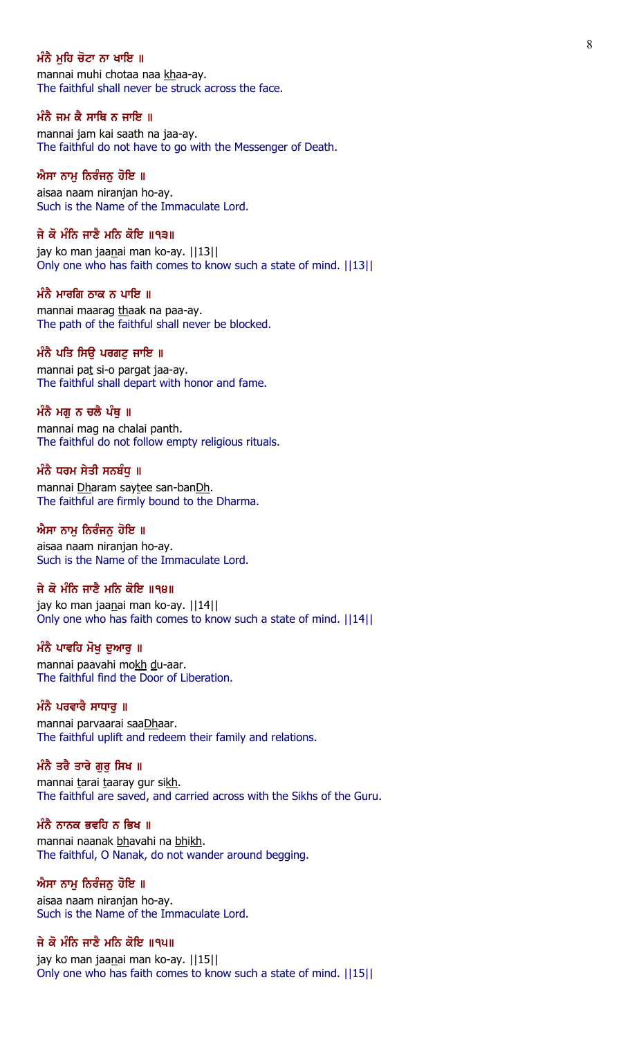**ਮੰਨੈ ਮੁਹਿ ਚੋਟਾ ਨਾ ਖਾਇ ॥**
mannai muhi chotaa naa khaa-ay.
The faithful shall never be struck across the face.

**ਮੰਨੈ ਜਮ ਕੈ ਸਾਥਿ ਨ ਜਾਇ ॥**
mannai jam kai saath na jaa-ay.
The faithful do not have to go with the Messenger of Death.

**ਐਸਾ ਨਾਮੁ ਨਿਰੰਜਨੁ ਹੋਇ ॥**
aisaa naam niranjan ho-ay.
Such is the Name of the Immaculate Lord.

**ਜੇ ਕੋ ਮੰਨਿ ਜਾਣੈ ਮਨਿ ਕੋਇ ॥੧੩॥**
jay ko man jaanai man ko-ay. ||13||
Only one who has faith comes to know such a state of mind. ||13||

**ਮੰਨੈ ਮਾਰਗਿ ਠਾਕ ਨ ਪਾਇ ॥**
mannai maarag thaak na paa-ay.
The path of the faithful shall never be blocked.

**ਮੰਨੈ ਪਤਿ ਸਿਉ ਪਰਗਟੁ ਜਾਇ ॥**
mannai pat si-o pargat jaa-ay.
The faithful shall depart with honor and fame.

**ਮੰਨੈ ਮਗੁ ਨ ਚਲੈ ਪੰਥੁ ॥**
mannai mag na chalai panth.
The faithful do not follow empty religious rituals.

**ਮੰਨੈ ਧਰਮ ਸੇਤੀ ਸਨਬੰਧੁ ॥**
mannai Dharam saytee san-banDh.
The faithful are firmly bound to the Dharma.

**ਐਸਾ ਨਾਮੁ ਨਿਰੰਜਨੁ ਹੋਇ ॥**
aisaa naam niranjan ho-ay.
Such is the Name of the Immaculate Lord.

**ਜੇ ਕੋ ਮੰਨਿ ਜਾਣੈ ਮਨਿ ਕੋਇ ॥੧੪॥**
jay ko man jaanai man ko-ay. ||14||
Only one who has faith comes to know such a state of mind. ||14||

**ਮੰਨੈ ਪਾਵਹਿ ਮੋਖੁ ਦੁਆਰੁ ॥**
mannai paavahi mokh du-aar.
The faithful find the Door of Liberation.

**ਮੰਨੈ ਪਰਵਾਰੈ ਸਾਧਾਰੁ ॥**
mannai parvaarai saaDhaar.
The faithful uplift and redeem their family and relations.

**ਮੰਨੈ ਤਰੈ ਤਾਰੇ ਗੁਰੁ ਸਿਖ ॥**
mannai tarai taaray gur sikh.
The faithful are saved, and carried across with the Sikhs of the Guru.

**ਮੰਨੈ ਨਾਨਕ ਭਵਹਿ ਨ ਭਿਖ ॥**
mannai naanak bhavahi na bhikh.
The faithful, O Nanak, do not wander around begging.

**ਐਸਾ ਨਾਮੁ ਨਿਰੰਜਨੁ ਹੋਇ ॥**
aisaa naam niranjan ho-ay.
Such is the Name of the Immaculate Lord.

**ਜੇ ਕੋ ਮੰਨਿ ਜਾਣੈ ਮਨਿ ਕੋਇ ॥੧੫॥**
jay ko man jaanai man ko-ay. ||15||
Only one who has faith comes to know such a state of mind. ||15||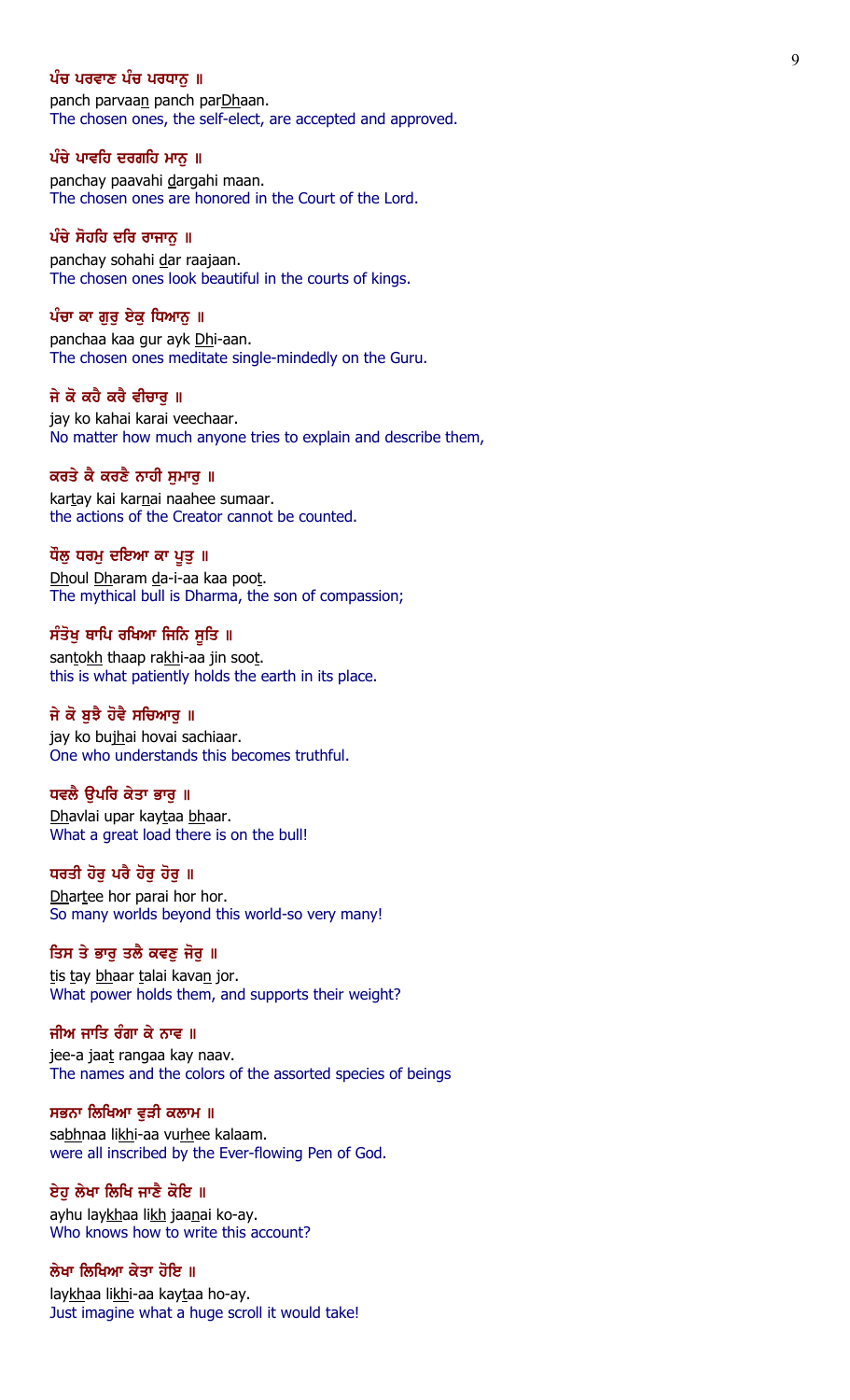**ਪੰਚ ਪਰਵਾਣ ਪੰਚ ਪਰਧਾਨੁ ॥**

panch parvaan panch parDhaan.
The chosen ones, the self-elect, are accepted and approved.

**ਪੰਚੇ ਪਾਵਹਿ ਦਰਗਹਿ ਮਾਨੁ ॥**

panchay paavahi dargahi maan.
The chosen ones are honored in the Court of the Lord.

**ਪੰਚੇ ਸੋਹਹਿ ਦਰਿ ਰਾਜਾਨੁ ॥**

panchay sohahi dar raajaan.
The chosen ones look beautiful in the courts of kings.

**ਪੰਚਾ ਕਾ ਗੁਰੁ ਏਕੁ ਧਿਆਨੁ ॥**

panchaa kaa gur ayk Dhi-aan.
The chosen ones meditate single-mindedly on the Guru.

**ਜੇ ਕੋ ਕਹੈ ਕਰੈ ਵੀਚਾਰੁ ॥**

jay ko kahai karai veechaar.
No matter how much anyone tries to explain and describe them,

**ਕਰਤੇ ਕੈ ਕਰਣੈ ਨਾਹੀ ਸੁਮਾਰੁ ॥**

kartay kai karnai naahee sumaar.
the actions of the Creator cannot be counted.

**ਧੌਲੁ ਧਰਮੁ ਦਇਆ ਕਾ ਪੂਤੁ ॥**

Dhoul Dharam da-i-aa kaa poot.
The mythical bull is Dharma, the son of compassion;

**ਸੰਤੋਖੁ ਥਾਪਿ ਰਖਿਆ ਜਿਨਿ ਸੂਤਿ ॥**

santokh thaap rakhi-aa jin soot.
this is what patiently holds the earth in its place.

**ਜੇ ਕੋ ਬੁਝੈ ਹੋਵੈ ਸਚਿਆਰੁ ॥**

jay ko bujhai hovai sachiaar.
One who understands this becomes truthful.

**ਧਵਲੈ ਉਪਰਿ ਕੇਤਾ ਭਾਰੁ ॥**

Dhavlai upar kaytaa bhaar.
What a great load there is on the bull!

**ਧਰਤੀ ਹੋਰੁ ਪਰੈ ਹੋਰੁ ਹੋਰੁ ॥**

Dhartee hor parai hor hor.
So many worlds beyond this world-so very many!

**ਤਿਸ ਤੇ ਭਾਰੁ ਤਲੈ ਕਵਣੁ ਜੋਰੁ ॥**

tis tay bhaar talai kavan jor.
What power holds them, and supports their weight?

**ਜੀਅ ਜਾਤਿ ਰੰਗਾ ਕੇ ਨਾਵ ॥**

jee-a jaat rangaa kay naav.
The names and the colors of the assorted species of beings

**ਸਭਨਾ ਲਿਖਿਆ ਵੁੜੀ ਕਲਾਮ ॥**

sabhnaa likhi-aa vurhee kalaam.
were all inscribed by the Ever-flowing Pen of God.

**ਏਹੁ ਲੇਖਾ ਲਿਖਿ ਜਾਣੈ ਕੋਇ ॥**

ayhu laykhaa likh jaanai ko-ay.
Who knows how to write this account?

**ਲੇਖਾ ਲਿਖਿਆ ਕੇਤਾ ਹੋਇ ॥**

laykhaa likhi-aa kaytaa ho-ay.
Just imagine what a huge scroll it would take!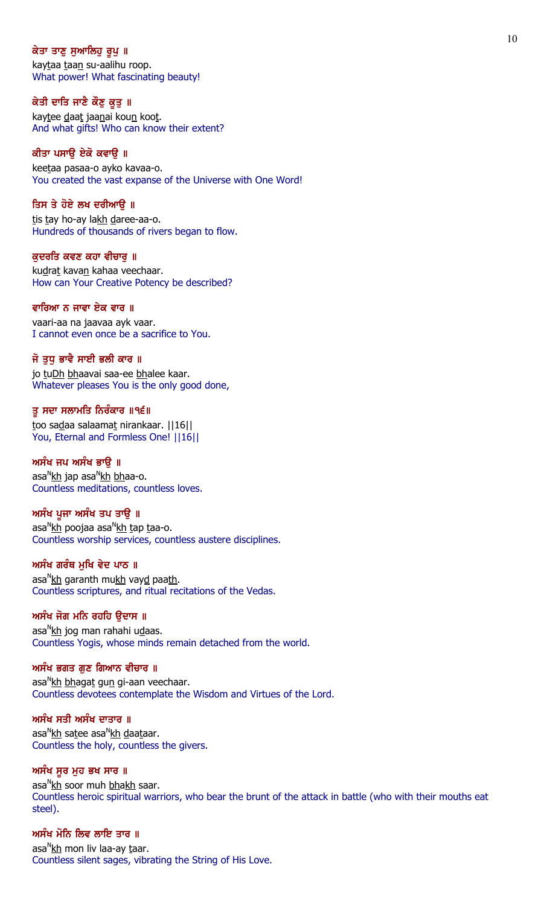ਕੇਤਾ ਤਾਣੁ ਸੁਆਲਿਹੁ ਰੂਪੁ ॥

kaytaa taan su-aalihu roop.

What power! What fascinating beauty!

ਕੇਤੀ ਦਾਤਿ ਜਾਣੈ ਕੌਣੁ ਕੂਤੁ ॥

kaytee daat jaanai koun koot.

And what gifts! Who can know their extent?

ਕੀਤਾ ਪਸਾਉ ਏਕੋ ਕਵਾਉ ॥

keetaa pasaa-o ayko kavaa-o.

You created the vast expanse of the Universe with One Word!

ਤਿਸ ਤੇ ਹੋਏ ਲਖ ਦਰੀਆਉ ॥

tis tay ho-ay lakh daree-aa-o.

Hundreds of thousands of rivers began to flow.

ਕੁਦਰਤਿ ਕਵਣ ਕਹਾ ਵੀਚਾਰੁ ॥

kudrat kavan kahaa veechaar.

How can Your Creative Potency be described?

ਵਾਰਿਆ ਨ ਜਾਵਾ ਏਕ ਵਾਰ ॥

vaari-aa na jaavaa ayk vaar.

I cannot even once be a sacrifice to You.

ਜੋ ਤੁਧੁ ਭਾਵੈ ਸਾਈ ਭਲੀ ਕਾਰ ॥

jo tuDh bhaavai saa-ee bhalee kaar.

Whatever pleases You is the only good done,

ਤੂ ਸਦਾ ਸਲਾਮਤਿ ਨਿਰੰਕਾਰ ॥੧੬॥

too sadaa salaamat nirankaar. ||16||

You, Eternal and Formless One! ||16||

ਅਸੰਖ ਜਪ ਅਸੰਖ ਭਾਉ ॥

asaNkh jap asaNkh bhaa-o.

Countless meditations, countless loves.

ਅਸੰਖ ਪੂਜਾ ਅਸੰਖ ਤਪ ਤਾਉ ॥

asaNkh poojaa asaNkh tap taa-o.

Countless worship services, countless austere disciplines.

ਅਸੰਖ ਗਰੰਥ ਮੁਖਿ ਵੇਦ ਪਾਠ ॥

asaNkh garanth mukh vayd paath.

Countless scriptures, and ritual recitations of the Vedas.

ਅਸੰਖ ਜੋਗ ਮਨਿ ਰਹਹਿ ਉਦਾਸ ॥

asaNkh jog man rahahi udaas.

Countless Yogis, whose minds remain detached from the world.

ਅਸੰਖ ਭਗਤ ਗੁਣ ਗਿਆਨ ਵੀਚਾਰ ॥

asaNkh bhagat gun gi-aan veechaar.

Countless devotees contemplate the Wisdom and Virtues of the Lord.

ਅਸੰਖ ਸਤੀ ਅਸੰਖ ਦਾਤਾਰ ॥

asaNkh satee asaNkh daataar.

Countless the holy, countless the givers.

ਅਸੰਖ ਸੂਰ ਮੁਹ ਭਖ ਸਾਰ ॥

asaNkh soor muh bhakh saar.

Countless heroic spiritual warriors, who bear the brunt of the attack in battle (who with their mouths eat steel).

ਅਸੰਖ ਮੋਨਿ ਲਿਵ ਲਾਇ ਤਾਰ ॥

asaNkh mon liv laa-ay taar.

Countless silent sages, vibrating the String of His Love.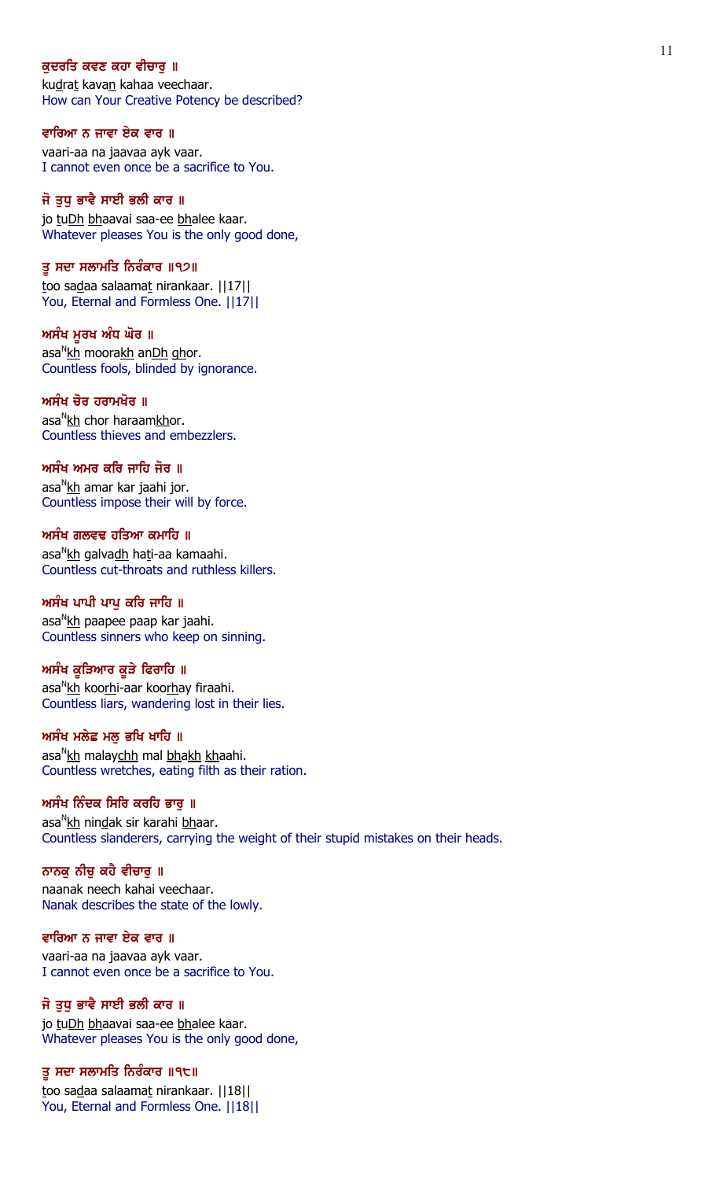ਕੁਦਰਤਿ ਕਵਣ ਕਹਾ ਵੀਚਾਰੁ ॥

kudrat kavan kahaa veechaar.

How can Your Creative Potency be described?

ਵਾਰਿਆ ਨ ਜਾਵਾ ਏਕ ਵਾਰ ॥

vaari-aa na jaavaa ayk vaar.

I cannot even once be a sacrifice to You.

ਜੋ ਤੁਧੁ ਭਾਵੈ ਸਾਈ ਭਲੀ ਕਾਰ ॥

jo tuDh bhaavai saa-ee bhalee kaar.

Whatever pleases You is the only good done,

ਤੂ ਸਦਾ ਸਲਾਮਤਿ ਨਿਰੰਕਾਰ ॥੧੭॥

too sadaa salaamat nirankaar. ||17||

You, Eternal and Formless One. ||17||

ਅਸੰਖ ਮੂਰਖ ਅੰਧ ਘੋਰ ॥

asaNkh moorakh anDh ghor.

Countless fools, blinded by ignorance.

ਅਸੰਖ ਚੋਰ ਹਰਾਮਖੋਰ ॥

asaNkh chor haraamkhor.

Countless thieves and embezzlers.

ਅਸੰਖ ਅਮਰ ਕਰਿ ਜਾਹਿ ਜੋਰ ॥

asaNkh amar kar jaahi jor.

Countless impose their will by force.

ਅਸੰਖ ਗਲਵਢ ਹਤਿਆ ਕਮਾਹਿ ॥

asaNkh galvadh hati-aa kamaahi.

Countless cut-throats and ruthless killers.

ਅਸੰਖ ਪਾਪੀ ਪਾਪੁ ਕਰਿ ਜਾਹਿ ॥

asaNkh paapee paap kar jaahi.

Countless sinners who keep on sinning.

ਅਸੰਖ ਕੂੜਿਆਰ ਕੂੜੇ ਫਿਰਾਹਿ ॥

asaNkh koorhi-aar koorhay firaahi.

Countless liars, wandering lost in their lies.

ਅਸੰਖ ਮਲੇਛ ਮਲੁ ਭਖਿ ਖਾਹਿ ॥

asaNkh malaychh mal bhakh khaahi.

Countless wretches, eating filth as their ration.

ਅਸੰਖ ਨਿੰਦਕ ਸਿਰਿ ਕਰਹਿ ਭਾਰੁ ॥

asaNkh nindak sir karahi bhaar.

Countless slanderers, carrying the weight of their stupid mistakes on their heads.

ਨਾਨਕੁ ਨੀਚੁ ਕਹੈ ਵੀਚਾਰੁ ॥

naanak neech kahai veechaar.

Nanak describes the state of the lowly.

ਵਾਰਿਆ ਨ ਜਾਵਾ ਏਕ ਵਾਰ ॥

vaari-aa na jaavaa ayk vaar.

I cannot even once be a sacrifice to You.

ਜੋ ਤੁਧੁ ਭਾਵੈ ਸਾਈ ਭਲੀ ਕਾਰ ॥

jo tuDh bhaavai saa-ee bhalee kaar.

Whatever pleases You is the only good done,

ਤੂ ਸਦਾ ਸਲਾਮਤਿ ਨਿਰੰਕਾਰ ॥੧੮॥

too sadaa salaamat nirankaar. ||18||

You, Eternal and Formless One. ||18||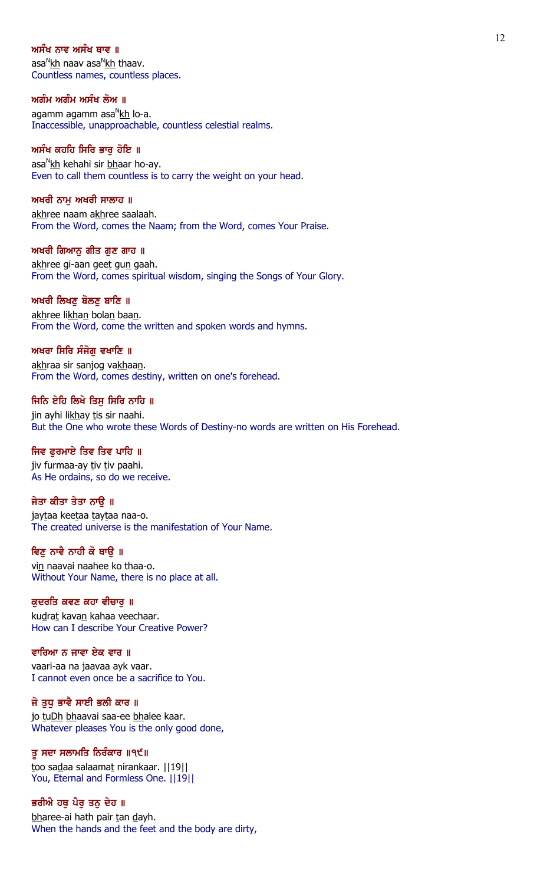**ਅਸੰਖ ਨਾਵ ਅਸੰਖ ਥਾਵ ॥**
asa^N^kh naav asa^N^kh thaav.
Countless names, countless places.

**ਅਗੰਮ ਅਗੰਮ ਅਸੰਖ ਲੋਅ ॥**
agamm agamm asa^N^kh lo-a.
Inaccessible, unapproachable, countless celestial realms.

**ਅਸੰਖ ਕਹਹਿ ਸਿਰਿ ਭਾਰੁ ਹੋਇ ॥**
asa^N^kh kehahi sir bhaar ho-ay.
Even to call them countless is to carry the weight on your head.

**ਅਖਰੀ ਨਾਮੁ ਅਖਰੀ ਸਾਲਾਹ ॥**
akhree naam akhree saalaah.
From the Word, comes the Naam; from the Word, comes Your Praise.

**ਅਖਰੀ ਗਿਆਨੁ ਗੀਤ ਗੁਣ ਗਾਹ ॥**
akhree gi-aan geet gun gaah.
From the Word, comes spiritual wisdom, singing the Songs of Your Glory.

**ਅਖਰੀ ਲਿਖਣੁ ਬੋਲਣੁ ਬਾਣਿ ॥**
akhree likhan bolan baan.
From the Word, come the written and spoken words and hymns.

**ਅਖਰਾ ਸਿਰਿ ਸੰਜੋਗੁ ਵਖਾਣਿ ॥**
akhraa sir sanjog vakhaan.
From the Word, comes destiny, written on one's forehead.

**ਜਿਨਿ ਏਹਿ ਲਿਖੇ ਤਿਸੁ ਸਿਰਿ ਨਾਹਿ ॥**
jin ayhi likhay tis sir naahi.
But the One who wrote these Words of Destiny-no words are written on His Forehead.

**ਜਿਵ ਫੁਰਮਾਏ ਤਿਵ ਤਿਵ ਪਾਹਿ ॥**
jiv furmaa-ay tiv tiv paahi.
As He ordains, so do we receive.

**ਜੇਤਾ ਕੀਤਾ ਤੇਤਾ ਨਾਉ ॥**
jaytaa keetaa taytaa naa-o.
The created universe is the manifestation of Your Name.

**ਵਿਣੁ ਨਾਵੈ ਨਾਹੀ ਕੋ ਥਾਉ ॥**
vin naavai naahee ko thaa-o.
Without Your Name, there is no place at all.

**ਕੁਦਰਤਿ ਕਵਣ ਕਹਾ ਵੀਚਾਰੁ ॥**
kudrat kavan kahaa veechaar.
How can I describe Your Creative Power?

**ਵਾਰਿਆ ਨ ਜਾਵਾ ਏਕ ਵਾਰ ॥**
vaari-aa na jaavaa ayk vaar.
I cannot even once be a sacrifice to You.

**ਜੋ ਤੁਧੁ ਭਾਵੈ ਸਾਈ ਭਲੀ ਕਾਰ ॥**
jo tuDh bhaavai saa-ee bhalee kaar.
Whatever pleases You is the only good done,

**ਤੂ ਸਦਾ ਸਲਾਮਤਿ ਨਿਰੰਕਾਰ ॥੧੯॥**
too sadaa salaamat nirankaar. ||19||
You, Eternal and Formless One. ||19||

**ਭਰੀਐ ਹਥੁ ਪੈਰੁ ਤਨੁ ਦੇਹ ॥**
bharee-ai hath pair tan dayh.
When the hands and the feet and the body are dirty,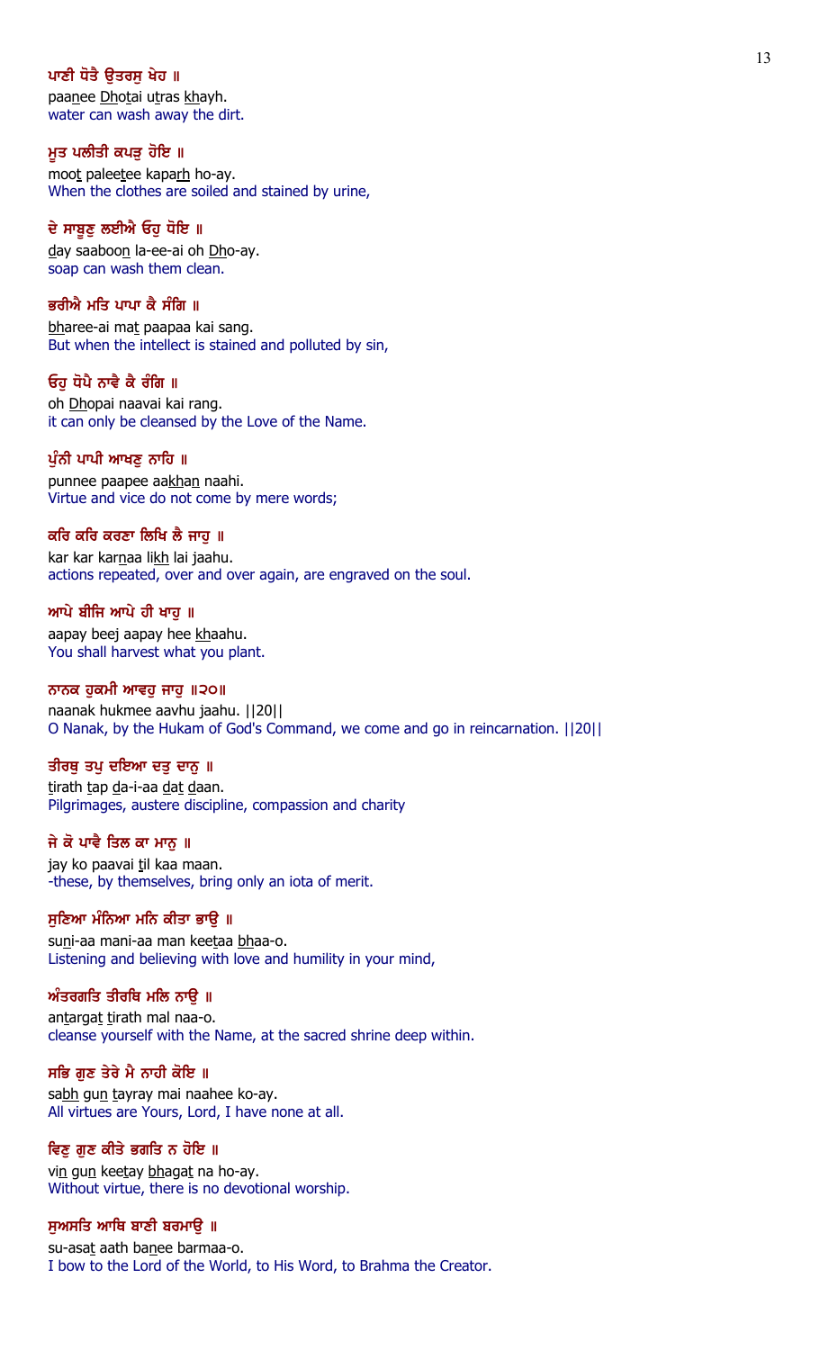ਪਾਣੀ ਧੋਤੈ ਉਤਰਸੁ ਖੇਹ ॥

paanee Dhotai utras khayh.

water can wash away the dirt.

ਮੂਤ ਪਲੀਤੀ ਕਪੜੁ ਹੋਇ ॥

moot paleetee kaparh ho-ay.

When the clothes are soiled and stained by urine,

ਦੇ ਸਾਬੂਣੁ ਲਈਐ ਓਹੁ ਧੋਇ ॥

day saaboon la-ee-ai oh Dho-ay.

soap can wash them clean.

ਭਰੀਐ ਮਤਿ ਪਾਪਾ ਕੈ ਸੰਗਿ ॥

bharee-ai mat paapaa kai sang.

But when the intellect is stained and polluted by sin,

ਓਹੁ ਧੋਪੈ ਨਾਵੈ ਕੈ ਰੰਗਿ ॥

oh Dhopai naavai kai rang.

it can only be cleansed by the Love of the Name.

ਪੁੰਨੀ ਪਾਪੀ ਆਖਣੁ ਨਾਹਿ ॥

punnee paapee aakhan naahi.

Virtue and vice do not come by mere words;

ਕਰਿ ਕਰਿ ਕਰਣਾ ਲਿਖਿ ਲੈ ਜਾਹੁ ॥

kar kar karnaa likh lai jaahu.

actions repeated, over and over again, are engraved on the soul.

ਆਪੇ ਬੀਜਿ ਆਪੇ ਹੀ ਖਾਹੁ ॥

aapay beej aapay hee khaahu.

You shall harvest what you plant.

ਨਾਨਕ ਹੁਕਮੀ ਆਵਹੁ ਜਾਹੁ ॥੨੦॥

naanak hukmee aavhu jaahu. ||20||

O Nanak, by the Hukam of God's Command, we come and go in reincarnation. ||20||

ਤੀਰਥੁ ਤਪੁ ਦਇਆ ਦਤੁ ਦਾਨੁ ॥

tirath tap da-i-aa dat daan.

Pilgrimages, austere discipline, compassion and charity

ਜੇ ਕੋ ਪਾਵੈ ਤਿਲ ਕਾ ਮਾਨੁ ॥

jay ko paavai til kaa maan.

-these, by themselves, bring only an iota of merit.

ਸੁਣਿਆ ਮੰਨਿਆ ਮਨਿ ਕੀਤਾ ਭਾਉ ॥

suni-aa mani-aa man keetaa bhaa-o.

Listening and believing with love and humility in your mind,

ਅੰਤਰਗਤਿ ਤੀਰਥਿ ਮਲਿ ਨਾਉ ॥

antargat tirath mal naa-o.

cleanse yourself with the Name, at the sacred shrine deep within.

ਸਭਿ ਗੁਣ ਤੇਰੇ ਮੈ ਨਾਹੀ ਕੋਇ ॥

sabh gun tayray mai naahee ko-ay.

All virtues are Yours, Lord, I have none at all.

ਵਿਣੁ ਗੁਣ ਕੀਤੇ ਭਗਤਿ ਨ ਹੋਇ ॥

vin gun keetay bhagat na ho-ay.

Without virtue, there is no devotional worship.

ਸੁਅਸਤਿ ਆਥਿ ਬਾਣੀ ਬਰਮਾਉ ॥

su-asat aath banee barmaa-o.

I bow to the Lord of the World, to His Word, to Brahma the Creator.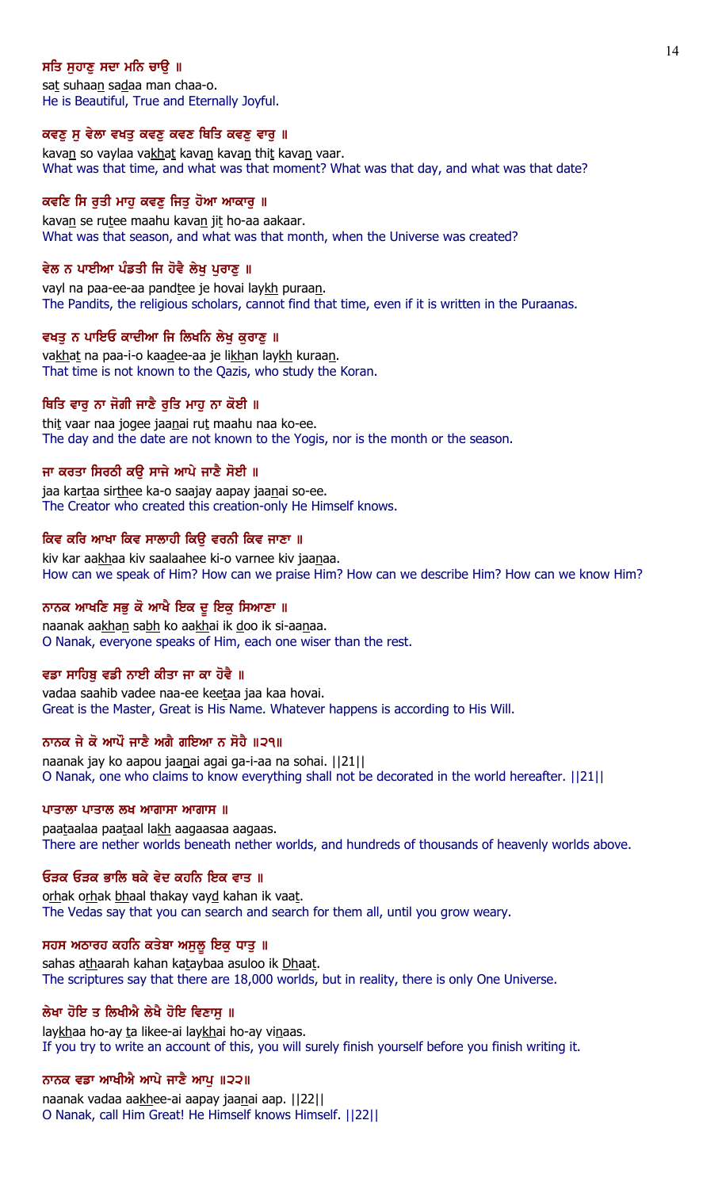**ਸਤਿ ਸੁਹਾਣੁ ਸਦਾ ਮਨਿ ਚਾਉ ॥**

sat suhaan sadaa man chaa-o.

He is Beautiful, True and Eternally Joyful.

**ਕਵਣੁ ਸੁ ਵੇਲਾ ਵਖਤੁ ਕਵਣੁ ਕਵਣ ਥਿਤਿ ਕਵਣੁ ਵਾਰੁ ॥**

kavan so vaylaa vakhat kavan kavan thit kavan vaar.

What was that time, and what was that moment? What was that day, and what was that date?

**ਕਵਣਿ ਸਿ ਰੁਤੀ ਮਾਹੁ ਕਵਣੁ ਜਿਤੁ ਹੋਆ ਆਕਾਰੁ ॥**

kavan se rutee maahu kavan jit ho-aa aakaar.

What was that season, and what was that month, when the Universe was created?

**ਵੇਲ ਨ ਪਾਈਆ ਪੰਡਤੀ ਜਿ ਹੋਵੈ ਲੇਖੁ ਪੁਰਾਣੁ ॥**

vayl na paa-ee-aa pandtee je hovai laykh puraan.

The Pandits, the religious scholars, cannot find that time, even if it is written in the Puraanas.

**ਵਖਤੁ ਨ ਪਾਇਓ ਕਾਦੀਆ ਜਿ ਲਿਖਨਿ ਲੇਖੁ ਕੁਰਾਣੁ ॥**

vakhat na paa-i-o kaadee-aa je likhan laykh kuraan.

That time is not known to the Qazis, who study the Koran.

**ਥਿਤਿ ਵਾਰੁ ਨਾ ਜੋਗੀ ਜਾਣੈ ਰੁਤਿ ਮਾਹੁ ਨਾ ਕੋਈ ॥**

thit vaar naa jogee jaanai rut maahu naa ko-ee.

The day and the date are not known to the Yogis, nor is the month or the season.

**ਜਾ ਕਰਤਾ ਸਿਰਠੀ ਕਉ ਸਾਜੇ ਆਪੇ ਜਾਣੈ ਸੋਈ ॥**

jaa kartaa sirthee ka-o saajay aapay jaanai so-ee.

The Creator who created this creation-only He Himself knows.

**ਕਿਵ ਕਰਿ ਆਖਾ ਕਿਵ ਸਾਲਾਹੀ ਕਿਉ ਵਰਨੀ ਕਿਵ ਜਾਣਾ ॥**

kiv kar aakhaa kiv saalaahee ki-o varnee kiv jaanaa.

How can we speak of Him? How can we praise Him? How can we describe Him? How can we know Him?

**ਨਾਨਕ ਆਖਣਿ ਸਭੁ ਕੋ ਆਖੈ ਇਕ ਦੂ ਇਕੁ ਸਿਆਣਾ ॥**

naanak aakhan sabh ko aakhai ik doo ik si-aanaa.

O Nanak, everyone speaks of Him, each one wiser than the rest.

**ਵਡਾ ਸਾਹਿਬੁ ਵਡੀ ਨਾਈ ਕੀਤਾ ਜਾ ਕਾ ਹੋਵੈ ॥**

vadaa saahib vadee naa-ee keetaa jaa kaa hovai.

Great is the Master, Great is His Name. Whatever happens is according to His Will.

**ਨਾਨਕ ਜੇ ਕੋ ਆਪੌ ਜਾਣੈ ਅਗੈ ਗਇਆ ਨ ਸੋਹੈ ॥੨੧॥**

naanak jay ko aapou jaanai agai ga-i-aa na sohai. ||21||

O Nanak, one who claims to know everything shall not be decorated in the world hereafter. ||21||

**ਪਾਤਾਲਾ ਪਾਤਾਲ ਲਖ ਆਗਾਸਾ ਆਗਾਸ ॥**

paataalaa paataal lakh aagaasaa aagaas.

There are nether worlds beneath nether worlds, and hundreds of thousands of heavenly worlds above.

**ਓੜਕ ਓੜਕ ਭਾਲਿ ਥਕੇ ਵੇਦ ਕਹਨਿ ਇਕ ਵਾਤ ॥**

orhak orhak bhaal thakay vayd kahan ik vaat.

The Vedas say that you can search and search for them all, until you grow weary.

**ਸਹਸ ਅਠਾਰਹ ਕਹਨਿ ਕਤੇਬਾ ਅਸੁਲੂ ਇਕੁ ਧਾਤੁ ॥**

sahas athaarah kahan kataybaa asuloo ik Dhaat.

The scriptures say that there are 18,000 worlds, but in reality, there is only One Universe.

**ਲੇਖਾ ਹੋਇ ਤ ਲਿਖੀਐ ਲੇਖੈ ਹੋਇ ਵਿਣਾਸੁ ॥**

laykhaa ho-ay ta likee-ai laykhai ho-ay vinaas.

If you try to write an account of this, you will surely finish yourself before you finish writing it.

**ਨਾਨਕ ਵਡਾ ਆਖੀਐ ਆਪੇ ਜਾਣੈ ਆਪੁ ॥੨੨॥**

naanak vadaa aakhee-ai aapay jaanai aap. ||22||

O Nanak, call Him Great! He Himself knows Himself. ||22||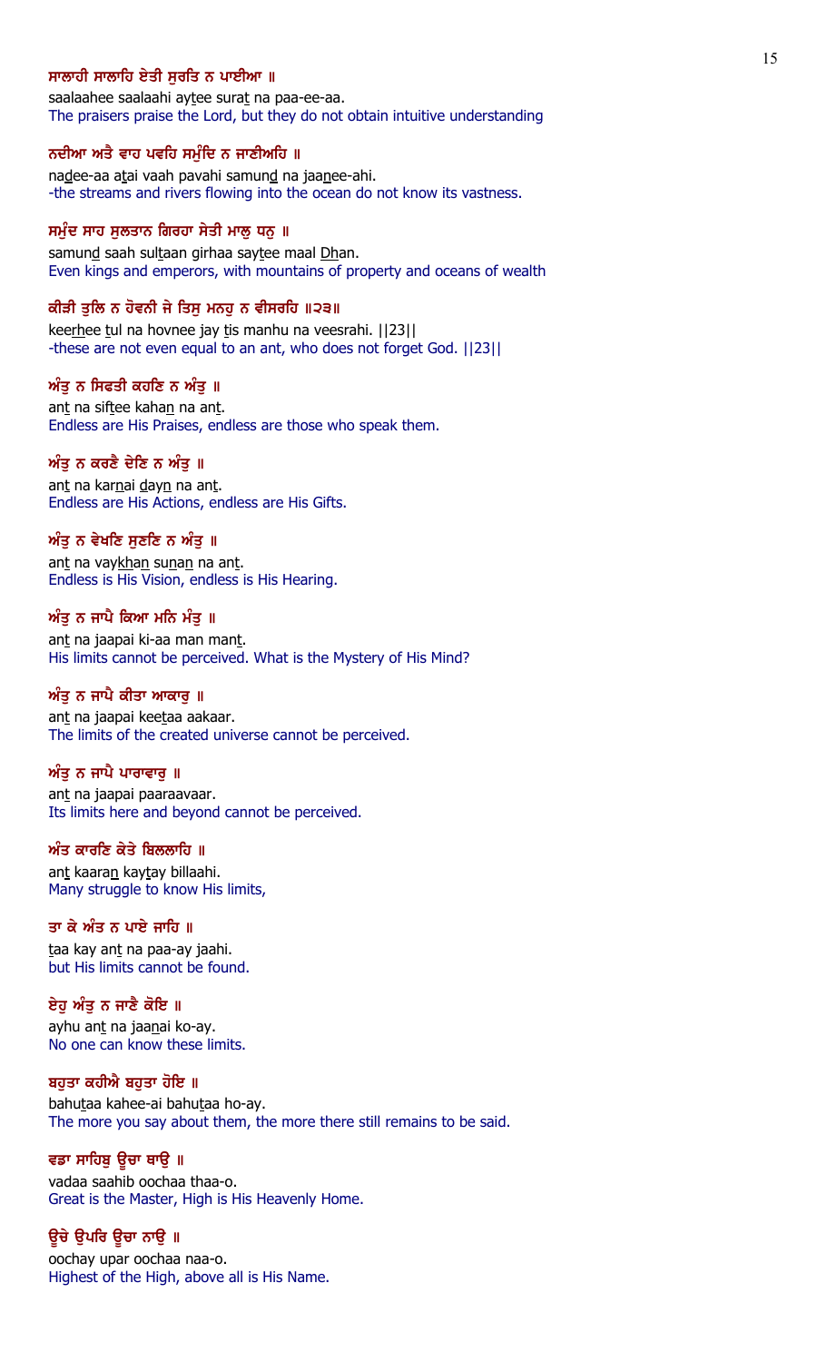**ਸਾਲਾਹੀ ਸਾਲਾਹਿ ਏਤੀ ਸੁਰਤਿ ਨ ਪਾਈਆ ॥**

saalaahee saalaahi aytee surat na paa-ee-aa.
The praisers praise the Lord, but they do not obtain intuitive understanding

**ਨਦੀਆ ਅਤੈ ਵਾਹ ਪਵਹਿ ਸਮੁੰਦਿ ਨ ਜਾਣੀਅਹਿ ॥**

nadee-aa atai vaah pavahi samund na jaanee-ahi.
-the streams and rivers flowing into the ocean do not know its vastness.

**ਸਮੁੰਦ ਸਾਹ ਸੁਲਤਾਨ ਗਿਰਹਾ ਸੇਤੀ ਮਾਲੁ ਧਨੁ ॥**

samund saah sultaan girhaa saytee maal Dhan.
Even kings and emperors, with mountains of property and oceans of wealth

**ਕੀੜੀ ਤੁਲਿ ਨ ਹੋਵਨੀ ਜੇ ਤਿਸੁ ਮਨਹੁ ਨ ਵੀਸਰਹਿ ॥੨੩॥**

keerhee tul na hovnee jay tis manhu na veesrahi. ||23||
-these are not even equal to an ant, who does not forget God. ||23||

**ਅੰਤੁ ਨ ਸਿਫਤੀ ਕਹਣਿ ਨ ਅੰਤੁ ॥**

ant na siftee kahan na ant.
Endless are His Praises, endless are those who speak them.

**ਅੰਤੁ ਨ ਕਰਣੈ ਦੇਣਿ ਨ ਅੰਤੁ ॥**

ant na karnai dayn na ant.
Endless are His Actions, endless are His Gifts.

**ਅੰਤੁ ਨ ਵੇਖਣਿ ਸੁਣਣਿ ਨ ਅੰਤੁ ॥**

ant na vaykhan sunan na ant.
Endless is His Vision, endless is His Hearing.

**ਅੰਤੁ ਨ ਜਾਪੈ ਕਿਆ ਮਨਿ ਮੰਤੁ ॥**

ant na jaapai ki-aa man mant.
His limits cannot be perceived. What is the Mystery of His Mind?

**ਅੰਤੁ ਨ ਜਾਪੈ ਕੀਤਾ ਆਕਾਰੁ ॥**

ant na jaapai keetaa aakaar.
The limits of the created universe cannot be perceived.

**ਅੰਤੁ ਨ ਜਾਪੈ ਪਾਰਾਵਾਰੁ ॥**

ant na jaapai paaraavaar.
Its limits here and beyond cannot be perceived.

**ਅੰਤ ਕਾਰਣਿ ਕੇਤੇ ਬਿਲਲਾਹਿ ॥**

ant kaaran kaytay billaahi.
Many struggle to know His limits,

**ਤਾ ਕੇ ਅੰਤ ਨ ਪਾਏ ਜਾਹਿ ॥**

taa kay ant na paa-ay jaahi.
but His limits cannot be found.

**ਏਹੁ ਅੰਤੁ ਨ ਜਾਣੈ ਕੋਇ ॥**

ayhu ant na jaanai ko-ay.
No one can know these limits.

**ਬਹੁਤਾ ਕਹੀਐ ਬਹੁਤਾ ਹੋਇ ॥**

bahutaa kahee-ai bahutaa ho-ay.
The more you say about them, the more there still remains to be said.

**ਵਡਾ ਸਾਹਿਬੁ ਊਚਾ ਥਾਉ ॥**

vadaa saahib oochaa thaa-o.
Great is the Master, High is His Heavenly Home.

**ਊਚੇ ਉਪਰਿ ਊਚਾ ਨਾਉ ॥**

oochay upar oochaa naa-o.
Highest of the High, above all is His Name.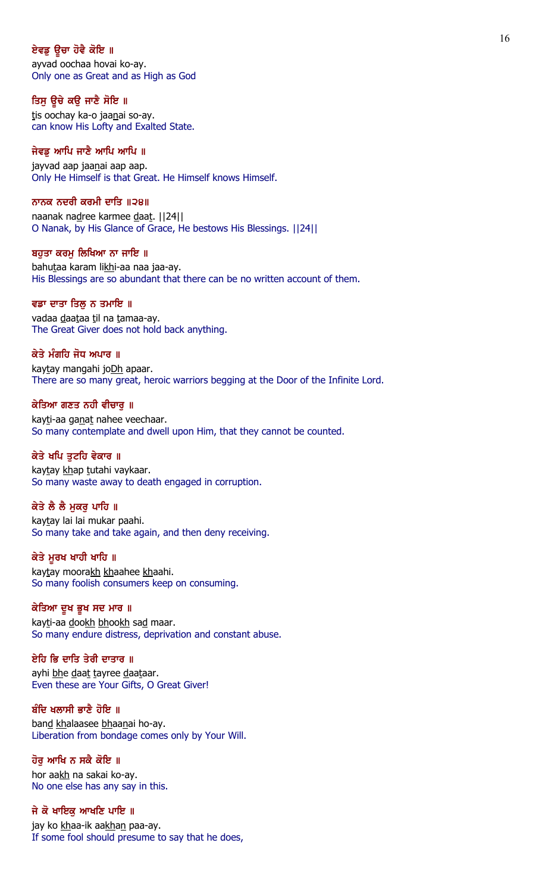**ਏਵਡੁ ਊਚਾ ਹੋਵੈ ਕੋਇ ॥**
ayvad oochaa hovai ko-ay.
Only one as Great and as High as God

**ਤਿਸੁ ਊਚੇ ਕਉ ਜਾਣੈ ਸੋਇ ॥**
tis oochay ka-o jaanai so-ay.
can know His Lofty and Exalted State.

**ਜੇਵਡੁ ਆਪਿ ਜਾਣੈ ਆਪਿ ਆਪਿ ॥**
jayvad aap jaanai aap aap.
Only He Himself is that Great. He Himself knows Himself.

**ਨਾਨਕ ਨਦਰੀ ਕਰਮੀ ਦਾਤਿ ॥੨੪॥**
naanak nadree karmee daat. ||24||
O Nanak, by His Glance of Grace, He bestows His Blessings. ||24||

**ਬਹੁਤਾ ਕਰਮੁ ਲਿਖਿਆ ਨਾ ਜਾਇ ॥**
bahutaa karam likhi-aa naa jaa-ay.
His Blessings are so abundant that there can be no written account of them.

**ਵਡਾ ਦਾਤਾ ਤਿਲੁ ਨ ਤਮਾਇ ॥**
vadaa daataa til na tamaa-ay.
The Great Giver does not hold back anything.

**ਕੇਤੇ ਮੰਗਹਿ ਜੋਧ ਅਪਾਰ ॥**
kaytay mangahi joDh apaar.
There are so many great, heroic warriors begging at the Door of the Infinite Lord.

**ਕੇਤਿਆ ਗਣਤ ਨਹੀ ਵੀਚਾਰੁ ॥**
kayti-aa ganat nahee veechaar.
So many contemplate and dwell upon Him, that they cannot be counted.

**ਕੇਤੇ ਖਪਿ ਤੁਟਹਿ ਵੇਕਾਰ ॥**
kaytay khap tutahi vaykaar.
So many waste away to death engaged in corruption.

**ਕੇਤੇ ਲੈ ਲੈ ਮੁਕਰੁ ਪਾਹਿ ॥**
kaytay lai lai mukar paahi.
So many take and take again, and then deny receiving.

**ਕੇਤੇ ਮੂਰਖ ਖਾਹੀ ਖਾਹਿ ॥**
kaytay moorakh khaahee khaahi.
So many foolish consumers keep on consuming.

**ਕੇਤਿਆ ਦੂਖ ਭੂਖ ਸਦ ਮਾਰ ॥**
kayti-aa dookh bhookh sad maar.
So many endure distress, deprivation and constant abuse.

**ਏਹਿ ਭਿ ਦਾਤਿ ਤੇਰੀ ਦਾਤਾਰ ॥**
ayhi bhe daat tayree daataar.
Even these are Your Gifts, O Great Giver!

**ਬੰਦਿ ਖਲਾਸੀ ਭਾਣੈ ਹੋਇ ॥**
band khalaasee bhaanai ho-ay.
Liberation from bondage comes only by Your Will.

**ਹੋਰੁ ਆਖਿ ਨ ਸਕੈ ਕੋਇ ॥**
hor aakh na sakai ko-ay.
No one else has any say in this.

**ਜੇ ਕੋ ਖਾਇਕੁ ਆਖਣਿ ਪਾਇ ॥**
jay ko khaa-ik aakhan paa-ay.
If some fool should presume to say that he does,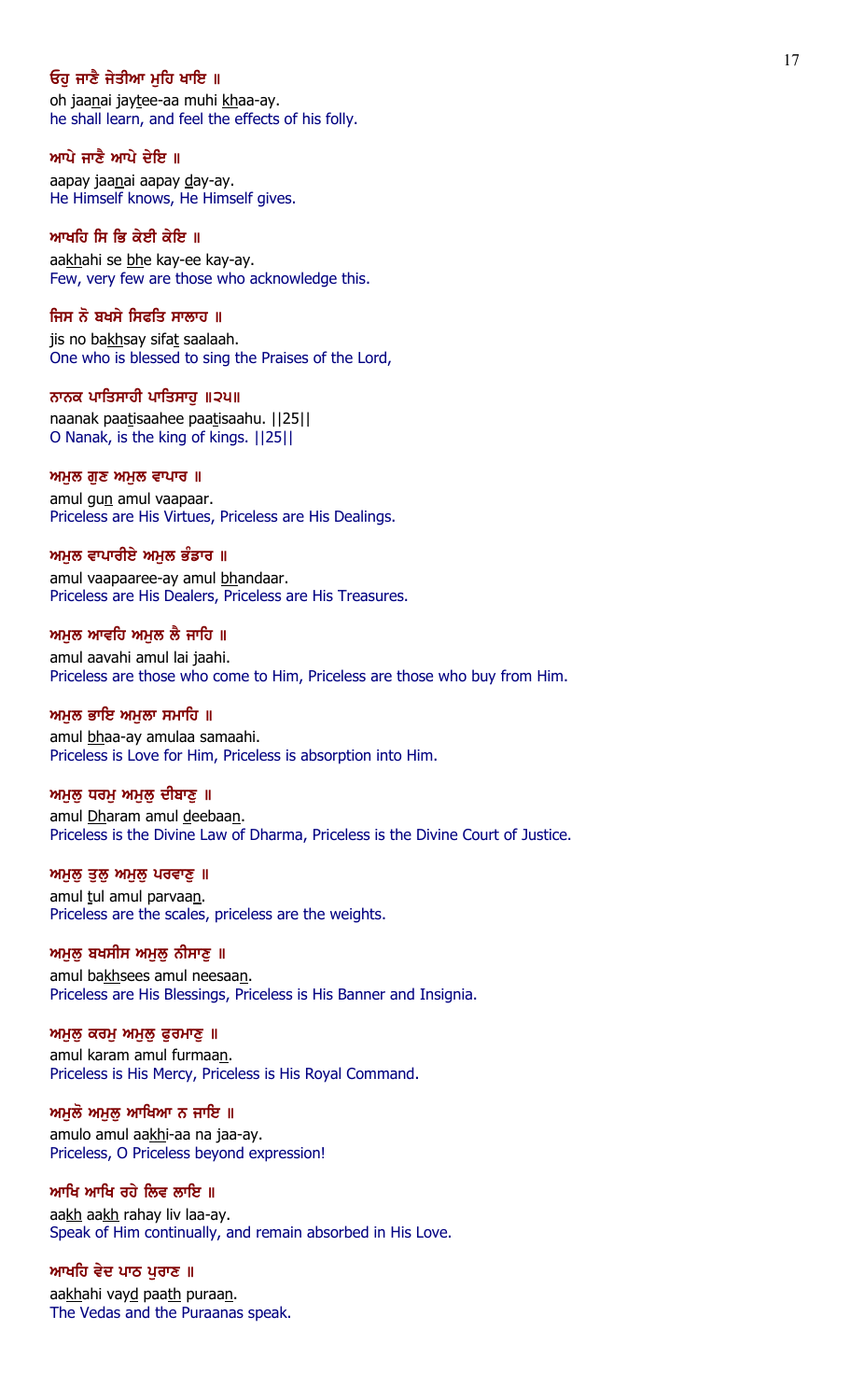**ਓਹੁ ਜਾਣੈ ਜੇਤੀਆ ਮੁਹਿ ਖਾਇ ॥**

oh jaanai jaytee-aa muhi khaa-ay.

He shall learn, and feel the effects of his folly.

**ਆਪੇ ਜਾਣੈ ਆਪੇ ਦੇਇ ॥**

aapay jaanai aapay day-ay.

He Himself knows, He Himself gives.

**ਆਖਹਿ ਸਿ ਭਿ ਕੇਈ ਕੇਇ ॥**

aakhahi se bhe kay-ee kay-ay.

Few, very few are those who acknowledge this.

**ਜਿਸ ਨੋ ਬਖਸੇ ਸਿਫਤਿ ਸਾਲਾਹ ॥**

jis no bakhsay sifat saalaah.

One who is blessed to sing the Praises of the Lord,

**ਨਾਨਕ ਪਾਤਿਸਾਹੀ ਪਾਤਿਸਾਹੁ ॥੨੫॥**

naanak paatisaahee paatisaahu. ||25||

O Nanak, is the king of kings. ||25||

**ਅਮੁਲ ਗੁਣ ਅਮੁਲ ਵਾਪਾਰ ॥**

amul gun amul vaapaar.

Priceless are His Virtues, Priceless are His Dealings.

**ਅਮੁਲ ਵਾਪਾਰੀਏ ਅਮੁਲ ਭੰਡਾਰ ॥**

amul vaapaaree-ay amul bhandaar.

Priceless are His Dealers, Priceless are His Treasures.

**ਅਮੁਲ ਆਵਹਿ ਅਮੁਲ ਲੈ ਜਾਹਿ ॥**

amul aavahi amul lai jaahi.

Priceless are those who come to Him, Priceless are those who buy from Him.

**ਅਮੁਲ ਭਾਇ ਅਮੁਲਾ ਸਮਾਹਿ ॥**

amul bhaa-ay amulaa samaahi.

Priceless is Love for Him, Priceless is absorption into Him.

**ਅਮੁਲੁ ਧਰਮੁ ਅਮੁਲੁ ਦੀਬਾਣੁ ॥**

amul Dharam amul deebaan.

Priceless is the Divine Law of Dharma, Priceless is the Divine Court of Justice.

**ਅਮੁਲੁ ਤੁਲੁ ਅਮੁਲੁ ਪਰਵਾਣੁ ॥**

amul tul amul parvaan.

Priceless are the scales, priceless are the weights.

**ਅਮੁਲੁ ਬਖਸੀਸ ਅਮੁਲੁ ਨੀਸਾਣੁ ॥**

amul bakhsees amul neesaan.

Priceless are His Blessings, Priceless is His Banner and Insignia.

**ਅਮੁਲੁ ਕਰਮੁ ਅਮੁਲੁ ਫੁਰਮਾਣੁ ॥**

amul karam amul furmaan.

Priceless is His Mercy, Priceless is His Royal Command.

**ਅਮੁਲੋ ਅਮੁਲੁ ਆਖਿਆ ਨ ਜਾਇ ॥**

amulo amul aakhi-aa na jaa-ay.

Priceless, O Priceless beyond expression!

**ਆਖਿ ਆਖਿ ਰਹੇ ਲਿਵ ਲਾਇ ॥**

aakh aakh rahay liv laa-ay.

Speak of Him continually, and remain absorbed in His Love.

**ਆਖਹਿ ਵੇਦ ਪਾਠ ਪੁਰਾਣ ॥**

aakhahi vayd paath puraan.

The Vedas and the Puraanas speak.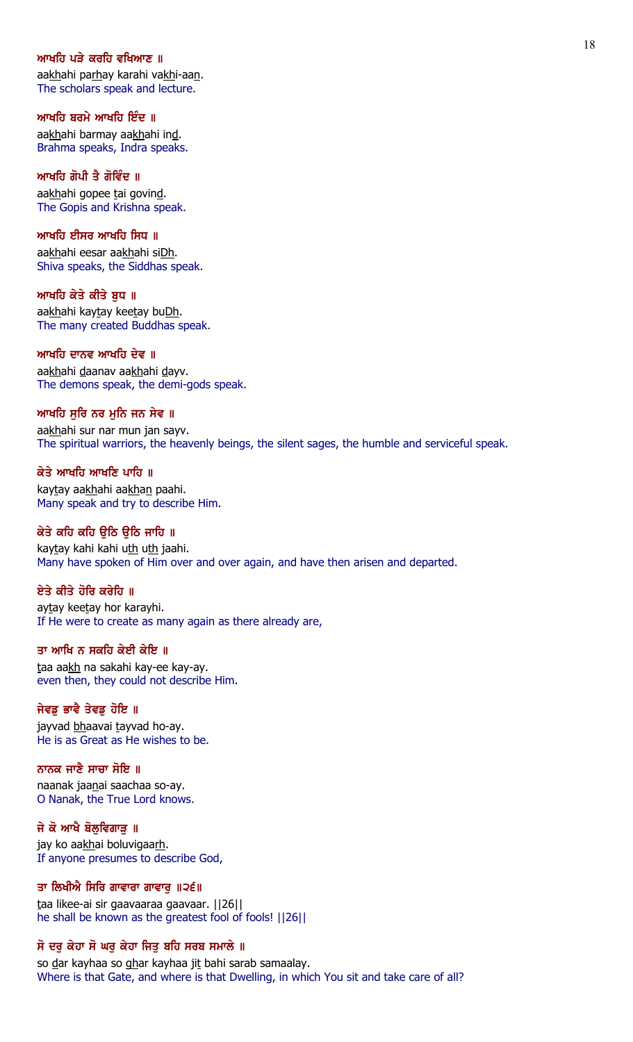**ਆਖਹਿ ਪੜੇ ਕਰਹਿ ਵਖਿਆਣ ॥**
aakhahi parhay karahi vakhi-aan.
The scholars speak and lecture.

**ਆਖਹਿ ਬਰਮੇ ਆਖਹਿ ਇੰਦ ॥**
aakhahi barmay aakhahi ind.
Brahma speaks, Indra speaks.

**ਆਖਹਿ ਗੋਪੀ ਤੈ ਗੋਵਿੰਦ ॥**
aakhahi gopee tai govind.
The Gopis and Krishna speak.

**ਆਖਹਿ ਈਸਰ ਆਖਹਿ ਸਿਧ ॥**
aakhahi eesar aakhahi siDh.
Shiva speaks, the Siddhas speak.

**ਆਖਹਿ ਕੇਤੇ ਕੀਤੇ ਬੁਧ ॥**
aakhahi kaytay keetay buDh.
The many created Buddhas speak.

**ਆਖਹਿ ਦਾਨਵ ਆਖਹਿ ਦੇਵ ॥**
aakhahi daanav aakhahi dayv.
The demons speak, the demi-gods speak.

**ਆਖਹਿ ਸੁਰਿ ਨਰ ਮੁਨਿ ਜਨ ਸੇਵ ॥**
aakhahi sur nar mun jan sayv.
The spiritual warriors, the heavenly beings, the silent sages, the humble and serviceful speak.

**ਕੇਤੇ ਆਖਹਿ ਆਖਣਿ ਪਾਹਿ ॥**
kaytay aakhahi aakhan paahi.
Many speak and try to describe Him.

**ਕੇਤੇ ਕਹਿ ਕਹਿ ਉਠਿ ਉਠਿ ਜਾਹਿ ॥**
kaytay kahi kahi uth uth jaahi.
Many have spoken of Him over and over again, and have then arisen and departed.

**ਏਤੇ ਕੀਤੇ ਹੋਰਿ ਕਰੇਹਿ ॥**
aytay keetay hor karayhi.
If He were to create as many again as there already are,

**ਤਾ ਆਖਿ ਨ ਸਕਹਿ ਕੇਈ ਕੇਇ ॥**
taa aakh na sakahi kay-ee kay-ay.
even then, they could not describe Him.

**ਜੇਵਡੁ ਭਾਵੈ ਤੇਵਡੁ ਹੋਇ ॥**
jayvad bhaavai tayvad ho-ay.
He is as Great as He wishes to be.

**ਨਾਨਕ ਜਾਣੈ ਸਾਚਾ ਸੋਇ ॥**
naanak jaanai saachaa so-ay.
O Nanak, the True Lord knows.

**ਜੇ ਕੋ ਆਖੈ ਬੋਲੁਵਿਗਾੜੁ ॥**
jay ko aakhai boluvigaarh.
If anyone presumes to describe God,

**ਤਾ ਲਿਖੀਐ ਸਿਰਿ ਗਾਵਾਰਾ ਗਾਵਾਰੁ ॥੨੬॥**
taa likee-ai sir gaavaaraa gaavaar. ||26||
he shall be known as the greatest fool of fools! ||26||

**ਸੋ ਦਰੁ ਕੇਹਾ ਸੋ ਘਰੁ ਕੇਹਾ ਜਿਤੁ ਬਹਿ ਸਰਬ ਸਮਾਲੇ ॥**
so dar kayhaa so ghar kayhaa jit bahi sarab samaalay.
Where is that Gate, and where is that Dwelling, in which You sit and take care of all?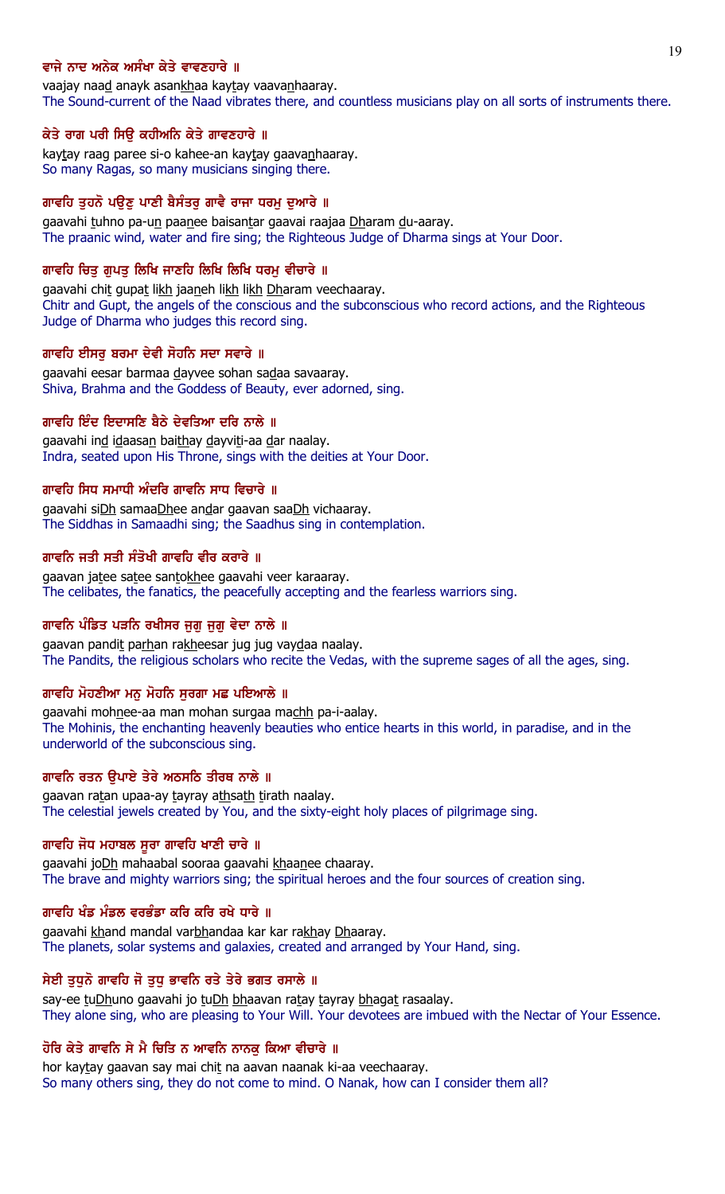**ਵਾਜੇ ਨਾਦ ਅਨੇਕ ਅਸੰਖਾ ਕੇਤੇ ਵਾਵਣਹਾਰੇ ॥**

vaajay naad anayk asankhaa kaytay vaavanhaaray.
The Sound-current of the Naad vibrates there, and countless musicians play on all sorts of instruments there.

**ਕੇਤੇ ਰਾਗ ਪਰੀ ਸਿਉ ਕਹੀਅਨਿ ਕੇਤੇ ਗਾਵਣਹਾਰੇ ॥**

kaytay raag paree si-o kahee-an kaytay gaavanhaaray.
So many Ragas, so many musicians singing there.

**ਗਾਵਹਿ ਤੁਹਨੋ ਪਉਣੁ ਪਾਣੀ ਬੈਸੰਤਰੁ ਗਾਵੈ ਰਾਜਾ ਧਰਮੁ ਦੁਆਰੇ ॥**

gaavahi tuhno pa-un paanee baisantar gaavai raajaa Dharam du-aaray.
The praanic wind, water and fire sing; the Righteous Judge of Dharma sings at Your Door.

**ਗਾਵਹਿ ਚਿਤੁ ਗੁਪਤੁ ਲਿਖਿ ਜਾਣਹਿ ਲਿਖਿ ਲਿਖਿ ਧਰਮੁ ਵੀਚਾਰੇ ॥**

gaavahi chit gupat likh jaaneh likh likh Dharam veechaaray.
Chitr and Gupt, the angels of the conscious and the subconscious who record actions, and the Righteous Judge of Dharma who judges this record sing.

**ਗਾਵਹਿ ਈਸਰੁ ਬਰਮਾ ਦੇਵੀ ਸੋਹਨਿ ਸਦਾ ਸਵਾਰੇ ॥**

gaavahi eesar barmaa dayvee sohan sadaa savaaray.
Shiva, Brahma and the Goddess of Beauty, ever adorned, sing.

**ਗਾਵਹਿ ਇੰਦ ਇਦਾਸਣਿ ਬੈਠੇ ਦੇਵਤਿਆ ਦਰਿ ਨਾਲੇ ॥**

gaavahi ind idaasan baithay dayviti-aa dar naalay.
Indra, seated upon His Throne, sings with the deities at Your Door.

**ਗਾਵਹਿ ਸਿਧ ਸਮਾਧੀ ਅੰਦਰਿ ਗਾਵਨਿ ਸਾਧ ਵਿਚਾਰੇ ॥**

gaavahi siDh samaaDhee andar gaavan saaDh vichaaray.
The Siddhas in Samaadhi sing; the Saadhus sing in contemplation.

**ਗਾਵਨਿ ਜਤੀ ਸਤੀ ਸੰਤੋਖੀ ਗਾਵਹਿ ਵੀਰ ਕਰਾਰੇ ॥**

gaavan jatee satee santokhee gaavahi veer karaaray.
The celibates, the fanatics, the peacefully accepting and the fearless warriors sing.

**ਗਾਵਨਿ ਪੰਡਿਤ ਪੜਨਿ ਰਖੀਸਰ ਜੁਗੁ ਜੁਗੁ ਵੇਦਾ ਨਾਲੇ ॥**

gaavan pandit parhan rakheesar jug jug vaydaa naalay.
The Pandits, the religious scholars who recite the Vedas, with the supreme sages of all the ages, sing.

**ਗਾਵਹਿ ਮੋਹਣੀਆ ਮਨੁ ਮੋਹਨਿ ਸੁਰਗਾ ਮਛ ਪਇਆਲੇ ॥**

gaavahi mohnee-aa man mohan surgaa machh pa-i-aalay.
The Mohinis, the enchanting heavenly beauties who entice hearts in this world, in paradise, and in the underworld of the subconscious sing.

**ਗਾਵਨਿ ਰਤਨ ਉਪਾਏ ਤੇਰੇ ਅਠਸਠਿ ਤੀਰਥ ਨਾਲੇ ॥**

gaavan ratan upaa-ay tayray athsath tirath naalay.
The celestial jewels created by You, and the sixty-eight holy places of pilgrimage sing.

**ਗਾਵਹਿ ਜੋਧ ਮਹਾਬਲ ਸੂਰਾ ਗਾਵਹਿ ਖਾਣੀ ਚਾਰੇ ॥**

gaavahi joDh mahaabal sooraa gaavahi khaanee chaaray.
The brave and mighty warriors sing; the spiritual heroes and the four sources of creation sing.

**ਗਾਵਹਿ ਖੰਡ ਮੰਡਲ ਵਰਭੰਡਾ ਕਰਿ ਕਰਿ ਰਖੇ ਧਾਰੇ ॥**

gaavahi khand mandal varbhandaa kar kar rakhay Dhaaray.
The planets, solar systems and galaxies, created and arranged by Your Hand, sing.

**ਸੇਈ ਤੁਧੁਨੋ ਗਾਵਹਿ ਜੋ ਤੁਧੁ ਭਾਵਨਿ ਰਤੇ ਤੇਰੇ ਭਗਤ ਰਸਾਲੇ ॥**

say-ee tuDhuno gaavahi jo tuDh bhaavan ratay tayray bhagat rasaalay.
They alone sing, who are pleasing to Your Will. Your devotees are imbued with the Nectar of Your Essence.

**ਹੋਰਿ ਕੇਤੇ ਗਾਵਨਿ ਸੇ ਮੈ ਚਿਤਿ ਨ ਆਵਨਿ ਨਾਨਕੁ ਕਿਆ ਵੀਚਾਰੇ ॥**

hor kaytay gaavan say mai chit na aavan naanak ki-aa veechaaray.
So many others sing, they do not come to mind. O Nanak, how can I consider them all?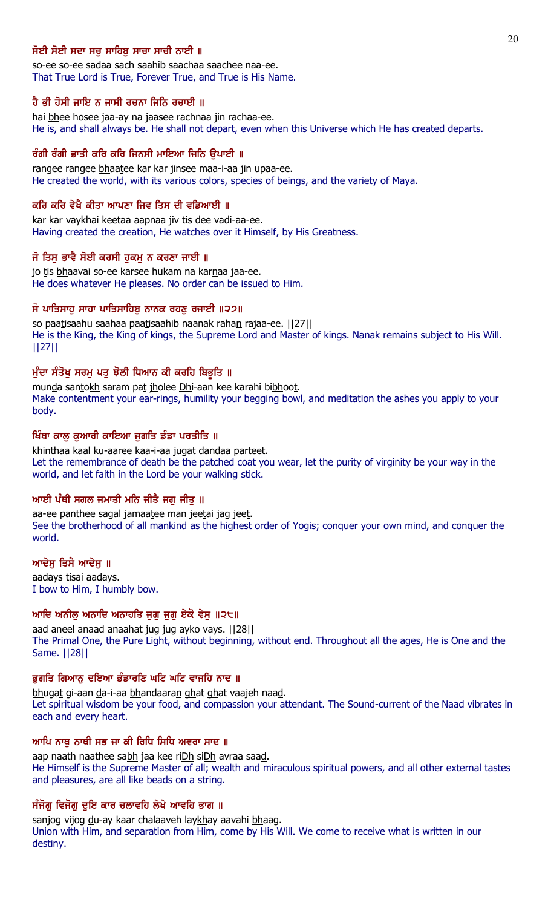**ਸੋਈ ਸੋਈ ਸਦਾ ਸਚੁ ਸਾਹਿਬੁ ਸਾਚਾ ਸਾਚੀ ਨਾਈ ॥**

so-ee so-ee sadaa sach saahib saachaa saachee naa-ee.
That True Lord is True, Forever True, and True is His Name.

**ਹੈ ਭੀ ਹੋਸੀ ਜਾਇ ਨ ਜਾਸੀ ਰਚਨਾ ਜਿਨਿ ਰਚਾਈ ॥**

hai bhee hosee jaa-ay na jaasee rachnaa jin rachaa-ee.
He is, and shall always be. He shall not depart, even when this Universe which He has created departs.

**ਰੰਗੀ ਰੰਗੀ ਭਾਤੀ ਕਰਿ ਕਰਿ ਜਿਨਸੀ ਮਾਇਆ ਜਿਨਿ ਉਪਾਈ ॥**

rangee rangee bhaatee kar kar jinsee maa-i-aa jin upaa-ee.
He created the world, with its various colors, species of beings, and the variety of Maya.

**ਕਰਿ ਕਰਿ ਵੇਖੈ ਕੀਤਾ ਆਪਣਾ ਜਿਵ ਤਿਸ ਦੀ ਵਡਿਆਈ ॥**

kar kar vaykhai keetaa aapnaa jiv tis dee vadi-aa-ee.
Having created the creation, He watches over it Himself, by His Greatness.

**ਜੋ ਤਿਸੁ ਭਾਵੈ ਸੋਈ ਕਰਸੀ ਹੁਕਮੁ ਨ ਕਰਣਾ ਜਾਈ ॥**

jo tis bhaavai so-ee karsee hukam na karnaa jaa-ee.
He does whatever He pleases. No order can be issued to Him.

**ਸੋ ਪਾਤਿਸਾਹੁ ਸਾਹਾ ਪਾਤਿਸਾਹਿਬੁ ਨਾਨਕ ਰਹਣੁ ਰਜਾਈ ॥੨੭॥**

so paatisaahu saahaa paatisaahib naanak rahan rajaa-ee. ||27||
He is the King, the King of kings, the Supreme Lord and Master of kings. Nanak remains subject to His Will. ||27||

**ਮੁੰਦਾ ਸੰਤੋਖੁ ਸਰਮੁ ਪਤੁ ਝੋਲੀ ਧਿਆਨ ਕੀ ਕਰਹਿ ਬਿਭੂਤਿ ॥**

munda santokh saram pat jholee Dhi-aan kee karahi bibhoot.
Make contentment your ear-rings, humility your begging bowl, and meditation the ashes you apply to your body.

**ਖਿੰਥਾ ਕਾਲੁ ਕੁਆਰੀ ਕਾਇਆ ਜੁਗਤਿ ਡੰਡਾ ਪਰਤੀਤਿ ॥**

khinthaa kaal ku-aaree kaa-i-aa jugat dandaa parteet.
Let the remembrance of death be the patched coat you wear, let the purity of virginity be your way in the world, and let faith in the Lord be your walking stick.

**ਆਈ ਪੰਥੀ ਸਗਲ ਜਮਾਤੀ ਮਨਿ ਜੀਤੈ ਜਗੁ ਜੀਤੁ ॥**

aa-ee panthee sagal jamaatee man jeetai jag jeet.
See the brotherhood of all mankind as the highest order of Yogis; conquer your own mind, and conquer the world.

**ਆਦੇਸੁ ਤਿਸੈ ਆਦੇਸੁ ॥**

aadays tisai aadays.
I bow to Him, I humbly bow.

**ਆਦਿ ਅਨੀਲੁ ਅਨਾਦਿ ਅਨਾਹਤਿ ਜੁਗੁ ਜੁਗੁ ਏਕੋ ਵੇਸੁ ॥੨੮॥**

aad aneel anaad anaahat jug jug ayko vays. ||28||
The Primal One, the Pure Light, without beginning, without end. Throughout all the ages, He is One and the Same. ||28||

**ਭੁਗਤਿ ਗਿਆਨੁ ਦਇਆ ਭੰਡਾਰਣਿ ਘਟਿ ਘਟਿ ਵਾਜਹਿ ਨਾਦ ॥**

bhugat gi-aan da-i-aa bhandaaran ghat ghat vaajeh naad.
Let spiritual wisdom be your food, and compassion your attendant. The Sound-current of the Naad vibrates in each and every heart.

**ਆਪਿ ਨਾਥੁ ਨਾਥੀ ਸਭ ਜਾ ਕੀ ਰਿਧਿ ਸਿਧਿ ਅਵਰਾ ਸਾਦ ॥**

aap naath naathee sabh jaa kee riDh siDh avraa saad.
He Himself is the Supreme Master of all; wealth and miraculous spiritual powers, and all other external tastes and pleasures, are all like beads on a string.

**ਸੰਜੋਗੁ ਵਿਜੋਗੁ ਦੁਇ ਕਾਰ ਚਲਾਵਹਿ ਲੇਖੇ ਆਵਹਿ ਭਾਗ ॥**

sanjog vijog du-ay kaar chalaaveh laykhay aavahi bhaag.
Union with Him, and separation from Him, come by His Will. We come to receive what is written in our destiny.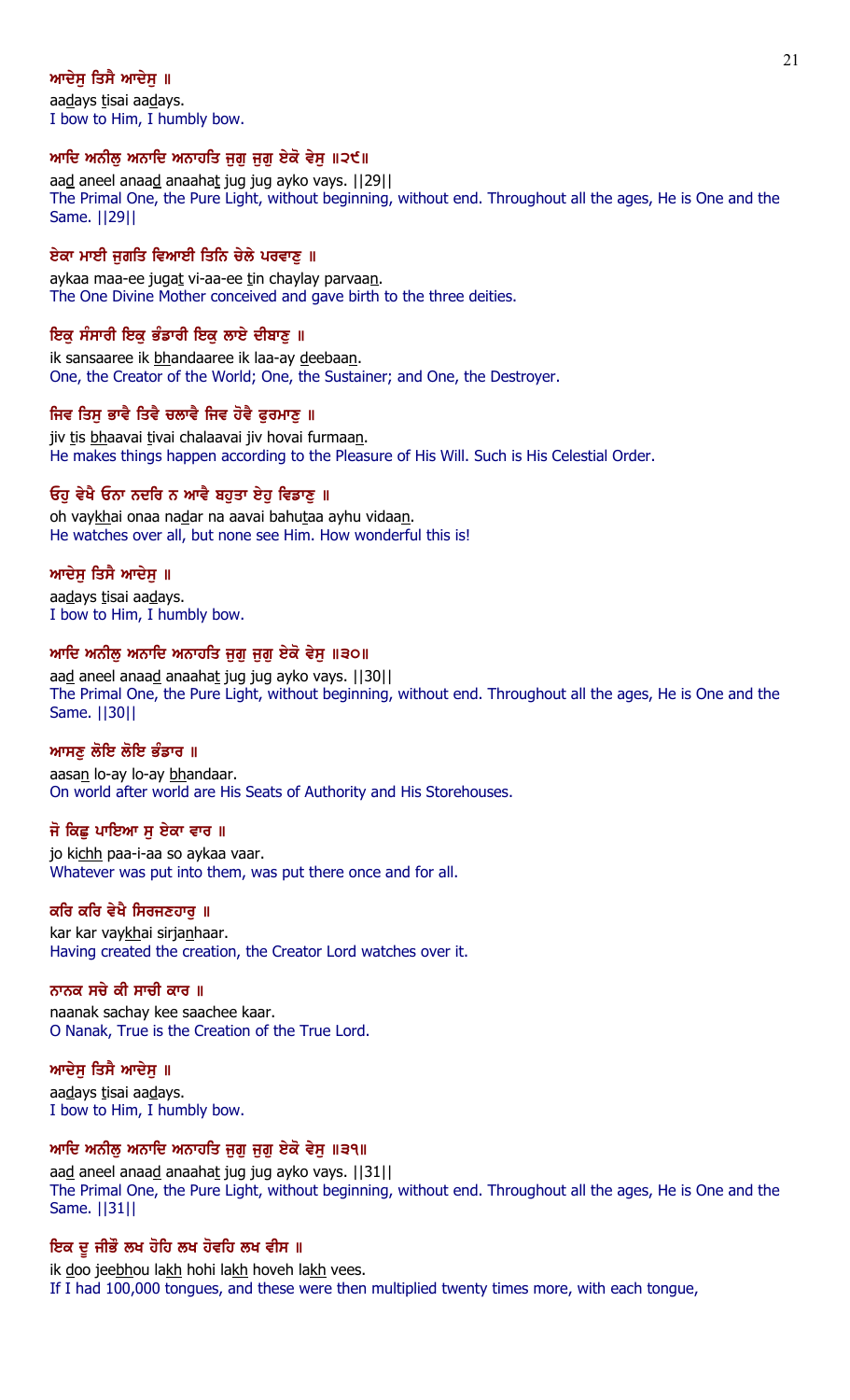**ਆਦੇਸੁ ਤਿਸੈ ਆਦੇਸੁ ॥**

aadays tisai aadays.

I bow to Him, I humbly bow.

**ਆਦਿ ਅਨੀਲੁ ਅਨਾਦਿ ਅਨਾਹਤਿ ਜੁਗੁ ਜੁਗੁ ਏਕੋ ਵੇਸੁ ॥੨੯॥**

aad aneel anaad anaahat jug jug ayko vays. ||29||

The Primal One, the Pure Light, without beginning, without end. Throughout all the ages, He is One and the Same. ||29||

**ਏਕਾ ਮਾਈ ਜੁਗਤਿ ਵਿਆਈ ਤਿਨਿ ਚੇਲੇ ਪਰਵਾਣੁ ॥**

aykaa maa-ee jugat vi-aa-ee tin chaylay parvaan.

The One Divine Mother conceived and gave birth to the three deities.

**ਇਕੁ ਸੰਸਾਰੀ ਇਕੁ ਭੰਡਾਰੀ ਇਕੁ ਲਾਏ ਦੀਬਾਣੁ ॥**

ik sansaaree ik bhandaaree ik laa-ay deebaan.

One, the Creator of the World; One, the Sustainer; and One, the Destroyer.

**ਜਿਵ ਤਿਸੁ ਭਾਵੈ ਤਿਵੈ ਚਲਾਵੈ ਜਿਵ ਹੋਵੈ ਫੁਰਮਾਣੁ ॥**

jiv tis bhaavai tivai chalaavai jiv hovai furmaan.

He makes things happen according to the Pleasure of His Will. Such is His Celestial Order.

**ਓਹੁ ਵੇਖੈ ਓਨਾ ਨਦਰਿ ਨ ਆਵੈ ਬਹੁਤਾ ਏਹੁ ਵਿਡਾਣੁ ॥**

oh vaykhai onaa nadar na aavai bahutaa ayhu vidaan.

He watches over all, but none see Him. How wonderful this is!

**ਆਦੇਸੁ ਤਿਸੈ ਆਦੇਸੁ ॥**

aadays tisai aadays.

I bow to Him, I humbly bow.

**ਆਦਿ ਅਨੀਲੁ ਅਨਾਦਿ ਅਨਾਹਤਿ ਜੁਗੁ ਜੁਗੁ ਏਕੋ ਵੇਸੁ ॥੩੦॥**

aad aneel anaad anaahat jug jug ayko vays. ||30||

The Primal One, the Pure Light, without beginning, without end. Throughout all the ages, He is One and the Same. ||30||

**ਆਸਣੁ ਲੋਇ ਲੋਇ ਭੰਡਾਰ ॥**

aasan lo-ay lo-ay bhandaar.

On world after world are His Seats of Authority and His Storehouses.

**ਜੋ ਕਿਛੁ ਪਾਇਆ ਸੁ ਏਕਾ ਵਾਰ ॥**

jo kichh paa-i-aa so aykaa vaar.

Whatever was put into them, was put there once and for all.

**ਕਰਿ ਕਰਿ ਵੇਖੈ ਸਿਰਜਣਹਾਰੁ ॥**

kar kar vaykhai sirjanhaar.

Having created the creation, the Creator Lord watches over it.

**ਨਾਨਕ ਸਚੇ ਕੀ ਸਾਚੀ ਕਾਰ ॥**

naanak sachay kee saachee kaar.

O Nanak, True is the Creation of the True Lord.

**ਆਦੇਸੁ ਤਿਸੈ ਆਦੇਸੁ ॥**

aadays tisai aadays.

I bow to Him, I humbly bow.

**ਆਦਿ ਅਨੀਲੁ ਅਨਾਦਿ ਅਨਾਹਤਿ ਜੁਗੁ ਜੁਗੁ ਏਕੋ ਵੇਸੁ ॥੩੧॥**

aad aneel anaad anaahat jug jug ayko vays. ||31||

The Primal One, the Pure Light, without beginning, without end. Throughout all the ages, He is One and the Same. ||31||

**ਇਕ ਦੂ ਜੀਭੌ ਲਖ ਹੋਹਿ ਲਖ ਹੋਵਹਿ ਲਖ ਵੀਸ ॥**

ik doo jeebhou lakh hohi lakh hoveh lakh vees.

If I had 100,000 tongues, and these were then multiplied twenty times more, with each tongue,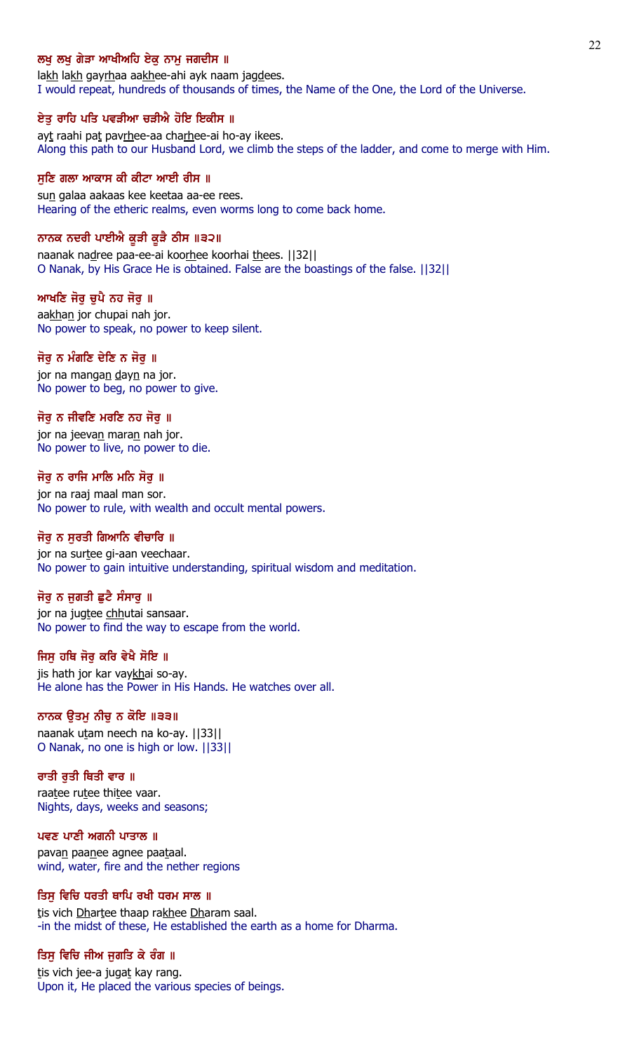**ਲਖੁ ਲਖੁ ਗੇੜਾ ਆਖੀਅਹਿ ਏਕੁ ਨਾਮੁ ਜਗਦੀਸ ॥**

lakh lakh gayrhaa aakhee-ahi ayk naam jagdees.
I would repeat, hundreds of thousands of times, the Name of the One, the Lord of the Universe.

**ਏਤੁ ਰਾਹਿ ਪਤਿ ਪਵੜੀਆ ਚੜੀਐ ਹੋਇ ਇਕੀਸ ॥**

ayt raahi pat pavrhee-aa charhee-ai ho-ay ikees.
Along this path to our Husband Lord, we climb the steps of the ladder, and come to merge with Him.

**ਸੁਣਿ ਗਲਾ ਆਕਾਸ ਕੀ ਕੀਟਾ ਆਈ ਰੀਸ ॥**

sun galaa aakaas kee keetaa aa-ee rees.
Hearing of the etheric realms, even worms long to come back home.

**ਨਾਨਕ ਨਦਰੀ ਪਾਈਐ ਕੂੜੀ ਕੂੜੈ ਠੀਸ ॥੩੨॥**

naanak nadree paa-ee-ai koorhee koorhai thees. ||32||
O Nanak, by His Grace He is obtained. False are the boastings of the false. ||32||

**ਆਖਣਿ ਜੋਰੁ ਚੁਪੈ ਨਹ ਜੋਰੁ ॥**

aakhan jor chupai nah jor.
No power to speak, no power to keep silent.

**ਜੋਰੁ ਨ ਮੰਗਣਿ ਦੇਣਿ ਨ ਜੋਰੁ ॥**

jor na mangan dayn na jor.
No power to beg, no power to give.

**ਜੋਰੁ ਨ ਜੀਵਣਿ ਮਰਣਿ ਨਹ ਜੋਰੁ ॥**

jor na jeevan maran nah jor.
No power to live, no power to die.

**ਜੋਰੁ ਨ ਰਾਜਿ ਮਾਲਿ ਮਨਿ ਸੋਰੁ ॥**

jor na raaj maal man sor.
No power to rule, with wealth and occult mental powers.

**ਜੋਰੁ ਨ ਸੁਰਤੀ ਗਿਆਨਿ ਵੀਚਾਰਿ ॥**

jor na surtee gi-aan veechaar.
No power to gain intuitive understanding, spiritual wisdom and meditation.

**ਜੋਰੁ ਨ ਜੁਗਤੀ ਛੁਟੈ ਸੰਸਾਰੁ ॥**

jor na jugtee chhutai sansaar.
No power to find the way to escape from the world.

**ਜਿਸੁ ਹਥਿ ਜੋਰੁ ਕਰਿ ਵੇਖੈ ਸੋਇ ॥**

jis hath jor kar vaykhai so-ay.
He alone has the Power in His Hands. He watches over all.

**ਨਾਨਕ ਉਤਮੁ ਨੀਚੁ ਨ ਕੋਇ ॥੩੩॥**

naanak utam neech na ko-ay. ||33||
O Nanak, no one is high or low. ||33||

**ਰਾਤੀ ਰੁਤੀ ਥਿਤੀ ਵਾਰ ॥**

raatee rutee thitee vaar.
Nights, days, weeks and seasons;

**ਪਵਣ ਪਾਣੀ ਅਗਨੀ ਪਾਤਾਲ ॥**

pavan paanee agnee paataal.
wind, water, fire and the nether regions

**ਤਿਸੁ ਵਿਚਿ ਧਰਤੀ ਥਾਪਿ ਰਖੀ ਧਰਮ ਸਾਲ ॥**

tis vich Dhartee thaap rakhee Dharam saal.
-in the midst of these, He established the earth as a home for Dharma.

**ਤਿਸੁ ਵਿਚਿ ਜੀਅ ਜੁਗਤਿ ਕੇ ਰੰਗ ॥**

tis vich jee-a jugat kay rang.
Upon it, He placed the various species of beings.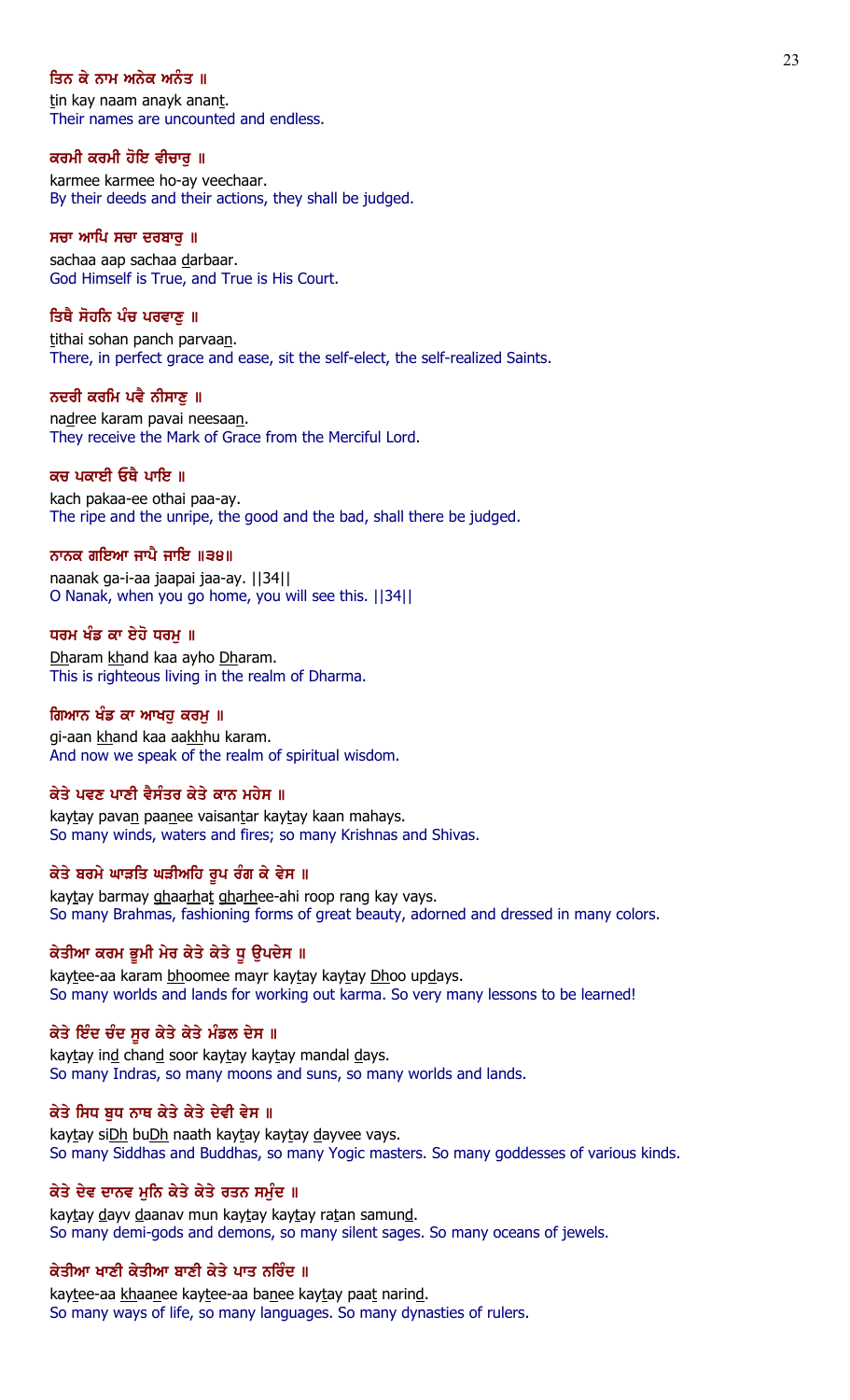**ਤਿਨ ਕੇ ਨਾਮ ਅਨੇਕ ਅਨੰਤ ॥**

tin kay naam anayk anant.
Their names are uncounted and endless.

**ਕਰਮੀ ਕਰਮੀ ਹੋਇ ਵੀਚਾਰੁ ॥**

karmee karmee ho-ay veechaar.
By their deeds and their actions, they shall be judged.

**ਸਚਾ ਆਪਿ ਸਚਾ ਦਰਬਾਰੁ ॥**

sachaa aap sachaa darbaar.
God Himself is True, and True is His Court.

**ਤਿਥੈ ਸੋਹਨਿ ਪੰਚ ਪਰਵਾਣੁ ॥**

tithai sohan panch parvaan.
There, in perfect grace and ease, sit the self-elect, the self-realized Saints.

**ਨਦਰੀ ਕਰਮਿ ਪਵੈ ਨੀਸਾਣੁ ॥**

nadree karam pavai neesaan.
They receive the Mark of Grace from the Merciful Lord.

**ਕਚ ਪਕਾਈ ਓਥੈ ਪਾਇ ॥**

kach pakaa-ee othai paa-ay.
The ripe and the unripe, the good and the bad, shall there be judged.

**ਨਾਨਕ ਗਇਆ ਜਾਪੈ ਜਾਇ ॥੩੪॥**

naanak ga-i-aa jaapai jaa-ay. ||34||
O Nanak, when you go home, you will see this. ||34||

**ਧਰਮ ਖੰਡ ਕਾ ਏਹੋ ਧਰਮੁ ॥**

Dharam khand kaa ayho Dharam.
This is righteous living in the realm of Dharma.

**ਗਿਆਨ ਖੰਡ ਕਾ ਆਖਹੁ ਕਰਮੁ ॥**

gi-aan khand kaa aakhhu karam.
And now we speak of the realm of spiritual wisdom.

**ਕੇਤੇ ਪਵਣ ਪਾਣੀ ਵੈਸੰਤਰ ਕੇਤੇ ਕਾਨ ਮਹੇਸ ॥**

kaytay pavan paanee vaisantar kaytay kaan mahays.
So many winds, waters and fires; so many Krishnas and Shivas.

**ਕੇਤੇ ਬਰਮੇ ਘਾੜਤਿ ਘੜੀਅਹਿ ਰੂਪ ਰੰਗ ਕੇ ਵੇਸ ॥**

kaytay barmay ghaarhat gharhee-ahi roop rang kay vays.
So many Brahmas, fashioning forms of great beauty, adorned and dressed in many colors.

**ਕੇਤੀਆ ਕਰਮ ਭੂਮੀ ਮੇਰ ਕੇਤੇ ਕੇਤੇ ਧੂ ਉਪਦੇਸ ॥**

kaytee-aa karam bhoomee mayr kaytay kaytay Dhoo updays.
So many worlds and lands for working out karma. So very many lessons to be learned!

**ਕੇਤੇ ਇੰਦ ਚੰਦ ਸੂਰ ਕੇਤੇ ਕੇਤੇ ਮੰਡਲ ਦੇਸ ॥**

kaytay ind chand soor kaytay kaytay mandal days.
So many Indras, so many moons and suns, so many worlds and lands.

**ਕੇਤੇ ਸਿਧ ਬੁਧ ਨਾਥ ਕੇਤੇ ਕੇਤੇ ਦੇਵੀ ਵੇਸ ॥**

kaytay siDh buDh naath kaytay kaytay dayvee vays.
So many Siddhas and Buddhas, so many Yogic masters. So many goddesses of various kinds.

**ਕੇਤੇ ਦੇਵ ਦਾਨਵ ਮੁਨਿ ਕੇਤੇ ਕੇਤੇ ਰਤਨ ਸਮੁੰਦ ॥**

kaytay dayv daanav mun kaytay kaytay ratan samund.
So many demi-gods and demons, so many silent sages. So many oceans of jewels.

**ਕੇਤੀਆ ਖਾਣੀ ਕੇਤੀਆ ਬਾਣੀ ਕੇਤੇ ਪਾਤ ਨਰਿੰਦ ॥**

kaytee-aa khaanee kaytee-aa banee kaytay paat narind.
So many ways of life, so many languages. So many dynasties of rulers.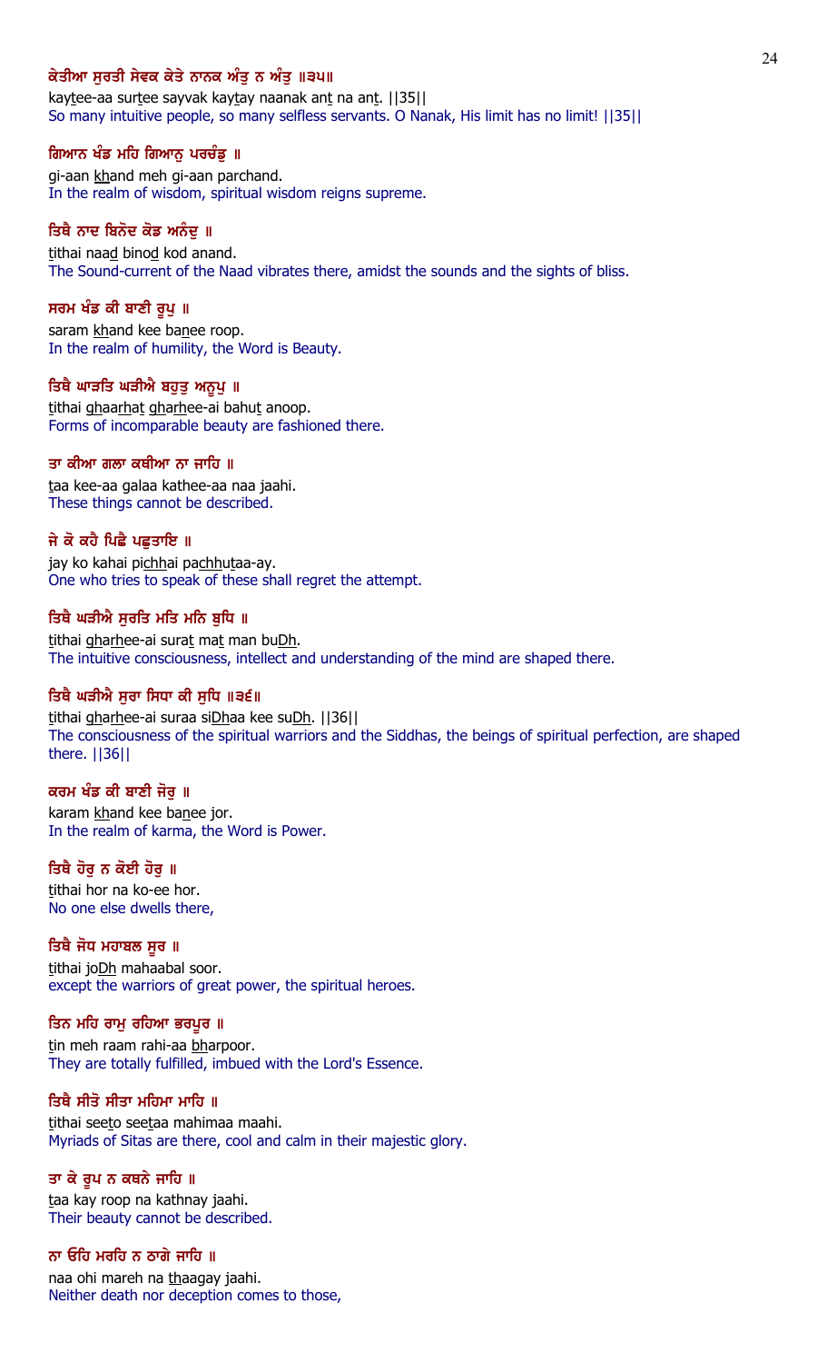**ਕੇਤੀਆ ਸੁਰਤੀ ਸੇਵਕ ਕੇਤੇ ਨਾਨਕ ਅੰਤੁ ਨ ਅੰਤੁ ॥੩੫॥**

kaytee-aa surtee sayvak kaytay naanak ant na ant. ||35||

So many intuitive people, so many selfless servants. O Nanak, His limit has no limit! ||35||

**ਗਿਆਨ ਖੰਡ ਮਹਿ ਗਿਆਨੁ ਪਰਚੰਡੁ ॥**

gi-aan khand meh gi-aan parchand.

In the realm of wisdom, spiritual wisdom reigns supreme.

**ਤਿਥੈ ਨਾਦ ਬਿਨੋਦ ਕੋਡ ਅਨੰਦੁ ॥**

tithai naad binod kod anand.

The Sound-current of the Naad vibrates there, amidst the sounds and the sights of bliss.

**ਸਰਮ ਖੰਡ ਕੀ ਬਾਣੀ ਰੂਪੁ ॥**

saram khand kee banee roop.

In the realm of humility, the Word is Beauty.

**ਤਿਥੈ ਘਾੜਤਿ ਘੜੀਐ ਬਹੁਤੁ ਅਨੂਪੁ ॥**

tithai ghaarhat gharhee-ai bahut anoop.

Forms of incomparable beauty are fashioned there.

**ਤਾ ਕੀਆ ਗਲਾ ਕਥੀਆ ਨਾ ਜਾਹਿ ॥**

taa kee-aa galaa kathee-aa naa jaahi.

These things cannot be described.

**ਜੇ ਕੋ ਕਹੈ ਪਿਛੈ ਪਛੁਤਾਇ ॥**

jay ko kahai pichhai pachhutaa-ay.

One who tries to speak of these shall regret the attempt.

**ਤਿਥੈ ਘੜੀਐ ਸੁਰਤਿ ਮਤਿ ਮਨਿ ਬੁਧਿ ॥**

tithai gharhee-ai surat mat man buDh.

The intuitive consciousness, intellect and understanding of the mind are shaped there.

**ਤਿਥੈ ਘੜੀਐ ਸੁਰਾ ਸਿਧਾ ਕੀ ਸੁਧਿ ॥੩੬॥**

tithai gharhee-ai suraa siDhaa kee suDh. ||36||

The consciousness of the spiritual warriors and the Siddhas, the beings of spiritual perfection, are shaped there. ||36||

**ਕਰਮ ਖੰਡ ਕੀ ਬਾਣੀ ਜੋਰੁ ॥**

karam khand kee banee jor.

In the realm of karma, the Word is Power.

**ਤਿਥੈ ਹੋਰੁ ਨ ਕੋਈ ਹੋਰੁ ॥**

tithai hor na ko-ee hor.

No one else dwells there,

**ਤਿਥੈ ਜੋਧ ਮਹਾਬਲ ਸੂਰ ॥**

tithai joDh mahaabal soor.

except the warriors of great power, the spiritual heroes.

**ਤਿਨ ਮਹਿ ਰਾਮੁ ਰਹਿਆ ਭਰਪੂਰ ॥**

tin meh raam rahi-aa bharpoor.

They are totally fulfilled, imbued with the Lord's Essence.

**ਤਿਥੈ ਸੀਤੋ ਸੀਤਾ ਮਹਿਮਾ ਮਾਹਿ ॥**

tithai seeto seetaa mahimaa maahi.

Myriads of Sitas are there, cool and calm in their majestic glory.

**ਤਾ ਕੇ ਰੂਪ ਨ ਕਥਨੇ ਜਾਹਿ ॥**

taa kay roop na kathnay jaahi.

Their beauty cannot be described.

**ਨਾ ਓਹਿ ਮਰਹਿ ਨ ਠਾਗੇ ਜਾਹਿ ॥**

naa ohi mareh na thaagay jaahi.

Neither death nor deception comes to those,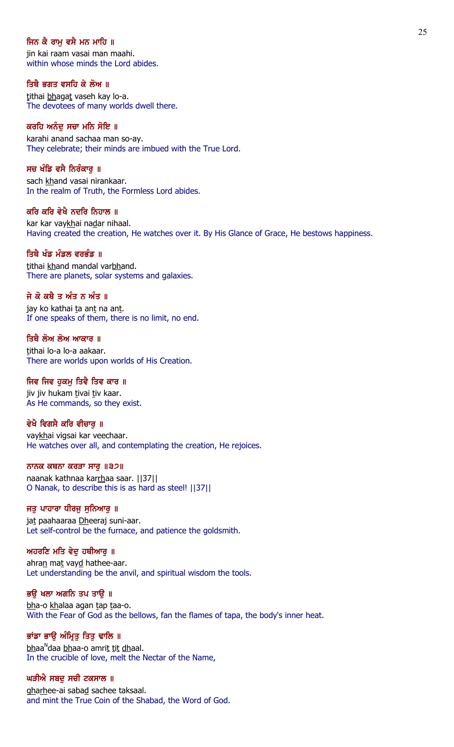ਜਿਨ ਕੈ ਰਾਮੁ ਵਸੈ ਮਨ ਮਾਹਿ ॥
jin kai raam vasai man maahi.
within whose minds the Lord abides.

ਤਿਥੈ ਭਗਤ ਵਸਹਿ ਕੇ ਲੋਅ ॥
tithai bhagat vaseh kay lo-a.
The devotees of many worlds dwell there.

ਕਰਹਿ ਅਨੰਦੁ ਸਚਾ ਮਨਿ ਸੋਇ ॥
karahi anand sachaa man so-ay.
They celebrate; their minds are imbued with the True Lord.

ਸਚ ਖੰਡਿ ਵਸੈ ਨਿਰੰਕਾਰੁ ॥
sach khand vasai nirankaar.
In the realm of Truth, the Formless Lord abides.

ਕਰਿ ਕਰਿ ਵੇਖੈ ਨਦਰਿ ਨਿਹਾਲ ॥
kar kar vaykhai nadar nihaal.
Having created the creation, He watches over it. By His Glance of Grace, He bestows happiness.

ਤਿਥੈ ਖੰਡ ਮੰਡਲ ਵਰਭੰਡ ॥
tithai khand mandal varbhand.
There are planets, solar systems and galaxies.

ਜੇ ਕੋ ਕਥੈ ਤ ਅੰਤ ਨ ਅੰਤ ॥
jay ko kathai ta ant na ant.
If one speaks of them, there is no limit, no end.

ਤਿਥੈ ਲੋਅ ਲੋਅ ਆਕਾਰ ॥
tithai lo-a lo-a aakaar.
There are worlds upon worlds of His Creation.

ਜਿਵ ਜਿਵ ਹੁਕਮੁ ਤਿਵੈ ਤਿਵ ਕਾਰ ॥
jiv jiv hukam tivai tiv kaar.
As He commands, so they exist.

ਵੇਖੈ ਵਿਗਸੈ ਕਰਿ ਵੀਚਾਰੁ ॥
vaykhai vigsai kar veechaar.
He watches over all, and contemplating the creation, He rejoices.

ਨਾਨਕ ਕਥਨਾ ਕਰੜਾ ਸਾਰੁ ॥੩੭॥
naanak kathnaa karrhaa saar. ||37||
O Nanak, to describe this is as hard as steel! ||37||

ਜਤੁ ਪਾਹਾਰਾ ਧੀਰਜੁ ਸੁਨਿਆਰੁ ॥
jat paahaaraa Dheeraj suni-aar.
Let self-control be the furnace, and patience the goldsmith.

ਅਹਰਣਿ ਮਤਿ ਵੇਦੁ ਹਥੀਆਰੁ ॥
ahran mat vayd hathee-aar.
Let understanding be the anvil, and spiritual wisdom the tools.

ਭਉ ਖਲਾ ਅਗਨਿ ਤਪ ਤਾਉ ॥
bha-o khalaa agan tap taa-o.
With the Fear of God as the bellows, fan the flames of tapa, the body's inner heat.

ਭਾਂਡਾ ਭਾਉ ਅੰਮ੍ਰਿਤੁ ਤਿਤੁ ਢਾਲਿ ॥
bhaaNdaa bhaa-o amrit tit dhaal.
In the crucible of love, melt the Nectar of the Name,

ਘੜੀਐ ਸਬਦੁ ਸਚੀ ਟਕਸਾਲ ॥
gharhee-ai sabad sachee taksaal.
and mint the True Coin of the Shabad, the Word of God.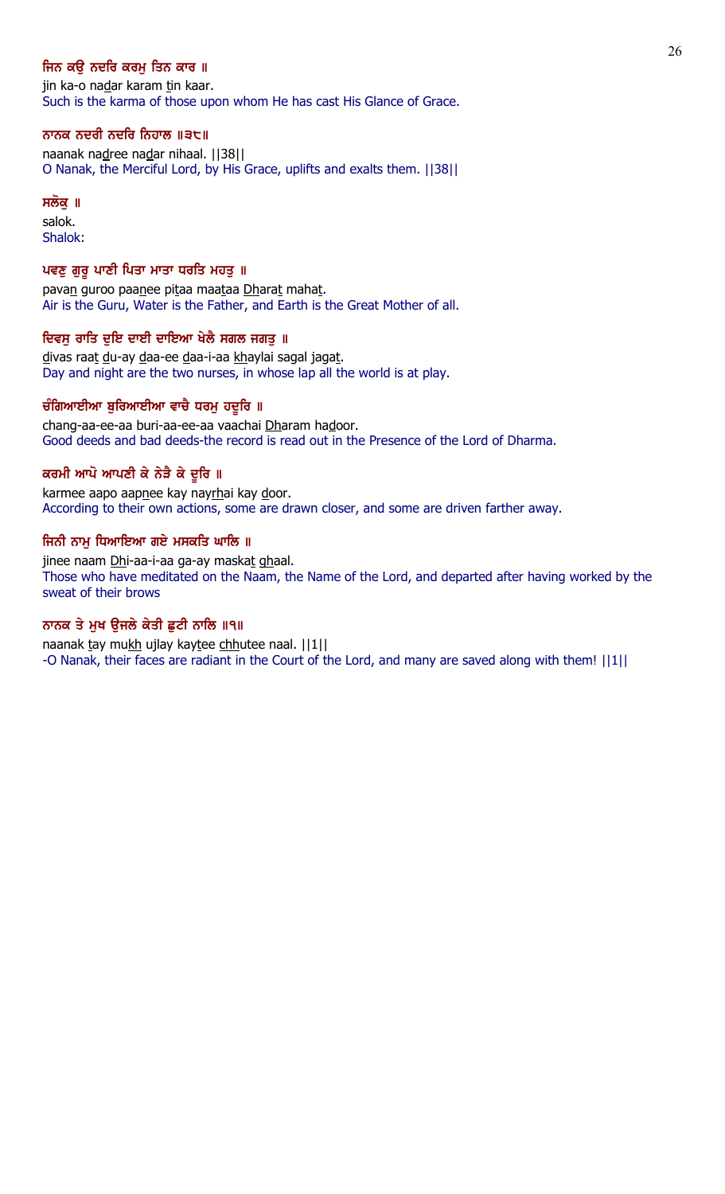**ਜਿਨ ਕਉ ਨਦਰਿ ਕਰਮੁ ਤਿਨ ਕਾਰ ॥**

jin ka-o nadar karam tin kaar.

Such is the karma of those upon whom He has cast His Glance of Grace.

**ਨਾਨਕ ਨਦਰੀ ਨਦਰਿ ਨਿਹਾਲ ॥੩੮॥**

naanak nadree nadar nihaal. ||38||

O Nanak, the Merciful Lord, by His Grace, uplifts and exalts them. ||38||

**ਸਲੋਕੁ ॥**

salok.

Shalok:

**ਪਵਣੁ ਗੁਰੂ ਪਾਣੀ ਪਿਤਾ ਮਾਤਾ ਧਰਤਿ ਮਹਤੁ ॥**

pavan guroo paanee pitaa maataa Dharat mahat.

Air is the Guru, Water is the Father, and Earth is the Great Mother of all.

**ਦਿਵਸੁ ਰਾਤਿ ਦੁਇ ਦਾਈ ਦਾਇਆ ਖੇਲੈ ਸਗਲ ਜਗਤੁ ॥**

divas raat du-ay daa-ee daa-i-aa khaylai sagal jagat.

Day and night are the two nurses, in whose lap all the world is at play.

**ਚੰਗਿਆਈਆ ਬੁਰਿਆਈਆ ਵਾਚੈ ਧਰਮੁ ਹਦੂਰਿ ॥**

chang-aa-ee-aa buri-aa-ee-aa vaachai Dharam hadoor.

Good deeds and bad deeds-the record is read out in the Presence of the Lord of Dharma.

**ਕਰਮੀ ਆਪੋ ਆਪਣੀ ਕੇ ਨੇੜੈ ਕੇ ਦੂਰਿ ॥**

karmee aapo aapnee kay nayrhai kay door.

According to their own actions, some are drawn closer, and some are driven farther away.

**ਜਿਨੀ ਨਾਮੁ ਧਿਆਇਆ ਗਏ ਮਸਕਤਿ ਘਾਲਿ ॥**

jinee naam Dhi-aa-i-aa ga-ay maskat ghaal.

Those who have meditated on the Naam, the Name of the Lord, and departed after having worked by the sweat of their brows

**ਨਾਨਕ ਤੇ ਮੁਖ ਉਜਲੇ ਕੇਤੀ ਛੁਟੀ ਨਾਲਿ ॥੧॥**

naanak tay mukh ujlay kaytee chhutee naal. ||1||

-O Nanak, their faces are radiant in the Court of the Lord, and many are saved along with them! ||1||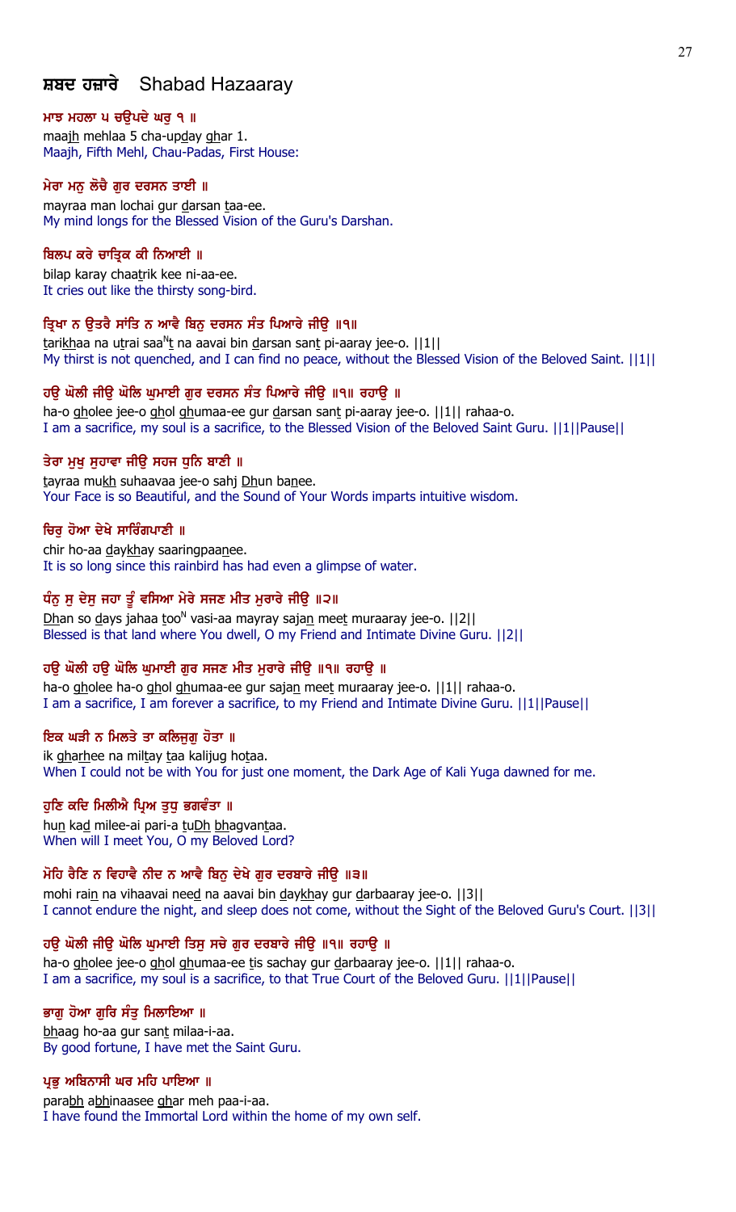# ਸ਼ਬਦ ਹਜ਼ਾਰੇ Shabad Hazaaray

**ਮਾਝ ਮਹਲਾ ੫ ਚਉਪਦੇ ਘਰੁ ੧ ॥**
maajh mehlaa 5 cha-upday ghar 1.
Maajh, Fifth Mehl, Chau-Padas, First House:

**ਮੇਰਾ ਮਨੁ ਲੋਚੈ ਗੁਰ ਦਰਸਨ ਤਾਈ ॥**
mayraa man lochai gur darsan taa-ee.
My mind longs for the Blessed Vision of the Guru's Darshan.

**ਬਿਲਪ ਕਰੇ ਚਾਤ੍ਰਿਕ ਕੀ ਨਿਆਈ ॥**
bilap karay chaatrik kee ni-aa-ee.
It cries out like the thirsty song-bird.

**ਤ੍ਰਿਖਾ ਨ ਉਤਰੈ ਸਾਂਤਿ ਨ ਆਵੈ ਬਿਨੁ ਦਰਸਨ ਸੰਤ ਪਿਆਰੇ ਜੀਉ ॥੧॥**
tarikhaa na utrai saa^Nt na aavai bin darsan sant pi-aaray jee-o. ||1||
My thirst is not quenched, and I can find no peace, without the Blessed Vision of the Beloved Saint. ||1||

**ਹਉ ਘੋਲੀ ਜੀਉ ਘੋਲਿ ਘੁਮਾਈ ਗੁਰ ਦਰਸਨ ਸੰਤ ਪਿਆਰੇ ਜੀਉ ॥੧॥ ਰਹਾਉ ॥**
ha-o gholee jee-o ghol ghumaa-ee gur darsan sant pi-aaray jee-o. ||1|| rahaa-o.
I am a sacrifice, my soul is a sacrifice, to the Blessed Vision of the Beloved Saint Guru. ||1||Pause||

**ਤੇਰਾ ਮੁਖੁ ਸੁਹਾਵਾ ਜੀਉ ਸਹਜ ਧੁਨਿ ਬਾਣੀ ॥**
tayraa mukh suhaavaa jee-o sahj Dhun banee.
Your Face is so Beautiful, and the Sound of Your Words imparts intuitive wisdom.

**ਚਿਰੁ ਹੋਆ ਦੇਖੇ ਸਾਰਿੰਗਪਾਣੀ ॥**
chir ho-aa daykhay saaringpaanee.
It is so long since this rainbird has had even a glimpse of water.

**ਧੰਨੁ ਸੁ ਦੇਸੁ ਜਹਾ ਤੂੰ ਵਸਿਆ ਮੇਰੇ ਸਜਣ ਮੀਤ ਮੁਰਾਰੇ ਜੀਉ ॥੨॥**
Dhan so days jahaa too^N vasi-aa mayray sajan meet muraaray jee-o. ||2||
Blessed is that land where You dwell, O my Friend and Intimate Divine Guru. ||2||

**ਹਉ ਘੋਲੀ ਹਉ ਘੋਲਿ ਘੁਮਾਈ ਗੁਰ ਸਜਣ ਮੀਤ ਮੁਰਾਰੇ ਜੀਉ ॥੧॥ ਰਹਾਉ ॥**
ha-o gholee ha-o ghol ghumaa-ee gur sajan meet muraaray jee-o. ||1|| rahaa-o.
I am a sacrifice, I am forever a sacrifice, to my Friend and Intimate Divine Guru. ||1||Pause||

**ਇਕ ਘੜੀ ਨ ਮਿਲਤੇ ਤਾ ਕਲਿਜੁਗੁ ਹੋਤਾ ॥**
ik gharhee na miltay taa kalijug hotaa.
When I could not be with You for just one moment, the Dark Age of Kali Yuga dawned for me.

**ਹੁਣਿ ਕਦਿ ਮਿਲੀਐ ਪ੍ਰਿਅ ਤੁਧੁ ਭਗਵੰਤਾ ॥**
hun kad milee-ai pari-a tuDh bhagvantaa.
When will I meet You, O my Beloved Lord?

**ਮੋਹਿ ਰੈਣਿ ਨ ਵਿਹਾਵੈ ਨੀਦ ਨ ਆਵੈ ਬਿਨੁ ਦੇਖੇ ਗੁਰ ਦਰਬਾਰੇ ਜੀਉ ॥੩॥**
mohi rain na vihaavai need na aavai bin daykhay gur darbaaray jee-o. ||3||
I cannot endure the night, and sleep does not come, without the Sight of the Beloved Guru's Court. ||3||

**ਹਉ ਘੋਲੀ ਜੀਉ ਘੋਲਿ ਘੁਮਾਈ ਤਿਸੁ ਸਚੇ ਗੁਰ ਦਰਬਾਰੇ ਜੀਉ ॥੧॥ ਰਹਾਉ ॥**
ha-o gholee jee-o ghol ghumaa-ee tis sachay gur darbaaray jee-o. ||1|| rahaa-o.
I am a sacrifice, my soul is a sacrifice, to that True Court of the Beloved Guru. ||1||Pause||

**ਭਾਗੁ ਹੋਆ ਗੁਰਿ ਸੰਤੁ ਮਿਲਾਇਆ ॥**
bhaag ho-aa gur sant milaa-i-aa.
By good fortune, I have met the Saint Guru.

**ਪ੍ਰਭੁ ਅਬਿਨਾਸੀ ਘਰ ਮਹਿ ਪਾਇਆ ॥**
parabh abhinaasee ghar meh paa-i-aa.
I have found the Immortal Lord within the home of my own self.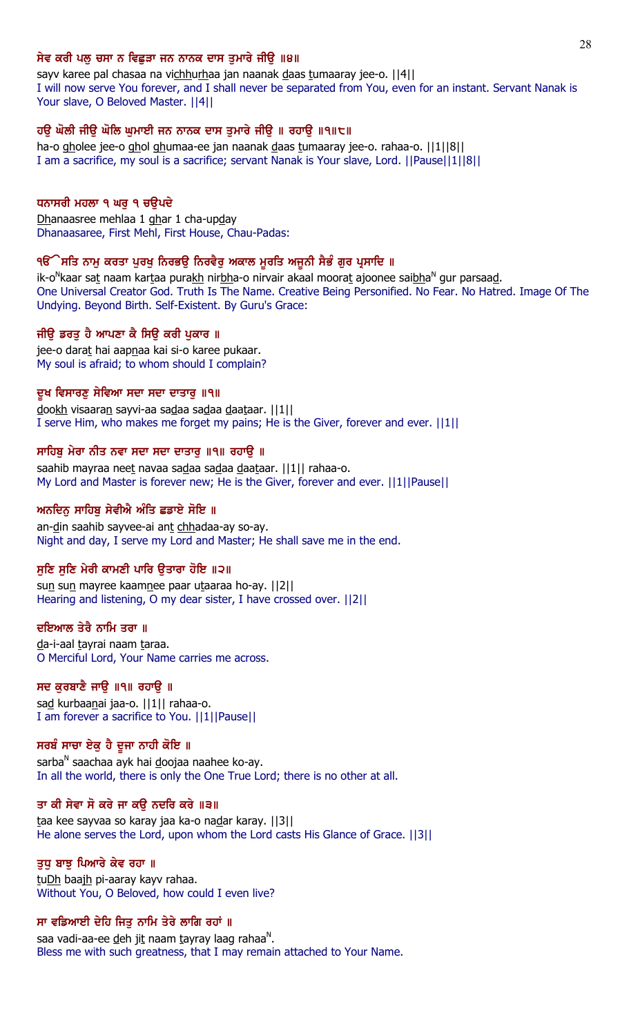**ਸੇਵ ਕਰੀ ਪਲੁ ਚਸਾ ਨ ਵਿਛੁੜਾ ਜਨ ਨਾਨਕ ਦਾਸ ਤੁਮਾਰੇ ਜੀਉ ॥੪॥**

sayv karee pal chasaa na vichhurhaa jan naanak daas tumaaray jee-o. ||4||
I will now serve You forever, and I shall never be separated from You, even for an instant. Servant Nanak is Your slave, O Beloved Master. ||4||

**ਹਉ ਘੋਲੀ ਜੀਉ ਘੋਲਿ ਘੁਮਾਈ ਜਨ ਨਾਨਕ ਦਾਸ ਤੁਮਾਰੇ ਜੀਉ ॥ ਰਹਾਉ ॥੧॥੮॥**

ha-o gholee jee-o ghol ghumaa-ee jan naanak daas tumaaray jee-o. rahaa-o. ||1||8||
I am a sacrifice, my soul is a sacrifice; servant Nanak is Your slave, Lord. ||Pause||1||8||

**ਧਨਾਸਰੀ ਮਹਲਾ ੧ ਘਰੁ ੧ ਚਉਪਦੇ**

Dhanaasree mehlaa 1 ghar 1 cha-upday
Dhanaasaree, First Mehl, First House, Chau-Padas:

**ੴ ਸਤਿ ਨਾਮੁ ਕਰਤਾ ਪੁਰਖੁ ਨਿਰਭਉ ਨਿਰਵੈਰੁ ਅਕਾਲ ਮੂਰਤਿ ਅਜੂਨੀ ਸੈਭੰ ਗੁਰ ਪ੍ਰਸਾਦਿ ॥**

ik-oNkaar sat naam kartaa purakh nirbha-o nirvair akaal moorat ajoonee saibhaN gur parsaad.
One Universal Creator God. Truth Is The Name. Creative Being Personified. No Fear. No Hatred. Image Of The Undying. Beyond Birth. Self-Existent. By Guru's Grace:

**ਜੀਉ ਡਰਤੁ ਹੈ ਆਪਣਾ ਕੈ ਸਿਉ ਕਰੀ ਪੁਕਾਰ ॥**

jee-o darat hai aapnaa kai si-o karee pukaar.
My soul is afraid; to whom should I complain?

**ਦੂਖ ਵਿਸਾਰਣੁ ਸੇਵਿਆ ਸਦਾ ਸਦਾ ਦਾਤਾਰੁ ॥੧॥**

dookh visaaran sayvi-aa sadaa sadaa daataar. ||1||
I serve Him, who makes me forget my pains; He is the Giver, forever and ever. ||1||

**ਸਾਹਿਬੁ ਮੇਰਾ ਨੀਤ ਨਵਾ ਸਦਾ ਸਦਾ ਦਾਤਾਰੁ ॥੧॥ ਰਹਾਉ ॥**

saahib mayraa neet navaa sadaa sadaa daataar. ||1|| rahaa-o.
My Lord and Master is forever new; He is the Giver, forever and ever. ||1||Pause||

**ਅਨਦਿਨੁ ਸਾਹਿਬੁ ਸੇਵੀਐ ਅੰਤਿ ਛਡਾਏ ਸੋਇ ॥**

an-din saahib sayvee-ai ant chhadaa-ay so-ay.
Night and day, I serve my Lord and Master; He shall save me in the end.

**ਸੁਣਿ ਸੁਣਿ ਮੇਰੀ ਕਾਮਣੀ ਪਾਰਿ ਉਤਾਰਾ ਹੋਇ ॥੨॥**

sun sun mayree kaamnee paar utaaraa ho-ay. ||2||
Hearing and listening, O my dear sister, I have crossed over. ||2||

**ਦਇਆਲ ਤੇਰੈ ਨਾਮਿ ਤਰਾ ॥**

da-i-aal tayrai naam taraa.
O Merciful Lord, Your Name carries me across.

**ਸਦ ਕੁਰਬਾਣੈ ਜਾਉ ॥੧॥ ਰਹਾਉ ॥**

sad kurbaanai jaa-o. ||1|| rahaa-o.
I am forever a sacrifice to You. ||1||Pause||

**ਸਰਬੰ ਸਾਚਾ ਏਕੁ ਹੈ ਦੂਜਾ ਨਾਹੀ ਕੋਇ ॥**

sarbaN saachaa ayk hai doojaa naahee ko-ay.
In all the world, there is only the One True Lord; there is no other at all.

**ਤਾ ਕੀ ਸੇਵਾ ਸੋ ਕਰੇ ਜਾ ਕਉ ਨਦਰਿ ਕਰੇ ॥੩॥**

taa kee sayvaa so karay jaa ka-o nadar karay. ||3||
He alone serves the Lord, upon whom the Lord casts His Glance of Grace. ||3||

**ਤੁਧੁ ਬਾਝੁ ਪਿਆਰੇ ਕੇਵ ਰਹਾ ॥**

tuDh baajh pi-aaray kayv rahaa.
Without You, O Beloved, how could I even live?

**ਸਾ ਵਡਿਆਈ ਦੇਹਿ ਜਿਤੁ ਨਾਮਿ ਤੇਰੇ ਲਾਗਿ ਰਹਾਂ ॥**

saa vadi-aa-ee deh jit naam tayray laag rahaaN.
Bless me with such greatness, that I may remain attached to Your Name.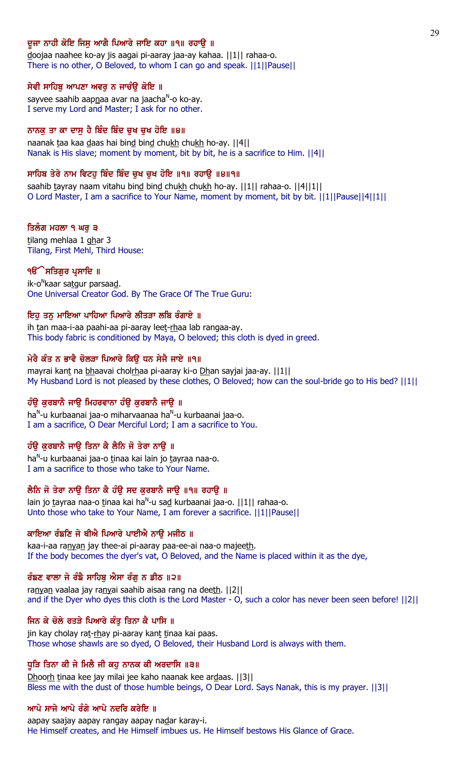**ਦੂਜਾ ਨਾਹੀ ਕੋਇ ਜਿਸੁ ਆਗੈ ਪਿਆਰੇ ਜਾਇ ਕਹਾ ॥੧॥ ਰਹਾਉ ॥**

doojaa naahee ko-ay jis aagai pi-aaray jaa-ay kahaa. ||1|| rahaa-o.
There is no other, O Beloved, to whom I can go and speak. ||1||Pause||

**ਸੇਵੀ ਸਾਹਿਬੁ ਆਪਣਾ ਅਵਰੁ ਨ ਜਾਚੰਉ ਕੋਇ ॥**

sayvee saahib aapnaa avar na jaachaN-o ko-ay.
I serve my Lord and Master; I ask for no other.

**ਨਾਨਕੁ ਤਾ ਕਾ ਦਾਸੁ ਹੈ ਬਿੰਦ ਬਿੰਦ ਚੁਖ ਚੁਖ ਹੋਇ ॥੪॥**

naanak taa kaa daas hai bind bind chukh chukh ho-ay. ||4||
Nanak is His slave; moment by moment, bit by bit, he is a sacrifice to Him. ||4||

**ਸਾਹਿਬ ਤੇਰੇ ਨਾਮ ਵਿਟਹੁ ਬਿੰਦ ਬਿੰਦ ਚੁਖ ਚੁਖ ਹੋਇ ॥੧॥ ਰਹਾਉ ॥੪॥੧॥**

saahib tayray naam vitahu bind bind chukh chukh ho-ay. ||1|| rahaa-o. ||4||1||
O Lord Master, I am a sacrifice to Your Name, moment by moment, bit by bit. ||1||Pause||4||1||

**ਤਿਲੰਗ ਮਹਲਾ ੧ ਘਰੁ ੩**

tilang mehlaa 1 ghar 3
Tilang, First Mehl, Third House:

**ੴ ਸਤਿਗੁਰ ਪ੍ਰਸਾਦਿ ॥**

ik-oNkaar satgur parsaad.
One Universal Creator God. By The Grace Of The True Guru:

**ਇਹੁ ਤਨੁ ਮਾਇਆ ਪਾਹਿਆ ਪਿਆਰੇ ਲੀਤੜਾ ਲਬਿ ਰੰਗਾਏ ॥**

ih tan maa-i-aa paahi-aa pi-aaray leet-rhaa lab rangaa-ay.
This body fabric is conditioned by Maya, O beloved; this cloth is dyed in greed.

**ਮੇਰੈ ਕੰਤ ਨ ਭਾਵੈ ਚੋਲੜਾ ਪਿਆਰੇ ਕਿਉ ਧਨ ਸੇਜੈ ਜਾਏ ॥੧॥**

mayrai kant na bhaavai cholrhaa pi-aaray ki-o Dhan sayjai jaa-ay. ||1||
My Husband Lord is not pleased by these clothes, O Beloved; how can the soul-bride go to His bed? ||1||

**ਹੰਉ ਕੁਰਬਾਨੈ ਜਾਉ ਮਿਹਰਵਾਨਾ ਹੰਉ ਕੁਰਬਾਨੈ ਜਾਉ ॥**

haN-u kurbaanai jaa-o miharvaanaa haN-u kurbaanai jaa-o.
I am a sacrifice, O Dear Merciful Lord; I am a sacrifice to You.

**ਹੰਉ ਕੁਰਬਾਨੈ ਜਾਉ ਤਿਨਾ ਕੈ ਲੈਨਿ ਜੋ ਤੇਰਾ ਨਾਉ ॥**

haN-u kurbaanai jaa-o tinaa kai lain jo tayraa naa-o.
I am a sacrifice to those who take to Your Name.

**ਲੈਨਿ ਜੋ ਤੇਰਾ ਨਾਉ ਤਿਨਾ ਕੈ ਹੰਉ ਸਦ ਕੁਰਬਾਨੈ ਜਾਉ ॥੧॥ ਰਹਾਉ ॥**

lain jo tayraa naa-o tinaa kai haN-u sad kurbaanai jaa-o. ||1|| rahaa-o.
Unto those who take to Your Name, I am forever a sacrifice. ||1||Pause||

**ਕਾਇਆ ਰੰਙਣਿ ਜੇ ਥੀਐ ਪਿਆਰੇ ਪਾਈਐ ਨਾਉ ਮਜੀਠ ॥**

kaa-i-aa ranyan jay thee-ai pi-aaray paa-ee-ai naa-o majeeth.
If the body becomes the dyer's vat, O Beloved, and the Name is placed within it as the dye,

**ਰੰਙਣ ਵਾਲਾ ਜੇ ਰੰਙੈ ਸਾਹਿਬੁ ਐਸਾ ਰੰਗੁ ਨ ਡੀਠ ॥੨॥**

ranyan vaalaa jay ranyai saahib aisaa rang na deeth. ||2||
and if the Dyer who dyes this cloth is the Lord Master - O, such a color has never been seen before! ||2||

**ਜਿਨ ਕੇ ਚੋਲੇ ਰਤੜੇ ਪਿਆਰੇ ਕੰਤੁ ਤਿਨਾ ਕੈ ਪਾਸਿ ॥**

jin kay cholay rat-rhay pi-aaray kant tinaa kai paas.
Those whose shawls are so dyed, O Beloved, their Husband Lord is always with them.

**ਧੂੜਿ ਤਿਨਾ ਕੀ ਜੇ ਮਿਲੈ ਜੀ ਕਹੁ ਨਾਨਕ ਕੀ ਅਰਦਾਸਿ ॥੩॥**

Dhoorh tinaa kee jay milai jee kaho naanak kee ardaas. ||3||
Bless me with the dust of those humble beings, O Dear Lord. Says Nanak, this is my prayer. ||3||

**ਆਪੇ ਸਾਜੇ ਆਪੇ ਰੰਗੇ ਆਪੇ ਨਦਰਿ ਕਰੇਇ ॥**

aapay saajay aapay rangay aapay nadar karay-i.
He Himself creates, and He Himself imbues us. He Himself bestows His Glance of Grace.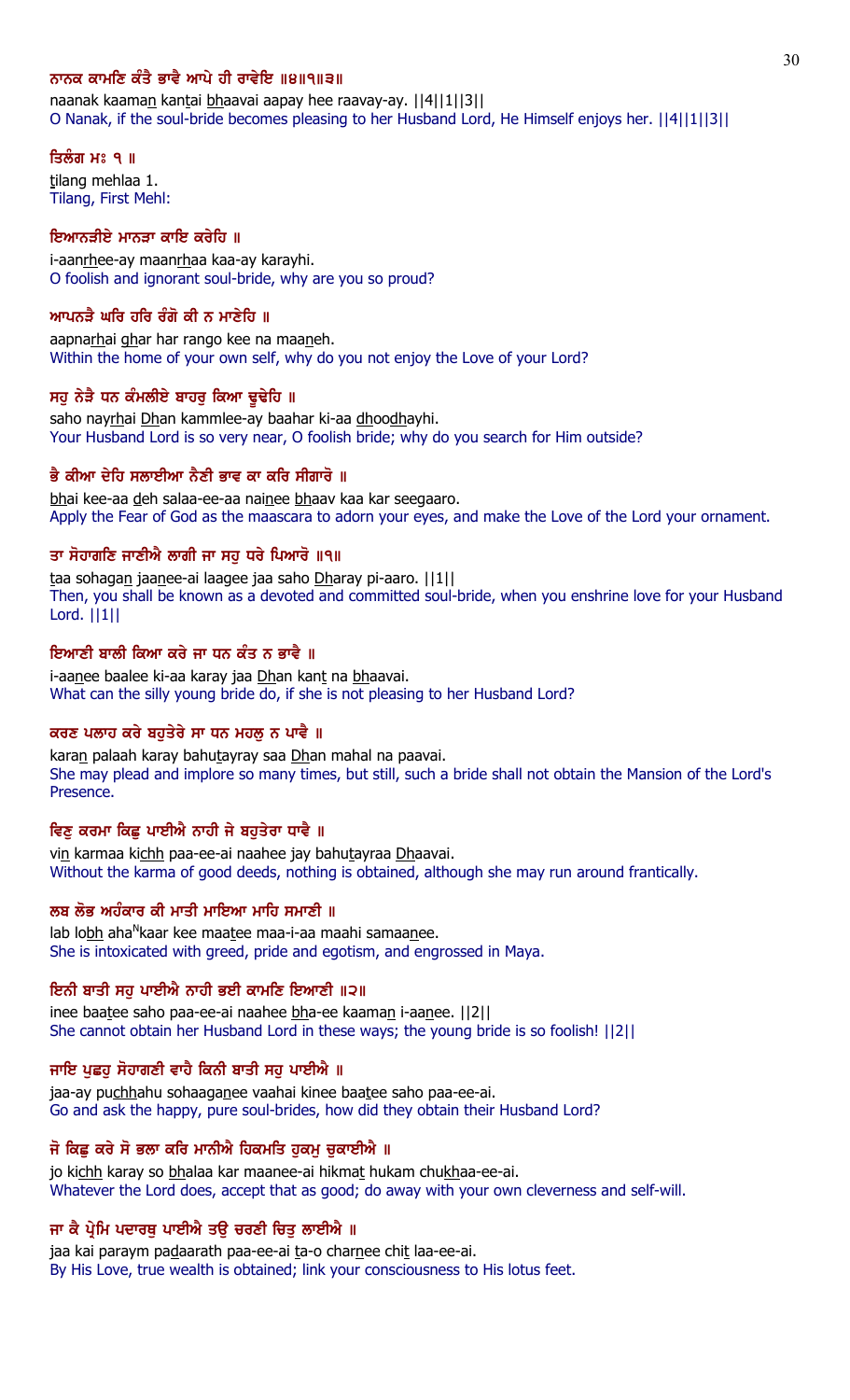**ਨਾਨਕ ਕਾਮਣਿ ਕੰਤੈ ਭਾਵੈ ਆਪੇ ਹੀ ਰਾਵੇਇ ॥੪॥੧॥੩॥**

naanak kaaman kantai bhaavai aapay hee raavay-ay. ||4||1||3||

O Nanak, if the soul-bride becomes pleasing to her Husband Lord, He Himself enjoys her. ||4||1||3||

**ਤਿਲੰਗ ਮਹਲਾ ੧ ॥**

tilang mehlaa 1.

Tilang, First Mehl:

**ਇਆਨੜੀਏ ਮਾਨੜਾ ਕਾਇ ਕਰੇਹਿ ॥**

i-aanrhee-ay maanrhaa kaa-ay karayhi.

O foolish and ignorant soul-bride, why are you so proud?

**ਆਪਨੜੈ ਘਰਿ ਹਰਿ ਰੰਗੋ ਕੀ ਨ ਮਾਣੇਹਿ ॥**

aapnarhai ghar har rango kee na maaneh.

Within the home of your own self, why do you not enjoy the Love of your Lord?

**ਸਹੁ ਨੇੜੈ ਧਨ ਕੰਮਲੀਏ ਬਾਹਰੁ ਕਿਆ ਢੂਢੇਹਿ ॥**

saho nayrhai Dhan kammlee-ay baahar ki-aa dhoodhayhi.

Your Husband Lord is so very near, O foolish bride; why do you search for Him outside?

**ਭੈ ਕੀਆ ਦੇਹਿ ਸਲਾਈਆ ਨੈਣੀ ਭਾਵ ਕਾ ਕਰਿ ਸੀਗਾਰੋ ॥**

bhai kee-aa deh salaa-ee-aa nainee bhaav kaa kar seegaaro.

Apply the Fear of God as the maascara to adorn your eyes, and make the Love of the Lord your ornament.

**ਤਾ ਸੋਹਾਗਣਿ ਜਾਣੀਐ ਲਾਗੀ ਜਾ ਸਹੁ ਧਰੇ ਪਿਆਰੋ ॥੧॥**

taa sohagan jaanee-ai laagee jaa saho Dharay pi-aaro. ||1||

Then, you shall be known as a devoted and committed soul-bride, when you enshrine love for your Husband Lord. ||1||

**ਇਆਣੀ ਬਾਲੀ ਕਿਆ ਕਰੇ ਜਾ ਧਨ ਕੰਤ ਨ ਭਾਵੈ ॥**

i-aanee baalee ki-aa karay jaa Dhan kant na bhaavai.

What can the silly young bride do, if she is not pleasing to her Husband Lord?

**ਕਰਣ ਪਲਾਹ ਕਰੇ ਬਹੁਤੇਰੇ ਸਾ ਧਨ ਮਹਲੁ ਨ ਪਾਵੈ ॥**

karan palaah karay bahutayray saa Dhan mahal na paavai.

She may plead and implore so many times, but still, such a bride shall not obtain the Mansion of the Lord's Presence.

**ਵਿਣੁ ਕਰਮਾ ਕਿਛੁ ਪਾਈਐ ਨਾਹੀ ਜੇ ਬਹੁਤੇਰਾ ਧਾਵੈ ॥**

vin karmaa kichh paa-ee-ai naahee jay bahutayraa Dhaavai.

Without the karma of good deeds, nothing is obtained, although she may run around frantically.

**ਲਬ ਲੋਭ ਅਹੰਕਾਰ ਕੀ ਮਾਤੀ ਮਾਇਆ ਮਾਹਿ ਸਮਾਣੀ ॥**

lab lobh ahaNkaar kee maatee maa-i-aa maahi samaanee.

She is intoxicated with greed, pride and egotism, and engrossed in Maya.

**ਇਨੀ ਬਾਤੀ ਸਹੁ ਪਾਈਐ ਨਾਹੀ ਭਈ ਕਾਮਣਿ ਇਆਣੀ ॥੨॥**

inee baatee saho paa-ee-ai naahee bha-ee kaaman i-aanee. ||2||

She cannot obtain her Husband Lord in these ways; the young bride is so foolish! ||2||

**ਜਾਇ ਪੁਛਹੁ ਸੋਹਾਗਣੀ ਵਾਹੈ ਕਿਨੀ ਬਾਤੀ ਸਹੁ ਪਾਈਐ ॥**

jaa-ay puchhahu sohaaganee vaahai kinee baatee saho paa-ee-ai.

Go and ask the happy, pure soul-brides, how did they obtain their Husband Lord?

**ਜੋ ਕਿਛੁ ਕਰੇ ਸੋ ਭਲਾ ਕਰਿ ਮਾਨੀਐ ਹਿਕਮਤਿ ਹੁਕਮੁ ਚੁਕਾਈਐ ॥**

jo kichh karay so bhalaa kar maanee-ai hikmat hukam chukhaa-ee-ai.

Whatever the Lord does, accept that as good; do away with your own cleverness and self-will.

**ਜਾ ਕੈ ਪ੍ਰੇਮਿ ਪਦਾਰਥੁ ਪਾਈਐ ਤਉ ਚਰਣੀ ਚਿਤੁ ਲਾਈਐ ॥**

jaa kai paraym padaarath paa-ee-ai ta-o charnee chit laa-ee-ai.

By His Love, true wealth is obtained; link your consciousness to His lotus feet.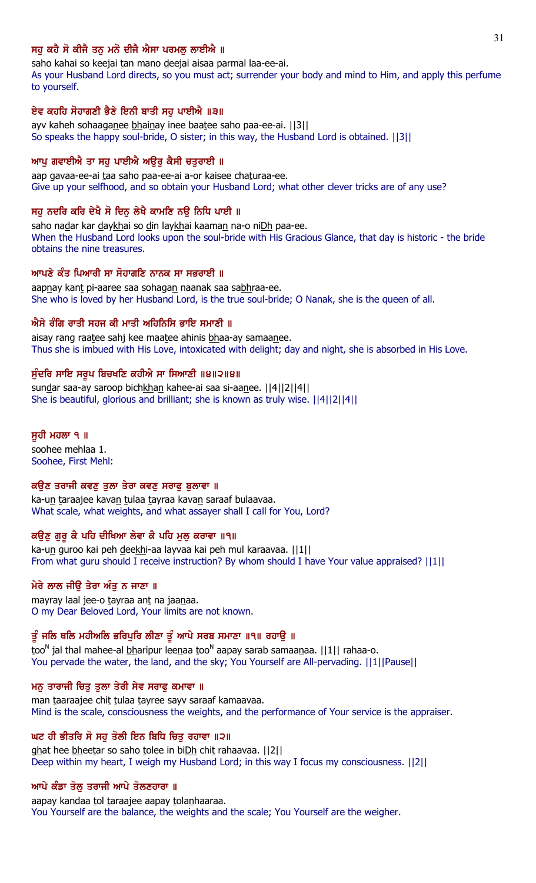**ਸਹੁ ਕਹੈ ਸੋ ਕੀਜੈ ਤਨੁ ਮਨੋ ਦੀਜੈ ਐਸਾ ਪਰਮਲੁ ਲਾਈਐ ॥**

saho kahai so keejai tan mano deejai aisaa parmal laa-ee-ai.

As your Husband Lord directs, so you must act; surrender your body and mind to Him, and apply this perfume to yourself.

**ਏਵ ਕਹਹਿ ਸੋਹਾਗਣੀ ਭੈਣੇ ਇਨੀ ਬਾਤੀ ਸਹੁ ਪਾਈਐ ॥੩॥**

ayv kaheh sohaaganee bhainay inee baatee saho paa-ee-ai. ||3||

So speaks the happy soul-bride, O sister; in this way, the Husband Lord is obtained. ||3||

**ਆਪੁ ਗਵਾਈਐ ਤਾ ਸਹੁ ਪਾਈਐ ਅਉਰੁ ਕੈਸੀ ਚਤੁਰਾਈ ॥**

aap gavaa-ee-ai taa saho paa-ee-ai a-or kaisee chaturaa-ee.

Give up your selfhood, and so obtain your Husband Lord; what other clever tricks are of any use?

**ਸਹੁ ਨਦਰਿ ਕਰਿ ਦੇਖੈ ਸੋ ਦਿਨੁ ਲੇਖੈ ਕਾਮਣਿ ਨਉ ਨਿਧਿ ਪਾਈ ॥**

saho nadar kar daykhai so din laykhai kaaman na-o niDh paa-ee.

When the Husband Lord looks upon the soul-bride with His Gracious Glance, that day is historic - the bride obtains the nine treasures.

**ਆਪਣੇ ਕੰਤ ਪਿਆਰੀ ਸਾ ਸੋਹਾਗਣਿ ਨਾਨਕ ਸਾ ਸਭਰਾਈ ॥**

aapnay kant pi-aaree saa sohagan naanak saa sabhraa-ee.

She who is loved by her Husband Lord, is the true soul-bride; O Nanak, she is the queen of all.

**ਐਸੇ ਰੰਗਿ ਰਾਤੀ ਸਹਜ ਕੀ ਮਾਤੀ ਅਹਿਨਿਸਿ ਭਾਇ ਸਮਾਣੀ ॥**

aisay rang raatee sahj kee maatee ahinis bhaa-ay samaanee.

Thus she is imbued with His Love, intoxicated with delight; day and night, she is absorbed in His Love.

**ਸੁੰਦਰਿ ਸਾਇ ਸਰੂਪ ਬਿਚਖਣਿ ਕਹੀਐ ਸਾ ਸਿਆਣੀ ॥੪॥੨॥੪॥**

sundar saa-ay saroop bichkhan kahee-ai saa si-aanee. ||4||2||4||

She is beautiful, glorious and brilliant; she is known as truly wise. ||4||2||4||

**ਸੂਹੀ ਮਹਲਾ ੧ ॥**

soohee mehlaa 1.

Soohee, First Mehl:

**ਕਉਣ ਤਰਾਜੀ ਕਵਣੁ ਤੁਲਾ ਤੇਰਾ ਕਵਣੁ ਸਰਾਫੁ ਬੁਲਾਵਾ ॥**

ka-un taraajee kavan tulaa tayraa kavan saraaf bulaavaa.

What scale, what weights, and what assayer shall I call for You, Lord?

**ਕਉਣੁ ਗੁਰੂ ਕੈ ਪਹਿ ਦੀਖਿਆ ਲੇਵਾ ਕੈ ਪਹਿ ਮੁਲੁ ਕਰਾਵਾ ॥੧॥**

ka-un guroo kai peh deekhi-aa layvaa kai peh mul karaavaa. ||1||

From what guru should I receive instruction? By whom should I have Your value appraised? ||1||

**ਮੇਰੇ ਲਾਲ ਜੀਉ ਤੇਰਾ ਅੰਤੁ ਨ ਜਾਣਾ ॥**

mayray laal jee-o tayraa ant na jaanaa.

O my Dear Beloved Lord, Your limits are not known.

**ਤੂੰ ਜਲਿ ਥਲਿ ਮਹੀਅਲਿ ਭਰਿਪੁਰਿ ਲੀਣਾ ਤੂੰ ਆਪੇ ਸਰਬ ਸਮਾਣਾ ॥੧॥ ਰਹਾਉ ॥**

tooN jal thal mahee-al bharipur leenaa tooN aapay sarab samaanaa. ||1|| rahaa-o.

You pervade the water, the land, and the sky; You Yourself are All-pervading. ||1||Pause||

**ਮਨੁ ਤਾਰਾਜੀ ਚਿਤੁ ਤੁਲਾ ਤੇਰੀ ਸੇਵ ਸਰਾਫੁ ਕਮਾਵਾ ॥**

man taaraajee chit tulaa tayree sayv saraaf kamaavaa.

Mind is the scale, consciousness the weights, and the performance of Your service is the appraiser.

**ਘਟ ਹੀ ਭੀਤਰਿ ਸੋ ਸਹੁ ਤੋਲੀ ਇਨ ਬਿਧਿ ਚਿਤੁ ਰਹਾਵਾ ॥੨॥**

ghat hee bheetar so saho tolee in biDh chit rahaavaa. ||2||

Deep within my heart, I weigh my Husband Lord; in this way I focus my consciousness. ||2||

**ਆਪੇ ਕੰਡਾ ਤੋਲੁ ਤਰਾਜੀ ਆਪੇ ਤੋਲਣਹਾਰਾ ॥**

aapay kandaa tol taraajee aapay tolanhaaraa.

You Yourself are the balance, the weights and the scale; You Yourself are the weigher.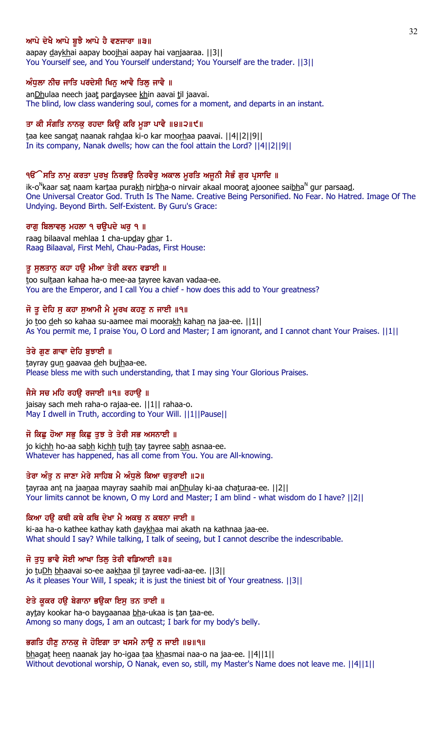**ਆਪੇ ਦੇਖੈ ਆਪੇ ਬੂਝੈ ਆਪੇ ਹੈ ਵਣਜਾਰਾ ॥੩॥**

aapay daykhai aapay boojhai aapay hai vanjaaraa. ||3||

You Yourself see, and You Yourself understand; You Yourself are the trader. ||3||

**ਅੰਧੁਲਾ ਨੀਚ ਜਾਤਿ ਪਰਦੇਸੀ ਖਿਨੁ ਆਵੈ ਤਿਲੁ ਜਾਵੈ ॥**

anDhulaa neech jaat pardaysee khin aavai til jaavai.

The blind, low class wandering soul, comes for a moment, and departs in an instant.

**ਤਾ ਕੀ ਸੰਗਤਿ ਨਾਨਕੁ ਰਹਦਾ ਕਿਉ ਕਰਿ ਮੂੜਾ ਪਾਵੈ ॥੪॥੨॥੯॥**

taa kee sangat naanak rahdaa ki-o kar moorhaa paavai. ||4||2||9||

In its company, Nanak dwells; how can the fool attain the Lord? ||4||2||9||

**ੴ ਸਤਿ ਨਾਮੁ ਕਰਤਾ ਪੁਰਖੁ ਨਿਰਭਉ ਨਿਰਵੈਰੁ ਅਕਾਲ ਮੂਰਤਿ ਅਜੂਨੀ ਸੈਭੰ ਗੁਰ ਪ੍ਰਸਾਦਿ ॥**

ik-oNkaar sat naam kartaa purakh nirbha-o nirvair akaal moorat ajoonee saibhaN gur parsaad.

One Universal Creator God. Truth Is The Name. Creative Being Personified. No Fear. No Hatred. Image Of The Undying. Beyond Birth. Self-Existent. By Guru's Grace:

**ਰਾਗੁ ਬਿਲਾਵਲੁ ਮਹਲਾ ੧ ਚਉਪਦੇ ਘਰੁ ੧ ॥**

raag bilaaval mehlaa 1 cha-upday ghar 1.

Raag Bilaaval, First Mehl, Chau-Padas, First House:

**ਤੂ ਸੁਲਤਾਨੁ ਕਹਾ ਹਉ ਮੀਆ ਤੇਰੀ ਕਵਨ ਵਡਾਈ ॥**

too sultaan kahaa ha-o mee-aa tayree kavan vadaa-ee.

You are the Emperor, and I call You a chief - how does this add to Your greatness?

**ਜੋ ਤੂ ਦੇਹਿ ਸੁ ਕਹਾ ਸੁਆਮੀ ਮੈ ਮੂਰਖ ਕਹਣੁ ਨ ਜਾਈ ॥੧॥**

jo too deh so kahaa su-aamee mai moorakh kahan na jaa-ee. ||1||

As You permit me, I praise You, O Lord and Master; I am ignorant, and I cannot chant Your Praises. ||1||

**ਤੇਰੇ ਗੁਣ ਗਾਵਾ ਦੇਹਿ ਬੁਝਾਈ ॥**

tayray gun gaavaa deh bujhaa-ee.

Please bless me with such understanding, that I may sing Your Glorious Praises.

**ਜੈਸੇ ਸਚ ਮਹਿ ਰਹਉ ਰਜਾਈ ॥੧॥ ਰਹਾਉ ॥**

jaisay sach meh raha-o rajaa-ee. ||1|| rahaa-o.

May I dwell in Truth, according to Your Will. ||1||Pause||

**ਜੋ ਕਿਛੁ ਹੋਆ ਸਭੁ ਕਿਛੁ ਤੁਝ ਤੇ ਤੇਰੀ ਸਭ ਅਸਨਾਈ ॥**

jo kichh ho-aa sabh kichh tujh tay tayree sabh asnaa-ee.

Whatever has happened, has all come from You. You are All-knowing.

**ਤੇਰਾ ਅੰਤੁ ਨ ਜਾਣਾ ਮੇਰੇ ਸਾਹਿਬ ਮੈ ਅੰਧੁਲੇ ਕਿਆ ਚਤੁਰਾਈ ॥੨॥**

tayraa ant na jaanaa mayray saahib mai anDhulay ki-aa chaturaa-ee. ||2||

Your limits cannot be known, O my Lord and Master; I am blind - what wisdom do I have? ||2||

**ਕਿਆ ਹਉ ਕਥੀ ਕਥੇ ਕਥਿ ਦੇਖਾ ਮੈ ਅਕਥੁ ਨ ਕਥਨਾ ਜਾਈ ॥**

ki-aa ha-o kathee kathay kath daykhaa mai akath na kathnaa jaa-ee.

What should I say? While talking, I talk of seeing, but I cannot describe the indescribable.

**ਜੋ ਤੁਧੁ ਭਾਵੈ ਸੋਈ ਆਖਾ ਤਿਲੁ ਤੇਰੀ ਵਡਿਆਈ ॥੩॥**

jo tuDh bhaavai so-ee aakhaa til tayree vadi-aa-ee. ||3||

As it pleases Your Will, I speak; it is just the tiniest bit of Your greatness. ||3||

**ਏਤੇ ਕੂਕਰ ਹਉ ਬੇਗਾਨਾ ਭਉਕਾ ਇਸੁ ਤਨ ਤਾਈ ॥**

aytay kookar ha-o baygaanaa bha-ukaa is tan taa-ee.

Among so many dogs, I am an outcast; I bark for my body's belly.

**ਭਗਤਿ ਹੀਣੁ ਨਾਨਕੁ ਜੇ ਹੋਇਗਾ ਤਾ ਖਸਮੈ ਨਾਉ ਨ ਜਾਈ ॥੪॥੧॥**

bhagat heen naanak jay ho-igaa taa khasmai naa-o na jaa-ee. ||4||1||

Without devotional worship, O Nanak, even so, still, my Master's Name does not leave me. ||4||1||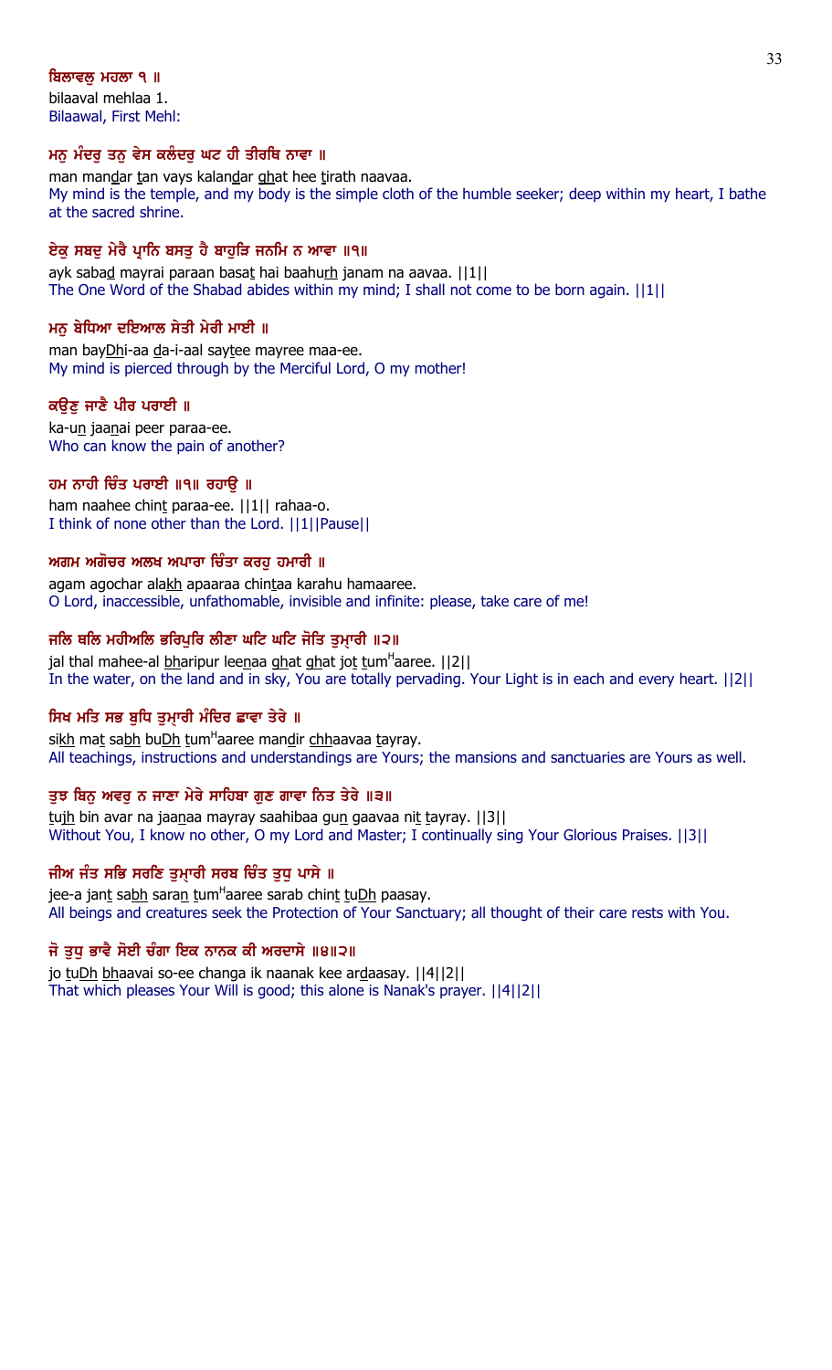**ਬਿਲਾਵਲੁ ਮਹਲਾ ੧ ॥**

bilaaval mehlaa 1.

Bilaawal, First Mehl:

**ਮਨੁ ਮੰਦਰੁ ਤਨੁ ਵੇਸ ਕਲੰਦਰੁ ਘਟ ਹੀ ਤੀਰਥਿ ਨਾਵਾ ॥**

man mandar tan vays kalandar ghat hee tirath naavaa.

My mind is the temple, and my body is the simple cloth of the humble seeker; deep within my heart, I bathe at the sacred shrine.

**ਏਕੁ ਸਬਦੁ ਮੇਰੈ ਪ੍ਰਾਨਿ ਬਸਤੁ ਹੈ ਬਾਹੁੜਿ ਜਨਮਿ ਨ ਆਵਾ ॥੧॥**

ayk sabad mayrai paraan basat hai baahurh janam na aavaa. ||1||

The One Word of the Shabad abides within my mind; I shall not come to be born again. ||1||

**ਮਨੁ ਬੇਧਿਆ ਦਇਆਲ ਸੇਤੀ ਮੇਰੀ ਮਾਈ ॥**

man bayDhi-aa da-i-aal saytee mayree maa-ee.

My mind is pierced through by the Merciful Lord, O my mother!

**ਕਉਣੁ ਜਾਣੈ ਪੀਰ ਪਰਾਈ ॥**

ka-un jaanai peer paraa-ee.

Who can know the pain of another?

**ਹਮ ਨਾਹੀ ਚਿੰਤ ਪਰਾਈ ॥੧॥ ਰਹਾਉ ॥**

ham naahee chint paraa-ee. ||1|| rahaa-o.

I think of none other than the Lord. ||1||Pause||

**ਅਗਮ ਅਗੋਚਰ ਅਲਖ ਅਪਾਰਾ ਚਿੰਤਾ ਕਰਹੁ ਹਮਾਰੀ ॥**

agam agochar alakh apaaraa chintaa karahu hamaaree.

O Lord, inaccessible, unfathomable, invisible and infinite: please, take care of me!

**ਜਲਿ ਥਲਿ ਮਹੀਅਲਿ ਭਰਿਪੁਰਿ ਲੀਣਾ ਘਟਿ ਘਟਿ ਜੋਤਿ ਤੁਮ੍ਾਰੀ ॥੨॥**

jal thal mahee-al bharipur leenaa ghat ghat jot tum[H]aaree. ||2||

In the water, on the land and in sky, You are totally pervading. Your Light is in each and every heart. ||2||

**ਸਿਖ ਮਤਿ ਸਭ ਬੁਧਿ ਤੁਮ੍ਾਰੀ ਮੰਦਿਰ ਛਾਵਾ ਤੇਰੇ ॥**

sikh mat sabh buDh tum[H]aaree mandir chhaavaa tayray.

All teachings, instructions and understandings are Yours; the mansions and sanctuaries are Yours as well.

**ਤੁਝ ਬਿਨੁ ਅਵਰੁ ਨ ਜਾਣਾ ਮੇਰੇ ਸਾਹਿਬਾ ਗੁਣ ਗਾਵਾ ਨਿਤ ਤੇਰੇ ॥੩॥**

tujh bin avar na jaanaa mayray saahibaa gun gaavaa nit tayray. ||3||

Without You, I know no other, O my Lord and Master; I continually sing Your Glorious Praises. ||3||

**ਜੀਅ ਜੰਤ ਸਭਿ ਸਰਣਿ ਤੁਮ੍ਾਰੀ ਸਰਬ ਚਿੰਤ ਤੁਧੁ ਪਾਸੇ ॥**

jee-a jant sabh saran tum[H]aaree sarab chint tuDh paasay.

All beings and creatures seek the Protection of Your Sanctuary; all thought of their care rests with You.

**ਜੋ ਤੁਧੁ ਭਾਵੈ ਸੋਈ ਚੰਗਾ ਇਕ ਨਾਨਕ ਕੀ ਅਰਦਾਸੇ ॥੪॥੨॥**

jo tuDh bhaavai so-ee changa ik naanak kee ardaasay. ||4||2||

That which pleases Your Will is good; this alone is Nanak's prayer. ||4||2||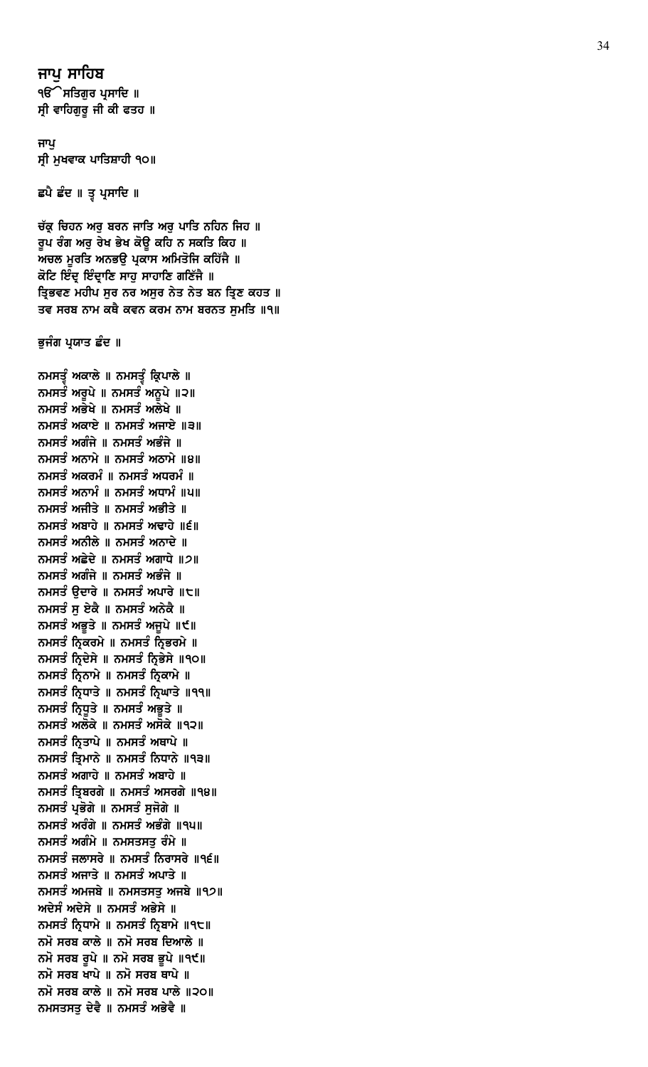## ਜਾਪੁ ਸਾਹਿਬ

ੴ ਸਤਿਗੁਰ ਪ੍ਰਸਾਦਿ ॥
ਸ੍ਰੀ ਵਾਹਿਗੁਰੂ ਜੀ ਕੀ ਫਤਹ ॥

ਜਾਪੁ
ਸ੍ਰੀ ਮੁਖਵਾਕ ਪਾਤਿਸ਼ਾਹੀ ੧੦॥

ਛਪੈ ਛੰਦ ॥ ਤ੍ਵ ਪ੍ਰਸਾਦਿ ॥

ਚੱਕ੍ਰ ਚਿਹਨ ਅਰੁ ਬਰਨ ਜਾਤਿ ਅਰੁ ਪਾਤਿ ਨਹਿਨ ਜਿਹ ॥
ਰੂਪ ਰੰਗ ਅਰੁ ਰੇਖ ਭੇਖ ਕੋਊ ਕਹਿ ਨ ਸਕਤਿ ਕਿਹ ॥
ਅਚਲ ਮੂਰਤਿ ਅਨਭਉ ਪ੍ਰਕਾਸ ਅਮਿਤੋਜਿ ਕਹਿੱਜੈ ॥
ਕੋਟਿ ਇੰਦ੍ਰ ਇੰਦ੍ਰਾਣਿ ਸਾਹੁ ਸਾਹਾਣਿ ਗਣਿੱਜੈ ॥
ਤ੍ਰਿਭਵਣ ਮਹੀਪ ਸੁਰ ਨਰ ਅਸੁਰ ਨੇਤ ਨੇਤ ਬਨ ਤ੍ਰਿਣ ਕਹਤ ॥
ਤਵ ਸਰਬ ਨਾਮ ਕਥੈ ਕਵਨ ਕਰਮ ਨਾਮ ਬਰਨਤ ਸੁਮਤਿ ॥੧॥

ਭੁਜੰਗ ਪ੍ਰਯਾਤ ਛੰਦ ॥

ਨਮਸਤ੍ਵੰ ਅਕਾਲੇ ॥ ਨਮਸਤ੍ਵੰ ਕ੍ਰਿਪਾਲੇ ॥
ਨਮਸਤੰ ਅਰੂਪੇ ॥ ਨਮਸਤੰ ਅਨੂਪੇ ॥੨॥
ਨਮਸਤੰ ਅਭੇਖੇ ॥ ਨਮਸਤੰ ਅਲੇਖੇ ॥
ਨਮਸਤੰ ਅਕਾਏ ॥ ਨਮਸਤੰ ਅਜਾਏ ॥੩॥
ਨਮਸਤੰ ਅਗੰਜੇ ॥ ਨਮਸਤੰ ਅਭੰਜੇ ॥
ਨਮਸਤੰ ਅਨਾਮੇ ॥ ਨਮਸਤੰ ਅਠਾਮੇ ॥੪॥
ਨਮਸਤੰ ਅਕਰਮੰ ॥ ਨਮਸਤੰ ਅਧਰਮੰ ॥
ਨਮਸਤੰ ਅਨਾਮੰ ॥ ਨਮਸਤੰ ਅਧਾਮੰ ॥੫॥
ਨਮਸਤੰ ਅਜੀਤੇ ॥ ਨਮਸਤੰ ਅਭੀਤੇ ॥
ਨਮਸਤੰ ਅਬਾਹੇ ॥ ਨਮਸਤੰ ਅਢਾਹੇ ॥੬॥
ਨਮਸਤੰ ਅਨੀਲੇ ॥ ਨਮਸਤੰ ਅਨਾਦੇ ॥
ਨਮਸਤੰ ਅਛੇਦੇ ॥ ਨਮਸਤੰ ਅਗਾਧੇ ॥੭॥
ਨਮਸਤੰ ਅਗੰਜੇ ॥ ਨਮਸਤੰ ਅਭੰਜੇ ॥
ਨਮਸਤੰ ਉਦਾਰੇ ॥ ਨਮਸਤੰ ਅਪਾਰੇ ॥੮॥
ਨਮਸਤੰ ਸੁ ਏਕੈ ॥ ਨਮਸਤੰ ਅਨੇਕੈ ॥
ਨਮਸਤੰ ਅਭੂਤੇ ॥ ਨਮਸਤੰ ਅਜੂਪੇ ॥੯॥
ਨਮਸਤੰ ਨ੍ਰਿਕਰਮੇ ॥ ਨਮਸਤੰ ਨ੍ਰਿਭਰਮੇ ॥
ਨਮਸਤੰ ਨ੍ਰਿਦੇਸੇ ॥ ਨਮਸਤੰ ਨ੍ਰਿਭੇਸੇ ॥੧੦॥
ਨਮਸਤੰ ਨ੍ਰਿਨਾਮੇ ॥ ਨਮਸਤੰ ਨ੍ਰਿਕਾਮੇ ॥
ਨਮਸਤੰ ਨ੍ਰਿਧਾਤੇ ॥ ਨਮਸਤੰ ਨ੍ਰਿਘਾਤੇ ॥੧੧॥
ਨਮਸਤੰ ਨ੍ਰਿਧੂਤੇ ॥ ਨਮਸਤੰ ਅਭੂਤੇ ॥
ਨਮਸਤੰ ਅਲੋਕੇ ॥ ਨਮਸਤੰ ਅਸੋਕੇ ॥੧੨॥
ਨਮਸਤੰ ਨ੍ਰਿਤਾਪੇ ॥ ਨਮਸਤੰ ਅਥਾਪੇ ॥
ਨਮਸਤੰ ਤ੍ਰਿਮਾਨੇ ॥ ਨਮਸਤੰ ਨਿਧਾਨੇ ॥੧੩॥
ਨਮਸਤੰ ਅਗਾਹੇ ॥ ਨਮਸਤੰ ਅਬਾਹੇ ॥
ਨਮਸਤੰ ਤ੍ਰਿਬਰਗੇ ॥ ਨਮਸਤੰ ਅਸਰਗੇ ॥੧੪॥
ਨਮਸਤੰ ਪ੍ਰਭੋਗੇ ॥ ਨਮਸਤੰ ਸੁਜੋਗੇ ॥
ਨਮਸਤੰ ਅਰੰਗੇ ॥ ਨਮਸਤੰ ਅਭੰਗੇ ॥੧੫॥
ਨਮਸਤੰ ਅਗੰਮੇ ॥ ਨਮਸਤਸਤੁ ਰੰਮੇ ॥
ਨਮਸਤੰ ਜਲਾਸਰੇ ॥ ਨਮਸਤੰ ਨਿਰਾਸਰੇ ॥੧੬॥
ਨਮਸਤੰ ਅਜਾਤੇ ॥ ਨਮਸਤੰ ਅਪਾਤੇ ॥
ਨਮਸਤੰ ਅਮਜਬੇ ॥ ਨਮਸਤਸਤੁ ਅਜਬੇ ॥੧੭॥
ਅਦੇਸੰ ਅਦੇਸੇ ॥ ਨਮਸਤੰ ਅਭੇਸੇ ॥
ਨਮਸਤੰ ਨ੍ਰਿਧਾਮੇ ॥ ਨਮਸਤੰ ਨ੍ਰਿਬਾਮੇ ॥੧੮॥
ਨਮੋ ਸਰਬ ਕਾਲੇ ॥ ਨਮੋ ਸਰਬ ਦਿਆਲੇ ॥
ਨਮੋ ਸਰਬ ਰੂਪੇ ॥ ਨਮੋ ਸਰਬ ਭੂਪੇ ॥੧੯॥
ਨਮੋ ਸਰਬ ਖਾਪੇ ॥ ਨਮੋ ਸਰਬ ਥਾਪੇ ॥
ਨਮੋ ਸਰਬ ਕਾਲੇ ॥ ਨਮੋ ਸਰਬ ਪਾਲੇ ॥੨੦॥
ਨਮਸਤਸਤੁ ਦੇਵੈ ॥ ਨਮਸਤੰ ਅਭੇਵੈ ॥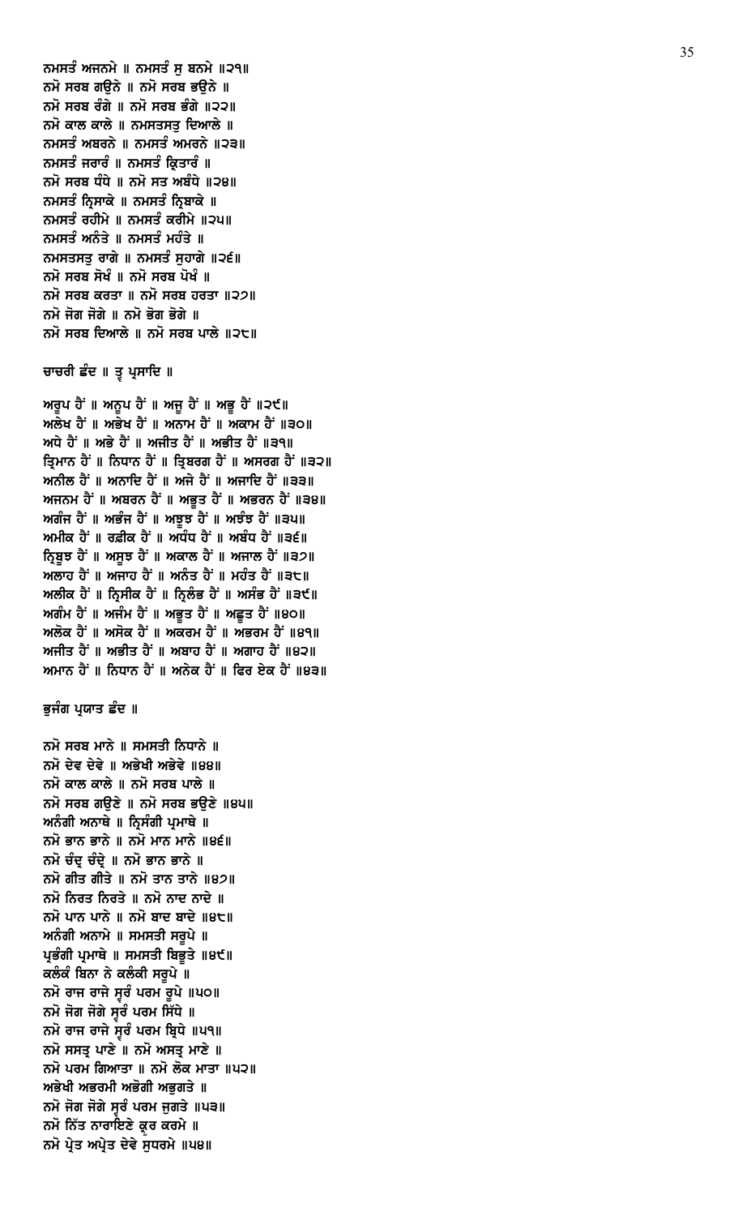ਨਮਸਤੰ ਅਜਨਮੇ ॥ ਨਮਸਤੰ ਸੁ ਬਨਮੇ ॥੨੧॥
ਨਮੋ ਸਰਬ ਗਉਨੇ ॥ ਨਮੋ ਸਰਬ ਭਉਨੇ ॥
ਨਮੋ ਸਰਬ ਰੰਗੇ ॥ ਨਮੋ ਸਰਬ ਭੰਗੇ ॥੨੨॥
ਨਮੋ ਕਾਲ ਕਾਲੇ ॥ ਨਮਸਤਸਤੁ ਦਿਆਲੇ ॥
ਨਮਸਤੰ ਅਬਰਨੇ ॥ ਨਮਸਤੰ ਅਮਰਨੇ ॥੨੩॥
ਨਮਸਤੰ ਜਰਾਰੰ ॥ ਨਮਸਤੰ ਕ੍ਰਿਤਾਰੰ ॥
ਨਮੋ ਸਰਬ ਧੰਧੇ ॥ ਨਮੋ ਸਤ ਅਬੰਧੇ ॥੨੪॥
ਨਮਸਤੰ ਨ੍ਰਿਸਾਕੇ ॥ ਨਮਸਤੰ ਨ੍ਰਿਬਾਕੇ ॥
ਨਮਸਤੰ ਰਹੀਮੇ ॥ ਨਮਸਤੰ ਕਰੀਮੇ ॥੨੫॥
ਨਮਸਤੰ ਅਨੰਤੇ ॥ ਨਮਸਤੰ ਮਹੰਤੇ ॥
ਨਮਸਤਸਤੁ ਰਾਗੇ ॥ ਨਮਸਤੰ ਸੁਹਾਗੇ ॥੨੬॥
ਨਮੋ ਸਰਬ ਸੋਖੰ ॥ ਨਮੋ ਸਰਬ ਪੋਖੰ ॥
ਨਮੋ ਸਰਬ ਕਰਤਾ ॥ ਨਮੋ ਸਰਬ ਹਰਤਾ ॥੨੭॥
ਨਮੋ ਜੋਗ ਜੋਗੇ ॥ ਨਮੋ ਭੋਗ ਭੋਗੇ ॥
ਨਮੋ ਸਰਬ ਦਿਆਲੇ ॥ ਨਮੋ ਸਰਬ ਪਾਲੇ ॥੨੮॥

ਚਾਚਰੀ ਛੰਦ ॥ ਤ੍ਵ ਪ੍ਰਸਾਦਿ ॥

ਅਰੂਪ ਹੈਂ ॥ ਅਨੂਪ ਹੈਂ ॥ ਅਜੂ ਹੈਂ ॥ ਅਭੂ ਹੈਂ ॥੨੯॥
ਅਲੇਖ ਹੈਂ ॥ ਅਭੇਖ ਹੈਂ ॥ ਅਨਾਮ ਹੈਂ ॥ ਅਕਾਮ ਹੈਂ ॥੩੦॥
ਅਧੇ ਹੈਂ ॥ ਅਭੇ ਹੈਂ ॥ ਅਜੀਤ ਹੈਂ ॥ ਅਭੀਤ ਹੈਂ ॥੩੧॥
ਤ੍ਰਿਮਾਨ ਹੈਂ ॥ ਨਿਧਾਨ ਹੈਂ ॥ ਤ੍ਰਿਬਰਗ ਹੈਂ ॥ ਅਸਰਗ ਹੈਂ ॥੩੨॥
ਅਨੀਲ ਹੈਂ ॥ ਅਨਾਦਿ ਹੈਂ ॥ ਅਜੇ ਹੈਂ ॥ ਅਜਾਦਿ ਹੈਂ ॥੩੩॥
ਅਜਨਮ ਹੈਂ ॥ ਅਬਰਨ ਹੈਂ ॥ ਅਭੂਤ ਹੈਂ ॥ ਅਭਰਨ ਹੈਂ ॥੩੪॥
ਅਗੰਜ ਹੈਂ ॥ ਅਭੰਜ ਹੈਂ ॥ ਅਝੂਝ ਹੈਂ ॥ ਅਝੰਝ ਹੈਂ ॥੩੫॥
ਅਮੀਕ ਹੈਂ ॥ ਰਫ਼ੀਕ ਹੈਂ ॥ ਅਧੰਧ ਹੈਂ ॥ ਅਬੰਧ ਹੈਂ ॥੩੬॥
ਨ੍ਰਿਬੂਝ ਹੈਂ ॥ ਅਸੂਝ ਹੈਂ ॥ ਅਕਾਲ ਹੈਂ ॥ ਅਜਾਲ ਹੈਂ ॥੩੭॥
ਅਲਾਹ ਹੈਂ ॥ ਅਜਾਹ ਹੈਂ ॥ ਅਨੰਤ ਹੈਂ ॥ ਮਹੰਤ ਹੈਂ ॥੩੮॥
ਅਲੀਕ ਹੈਂ ॥ ਨ੍ਰਿਸੀਕ ਹੈਂ ॥ ਨ੍ਰਿਲੰਭ ਹੈਂ ॥ ਅਸੰਭ ਹੈਂ ॥੩੯॥
ਅਗੰਮ ਹੈਂ ॥ ਅਜੰਮ ਹੈਂ ॥ ਅਭੂਤ ਹੈਂ ॥ ਅਛੂਤ ਹੈਂ ॥੪੦॥
ਅਲੋਕ ਹੈਂ ॥ ਅਸੋਕ ਹੈਂ ॥ ਅਕਰਮ ਹੈਂ ॥ ਅਭਰਮ ਹੈਂ ॥੪੧॥
ਅਜੀਤ ਹੈਂ ॥ ਅਭੀਤ ਹੈਂ ॥ ਅਬਾਹ ਹੈਂ ॥ ਅਗਾਹ ਹੈਂ ॥੪੨॥
ਅਮਾਨ ਹੈਂ ॥ ਨਿਧਾਨ ਹੈਂ ॥ ਅਨੇਕ ਹੈਂ ॥ ਫਿਰ ਏਕ ਹੈਂ ॥੪੩॥

ਭੁਜੰਗ ਪ੍ਰਯਾਤ ਛੰਦ ॥

ਨਮੋ ਸਰਬ ਮਾਨੇ ॥ ਸਮਸਤੀ ਨਿਧਾਨੇ ॥
ਨਮੋ ਦੇਵ ਦੇਵੇ ॥ ਅਭੇਖੀ ਅਭੇਵੇ ॥੪੪॥
ਨਮੋ ਕਾਲ ਕਾਲੇ ॥ ਨਮੋ ਸਰਬ ਪਾਲੇ ॥
ਨਮੋ ਸਰਬ ਗਉਣੇ ॥ ਨਮੋ ਸਰਬ ਭਉਣੇ ॥੪੫॥
ਅਨੰਗੀ ਅਨਾਥੇ ॥ ਨ੍ਰਿਸੰਗੀ ਪ੍ਰਮਾਥੇ ॥
ਨਮੋ ਭਾਨ ਭਾਨੇ ॥ ਨਮੋ ਮਾਨ ਮਾਨੇ ॥੪੬॥
ਨਮੋ ਚੰਦ੍ਰ ਚੰਦ੍ਰੇ ॥ ਨਮੋ ਭਾਨ ਭਾਨੇ ॥
ਨਮੋ ਗੀਤ ਗੀਤੇ ॥ ਨਮੋ ਤਾਨ ਤਾਨੇ ॥੪੭॥
ਨਮੋ ਨਿਰਤ ਨਿਰਤੇ ॥ ਨਮੋ ਨਾਦ ਨਾਦੇ ॥
ਨਮੋ ਪਾਨ ਪਾਨੇ ॥ ਨਮੋ ਬਾਦ ਬਾਦੇ ॥੪੮॥
ਅਨੰਗੀ ਅਨਾਮੇ ॥ ਸਮਸਤੀ ਸਰੂਪੇ ॥
ਪ੍ਰਭੰਗੀ ਪ੍ਰਮਾਥੇ ॥ ਸਮਸਤੀ ਬਿਭੂਤੇ ॥੪੯॥
ਕਲੰਕੰ ਬਿਨਾ ਨੇ ਕਲੰਕੀ ਸਰੂਪੇ ॥
ਨਮੋ ਰਾਜ ਰਾਜੇ ਸ੍ਵਰੰ ਪਰਮ ਰੂਪੇ ॥੫੦॥
ਨਮੋ ਜੋਗ ਜੋਗੇ ਸ੍ਵਰੰ ਪਰਮ ਸਿੱਧੇ ॥
ਨਮੋ ਰਾਜ ਰਾਜੇ ਸ੍ਵਰੰ ਪਰਮ ਬ੍ਰਿਧੇ ॥੫੧॥
ਨਮੋ ਸਸਤ੍ਰ ਪਾਣੇ ॥ ਨਮੋ ਅਸਤ੍ਰ ਮਾਣੇ ॥
ਨਮੋ ਪਰਮ ਗਿਆਤਾ ॥ ਨਮੋ ਲੋਕ ਮਾਤਾ ॥੫੨॥
ਅਭੇਖੀ ਅਭਰਮੀ ਅਭੋਗੀ ਅਭੁਗਤੇ ॥
ਨਮੋ ਜੋਗ ਜੋਗੇ ਸ੍ਵਰੰ ਪਰਮ ਜੁਗਤੇ ॥੫੩॥
ਨਮੋ ਨਿੱਤ ਨਾਰਾਇਣੇ ਕ੍ਰੂਰ ਕਰਮੇ ॥
ਨਮੋ ਪ੍ਰੇਤ ਅਪ੍ਰੇਤ ਦੇਵੇ ਸੁਧਰਮੇ ॥੫੪॥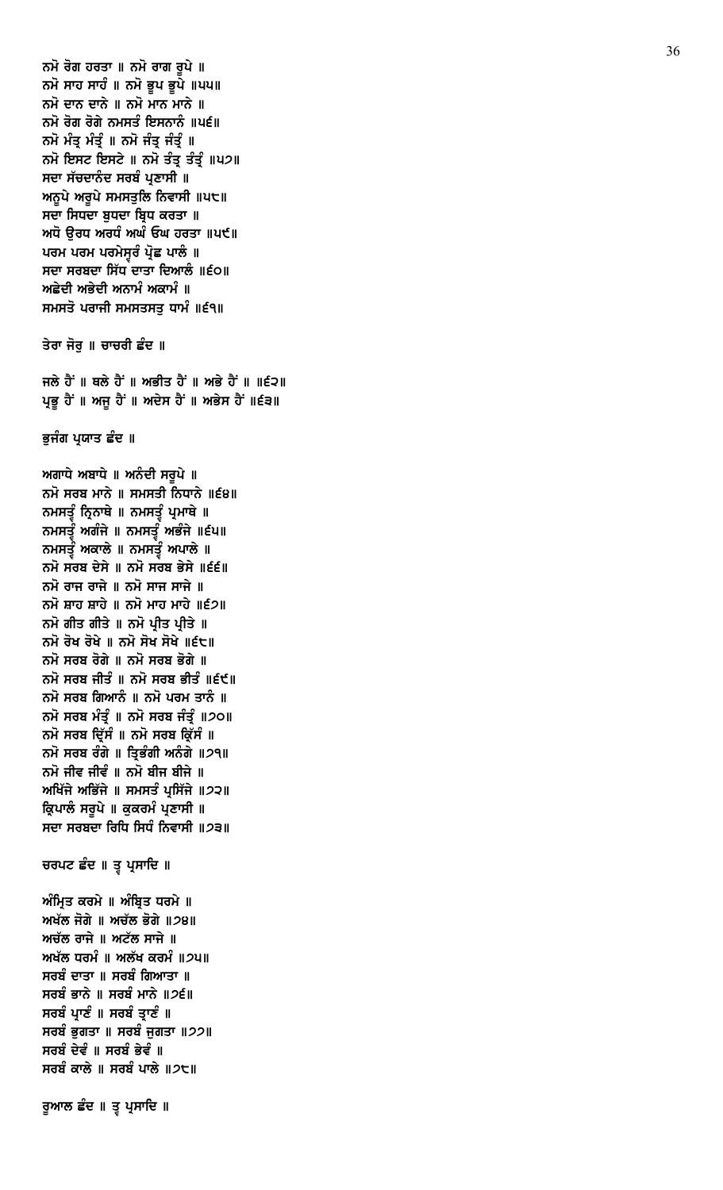ਨਮੋ ਰੋਗ ਹਰਤਾ ॥ ਨਮੋ ਰਾਗ ਰੂਪੇ ॥
ਨਮੋ ਸਾਹ ਸਾਹੰ ॥ ਨਮੋ ਭੂਪ ਭੂਪੇ ॥੫੫॥
ਨਮੋ ਦਾਨ ਦਾਨੇ ॥ ਨਮੋ ਮਾਨ ਮਾਨੇ ॥
ਨਮੋ ਰੋਗ ਰੋਗੇ ਨਮਸਤੰ ਇਸਨਾਨੇ ॥੫੬॥
ਨਮੋ ਮੰਤ੍ਰ ਮੰਤ੍ਰੰ ॥ ਨਮੋ ਜੰਤ੍ਰ ਜੰਤ੍ਰੰ ॥
ਨਮੋ ਇਸਟ ਇਸਟੇ ॥ ਨਮੋ ਤੰਤ੍ਰ ਤੰਤ੍ਰੰ ॥੫੭॥
ਸਦਾ ਸੱਚਦਾਨੰਦ ਸਰਬੰ ਪ੍ਰਣਾਸੀ ॥
ਅਨੂਪੇ ਅਰੂਪੇ ਸਮਸਤੁਲਿ ਨਿਵਾਸੀ ॥੫੮॥
ਸਦਾ ਸਿਧਦਾ ਬੁਧਦਾ ਬ੍ਰਿਧ ਕਰਤਾ ॥
ਅਧੋ ਉਰਧ ਅਰਧੰ ਅਘੰ ਓਘ ਹਰਤਾ ॥੫੯॥
ਪਰਮ ਪਰਮ ਪਰਮੇਸ੍ਵਰੰ ਪ੍ਰੋਛ ਪਾਲੰ ॥
ਸਦਾ ਸਰਬਦਾ ਸਿੱਧ ਦਾਤਾ ਦਿਆਲੰ ॥੬੦॥
ਅਛੇਦੀ ਅਭੇਦੀ ਅਨਾਮੰ ਅਕਾਮੰ ॥
ਸਮਸਤੋ ਪਰਾਜੀ ਸਮਸਤਸਤੁ ਧਾਮੰ ॥੬੧॥

ਤੇਰਾ ਜੋਰੁ ॥ ਚਾਚਰੀ ਛੰਦ ॥

ਜਲੇ ਹੈਂ ॥ ਥਲੇ ਹੈਂ ॥ ਅਭੀਤ ਹੈਂ ॥ ਅਭੇ ਹੈਂ ॥ ॥੬੨॥
ਪ੍ਰਭੂ ਹੈਂ ॥ ਅਜੂ ਹੈਂ ॥ ਅਦੇਸ ਹੈਂ ॥ ਅਭੇਸ ਹੈਂ ॥੬੩॥

ਭੁਜੰਗ ਪ੍ਰਯਾਤ ਛੰਦ ॥

ਅਗਾਧੇ ਅਬਾਧੇ ॥ ਅਨੰਦੀ ਸਰੂਪੇ ॥
ਨਮੋ ਸਰਬ ਮਾਨੇ ॥ ਸਮਸਤੀ ਨਿਧਾਨੇ ॥੬੪॥
ਨਮਸਤ੍ਵੰ ਨ੍ਰਿਨਾਥੇ ॥ ਨਮਸਤ੍ਵੰ ਪ੍ਰਮਾਥੇ ॥
ਨਮਸਤ੍ਵੰ ਅਗੰਜੇ ॥ ਨਮਸਤ੍ਵੰ ਅਭੰਜੇ ॥੬੫॥
ਨਮਸਤ੍ਵੰ ਅਕਾਲੇ ॥ ਨਮਸਤ੍ਵੰ ਅਪਾਲੇ ॥
ਨਮੋ ਸਰਬ ਦੇਸੇ ॥ ਨਮੋ ਸਰਬ ਭੇਸੇ ॥੬੬॥
ਨਮੋ ਰਾਜ ਰਾਜੇ ॥ ਨਮੋ ਸਾਜ ਸਾਜੇ ॥
ਨਮੋ ਸ਼ਾਹ ਸ਼ਾਹੇ ॥ ਨਮੋ ਮਾਹ ਮਾਹੇ ॥੬੭॥
ਨਮੋ ਗੀਤ ਗੀਤੇ ॥ ਨਮੋ ਪ੍ਰੀਤ ਪ੍ਰੀਤੇ ॥
ਨਮੋ ਰੋਖ ਰੋਖੇ ॥ ਨਮੋ ਸੋਖ ਸੋਖੇ ॥੬੮॥
ਨਮੋ ਸਰਬ ਰੋਗੇ ॥ ਨਮੋ ਸਰਬ ਭੋਗੇ ॥
ਨਮੋ ਸਰਬ ਜੀਤੰ ॥ ਨਮੋ ਸਰਬ ਭੀਤੰ ॥੬੯॥
ਨਮੋ ਸਰਬ ਗਿਆਨੰ ॥ ਨਮੋ ਪਰਮ ਤਾਨੰ ॥
ਨਮੋ ਸਰਬ ਮੰਤ੍ਰੰ ॥ ਨਮੋ ਸਰਬ ਜੰਤ੍ਰੰ ॥੭੦॥
ਨਮੋ ਸਰਬ ਦ੍ਰਿੱਸੰ ॥ ਨਮੋ ਸਰਬ ਕ੍ਰਿੱਸੰ ॥
ਨਮੋ ਸਰਬ ਰੰਗੇ ॥ ਤ੍ਰਿਭੰਗੀ ਅਨੰਗੇ ॥੭੧॥
ਨਮੋ ਜੀਵ ਜੀਵੰ ॥ ਨਮੋ ਬੀਜ ਬੀਜੇ ॥
ਅਖਿੱਜੇ ਅਭਿੱਜੇ ॥ ਸਮਸਤੰ ਪ੍ਰਸਿੱਜੇ ॥੭੨॥
ਕ੍ਰਿਪਾਲੰ ਸਰੂਪੇ ॥ ਕੁਕਰਮੰ ਪ੍ਰਣਾਸੀ ॥
ਸਦਾ ਸਰਬਦਾ ਰਿਧਿ ਸਿਧੰ ਨਿਵਾਸੀ ॥੭੩॥

ਚਰਪਟ ਛੰਦ ॥ ਤ੍ਵ ਪ੍ਰਸਾਦਿ ॥

ਅੰਮ੍ਰਿਤ ਕਰਮੇ ॥ ਅੰਬ੍ਰਿਤ ਧਰਮੇ ॥
ਅਖੱਲ ਜੋਗੇ ॥ ਅਚੱਲ ਭੋਗੇ ॥੭੪॥
ਅਚੱਲ ਰਾਜੇ ॥ ਅਟੱਲ ਸਾਜੇ ॥
ਅਖੱਲ ਧਰਮੰ ॥ ਅਲੱਖ ਕਰਮੰ ॥੭੫॥
ਸਰਬੰ ਦਾਤਾ ॥ ਸਰਬੰ ਗਿਆਤਾ ॥
ਸਰਬੰ ਭਾਨੇ ॥ ਸਰਬੰ ਮਾਨੇ ॥੭੬॥
ਸਰਬੰ ਪ੍ਰਾਣੰ ॥ ਸਰਬੰ ਤ੍ਰਾਣੰ ॥
ਸਰਬੰ ਭੁਗਤਾ ॥ ਸਰਬੰ ਜੁਗਤਾ ॥੭੭॥
ਸਰਬੰ ਦੇਵੰ ॥ ਸਰਬੰ ਭੇਵੰ ॥
ਸਰਬੰ ਕਾਲੇ ॥ ਸਰਬੰ ਪਾਲੇ ॥੭੮॥

ਰੂਆਲ ਛੰਦ ॥ ਤ੍ਵ ਪ੍ਰਸਾਦਿ ॥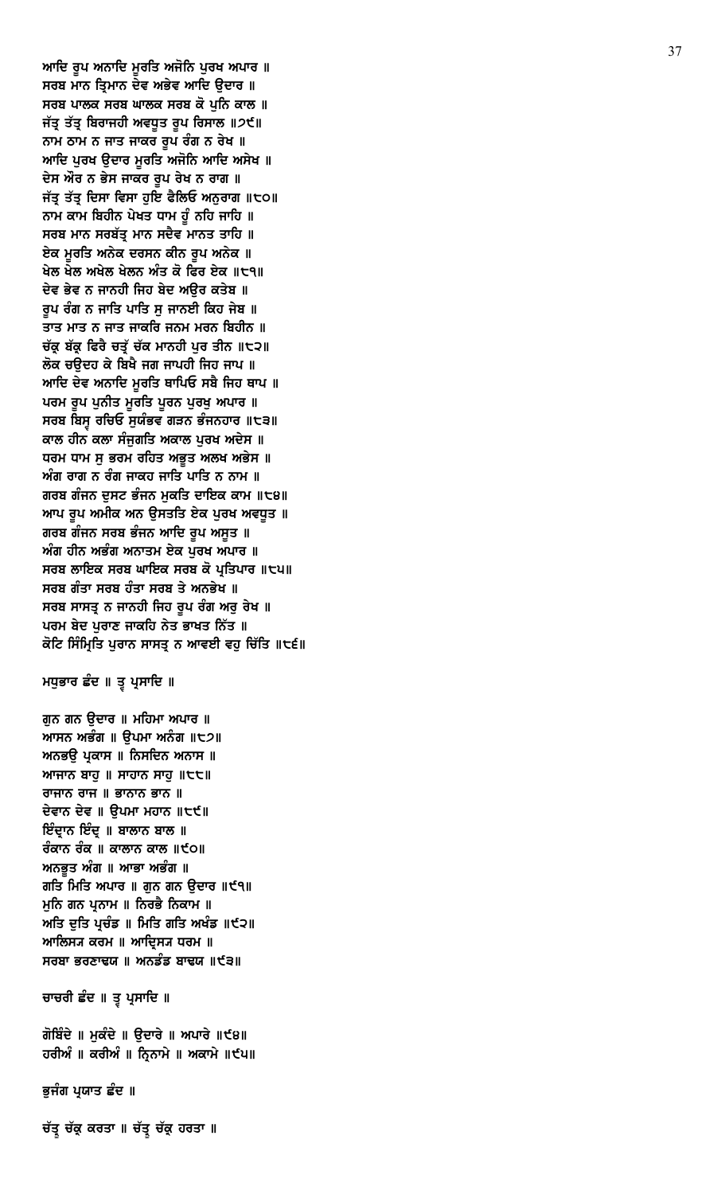ਆਦਿ ਰੂਪ ਅਨਾਦਿ ਮੂਰਤਿ ਅਜੋਨਿ ਪੁਰਖ ਅਪਾਰ ॥
ਸਰਬ ਮਾਨ ਤ੍ਰਿਮਾਨ ਦੇਵ ਅਭੇਵ ਆਦਿ ਉਦਾਰ ॥
ਸਰਬ ਪਾਲਕ ਸਰਬ ਘਾਲਕ ਸਰਬ ਕੋ ਪੁਨਿ ਕਾਲ ॥
ਜੱਤ੍ਰ ਤੱਤ੍ਰ ਬਿਰਾਜਹੀ ਅਵਧੂਤ ਰੂਪ ਰਿਸਾਲ ॥੭੯॥
ਨਾਮ ਠਾਮ ਨ ਜਾਤ ਜਾਕਰ ਰੂਪ ਰੰਗ ਨ ਰੇਖ ॥
ਆਦਿ ਪੁਰਖ ਉਦਾਰ ਮੂਰਤਿ ਅਜੋਨਿ ਆਦਿ ਅਸੇਖ ॥
ਦੇਸ ਔਰ ਨ ਭੇਸ ਜਾਕਰ ਰੂਪ ਰੇਖ ਨ ਰਾਗ ॥
ਜੱਤ੍ਰ ਤੱਤ੍ਰ ਦਿਸਾ ਵਿਸਾ ਹੁਇ ਫੈਲਿਓ ਅਨੁਰਾਗ ॥੮੦॥
ਨਾਮ ਕਾਮ ਬਿਹੀਨ ਪੇਖਤ ਧਾਮ ਹੂੰ ਨਹਿ ਜਾਹਿ ॥
ਸਰਬ ਮਾਨ ਸਰਬੱਤ੍ਰ ਮਾਨ ਸਦੈਵ ਮਾਨਤ ਤਾਹਿ ॥
ਏਕ ਮੂਰਤਿ ਅਨੇਕ ਦਰਸਨ ਕੀਨ ਰੂਪ ਅਨੇਕ ॥
ਖੇਲ ਖੇਲ ਅਖੇਲ ਖੇਲਨ ਅੰਤ ਕੋ ਫਿਰ ਏਕ ॥੮੧॥
ਦੇਵ ਭੇਵ ਨ ਜਾਨਹੀ ਜਿਹ ਬੇਦ ਅਉਰ ਕਤੇਬ ॥
ਰੂਪ ਰੰਗ ਨ ਜਾਤਿ ਪਾਤਿ ਸੁ ਜਾਨਈ ਕਿਹ ਜੇਬ ॥
ਤਾਤ ਮਾਤ ਨ ਜਾਤ ਜਾਕਰਿ ਜਨਮ ਮਰਨ ਬਿਹੀਨ ॥
ਚੱਕ੍ਰ ਬੱਕ੍ਰ ਫਿਰੈ ਚਤ੍ਰੁੰ ਚੱਕ ਮਾਨਹੀ ਪੁਰ ਤੀਨ ॥੮੨॥
ਲੋਕ ਚਉਦਹ ਕੇ ਬਿਖੈ ਜਗ ਜਾਪਹੀ ਜਿਹ ਜਾਪ ॥
ਆਦਿ ਦੇਵ ਅਨਾਦਿ ਮੂਰਤਿ ਥਾਪਿਓ ਸਬੈ ਜਿਹ ਥਾਪ ॥
ਪਰਮ ਰੂਪ ਪੁਨੀਤ ਮੂਰਤਿ ਪੂਰਨ ਪੁਰਖੁ ਅਪਾਰ ॥
ਸਰਬ ਬਿਸ੍ਵ ਰਚਿਓ ਸੁਯੰਭਵ ਗੜਨ ਭੰਜਨਹਾਰ ॥੮੩॥
ਕਾਲ ਹੀਨ ਕਲਾ ਸੰਜੁਗਤਿ ਅਕਾਲ ਪੁਰਖ ਅਦੇਸ ॥
ਧਰਮ ਧਾਮ ਸੁ ਭਰਮ ਰਹਿਤ ਅਭੂਤ ਅਲਖ ਅਭੇਸ ॥
ਅੰਗ ਰਾਗ ਨ ਰੰਗ ਜਾਕਹ ਜਾਤਿ ਪਾਤਿ ਨ ਨਾਮ ॥
ਗਰਬ ਗੰਜਨ ਦੁਸਟ ਭੰਜਨ ਮੁਕਤਿ ਦਾਇਕ ਕਾਮ ॥੮੪॥
ਆਪ ਰੂਪ ਅਮੀਕ ਅਨ ਉਸਤਤਿ ਏਕ ਪੁਰਖ ਅਵਧੂਤ ॥
ਗਰਬ ਗੰਜਨ ਸਰਬ ਭੰਜਨ ਆਦਿ ਰੂਪ ਅਸੂਤ ॥
ਅੰਗ ਹੀਨ ਅਭੰਗ ਅਨਾਤਮ ਏਕ ਪੁਰਖ ਅਪਾਰ ॥
ਸਰਬ ਲਾਇਕ ਸਰਬ ਘਾਇਕ ਸਰਬ ਕੋ ਪ੍ਰਤਿਪਾਰ ॥੮੫॥
ਸਰਬ ਗੰਤਾ ਸਰਬ ਹੰਤਾ ਸਰਬ ਤੇ ਅਨਭੇਖ ॥
ਸਰਬ ਸਾਸਤ੍ਰ ਨ ਜਾਨਹੀ ਜਿਹ ਰੂਪ ਰੰਗ ਅਰੁ ਰੇਖ ॥
ਪਰਮ ਬੇਦ ਪੁਰਾਣ ਜਾਕਹਿ ਨੇਤ ਭਾਖਤ ਨਿੱਤ ॥
ਕੋਟਿ ਸਿੰਮ੍ਰਿਤਿ ਪੁਰਾਨ ਸਾਸਤ੍ਰ ਨ ਆਵਈ ਵਹੁ ਚਿੱਤਿ ॥੮੬॥

ਮਧੁਭਾਰ ਛੰਦ ॥ ਤ੍ਵ ਪ੍ਰਸਾਦਿ ॥

ਗੁਨ ਗਨ ਉਦਾਰ ॥ ਮਹਿਮਾ ਅਪਾਰ ॥
ਆਸਨ ਅਭੰਗ ॥ ਉਪਮਾ ਅਨੰਗ ॥੮੭॥
ਅਨਭਉ ਪ੍ਰਕਾਸ ॥ ਨਿਸਦਿਨ ਅਨਾਸ ॥
ਆਜਾਨ ਬਾਹੁ ॥ ਸਾਹਾਨ ਸਾਹੁ ॥੮੮॥
ਰਾਜਾਨ ਰਾਜ ॥ ਭਾਨਾਨ ਭਾਨ ॥
ਦੇਵਾਨ ਦੇਵ ॥ ਉਪਮਾ ਮਹਾਨ ॥੮੯॥
ਇੰਦ੍ਰਾਨ ਇੰਦ੍ਰ ॥ ਬਾਲਾਨ ਬਾਲ ॥
ਰੰਕਾਨ ਰੰਕ ॥ ਕਾਲਾਨ ਕਾਲ ॥੯੦॥
ਅਨਭੂਤ ਅੰਗ ॥ ਆਭਾ ਅਭੰਗ ॥
ਗਤਿ ਮਿਤਿ ਅਪਾਰ ॥ ਗੁਨ ਗਨ ਉਦਾਰ ॥੯੧॥
ਮੁਨਿ ਗਨ ਪ੍ਰਨਾਮ ॥ ਨਿਰਭੈ ਨਿਕਾਮ ॥
ਅਤਿ ਦੁਤਿ ਪ੍ਰਚੰਡ ॥ ਮਿਤਿ ਗਤਿ ਅਖੰਡ ॥੯੨॥
ਆਲਿਸ੍ਯ ਕਰਮ ॥ ਆਦ੍ਰਿਸ੍ਯ ਧਰਮ ॥
ਸਰਬਾ ਭਰਣਾਢਯ ॥ ਅਨਡੰਡ ਬਾਢਯ ॥੯੩॥

ਚਾਚਰੀ ਛੰਦ ॥ ਤ੍ਵ ਪ੍ਰਸਾਦਿ ॥

ਗੋਬਿੰਦੇ ॥ ਮੁਕੰਦੇ ॥ ਉਦਾਰੇ ॥ ਅਪਾਰੇ ॥੯੪॥
ਹਰੀਅੰ ॥ ਕਰੀਅੰ ॥ ਨ੍ਰਿਨਾਮੇ ॥ ਅਕਾਮੇ ॥੯੫॥

ਭੁਜੰਗ ਪ੍ਰਯਾਤ ਛੰਦ ॥

ਚੱਤ੍ਰ ਚੱਕ੍ਰ ਕਰਤਾ ॥ ਚੱਤ੍ਰ ਚੱਕ੍ਰ ਹਰਤਾ ॥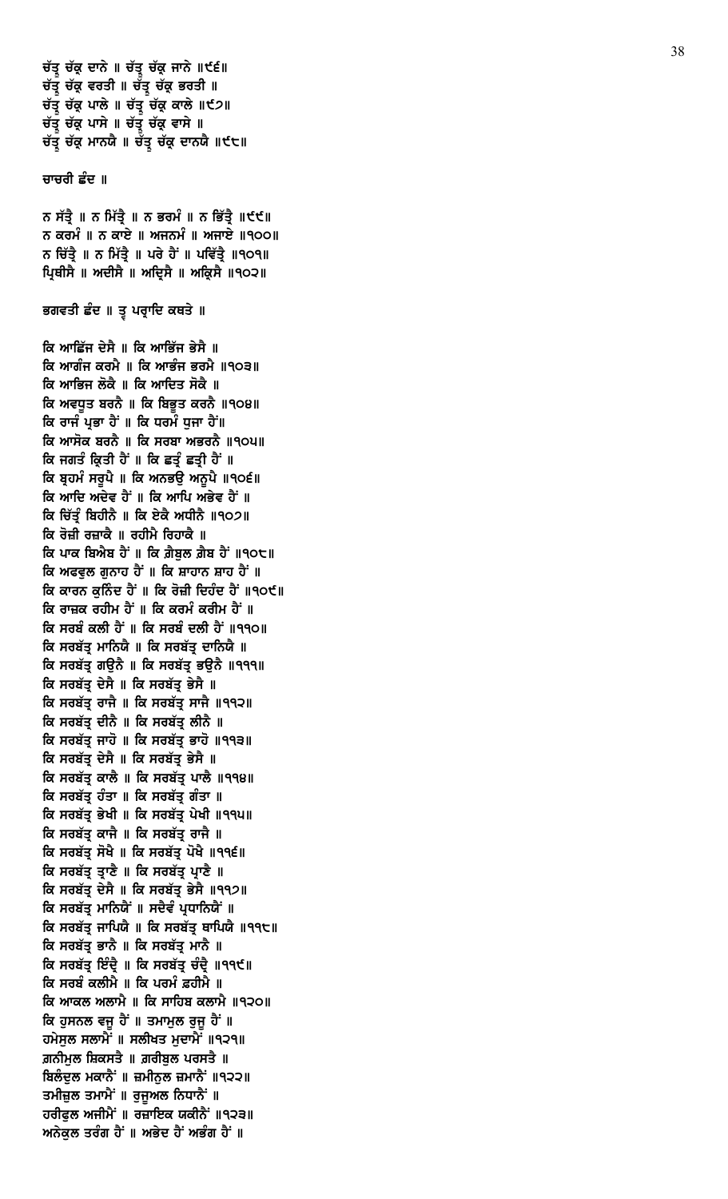ਚੱਤ੍ਰ ਚੱਕ੍ਰ ਦਾਨੇ ॥ ਚੱਤ੍ਰ ਚੱਕ੍ਰ ਜਾਨੇ ॥੯੬॥
ਚੱਤ੍ਰ ਚੱਕ੍ਰ ਵਰਤੀ ॥ ਚੱਤ੍ਰ ਚੱਕ੍ਰ ਭਰਤੀ ॥
ਚੱਤ੍ਰ ਚੱਕ੍ਰ ਪਾਲੇ ॥ ਚੱਤ੍ਰ ਚੱਕ੍ਰ ਕਾਲੇ ॥੯੭॥
ਚੱਤ੍ਰ ਚੱਕ੍ਰ ਪਾਸੇ ॥ ਚੱਤ੍ਰ ਚੱਕ੍ਰ ਵਾਸੇ ॥
ਚੱਤ੍ਰ ਚੱਕ੍ਰ ਮਾਨਯੈ ॥ ਚੱਤ੍ਰ ਚੱਕ੍ਰ ਦਾਨਯੈ ॥੯੮॥

ਚਾਚਰੀ ਛੰਦ ॥

ਨ ਸੱਤ੍ਰੈ ॥ ਨ ਮਿੱਤ੍ਰੈ ॥ ਨ ਭਰਮੰ ॥ ਨ ਭਿੱਤ੍ਰੈ ॥੯੯॥
ਨ ਕਰਮੰ ॥ ਨ ਕਾਏ ॥ ਅਜਨਮੰ ॥ ਅਜਾਏ ॥੧੦੦॥
ਨ ਚਿੱਤ੍ਰੈ ॥ ਨ ਮਿੱਤ੍ਰੈ ॥ ਪਰੇ ਹੈਂ ॥ ਪਵਿੱਤ੍ਰੈ ॥੧੦੧॥
ਪ੍ਰਿਥੀਸੈ ॥ ਅਦੀਸੈ ॥ ਅਦ੍ਰਿਸੈ ॥ ਅਕ੍ਰਿਸੈ ॥੧੦੨॥

ਭਗਵਤੀ ਛੰਦ ॥ ਤ੍ਵ ਪਰ੍ਸਾਦਿ ਕਥਤੇ ॥

ਕਿ ਆਛਿੱਜ ਦੇਸੈ ॥ ਕਿ ਆਭਿੱਜ ਭੇਸੈ ॥
ਕਿ ਆਗੰਜ ਕਰਮੈ ॥ ਕਿ ਆਭੰਜ ਭਰਮੈ ॥੧੦੩॥
ਕਿ ਆਭਿਜ ਲੋਕੈ ॥ ਕਿ ਆਦਿਤ ਸੋਕੈ ॥
ਕਿ ਅਵਧੂਤ ਬਰਨੈ ॥ ਕਿ ਬਿਭੂਤ ਕਰਨੈ ॥੧੦੪॥
ਕਿ ਰਾਜੰ ਪ੍ਰਭਾ ਹੈਂ ॥ ਕਿ ਧਰਮੰ ਧੁਜਾ ਹੈਂ॥
ਕਿ ਆਸੋਕ ਬਰਨੈ ॥ ਕਿ ਸਰਬਾ ਅਭਰਨੈ ॥੧੦੫॥
ਕਿ ਜਗਤੰ ਕ੍ਰਿਤੀ ਹੈਂ ॥ ਕਿ ਛਤ੍ਰੰ ਛਤ੍ਰੀ ਹੈਂ ॥
ਕਿ ਬ੍ਰਹਮੰ ਸਰੂਪੈ ॥ ਕਿ ਅਨਭਉ ਅਨੂਪੈ ॥੧੦੬॥
ਕਿ ਆਦਿ ਅਦੇਵ ਹੈਂ ॥ ਕਿ ਆਪਿ ਅਭੇਵ ਹੈਂ ॥
ਕਿ ਚਿੱਤ੍ਰੰ ਬਿਹੀਨੈ ॥ ਕਿ ਏਕੈ ਅਧੀਨੈ ॥੧੦੭॥
ਕਿ ਰੋਜ਼ੀ ਰਜ਼ਾਕੈ ॥ ਰਹੀਮੈ ਰਿਹਾਕੈ ॥
ਕਿ ਪਾਕ ਬਿਐਬ ਹੈਂ ॥ ਕਿ ਗ਼ੈਬੁਲ ਗ਼ੈਬ ਹੈਂ ॥੧੦੮॥
ਕਿ ਅਫਵੁਲ ਗੁਨਾਹ ਹੈਂ ॥ ਕਿ ਸ਼ਾਹਾਨ ਸ਼ਾਹ ਹੈਂ ॥
ਕਿ ਕਾਰਨ ਕੁਨਿੰਦ ਹੈਂ ॥ ਕਿ ਰੋਜ਼ੀ ਦਿਹੰਦ ਹੈਂ ॥੧੦੯॥
ਕਿ ਰਾਜ਼ਕ ਰਹੀਮ ਹੈਂ ॥ ਕਿ ਕਰਮੰ ਕਰੀਮ ਹੈਂ ॥
ਕਿ ਸਰਬੰ ਕਲੀ ਹੈਂ ॥ ਕਿ ਸਰਬੰ ਦਲੀ ਹੈਂ ॥੧੧੦॥
ਕਿ ਸਰਬੱਤ੍ਰ ਮਾਨਿਯੈ ॥ ਕਿ ਸਰਬੱਤ੍ਰ ਦਾਨਿਯੈ ॥
ਕਿ ਸਰਬੱਤ੍ਰ ਗਉਨੈ ॥ ਕਿ ਸਰਬੱਤ੍ਰ ਭਉਨੈ ॥੧੧੧॥
ਕਿ ਸਰਬੱਤ੍ਰ ਦੇਸੈ ॥ ਕਿ ਸਰਬੱਤ੍ਰ ਭੇਸੈ ॥
ਕਿ ਸਰਬੱਤ੍ਰ ਰਾਜੈ ॥ ਕਿ ਸਰਬੱਤ੍ਰ ਸਾਜੈ ॥੧੧੨॥
ਕਿ ਸਰਬੱਤ੍ਰ ਦੀਨੈ ॥ ਕਿ ਸਰਬੱਤ੍ਰ ਲੀਨੈ ॥
ਕਿ ਸਰਬੱਤ੍ਰ ਜਾਹੋ ॥ ਕਿ ਸਰਬੱਤ੍ਰ ਭਾਹੋ ॥੧੧੩॥
ਕਿ ਸਰਬੱਤ੍ਰ ਦੇਸੈ ॥ ਕਿ ਸਰਬੱਤ੍ਰ ਭੇਸੈ ॥
ਕਿ ਸਰਬੱਤ੍ਰ ਕਾਲੈ ॥ ਕਿ ਸਰਬੱਤ੍ਰ ਪਾਲੈ ॥੧੧੪॥
ਕਿ ਸਰਬੱਤ੍ਰ ਹੰਤਾ ॥ ਕਿ ਸਰਬੱਤ੍ਰ ਗੰਤਾ ॥
ਕਿ ਸਰਬੱਤ੍ਰ ਭੇਖੀ ॥ ਕਿ ਸਰਬੱਤ੍ਰ ਪੇਖੀ ॥੧੧੫॥
ਕਿ ਸਰਬੱਤ੍ਰ ਕਾਜੈ ॥ ਕਿ ਸਰਬੱਤ੍ਰ ਰਾਜੈ ॥
ਕਿ ਸਰਬੱਤ੍ਰ ਸੋਖੈ ॥ ਕਿ ਸਰਬੱਤ੍ਰ ਪੋਖੈ ॥੧੧੬॥
ਕਿ ਸਰਬੱਤ੍ਰ ਤ੍ਰਾਣੈ ॥ ਕਿ ਸਰਬੱਤ੍ਰ ਪ੍ਰਾਣੈ ॥
ਕਿ ਸਰਬੱਤ੍ਰ ਦੇਸੈ ॥ ਕਿ ਸਰਬੱਤ੍ਰ ਭੇਸੈ ॥੧੧੭॥
ਕਿ ਸਰਬੱਤ੍ਰ ਮਾਨਿਯੈਂ ॥ ਸਦੈਵੰ ਪ੍ਰਧਾਨਿਯੈਂ ॥
ਕਿ ਸਰਬੱਤ੍ਰ ਜਾਪਿਯੈ ॥ ਕਿ ਸਰਬੱਤ੍ਰ ਥਾਪਿਯੈ ॥੧੧੮॥
ਕਿ ਸਰਬੱਤ੍ਰ ਭਾਨੈ ॥ ਕਿ ਸਰਬੱਤ੍ਰ ਮਾਨੈ ॥
ਕਿ ਸਰਬੱਤ੍ਰ ਇੰਦ੍ਰੈ ॥ ਕਿ ਸਰਬੱਤ੍ਰ ਚੰਦ੍ਰੈ ॥੧੧੯॥
ਕਿ ਸਰਬੰ ਕਲੀਮੈ ॥ ਕਿ ਪਰਮੰ ਫ਼ਹੀਮੈ ॥
ਕਿ ਆਕਲ ਅਲਾਮੈ ॥ ਕਿ ਸਾਹਿਬ ਕਲਾਮੈ ॥੧੨੦॥
ਕਿ ਹੁਸਨਲ ਵਜੂ ਹੈਂ ॥ ਤਮਾਮੁਲ ਰੁਜੂ ਹੈਂ ॥
ਹਮੇਸੁਲ ਸਲਾਮੈਂ ॥ ਸਲੀਖਤ ਮੁਦਾਮੈਂ ॥੧੨੧॥
ਗ਼ਨੀਮੁਲ ਸ਼ਿਕਸਤੈ ॥ ਗ਼ਰੀਬੁਲ ਪਰਸਤੈ ॥
ਬਿਲੰਦੁਲ ਮਕਾਨੈਂ ॥ ਜ਼ਮੀਨੁਲ ਜ਼ਮਾਨੈਂ ॥੧੨੨॥
ਤਮੀਜ਼ੁਲ ਤਮਾਮੈਂ ॥ ਰੁਜੂਅਲ ਨਿਧਾਨੈਂ ॥
ਹਰੀਫੁਲ ਅਜੀਮੈਂ ॥ ਰਜ਼ਾਇਕ ਯਕੀਨੈਂ ॥੧੨੩॥
ਅਨੇਕੁਲ ਤਰੰਗ ਹੈਂ ॥ ਅਭੇਦ ਹੈਂ ਅਭੰਗ ਹੈਂ ॥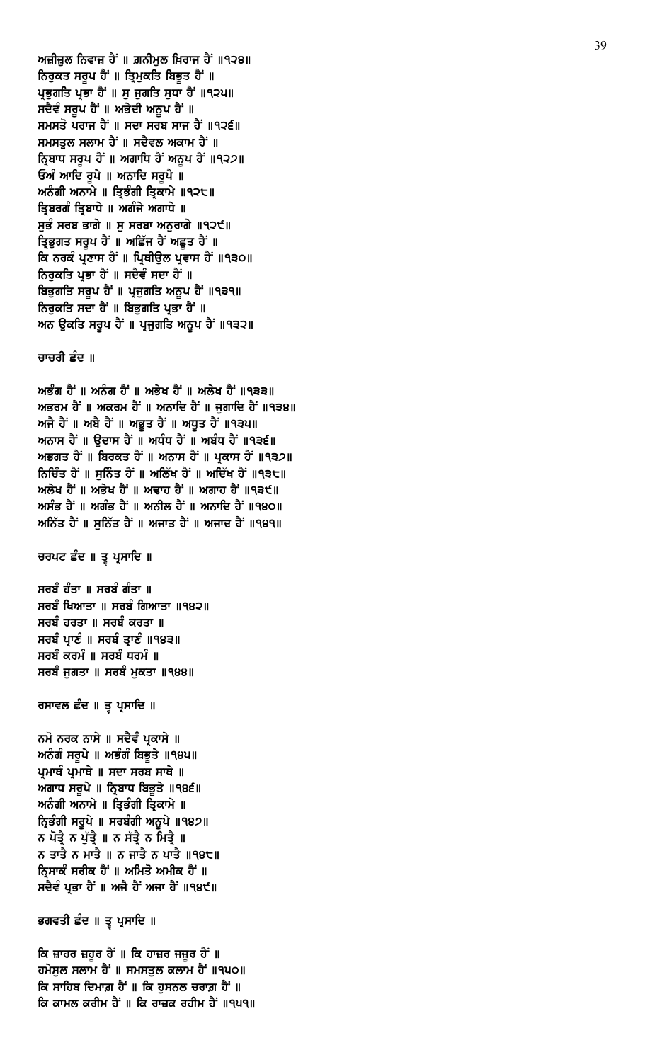ਅਜ਼ੀਜ਼ੁਲ ਨਿਵਾਜ਼ ਹੈਂ ॥ ਗ਼ਨੀਮੁਲ ਖ਼ਿਰਾਜ ਹੈਂ ॥੧੨੪॥
ਨਿਰੁਕਤ ਸਰੂਪ ਹੈਂ ॥ ਤ੍ਰਿਮੁਕਤਿ ਬਿਭੂਤ ਹੈਂ ॥
ਪ੍ਰਭੁਗਤਿ ਪ੍ਰਭਾ ਹੈਂ ॥ ਸੁ ਜੁਗਤਿ ਸੁਧਾ ਹੈਂ ॥੧੨੫॥
ਸਦੈਵੰ ਸਰੂਪ ਹੈਂ ॥ ਅਭੇਦੀ ਅਨੂਪ ਹੈਂ ॥
ਸਮਸਤੋ ਪਰਾਜ ਹੈਂ ॥ ਸਦਾ ਸਰਬ ਸਾਜ ਹੈਂ ॥੧੨੬॥
ਸਮਸਤੁਲ ਸਲਾਮ ਹੈਂ ॥ ਸਦੈਵਲ ਅਕਾਮ ਹੈਂ ॥
ਨ੍ਰਿਬਾਧ ਸਰੂਪ ਹੈਂ ॥ ਅਗਾਧਿ ਹੈਂ ਅਨੂਪ ਹੈਂ ॥੧੨੭॥
ਓਅੰ ਆਦਿ ਰੂਪੇ ॥ ਅਨਾਦਿ ਸਰੂਪੈ ॥
ਅਨੰਗੀ ਅਨਾਮੇ ॥ ਤ੍ਰਿਭੰਗੀ ਤ੍ਰਿਕਾਮੇ ॥੧੨੮॥
ਤ੍ਰਿਬਰਗੰ ਤ੍ਰਿਬਾਧੇ ॥ ਅਗੰਜੇ ਅਗਾਧੇ ॥
ਸੁਭੰ ਸਰਬ ਭਾਗੇ ॥ ਸੁ ਸਰਬਾ ਅਨੁਰਾਗੇ ॥੧੨੯॥
ਤ੍ਰਿਭੁਗਤ ਸਰੂਪ ਹੈਂ ॥ ਅਛਿੱਜ ਹੈਂ ਅਛੂਤ ਹੈਂ ॥
ਕਿ ਨਰਕੰ ਪ੍ਰਣਾਸ ਹੈਂ ॥ ਪ੍ਰਿਥੀਉਲ ਪ੍ਰਵਾਸ ਹੈਂ ॥੧੩੦॥
ਨਿਰੁਕਤਿ ਪ੍ਰਭਾ ਹੈਂ ॥ ਸਦੈਵੰ ਸਦਾ ਹੈਂ ॥
ਬਿਭੁਗਤਿ ਸਰੂਪ ਹੈਂ ॥ ਪ੍ਰਜੁਗਤਿ ਅਨੂਪ ਹੈਂ ॥੧੩੧॥
ਨਿਰੁਕਤਿ ਸਦਾ ਹੈਂ ॥ ਬਿਭੁਗਤਿ ਪ੍ਰਭਾ ਹੈਂ ॥
ਅਨ ਉਕਤਿ ਸਰੂਪ ਹੈਂ ॥ ਪ੍ਰਜੁਗਤਿ ਅਨੂਪ ਹੈਂ ॥੧੩੨॥

ਚਾਚਰੀ ਛੰਦ ॥

ਅਭੰਗ ਹੈਂ ॥ ਅਨੰਗ ਹੈਂ ॥ ਅਭੇਖ ਹੈਂ ॥ ਅਲੇਖ ਹੈਂ ॥੧੩੩॥
ਅਭਰਮ ਹੈਂ ॥ ਅਕਰਮ ਹੈਂ ॥ ਅਨਾਦਿ ਹੈਂ ॥ ਜੁਗਾਦਿ ਹੈਂ ॥੧੩੪॥
ਅਜੈ ਹੈਂ ॥ ਅਬੈ ਹੈਂ ॥ ਅਭੂਤ ਹੈਂ ॥ ਅਧੂਤ ਹੈਂ ॥੧੩੫॥
ਅਨਾਸ ਹੈਂ ॥ ਉਦਾਸ ਹੈਂ ॥ ਅਧੰਧ ਹੈਂ ॥ ਅਬੰਧ ਹੈਂ ॥੧੩੬॥
ਅਭਗਤ ਹੈਂ ॥ ਬਿਰਕਤ ਹੈਂ ॥ ਅਨਾਸ ਹੈਂ ॥ ਪ੍ਰਕਾਸ ਹੈਂ ॥੧੩੭॥
ਨਿਚਿੰਤ ਹੈਂ ॥ ਸੁਨਿੰਤ ਹੈਂ ॥ ਅਲਿੱਖ ਹੈਂ ॥ ਅਦਿੱਖ ਹੈਂ ॥੧੩੮॥
ਅਲੇਖ ਹੈਂ ॥ ਅਭੇਖ ਹੈਂ ॥ ਅਢਾਹ ਹੈਂ ॥ ਅਗਾਹ ਹੈਂ ॥੧੩੯॥
ਅਸੰਭ ਹੈਂ ॥ ਅਗੰਭ ਹੈਂ ॥ ਅਨੀਲ ਹੈਂ ॥ ਅਨਾਦਿ ਹੈਂ ॥੧੪੦॥
ਅਨਿੱਤ ਹੈਂ ॥ ਸੁਨਿੱਤ ਹੈਂ ॥ ਅਜਾਤ ਹੈਂ ॥ ਅਜਾਦ ਹੈਂ ॥੧੪੧॥

ਚਰਪਟ ਛੰਦ ॥ ਤ੍ਵ ਪ੍ਰਸਾਦਿ ॥

ਸਰਬੰ ਹੰਤਾ ॥ ਸਰਬੰ ਗੰਤਾ ॥
ਸਰਬੰ ਖਿਆਤਾ ॥ ਸਰਬੰ ਗਿਆਤਾ ॥੧੪੨॥
ਸਰਬੰ ਹਰਤਾ ॥ ਸਰਬੰ ਕਰਤਾ ॥
ਸਰਬੰ ਪ੍ਰਾਣੰ ॥ ਸਰਬੰ ਤ੍ਰਾਣੰ ॥੧੪੩॥
ਸਰਬੰ ਕਰਮੰ ॥ ਸਰਬੰ ਧਰਮੰ ॥
ਸਰਬੰ ਜੁਗਤਾ ॥ ਸਰਬੰ ਮੁਕਤਾ ॥੧੪੪॥

ਰਸਾਵਲ ਛੰਦ ॥ ਤ੍ਵ ਪ੍ਰਸਾਦਿ ॥

ਨਮੋ ਨਰਕ ਨਾਸੇ ॥ ਸਦੈਵੰ ਪ੍ਰਕਾਸੇ ॥
ਅਨੰਗੰ ਸਰੂਪੇ ॥ ਅਭੰਗੰ ਬਿਭੂਤੇ ॥੧੪੫॥
ਪ੍ਰਮਾਥੰ ਪ੍ਰਮਾਥੇ ॥ ਸਦਾ ਸਰਬ ਸਾਥੇ ॥
ਅਗਾਧ ਸਰੂਪੇ ॥ ਨ੍ਰਿਬਾਧ ਬਿਭੂਤੇ ॥੧੪੬॥
ਅਨੰਗੀ ਅਨਾਮੇ ॥ ਤ੍ਰਿਭੰਗੀ ਤ੍ਰਿਕਾਮੇ ॥
ਨ੍ਰਿਭੰਗੀ ਸਰੂਪੇ ॥ ਸਰਬੰਗੀ ਅਨੂਪੇ ॥੧੪੭॥
ਨ ਪੋਤ੍ਰੈ ਨ ਪੁੱਤ੍ਰੈ ॥ ਨ ਸੱਤ੍ਰੈ ਨ ਮਿਤ੍ਰੈ ॥
ਨ ਤਾਤੈ ਨ ਮਾਤੈ ॥ ਨ ਜਾਤੈ ਨ ਪਾਤੈ ॥੧੪੮॥
ਨ੍ਰਿਸਾਕੰ ਸਰੀਕ ਹੈਂ ॥ ਅਮਿਤੋ ਅਮੀਕ ਹੈਂ ॥
ਸਦੈਵੰ ਪ੍ਰਭਾ ਹੈਂ ॥ ਅਜੈ ਹੈਂ ਅਜਾ ਹੈਂ ॥੧੪੯॥

ਭਗਵਤੀ ਛੰਦ ॥ ਤ੍ਵ ਪ੍ਰਸਾਦਿ ॥

ਕਿ ਜ਼ਾਹਰ ਜ਼ਹੂਰ ਹੈਂ ॥ ਕਿ ਹਾਜ਼ਰ ਜਜੂਰ ਹੈਂ ॥
ਹਮੇਸੁਲ ਸਲਾਮ ਹੈਂ ॥ ਸਮਸਤੁਲ ਕਲਾਮ ਹੈਂ ॥੧੫੦॥
ਕਿ ਸਾਹਿਬ ਦਿਮਾਗ਼ ਹੈਂ ॥ ਕਿ ਹੁਸਨਲ ਚਰਾਗ਼ ਹੈਂ ॥
ਕਿ ਕਾਮਲ ਕਰੀਮ ਹੈਂ ॥ ਕਿ ਰਾਜ਼ਕ ਰਹੀਮ ਹੈਂ ॥੧੫੧॥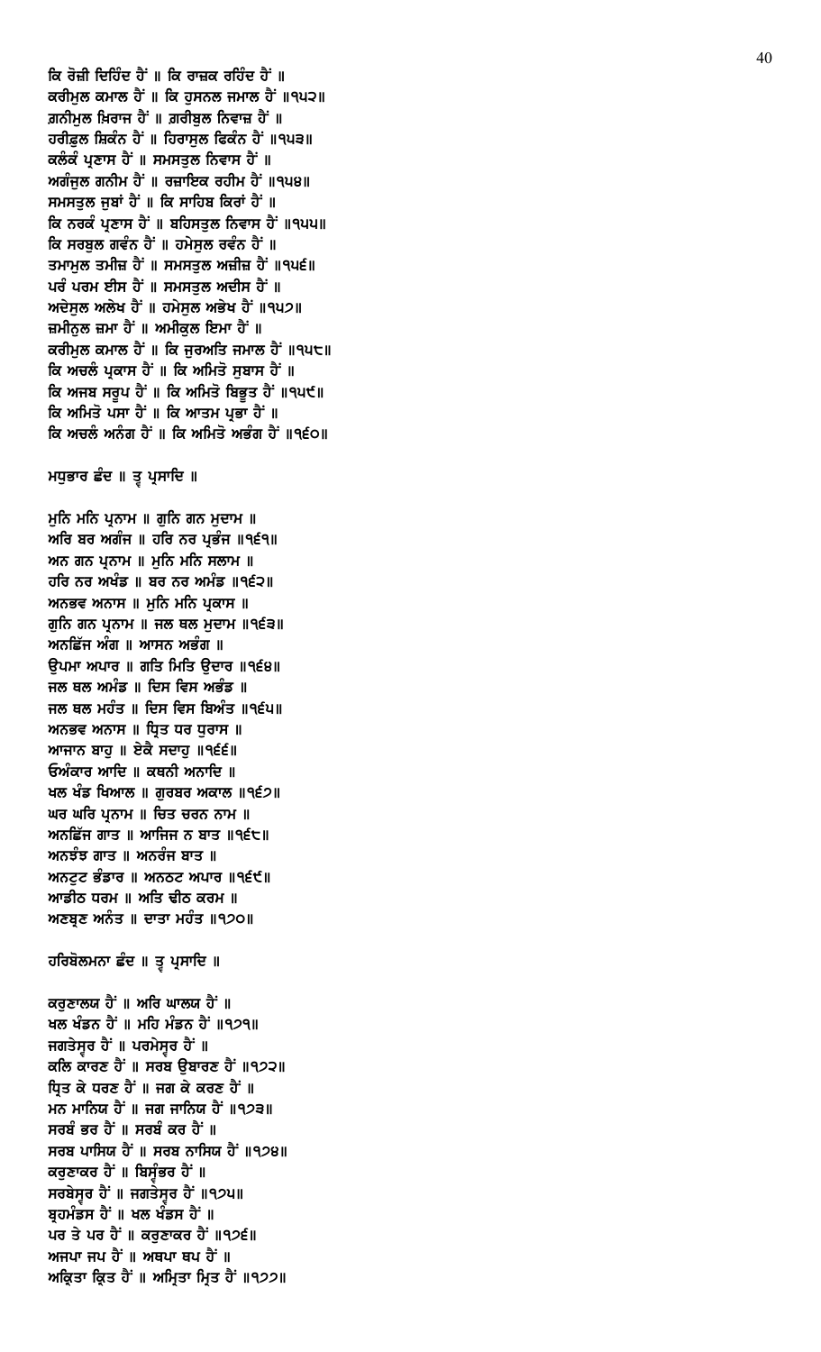ਕਿ ਰੋਜ਼ੀ ਦਿਹਿੰਦ ਹੈਂ ॥ ਕਿ ਰਾਜ਼ਕ ਰਹਿੰਦ ਹੈਂ ॥
ਕਰੀਮੁਲ ਕਮਾਲ ਹੈਂ ॥ ਕਿ ਹੁਸਨਲ ਜਮਾਲ ਹੈਂ ॥੧੫੨॥
ਗ਼ਨੀਮੁਲ ਖ਼ਿਰਾਜ ਹੈਂ ॥ ਗ਼ਰੀਬੁਲ ਨਿਵਾਜ਼ ਹੈਂ ॥
ਹਰੀਫ਼ੁਲ ਸ਼ਿਕੰਨ ਹੈਂ ॥ ਹਿਰਾਸੁਲ ਫਿਕੰਨ ਹੈਂ ॥੧੫੩॥
ਕਲੰਕੰ ਪ੍ਰਣਾਸ ਹੈਂ ॥ ਸਮਸਤੁਲ ਨਿਵਾਸ ਹੈਂ ॥
ਅਗੰਜੁਲ ਗਨੀਮ ਹੈਂ ॥ ਰਜ਼ਾਇਕ ਰਹੀਮ ਹੈਂ ॥੧੫੪॥
ਸਮਸਤੁਲ ਜੁਬਾਂ ਹੈਂ ॥ ਕਿ ਸਾਹਿਬ ਕਿਰਾਂ ਹੈਂ ॥
ਕਿ ਨਰਕੰ ਪ੍ਰਣਾਸ ਹੈਂ ॥ ਬਹਿਸਤੁਲ ਨਿਵਾਸ ਹੈਂ ॥੧੫੫॥
ਕਿ ਸਰਬੁਲ ਗਵੰਨ ਹੈਂ ॥ ਹਮੇਸੁਲ ਰਵੰਨ ਹੈਂ ॥
ਤਮਾਮੁਲ ਤਮੀਜ਼ ਹੈਂ ॥ ਸਮਸਤੁਲ ਅਜ਼ੀਜ਼ ਹੈਂ ॥੧੫੬॥
ਪਰੰ ਪਰਮ ਈਸ ਹੈਂ ॥ ਸਮਸਤੁਲ ਅਦੀਸ ਹੈਂ ॥
ਅਦੇਸੁਲ ਅਲੇਖ ਹੈਂ ॥ ਹਮੇਸੁਲ ਅਭੇਖ ਹੈਂ ॥੧੫੭॥
ਜ਼ਮੀਨੁਲ ਜ਼ਮਾ ਹੈਂ ॥ ਅਮੀਕੁਲ ਇਮਾ ਹੈਂ ॥
ਕਰੀਮੁਲ ਕਮਾਲ ਹੈਂ ॥ ਕਿ ਜੁਰਅਤਿ ਜਮਾਲ ਹੈਂ ॥੧੫੮॥
ਕਿ ਅਚਲੰ ਪ੍ਰਕਾਸ ਹੈਂ ॥ ਕਿ ਅਮਿਤੋ ਸੁਬਾਸ ਹੈਂ ॥
ਕਿ ਅਜਬ ਸਰੂਪ ਹੈਂ ॥ ਕਿ ਅਮਿਤੋ ਬਿਭੂਤ ਹੈਂ ॥੧੫੯॥
ਕਿ ਅਮਿਤੋ ਪਸਾ ਹੈਂ ॥ ਕਿ ਆਤਮ ਪ੍ਰਭਾ ਹੈਂ ॥
ਕਿ ਅਚਲੰ ਅਨੰਗ ਹੈਂ ॥ ਕਿ ਅਮਿਤੋ ਅਭੰਗ ਹੈਂ ॥੧੬੦॥

ਮਧੁਭਾਰ ਛੰਦ ॥ ਤ੍ਵ ਪ੍ਰਸਾਦਿ ॥

ਮੁਨਿ ਮਨਿ ਪ੍ਰਨਾਮ ॥ ਗੁਨਿ ਗਨ ਮੁਦਾਮ ॥
ਅਰਿ ਬਰ ਅਗੰਜ ॥ ਹਰਿ ਨਰ ਪ੍ਰਭੰਜ ॥੧੬੧॥
ਅਨ ਗਨ ਪ੍ਰਨਾਮ ॥ ਮੁਨਿ ਮਨਿ ਸਲਾਮ ॥
ਹਰਿ ਨਰ ਅਖੰਡ ॥ ਬਰ ਨਰ ਅਮੰਡ ॥੧੬੨॥
ਅਨਭਵ ਅਨਾਸ ॥ ਮੁਨਿ ਮਨਿ ਪ੍ਰਕਾਸ ॥
ਗੁਨਿ ਗਨ ਪ੍ਰਨਾਮ ॥ ਜਲ ਥਲ ਮੁਦਾਮ ॥੧੬੩॥
ਅਨਛਿੱਜ ਅੰਗ ॥ ਆਸਨ ਅਭੰਗ ॥
ਉਪਮਾ ਅਪਾਰ ॥ ਗਤਿ ਮਿਤਿ ਉਦਾਰ ॥੧੬੪॥
ਜਲ ਥਲ ਅਮੰਡ ॥ ਦਿਸ ਵਿਸ ਅਭੰਡ ॥
ਜਲ ਥਲ ਮਹੰਤ ॥ ਦਿਸ ਵਿਸ ਬਿਅੰਤ ॥੧੬੫॥
ਅਨਭਵ ਅਨਾਸ ॥ ਧ੍ਰਿਤ ਧਰ ਧੁਰਾਸ ॥
ਆਜਾਨ ਬਾਹੁ ॥ ਏਕੈ ਸਦਾਹੁ ॥੧੬੬॥
ਓਅੰਕਾਰ ਆਦਿ ॥ ਕਥਨੀ ਅਨਾਦਿ ॥
ਖਲ ਖੰਡ ਖਿਆਲ ॥ ਗੁਰਬਰ ਅਕਾਲ ॥੧੬੭॥
ਘਰ ਘਰਿ ਪ੍ਰਨਾਮ ॥ ਚਿਤ ਚਰਨ ਨਾਮ ॥
ਅਨਛਿੱਜ ਗਾਤ ॥ ਆਜਿਜ ਨ ਬਾਤ ॥੧੬੮॥
ਅਨਝੰਝ ਗਾਤ ॥ ਅਨਰੰਜ ਬਾਤ ॥
ਅਨਟੁਟ ਭੰਡਾਰ ॥ ਅਨਠਟ ਅਪਾਰ ॥੧੬੯॥
ਆਡੀਠ ਧਰਮ ॥ ਅਤਿ ਢੀਠ ਕਰਮ ॥
ਅਣਬ੍ਰਣ ਅਨੰਤ ॥ ਦਾਤਾ ਮਹੰਤ ॥੧੭੦॥

ਹਰਿਬੋਲਮਨਾ ਛੰਦ ॥ ਤ੍ਵ ਪ੍ਰਸਾਦਿ ॥

ਕਰੁਣਾਲਯ ਹੈਂ ॥ ਅਰਿ ਘਾਲਯ ਹੈਂ ॥
ਖਲ ਖੰਡਨ ਹੈਂ ॥ ਮਹਿ ਮੰਡਨ ਹੈਂ ॥੧੭੧॥
ਜਗਤੇਸ੍ਵਰ ਹੈਂ ॥ ਪਰਮੇਸ੍ਵਰ ਹੈਂ ॥
ਕਲਿ ਕਾਰਣ ਹੈਂ ॥ ਸਰਬ ਉਬਾਰਣ ਹੈਂ ॥੧੭੨॥
ਧ੍ਰਿਤ ਕੇ ਧਰਣ ਹੈਂ ॥ ਜਗ ਕੇ ਕਰਣ ਹੈਂ ॥
ਮਨ ਮਾਨਿਯ ਹੈਂ ॥ ਜਗ ਜਾਨਿਯ ਹੈਂ ॥੧੭੩॥
ਸਰਬੰ ਭਰ ਹੈਂ ॥ ਸਰਬੰ ਕਰ ਹੈਂ ॥
ਸਰਬ ਪਾਸਿਯ ਹੈਂ ॥ ਸਰਬ ਨਾਸਿਯ ਹੈਂ ॥੧੭੪॥
ਕਰੁਣਾਕਰ ਹੈਂ ॥ ਬਿਸ੍ਵੰਭਰ ਹੈਂ ॥
ਸਰਬੇਸ੍ਵਰ ਹੈਂ ॥ ਜਗਤੇਸ੍ਵਰ ਹੈਂ ॥੧੭੫॥
ਬ੍ਰਹਮੰਡਸ ਹੈਂ ॥ ਖਲ ਖੰਡਸ ਹੈਂ ॥
ਪਰ ਤੇ ਪਰ ਹੈਂ ॥ ਕਰੁਣਾਕਰ ਹੈਂ ॥੧੭੬॥
ਅਜਪਾ ਜਪ ਹੈਂ ॥ ਅਥਪਾ ਥਪ ਹੈਂ ॥
ਅਕ੍ਰਿਤਾ ਕ੍ਰਿਤ ਹੈਂ ॥ ਅਮ੍ਰਿਤਾ ਮ੍ਰਿਤ ਹੈਂ ॥੧੭੭॥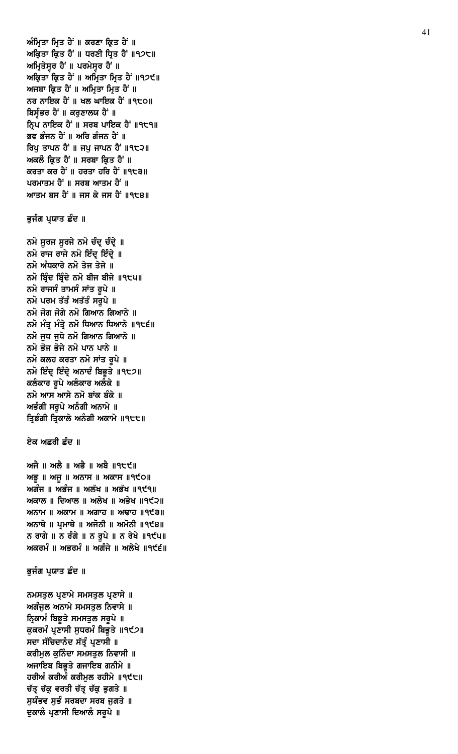ਅੰਮ੍ਰਿਤਾ ਮ੍ਰਿਤ ਹੈਂ ॥ ਕਰਣਾ ਕ੍ਰਿਤ ਹੈਂ ॥
ਅਕ੍ਰਿਤਾ ਕ੍ਰਿਤ ਹੈਂ ॥ ਧਰਣੀ ਧ੍ਰਿਤ ਹੈਂ ॥੧੭੮॥
ਅਮ੍ਰਿਤੇਸ੍ਵਰ ਹੈਂ ॥ ਪਰਮੇਸ੍ਵਰ ਹੈਂ ॥
ਅਕ੍ਰਿਤਾ ਕ੍ਰਿਤ ਹੈਂ ॥ ਅਮ੍ਰਿਤਾ ਮ੍ਰਿਤ ਹੈਂ ॥੧੭੯॥
ਅਜਬਾ ਕ੍ਰਿਤ ਹੈਂ ॥ ਅਮ੍ਰਿਤਾ ਮ੍ਰਿਤ ਹੈਂ ॥
ਨਰ ਨਾਇਕ ਹੈਂ ॥ ਖਲ ਘਾਇਕ ਹੈਂ ॥੧੮੦॥
ਬਿਸ੍ਵੰਭਰ ਹੈਂ ॥ ਕਰੁਣਾਲਯ ਹੈਂ ॥
ਨ੍ਰਿਪ ਨਾਇਕ ਹੈਂ ॥ ਸਰਬ ਪਾਇਕ ਹੈਂ ॥੧੮੧॥
ਭਵ ਭੰਜਨ ਹੈਂ ॥ ਅਰਿ ਗੰਜਨ ਹੈਂ ॥
ਰਿਪੁ ਤਾਪਨ ਹੈਂ ॥ ਜਪੁ ਜਾਪਨ ਹੈਂ ॥੧੮੨॥
ਅਕਲੰ ਕ੍ਰਿਤ ਹੈਂ ॥ ਸਰਬਾ ਕ੍ਰਿਤ ਹੈਂ ॥
ਕਰਤਾ ਕਰ ਹੈਂ ॥ ਹਰਤਾ ਹਰਿ ਹੈਂ ॥੧੮੩॥
ਪਰਮਾਤਮ ਹੈਂ ॥ ਸਰਬ ਆਤਮ ਹੈਂ ॥
ਆਤਮ ਬਸ ਹੈਂ ॥ ਜਸ ਕੇ ਜਸ ਹੈਂ ॥੧੮੪॥

ਭੁਜੰਗ ਪ੍ਰਯਾਤ ਛੰਦ ॥

ਨਮੋ ਸੂਰਜ ਸੂਰਜੇ ਨਮੋ ਚੰਦ੍ਰ ਚੰਦ੍ਰੇ ॥
ਨਮੋ ਰਾਜ ਰਾਜੇ ਨਮੋ ਇੰਦ੍ਰ ਇੰਦ੍ਰੇ ॥
ਨਮੋ ਅੰਧਕਾਰੇ ਨਮੋ ਤੇਜ ਤੇਜੇ ॥
ਨਮੋ ਬ੍ਰਿੰਦ ਬ੍ਰਿੰਦੇ ਨਮੋ ਬੀਜ ਬੀਜੇ ॥੧੮੫॥
ਨਮੋ ਰਾਜਸੰ ਤਾਮਸੰ ਸਾਂਤ ਰੂਪੇ ॥
ਨਮੋ ਪਰਮ ਤੱਤੰ ਅਤੱਤੰ ਸਰੂਪੇ ॥
ਨਮੋ ਜੋਗ ਜੋਗੇ ਨਮੋ ਗਿਆਨ ਗਿਆਨੇ ॥
ਨਮੋ ਮੰਤ੍ਰ ਮੰਤ੍ਰੇ ਨਮੋ ਧਿਆਨ ਧਿਆਨੇ ॥੧੮੬॥
ਨਮੋ ਜੁਧ ਜੁਧੇ ਨਮੋ ਗਿਆਨ ਗਿਆਨੇ ॥
ਨਮੋ ਭੋਜ ਭੋਜੇ ਨਮੋ ਪਾਨ ਪਾਨੇ ॥
ਨਮੋ ਕਲਹ ਕਰਤਾ ਨਮੋ ਸਾਂਤ ਰੂਪੇ ॥
ਨਮੋ ਇੰਦ੍ਰ ਇੰਦ੍ਰੇ ਅਨਾਦੰ ਬਿਭੂਤੇ ॥੧੮੭॥
ਕਲੰਕਾਰ ਰੂਪੇ ਅਲੰਕਾਰ ਅਲੰਕੇ ॥
ਨਮੋ ਆਸ ਆਸੇ ਨਮੋ ਬਾਂਕ ਬੰਕੇ ॥
ਅਭੰਗੀ ਸਰੂਪੇ ਅਨੰਗੀ ਅਨਾਮੇ ॥
ਤ੍ਰਿਭੰਗੀ ਤ੍ਰਿਕਾਲੇ ਅਨੰਗੀ ਅਕਾਮੇ ॥੧੮੮॥

ਏਕ ਅਛਰੀ ਛੰਦ ॥

ਅਜੈ ॥ ਅਲੈ ॥ ਅਭੈ ॥ ਅਬੈ ॥੧੮੯॥
ਅਭੂ ॥ ਅਜੂ ॥ ਅਨਾਸ ॥ ਅਕਾਸ ॥੧੯੦॥
ਅਗੰਜ ॥ ਅਭੰਜ ॥ ਅਲੱਖ ॥ ਅਭੱਖ ॥੧੯੧॥
ਅਕਾਲ ॥ ਦਿਆਲ ॥ ਅਲੇਖ ॥ ਅਭੇਖ ॥੧੯੨॥
ਅਨਾਮ ॥ ਅਕਾਮ ॥ ਅਗਾਹ ॥ ਅਢਾਹ ॥੧੯੩॥
ਅਨਾਥੇ ॥ ਪ੍ਰਮਾਥੇ ॥ ਅਜੋਨੀ ॥ ਅਮੋਨੀ ॥੧੯੪॥
ਨ ਰਾਗੇ ॥ ਨ ਰੰਗੇ ॥ ਨ ਰੂਪੇ ॥ ਨ ਰੇਖੇ ॥੧੯੫॥
ਅਕਰਮੰ ॥ ਅਭਰਮੰ ॥ ਅਗੰਜੇ ॥ ਅਲੇਖੇ ॥੧੯੬॥

ਭੁਜੰਗ ਪ੍ਰਯਾਤ ਛੰਦ ॥

ਨਮਸਤੁਲ ਪ੍ਰਣਾਮੇ ਸਮਸਤੁਲ ਪ੍ਰਣਾਸੇ ॥
ਅਗੰਜੁਲ ਅਨਾਮੇ ਸਮਸਤੁਲ ਨਿਵਾਸੇ ॥
ਨ੍ਰਿਕਾਮੰ ਬਿਭੂਤੇ ਸਮਸਤੁਲ ਸਰੂਪੇ ॥
ਕੁਕਰਮੰ ਪ੍ਰਣਾਸੀ ਸੁਧਰਮੰ ਬਿਭੂਤੇ ॥੧੯੭॥
ਸਦਾ ਸੱਚਿਦਾਨੰਦ ਸੱਤ੍ਰੰ ਪ੍ਰਣਾਸੀ ॥
ਕਰੀਮੁਲ ਕੁਨਿੰਦਾ ਸਮਸਤੁਲ ਨਿਵਾਸੀ ॥
ਅਜਾਇਬ ਬਿਭੂਤੇ ਗਜਾਇਬ ਗਨੀਮੇ ॥
ਹਰੀਅੰ ਕਰੀਅੰ ਕਰੀਮੁਲ ਰਹੀਮੇ ॥੧੯੮॥
ਚੱਤ੍ਰ ਚੱਕ੍ਰ ਵਰਤੀ ਚੱਤ੍ਰ ਚੱਕ੍ਰ ਭੁਗਤੇ ॥
ਸੁਯੰਭਵ ਸੁਭੰ ਸਰਬਦਾ ਸਰਬ ਜੁਗਤੇ ॥
ਦੁਕਾਲੰ ਪ੍ਰਣਾਸੀ ਦਿਆਲੰ ਸਰੂਪੇ ॥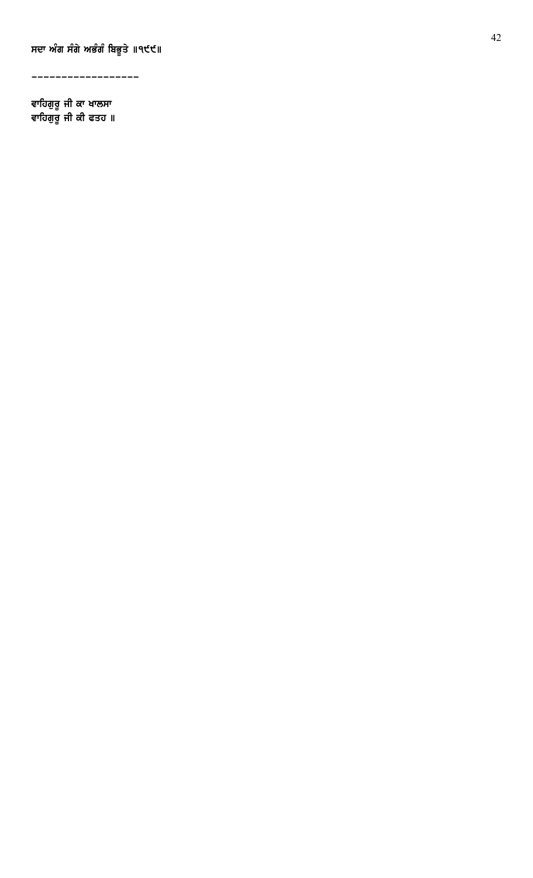**ਸਦਾ ਅੰਗ ਸੰਗੇ ਅਭੰਗੰ ਬਿਭੂਤੇ ॥੧੯੯॥**

------------------

**ਵਾਹਿਗੁਰੂ ਜੀ ਕਾ ਖਾਲਸਾ**
**ਵਾਹਿਗੁਰੂ ਜੀ ਕੀ ਫਤਹ ॥**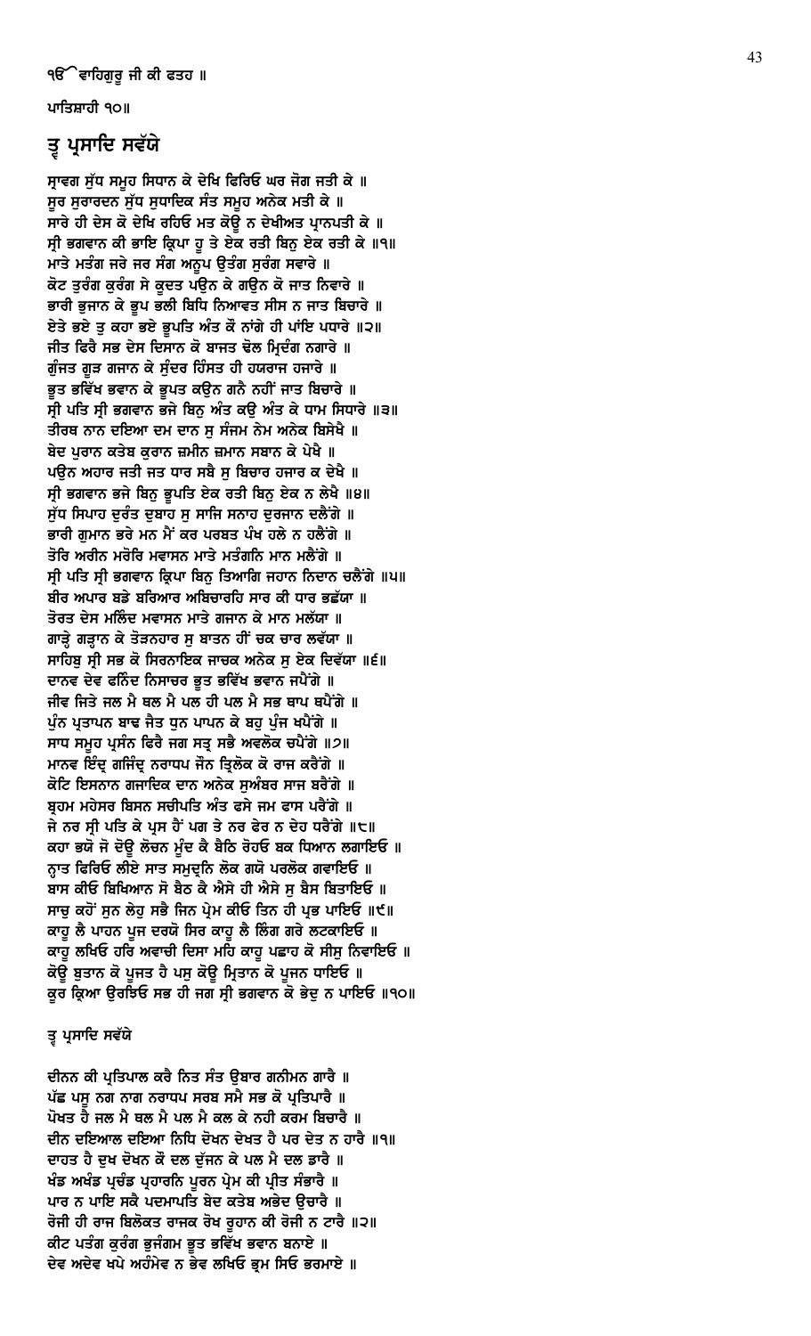ੴ ਵਾਹਿਗੁਰੂ ਜੀ ਕੀ ਫਤਹ ॥

ਪਾਤਿਸ਼ਾਹੀ ੧੦॥

## ਤ੍ਵ ਪ੍ਰਸਾਦਿ ਸਵੱਯੇ

ਸ੍ਰਾਵਗ ਸੁੱਧ ਸਮੂਹ ਸਿਧਾਨ ਕੇ ਦੇਖਿ ਫਿਰਿਓ ਘਰ ਜੋਗ ਜਤੀ ਕੇ ॥
ਸੂਰ ਸੁਰਾਰਦਨ ਸੁੱਧ ਸੁਧਾਦਿਕ ਸੰਤ ਸਮੂਹ ਅਨੇਕ ਮਤੀ ਕੇ ॥
ਸਾਰੇ ਹੀ ਦੇਸ ਕੋ ਦੇਖਿ ਰਹਿਓ ਮਤ ਕੋਊ ਨ ਦੇਖੀਅਤ ਪ੍ਰਾਨਪਤੀ ਕੇ ॥
ਸ੍ਰੀ ਭਗਵਾਨ ਕੀ ਭਾਇ ਕ੍ਰਿਪਾ ਹੂ ਤੇ ਏਕ ਰਤੀ ਬਿਨੁ ਏਕ ਰਤੀ ਕੇ ॥੧॥
ਮਾਤੇ ਮਤੰਗ ਜਰੇ ਜਰ ਸੰਗ ਅਨੂਪ ਉਤੰਗ ਸੁਰੰਗ ਸਵਾਰੇ ॥
ਕੋਟ ਤੁਰੰਗ ਕੁਰੰਗ ਸੇ ਕੂਦਤ ਪਉਨ ਕੇ ਗਉਨ ਕੋ ਜਾਤ ਨਿਵਾਰੇ ॥
ਭਾਰੀ ਭੁਜਾਨ ਕੇ ਭੂਪ ਭਲੀ ਬਿਧਿ ਨਿਆਵਤ ਸੀਸ ਨ ਜਾਤ ਬਿਚਾਰੇ ॥
ਏਤੇ ਭਏ ਤੁ ਕਹਾ ਭਏ ਭੂਪਤਿ ਅੰਤ ਕੌ ਨਾਂਗੇ ਹੀ ਪਾਂਇ ਪਧਾਰੇ ॥੨॥
ਜੀਤ ਫਿਰੈ ਸਭ ਦੇਸ ਦਿਸਾਨ ਕੋ ਬਾਜਤ ਢੋਲ ਮ੍ਰਿਦੰਗ ਨਗਾਰੇ ॥
ਗੁੰਜਤ ਗੂੜ ਗਜਾਨ ਕੇ ਸੁੰਦਰ ਹਿੰਸਤ ਹੀ ਹਯਰਾਜ ਹਜਾਰੇ ॥
ਭੂਤ ਭਵਿੱਖ ਭਵਾਨ ਕੇ ਭੂਪਤ ਕਉਨ ਗਨੈ ਨਹੀਂ ਜਾਤ ਬਿਚਾਰੇ ॥
ਸ੍ਰੀ ਪਤਿ ਸ੍ਰੀ ਭਗਵਾਨ ਭਜੇ ਬਿਨੁ ਅੰਤ ਕਉ ਅੰਤ ਕੇ ਧਾਮ ਸਿਧਾਰੇ ॥੩॥
ਤੀਰਥ ਨਾਨ ਦਇਆ ਦਮ ਦਾਨ ਸੁ ਸੰਜਮ ਨੇਮ ਅਨੇਕ ਬਿਸੇਖੈ ॥
ਬੇਦ ਪੁਰਾਨ ਕਤੇਬ ਕੁਰਾਨ ਜ਼ਮੀਨ ਜ਼ਮਾਨ ਸਬਾਨ ਕੇ ਪੇਖੈ ॥
ਪਉਨ ਅਹਾਰ ਜਤੀ ਜਤ ਧਾਰ ਸਬੈ ਸੁ ਬਿਚਾਰ ਹਜਾਰ ਕ ਦੇਖੈ ॥
ਸ੍ਰੀ ਭਗਵਾਨ ਭਜੇ ਬਿਨੁ ਭੂਪਤਿ ਏਕ ਰਤੀ ਬਿਨੁ ਏਕ ਨ ਲੇਖੈ ॥੪॥
ਸੁੱਧ ਸਿਪਾਹ ਦੁਰੰਤ ਦੁਬਾਹ ਸੁ ਸਾਜਿ ਸਨਾਹ ਦੁਰਜਾਨ ਦਲੈਂਗੇ ॥
ਭਾਰੀ ਗੁਮਾਨ ਭਰੇ ਮਨ ਮੈਂ ਕਰ ਪਰਬਤ ਪੰਖ ਹਲੇ ਨ ਹਲੈਂਗੇ ॥
ਤੋਰਿ ਅਰੀਨ ਮਰੋਰਿ ਮਵਾਸਨ ਮਾਤੇ ਮਤੰਗਨਿ ਮਾਨ ਮਲੈਂਗੇ ॥
ਸ੍ਰੀ ਪਤਿ ਸ੍ਰੀ ਭਗਵਾਨ ਕ੍ਰਿਪਾ ਬਿਨੁ ਤਿਆਗਿ ਜਹਾਨ ਨਿਦਾਨ ਚਲੈਂਗੇ ॥੫॥
ਬੀਰ ਅਪਾਰ ਬਡੇ ਬਰਿਆਰ ਅਬਿਚਾਰਹਿ ਸਾਰ ਕੀ ਧਾਰ ਭਛੱਯਾ ॥
ਤੋਰਤ ਦੇਸ ਮਲਿੰਦ ਮਵਾਸਨ ਮਾਤੇ ਗਜਾਨ ਕੇ ਮਾਨ ਮਲੱਯਾ ॥
ਗਾੜ੍ਹੇ ਗੜ੍ਹਾਨ ਕੇ ਤੋੜਨਹਾਰ ਸੁ ਬਾਤਨ ਹੀਂ ਚਕ ਚਾਰ ਲਵੱਯਾ ॥
ਸਾਹਿਬੁ ਸ੍ਰੀ ਸਭ ਕੋ ਸਿਰਨਾਇਕ ਜਾਚਕ ਅਨੇਕ ਸੁ ਏਕ ਦਿਵੱਯਾ ॥੬॥
ਦਾਨਵ ਦੇਵ ਫਨਿੰਦ ਨਿਸਾਚਰ ਭੂਤ ਭਵਿੱਖ ਭਵਾਨ ਜਪੈਂਗੇ ॥
ਜੀਵ ਜਿਤੇ ਜਲ ਮੈ ਥਲ ਮੈ ਪਲ ਹੀ ਪਲ ਮੈ ਸਭ ਥਾਪ ਥਪੈਂਗੇ ॥
ਪੁੰਨ ਪ੍ਰਤਾਪਨ ਬਾਢ ਜੈਤ ਧੁਨ ਪਾਪਨ ਕੇ ਬਹੁ ਪੁੰਜ ਖਪੈਂਗੇ ॥
ਸਾਧ ਸਮੂਹ ਪ੍ਰਸੰਨ ਫਿਰੈ ਜਗ ਸਤ੍ਰ ਸਭੈ ਅਵਲੋਕ ਚਪੈਂਗੇ ॥੭॥
ਮਾਨਵ ਇੰਦ੍ਰ ਗਜਿੰਦ੍ਰ ਨਰਾਧਪ ਜੌਨ ਤ੍ਰਿਲੋਕ ਕੋ ਰਾਜ ਕਰੈਂਗੇ ॥
ਕੋਟਿ ਇਸਨਾਨ ਗਜਾਦਿਕ ਦਾਨ ਅਨੇਕ ਸੁਅੰਬਰ ਸਾਜ ਬਰੈਂਗੇ ॥
ਬ੍ਰਹਮ ਮਹੇਸਰ ਬਿਸਨ ਸਚੀਪਤਿ ਅੰਤ ਫਸੇ ਜਮ ਫਾਸ ਪਰੈਂਗੇ ॥
ਜੇ ਨਰ ਸ੍ਰੀ ਪਤਿ ਕੇ ਪ੍ਰਸ ਹੈਂ ਪਗ ਤੇ ਨਰ ਫੇਰ ਨ ਦੇਹ ਧਰੈਂਗੇ ॥੮॥
ਕਹਾ ਭਯੋ ਜੋ ਦੋਊ ਲੋਚਨ ਮੂੰਦ ਕੈ ਬੈਠਿ ਰੋਹਓ ਬਕ ਧਿਆਨ ਲਗਾਇਓ ॥
ਨ੍ਹਾਤ ਫਿਰਿਓ ਲੀਏ ਸਾਤ ਸਮੁਦ੍ਰਨਿ ਲੋਕ ਗਯੋ ਪਰਲੋਕ ਗਵਾਇਓ ॥
ਬਾਸ ਕੀਓ ਬਿਖਿਆਨ ਸੋ ਬੈਠ ਕੈ ਐਸੇ ਹੀ ਐਸੇ ਸੁ ਬੈਸ ਬਿਤਾਇਓ ॥
ਸਾਚੁ ਕਹੋਂ ਸੁਨ ਲੇਹੁ ਸਭੈ ਜਿਨ ਪ੍ਰੇਮ ਕੀਓ ਤਿਨ ਹੀ ਪ੍ਰਭ ਪਾਇਓ ॥੯॥
ਕਾਹੂ ਲੈ ਪਾਹਨ ਪੂਜ ਦਰਯੋ ਸਿਰ ਕਾਹੂ ਲੈ ਲਿੰਗ ਗਰੇ ਲਟਕਾਇਓ ॥
ਕਾਹੂ ਲਖਿਓ ਹਰਿ ਅਵਾਚੀ ਦਿਸਾ ਮਹਿ ਕਾਹੂ ਪਛਾਹ ਕੋ ਸੀਸੁ ਨਿਵਾਇਓ ॥
ਕੋਊ ਬੁਤਾਨ ਕੋ ਪੂਜਤ ਹੈ ਪਸੁ ਕੋਊ ਮ੍ਰਿਤਾਨ ਕੋ ਪੂਜਨ ਧਾਇਓ ॥
ਕੂਰ ਕ੍ਰਿਆ ਉਰਝਿਓ ਸਭ ਹੀ ਜਗ ਸ੍ਰੀ ਭਗਵਾਨ ਕੋ ਭੇਦੁ ਨ ਪਾਇਓ ॥੧੦॥

ਤ੍ਵ ਪ੍ਰਸਾਦਿ ਸਵੱਯੇ

ਦੀਨਨ ਕੀ ਪ੍ਰਤਿਪਾਲ ਕਰੈ ਨਿਤ ਸੰਤ ਉਬਾਰ ਗਨੀਮਨ ਗਾਰੈ ॥
ਪੱਛ ਪਸੂ ਨਗ ਨਾਗ ਨਰਾਧਪ ਸਰਬ ਸਮੈ ਸਭ ਕੋ ਪ੍ਰਤਿਪਾਰੈ ॥
ਪੋਖਤ ਹੈ ਜਲ ਮੈ ਥਲ ਮੈ ਪਲ ਮੈ ਕਲ ਕੇ ਨਹੀ ਕਰਮ ਬਿਚਾਰੈ ॥
ਦੀਨ ਦਇਆਲ ਦਇਆ ਨਿਧਿ ਦੋਖਨ ਦੇਖਤ ਹੈ ਪਰ ਦੇਤ ਨ ਹਾਰੈ ॥੧॥
ਦਾਹਤ ਹੈ ਦੁਖ ਦੋਖਨ ਕੌ ਦਲ ਦੁੱਜਨ ਕੇ ਪਲ ਮੈ ਦਲ ਡਾਰੈ ॥
ਖੰਡ ਅਖੰਡ ਪ੍ਰਚੰਡ ਪ੍ਰਹਾਰਨਿ ਪੂਰਨ ਪ੍ਰੇਮ ਕੀ ਪ੍ਰੀਤ ਸੰਭਾਰੈ ॥
ਪਾਰ ਨ ਪਾਇ ਸਕੈ ਪਦਮਾਪਤਿ ਬੇਦ ਕਤੇਬ ਅਭੇਦ ਉਚਾਰੈ ॥
ਰੋਜੀ ਹੀ ਰਾਜ ਬਿਲੋਕਤ ਰਾਜਕ ਰੋਖ ਰੂਹਾਨ ਕੀ ਰੋਜੀ ਨ ਟਾਰੈ ॥੨॥
ਕੀਟ ਪਤੰਗ ਕੁਰੰਗ ਭੁਜੰਗਮ ਭੂਤ ਭਵਿੱਖ ਭਵਾਨ ਬਨਾਏ ॥
ਦੇਵ ਅਦੇਵ ਖਪੇ ਅਹੰਮੇਵ ਨ ਭੇਵ ਲਖਿਓ ਭ੍ਰਮ ਸਿਓ ਭਰਮਾਏ ॥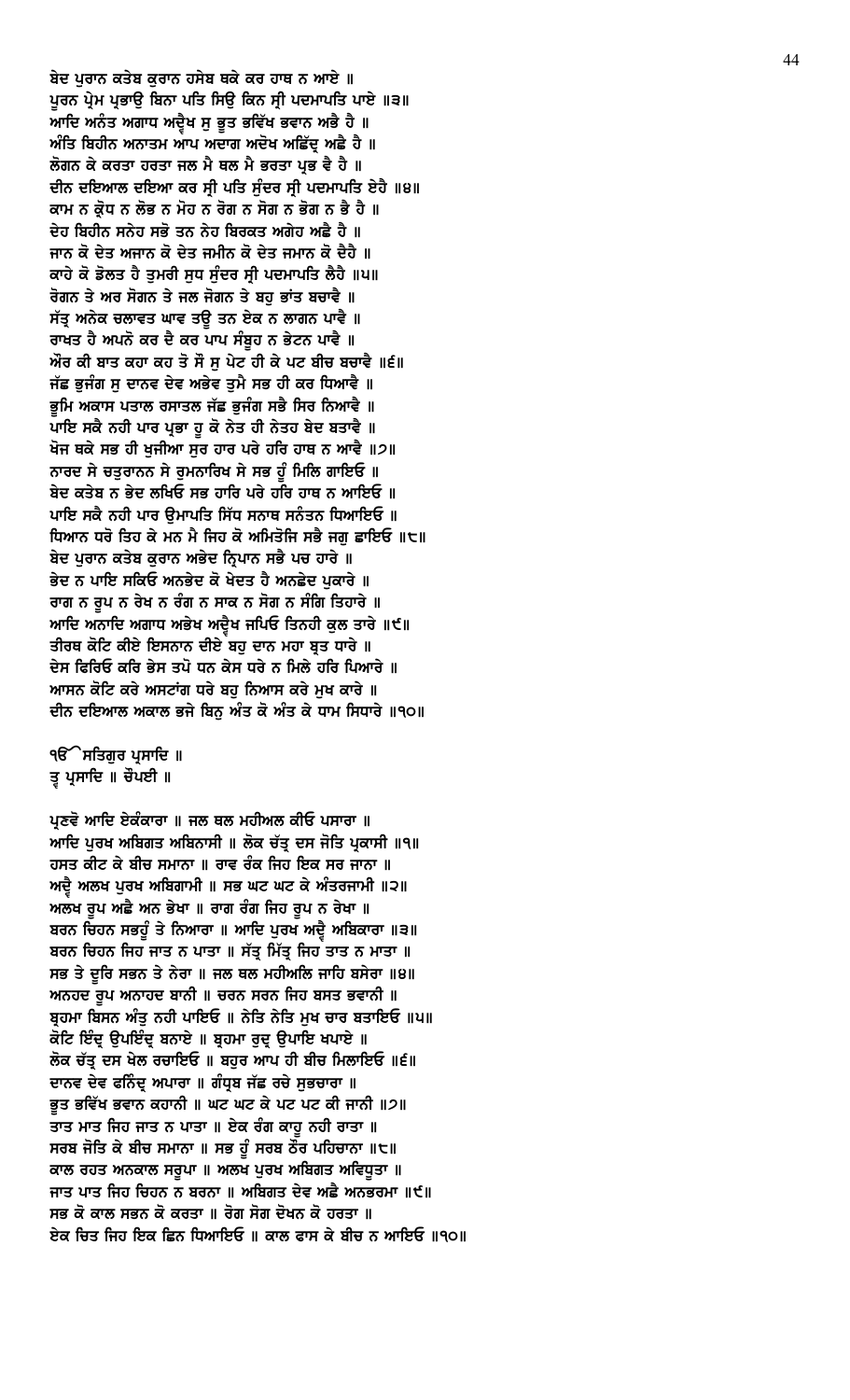ਬੇਦ ਪੁਰਾਨ ਕਤੇਬ ਕੁਰਾਨ ਹਸੇਬ ਥਕੇ ਕਰ ਹਾਥ ਨ ਆਏ ॥
ਪੂਰਨ ਪ੍ਰੇਮ ਪ੍ਰਭਾਉ ਬਿਨਾ ਪਤਿ ਸਿਉ ਕਿਨ ਸ੍ਰੀ ਪਦਮਾਪਤਿ ਪਾਏ ॥੩॥
ਆਦਿ ਅਨੰਤ ਅਗਾਧ ਅਦ੍ਵੈਖ ਸੁ ਭੂਤ ਭਵਿੱਖ ਭਵਾਨ ਅਭੈ ਹੈ ॥
ਅੰਤਿ ਬਿਹੀਨ ਅਨਾਤਮ ਆਪ ਅਦਾਗ ਅਦੋਖ ਅਛਿੱਦ੍ਰ ਅਛੈ ਹੈ ॥
ਲੋਗਨ ਕੇ ਕਰਤਾ ਹਰਤਾ ਜਲ ਮੈ ਥਲ ਮੈ ਭਰਤਾ ਪ੍ਰਭ ਵੈ ਹੈ ॥
ਦੀਨ ਦਇਆਲ ਦਇਆ ਕਰ ਸ੍ਰੀ ਪਤਿ ਸੁੰਦਰ ਸ੍ਰੀ ਪਦਮਾਪਤਿ ਏਹੈ ॥੪॥
ਕਾਮ ਨ ਕ੍ਰੋਧ ਨ ਲੋਭ ਨ ਮੋਹ ਨ ਰੋਗ ਨ ਸੋਗ ਨ ਭੋਗ ਨ ਭੈ ਹੈ ॥
ਦੇਹ ਬਿਹੀਨ ਸਨੇਹ ਸਭੋ ਤਨ ਨੇਹ ਬਿਰਕਤ ਅਗੇਹ ਅਛੈ ਹੈ ॥
ਜਾਨ ਕੋ ਦੇਤ ਅਜਾਨ ਕੋ ਦੇਤ ਜਮੀਨ ਕੋ ਦੇਤ ਜਮਾਨ ਕੋ ਦੈਹੈ ॥
ਕਾਹੇ ਕੋ ਡੋਲਤ ਹੈ ਤੁਮਰੀ ਸੁਧ ਸੁੰਦਰ ਸ੍ਰੀ ਪਦਮਾਪਤਿ ਲੈਹੈ ॥੫॥
ਰੋਗਨ ਤੇ ਅਰ ਸੋਗਨ ਤੇ ਜਲ ਜੋਗਨ ਤੇ ਬਹੁ ਭਾਂਤ ਬਚਾਵੈ ॥
ਸੱਤ੍ਰ ਅਨੇਕ ਚਲਾਵਤ ਘਾਵ ਤਊ ਤਨ ਏਕ ਨ ਲਾਗਨ ਪਾਵੈ ॥
ਰਾਖਤ ਹੈ ਅਪਨੋ ਕਰ ਦੈ ਕਰ ਪਾਪ ਸੰਬੂਹ ਨ ਭੇਟਨ ਪਾਵੈ ॥
ਔਰ ਕੀ ਬਾਤ ਕਹਾ ਕਹ ਤੋ ਸੌ ਸੁ ਪੇਟ ਹੀ ਕੇ ਪਟ ਬੀਚ ਬਚਾਵੈ ॥੬॥
ਜੱਛ ਭੁਜੰਗ ਸੁ ਦਾਨਵ ਦੇਵ ਅਭੇਵ ਤੁਮੈ ਸਭ ਹੀ ਕਰ ਧਿਆਵੈ ॥
ਭੂਮਿ ਅਕਾਸ ਪਤਾਲ ਰਸਾਤਲ ਜੱਛ ਭੁਜੰਗ ਸਭੈ ਸਿਰ ਨਿਆਵੈ ॥
ਪਾਇ ਸਕੈ ਨਹੀ ਪਾਰ ਪ੍ਰਭਾ ਹੂ ਕੋ ਨੇਤ ਹੀ ਨੇਤਹ ਬੇਦ ਬਤਾਵੈ ॥
ਖੋਜ ਥਕੇ ਸਭ ਹੀ ਖੁਜੀਆ ਸੁਰ ਹਾਰ ਪਰੇ ਹਰਿ ਹਾਥ ਨ ਆਵੈ ॥੭॥
ਨਾਰਦ ਸੇ ਚਤੁਰਾਨਨ ਸੇ ਰੁਮਨਾਰਿਖ ਸੇ ਸਭ ਹੂੰ ਮਿਲਿ ਗਾਇਓ ॥
ਬੇਦ ਕਤੇਬ ਨ ਭੇਦ ਲਖਿਓ ਸਭ ਹਾਰਿ ਪਰੇ ਹਰਿ ਹਾਥ ਨ ਆਇਓ ॥
ਪਾਇ ਸਕੈ ਨਹੀ ਪਾਰ ਉਮਾਪਤਿ ਸਿੱਧ ਸਨਾਥ ਸਨੰਤਨ ਧਿਆਇਓ ॥
ਧਿਆਨ ਧਰੋ ਤਿਹ ਕੇ ਮਨ ਮੈ ਜਿਹ ਕੋ ਅਮਿਤੋਜਿ ਸਭੈ ਜਗੁ ਛਾਇਓ ॥੮॥
ਬੇਦ ਪੁਰਾਨ ਕਤੇਬ ਕੁਰਾਨ ਅਭੇਦ ਨ੍ਰਿਪਾਨ ਸਭੈ ਪਚ ਹਾਰੇ ॥
ਭੇਦ ਨ ਪਾਇ ਸਕਿਓ ਅਨਭੇਦ ਕੋ ਖੇਦਤ ਹੈ ਅਨਛੇਦ ਪੁਕਾਰੇ ॥
ਰਾਗ ਨ ਰੂਪ ਨ ਰੇਖ ਨ ਰੰਗ ਨ ਸਾਕ ਨ ਸੋਗ ਨ ਸੰਗਿ ਤਿਹਾਰੇ ॥
ਆਦਿ ਅਨਾਦਿ ਅਗਾਧ ਅਭੇਖ ਅਦ੍ਵੈਖ ਜਪਿਓ ਤਿਨਹੀ ਕੁਲ ਤਾਰੇ ॥੯॥
ਤੀਰਥ ਕੋਟਿ ਕੀਏ ਇਸਨਾਨ ਦੀਏ ਬਹੁ ਦਾਨ ਮਹਾ ਬ੍ਰਤ ਧਾਰੇ ॥
ਦੇਸ ਫਿਰਿਓ ਕਰਿ ਭੇਸ ਤਪੋ ਧਨ ਕੇਸ ਧਰੇ ਨ ਮਿਲੇ ਹਰਿ ਪਿਆਰੇ ॥
ਆਸਨ ਕੋਟਿ ਕਰੇ ਅਸਟਾਂਗ ਧਰੇ ਬਹੁ ਨਿਆਸ ਕਰੇ ਮੁਖ ਕਾਰੇ ॥
ਦੀਨ ਦਇਆਲ ਅਕਾਲ ਭਜੇ ਬਿਨੁ ਅੰਤ ਕੋ ਅੰਤ ਕੇ ਧਾਮ ਸਿਧਾਰੇ ॥੧੦॥

ੴ ਸਤਿਗੁਰ ਪ੍ਰਸਾਦਿ ॥
ਤ੍ਵ ਪ੍ਰਸਾਦਿ ॥ ਚੌਪਈ ॥

ਪ੍ਰਣਵੋ ਆਦਿ ਏਕੰਕਾਰਾ ॥ ਜਲ ਥਲ ਮਹੀਅਲ ਕੀਓ ਪਸਾਰਾ ॥
ਆਦਿ ਪੁਰਖ ਅਬਿਗਤ ਅਬਿਨਾਸੀ ॥ ਲੋਕ ਚੱਤ੍ਰ ਦਸ ਜੋਤਿ ਪ੍ਰਕਾਸੀ ॥੧॥
ਹਸਤ ਕੀਟ ਕੇ ਬੀਚ ਸਮਾਨਾ ॥ ਰਾਵ ਰੰਕ ਜਿਹ ਇਕ ਸਰ ਜਾਨਾ ॥
ਅਦ੍ਵੈ ਅਲਖ ਪੁਰਖ ਅਬਿਗਾਮੀ ॥ ਸਭ ਘਟ ਘਟ ਕੇ ਅੰਤਰਜਾਮੀ ॥੨॥
ਅਲਖ ਰੂਪ ਅਛੈ ਅਨ ਭੇਖਾ ॥ ਰਾਗ ਰੰਗ ਜਿਹ ਰੂਪ ਨ ਰੇਖਾ ॥
ਬਰਨ ਚਿਹਨ ਸਭਹੂੰ ਤੇ ਨਿਆਰਾ ॥ ਆਦਿ ਪੁਰਖ ਅਦ੍ਵੈ ਅਬਿਕਾਰਾ ॥੩॥
ਬਰਨ ਚਿਹਨ ਜਿਹ ਜਾਤ ਨ ਪਾਤਾ ॥ ਸੱਤ੍ਰ ਮਿੱਤ੍ਰ ਜਿਹ ਤਾਤ ਨ ਮਾਤਾ ॥
ਸਭ ਤੇ ਦੂਰਿ ਸਭਨ ਤੇ ਨੇਰਾ ॥ ਜਲ ਥਲ ਮਹੀਅਲਿ ਜਾਹਿ ਬਸੇਰਾ ॥੪॥
ਅਨਹਦ ਰੂਪ ਅਨਾਹਦ ਬਾਨੀ ॥ ਚਰਨ ਸਰਨ ਜਿਹ ਬਸਤ ਭਵਾਨੀ ॥
ਬ੍ਰਹਮਾ ਬਿਸਨ ਅੰਤੁ ਨਹੀ ਪਾਇਓ ॥ ਨੇਤਿ ਨੇਤਿ ਮੁਖ ਚਾਰ ਬਤਾਇਓ ॥੫॥
ਕੋਟਿ ਇੰਦ੍ਰ ਉਪਇੰਦ੍ਰ ਬਨਾਏ ॥ ਬ੍ਰਹਮਾ ਰੁਦ੍ਰ ਉਪਾਇ ਖਪਾਏ ॥
ਲੋਕ ਚੱਤ੍ਰ ਦਸ ਖੇਲ ਰਚਾਇਓ ॥ ਬਹੁਰ ਆਪ ਹੀ ਬੀਚ ਮਿਲਾਇਓ ॥੬॥
ਦਾਨਵ ਦੇਵ ਫਨਿੰਦ੍ਰ ਅਪਾਰਾ ॥ ਗੰਧ੍ਰਬ ਜੱਛ ਰਚੇ ਸੁਭਚਾਰਾ ॥
ਭੂਤ ਭਵਿੱਖ ਭਵਾਨ ਕਹਾਨੀ ॥ ਘਟ ਘਟ ਕੇ ਪਟ ਪਟ ਕੀ ਜਾਨੀ ॥੭॥
ਤਾਤ ਮਾਤ ਜਿਹ ਜਾਤ ਨ ਪਾਤਾ ॥ ਏਕ ਰੰਗ ਕਾਹੂ ਨਹੀ ਰਾਤਾ ॥
ਸਰਬ ਜੋਤਿ ਕੇ ਬੀਚ ਸਮਾਨਾ ॥ ਸਭ ਹੂੰ ਸਰਬ ਠੌਰ ਪਹਿਚਾਨਾ ॥੮॥
ਕਾਲ ਰਹਤ ਅਨਕਾਲ ਸਰੂਪਾ ॥ ਅਲਖ ਪੁਰਖ ਅਬਿਗਤ ਅਵਿਧੂਤਾ ॥
ਜਾਤ ਪਾਤ ਜਿਹ ਚਿਹਨ ਨ ਬਰਨਾ ॥ ਅਬਿਗਤ ਦੇਵ ਅਛੈ ਅਨਭਰਮਾ ॥੯॥
ਸਭ ਕੋ ਕਾਲ ਸਭਨ ਕੋ ਕਰਤਾ ॥ ਰੋਗ ਸੋਗ ਦੋਖਨ ਕੋ ਹਰਤਾ ॥
ਏਕ ਚਿਤ ਜਿਹ ਇਕ ਛਿਨ ਧਿਆਇਓ ॥ ਕਾਲ ਫਾਸ ਕੇ ਬੀਚ ਨ ਆਇਓ ॥੧੦॥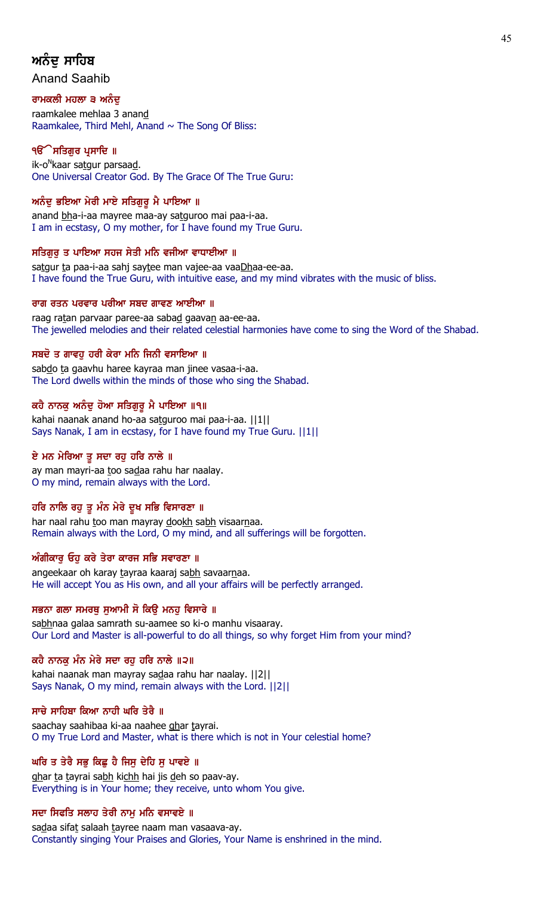# ਅਨੰਦੁ ਸਾਹਿਬ

Anand Saahib

**ਰਾਮਕਲੀ ਮਹਲਾ ੩ ਅਨੰਦੁ**

raamkalee mehlaa 3 anand
Raamkalee, Third Mehl, Anand ~ The Song Of Bliss:

**ੴ ਸਤਿਗੁਰ ਪ੍ਰਸਾਦਿ ॥**

ik-o$^{N}$kaar satgur parsaad.
One Universal Creator God. By The Grace Of The True Guru:

**ਅਨੰਦੁ ਭਇਆ ਮੇਰੀ ਮਾਏ ਸਤਿਗੁਰੂ ਮੈ ਪਾਇਆ ॥**

anand bha-i-aa mayree maa-ay satguroo mai paa-i-aa.
I am in ecstasy, O my mother, for I have found my True Guru.

**ਸਤਿਗੁਰੁ ਤ ਪਾਇਆ ਸਹਜ ਸੇਤੀ ਮਨਿ ਵਜੀਆ ਵਾਧਾਈਆ ॥**

satgur ta paa-i-aa sahj saytee man vajee-aa vaaDhaa-ee-aa.
I have found the True Guru, with intuitive ease, and my mind vibrates with the music of bliss.

**ਰਾਗ ਰਤਨ ਪਰਵਾਰ ਪਰੀਆ ਸਬਦ ਗਾਵਣ ਆਈਆ ॥**

raag ratan parvaar paree-aa sabad gaavan aa-ee-aa.
The jewelled melodies and their related celestial harmonies have come to sing the Word of the Shabad.

**ਸਬਦੋ ਤ ਗਾਵਹੁ ਹਰੀ ਕੇਰਾ ਮਨਿ ਜਿਨੀ ਵਸਾਇਆ ॥**

sabdo ta gaavhu haree kayraa man jinee vasaa-i-aa.
The Lord dwells within the minds of those who sing the Shabad.

**ਕਹੈ ਨਾਨਕੁ ਅਨੰਦੁ ਹੋਆ ਸਤਿਗੁਰੂ ਮੈ ਪਾਇਆ ॥੧॥**

kahai naanak anand ho-aa satguroo mai paa-i-aa. ||1||
Says Nanak, I am in ecstasy, for I have found my True Guru. ||1||

**ਏ ਮਨ ਮੇਰਿਆ ਤੂ ਸਦਾ ਰਹੁ ਹਰਿ ਨਾਲੇ ॥**

ay man mayri-aa too sadaa rahu har naalay.
O my mind, remain always with the Lord.

**ਹਰਿ ਨਾਲਿ ਰਹੁ ਤੂ ਮੰਨ ਮੇਰੇ ਦੂਖ ਸਭਿ ਵਿਸਾਰਣਾ ॥**

har naal rahu too man mayray dookh sabh visaarnaa.
Remain always with the Lord, O my mind, and all sufferings will be forgotten.

**ਅੰਗੀਕਾਰੁ ਓਹੁ ਕਰੇ ਤੇਰਾ ਕਾਰਜ ਸਭਿ ਸਵਾਰਣਾ ॥**

angeekaar oh karay tayraa kaaraj sabh savaarnaa.
He will accept You as His own, and all your affairs will be perfectly arranged.

**ਸਭਨਾ ਗਲਾ ਸਮਰਥੁ ਸੁਆਮੀ ਸੋ ਕਿਉ ਮਨਹੁ ਵਿਸਾਰੇ ॥**

sabhnaa galaa samrath su-aamee so ki-o manhu visaaray.
Our Lord and Master is all-powerful to do all things, so why forget Him from your mind?

**ਕਹੈ ਨਾਨਕੁ ਮੰਨ ਮੇਰੇ ਸਦਾ ਰਹੁ ਹਰਿ ਨਾਲੇ ॥੨॥**

kahai naanak man mayray sadaa rahu har naalay. ||2||
Says Nanak, O my mind, remain always with the Lord. ||2||

**ਸਾਚੇ ਸਾਹਿਬਾ ਕਿਆ ਨਾਹੀ ਘਰਿ ਤੇਰੈ ॥**

saachay saahibaa ki-aa naahee ghar tayrai.
O my True Lord and Master, what is there which is not in Your celestial home?

**ਘਰਿ ਤ ਤੇਰੈ ਸਭੁ ਕਿਛੁ ਹੈ ਜਿਸੁ ਦੇਹਿ ਸੁ ਪਾਵਏ ॥**

ghar ta tayrai sabh kichh hai jis deh so paav-ay.
Everything is in Your home; they receive, unto whom You give.

**ਸਦਾ ਸਿਫਤਿ ਸਲਾਹ ਤੇਰੀ ਨਾਮੁ ਮਨਿ ਵਸਾਵਏ ॥**

sadaa sifat salaah tayree naam man vasaava-ay.
Constantly singing Your Praises and Glories, Your Name is enshrined in the mind.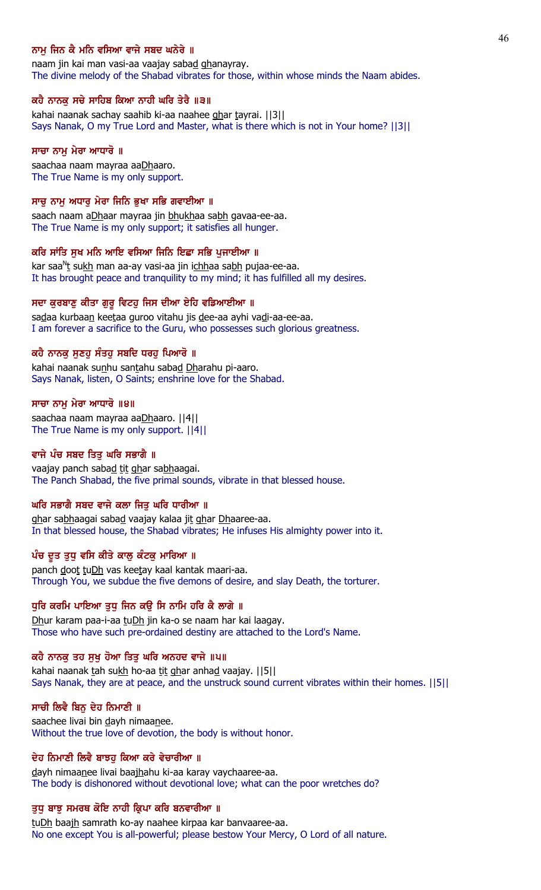**ਨਾਮੁ ਜਿਨ ਕੈ ਮਨਿ ਵਸਿਆ ਵਾਜੇ ਸਬਦ ਘਨੇਰੇ ॥**

naam jin kai man vasi-aa vaajay sabad ghanayray.

The divine melody of the Shabad vibrates for those, within whose minds the Naam abides.

**ਕਹੈ ਨਾਨਕੁ ਸਚੇ ਸਾਹਿਬ ਕਿਆ ਨਾਹੀ ਘਰਿ ਤੇਰੈ ॥੩॥**

kahai naanak sachay saahib ki-aa naahee ghar tayrai. ||3||

Says Nanak, O my True Lord and Master, what is there which is not in Your home? ||3||

**ਸਾਚਾ ਨਾਮੁ ਮੇਰਾ ਆਧਾਰੋ ॥**

saachaa naam mayraa aaDhaaro.

The True Name is my only support.

**ਸਾਚੁ ਨਾਮੁ ਅਧਾਰੁ ਮੇਰਾ ਜਿਨਿ ਭੁਖਾ ਸਭਿ ਗਵਾਈਆ ॥**

saach naam aDhaar mayraa jin bhukhaa sabh gavaa-ee-aa.

The True Name is my only support; it satisfies all hunger.

**ਕਰਿ ਸਾਂਤਿ ਸੁਖ ਮਨਿ ਆਇ ਵਸਿਆ ਜਿਨਿ ਇਛਾ ਸਭਿ ਪੁਜਾਈਆ ॥**

kar saa^Nt sukh man aa-ay vasi-aa jin ichhaa sabh pujaa-ee-aa.

It has brought peace and tranquility to my mind; it has fulfilled all my desires.

**ਸਦਾ ਕੁਰਬਾਣੁ ਕੀਤਾ ਗੁਰੂ ਵਿਟਹੁ ਜਿਸ ਦੀਆ ਏਹਿ ਵਡਿਆਈਆ ॥**

sadaa kurbaan keetaa guroo vitahu jis dee-aa ayhi vadi-aa-ee-aa.

I am forever a sacrifice to the Guru, who possesses such glorious greatness.

**ਕਹੈ ਨਾਨਕੁ ਸੁਣਹੁ ਸੰਤਹੁ ਸਬਦਿ ਧਰਹੁ ਪਿਆਰੋ ॥**

kahai naanak sunhu santahu sabad Dharahu pi-aaro.

Says Nanak, listen, O Saints; enshrine love for the Shabad.

**ਸਾਚਾ ਨਾਮੁ ਮੇਰਾ ਆਧਾਰੋ ॥੪॥**

saachaa naam mayraa aaDhaaro. ||4||

The True Name is my only support. ||4||

**ਵਾਜੇ ਪੰਚ ਸਬਦ ਤਿਤੁ ਘਰਿ ਸਭਾਗੈ ॥**

vaajay panch sabad tit ghar sabhaagai.

The Panch Shabad, the five primal sounds, vibrate in that blessed house.

**ਘਰਿ ਸਭਾਗੈ ਸਬਦ ਵਾਜੇ ਕਲਾ ਜਿਤੁ ਘਰਿ ਧਾਰੀਆ ॥**

ghar sabhaagai sabad vaajay kalaa jit ghar Dhaaree-aa.

In that blessed house, the Shabad vibrates; He infuses His almighty power into it.

**ਪੰਚ ਦੂਤ ਤੁਧੁ ਵਸਿ ਕੀਤੇ ਕਾਲੁ ਕੰਟਕੁ ਮਾਰਿਆ ॥**

panch doot tuDh vas keetay kaal kantak maari-aa.

Through You, we subdue the five demons of desire, and slay Death, the torturer.

**ਧੁਰਿ ਕਰਮਿ ਪਾਇਆ ਤੁਧੁ ਜਿਨ ਕਉ ਸਿ ਨਾਮਿ ਹਰਿ ਕੈ ਲਾਗੇ ॥**

Dhur karam paa-i-aa tuDh jin ka-o se naam har kai laagay.

Those who have such pre-ordained destiny are attached to the Lord's Name.

**ਕਹੈ ਨਾਨਕੁ ਤਹ ਸੁਖੁ ਹੋਆ ਤਿਤੁ ਘਰਿ ਅਨਹਦ ਵਾਜੇ ॥੫॥**

kahai naanak tah sukh ho-aa tit ghar anhad vaajay. ||5||

Says Nanak, they are at peace, and the unstruck sound current vibrates within their homes. ||5||

**ਸਾਚੀ ਲਿਵੈ ਬਿਨੁ ਦੇਹ ਨਿਮਾਣੀ ॥**

saachee livai bin dayh nimaanee.

Without the true love of devotion, the body is without honor.

**ਦੇਹ ਨਿਮਾਣੀ ਲਿਵੈ ਬਾਝਹੁ ਕਿਆ ਕਰੇ ਵੇਚਾਰੀਆ ॥**

dayh nimaanee livai baajhahu ki-aa karay vaychaaree-aa.

The body is dishonored without devotional love; what can the poor wretches do?

**ਤੁਧੁ ਬਾਝੁ ਸਮਰਥ ਕੋਇ ਨਾਹੀ ਕ੍ਰਿਪਾ ਕਰਿ ਬਨਵਾਰੀਆ ॥**

tuDh baajh samrath ko-ay naahee kirpaa kar banvaaree-aa.

No one except You is all-powerful; please bestow Your Mercy, O Lord of all nature.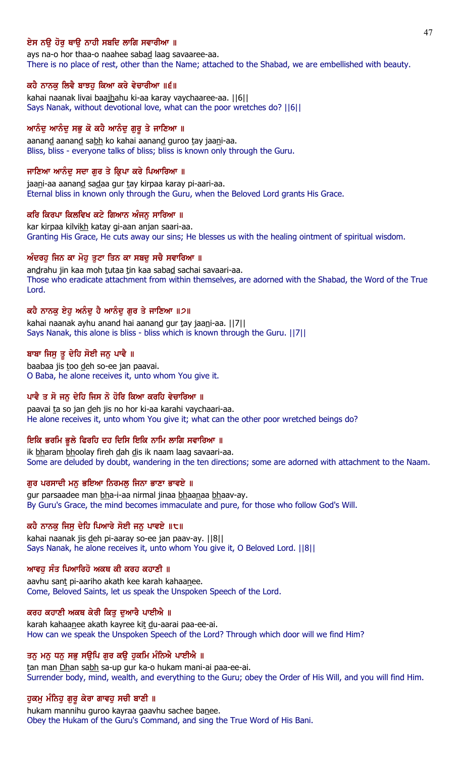**ਏਸ ਨਉ ਹੋਰੁ ਥਾਉ ਨਾਹੀ ਸਬਦਿ ਲਾਗਿ ਸਵਾਰੀਆ ॥**

ays na-o hor thaa-o naahee sabad laag savaaree-aa.
There is no place of rest, other than the Name; attached to the Shabad, we are embellished with beauty.

**ਕਹੈ ਨਾਨਕੁ ਲਿਵੈ ਬਾਝਹੁ ਕਿਆ ਕਰੇ ਵੇਚਾਰੀਆ ॥੬॥**

kahai naanak livai baajhahu ki-aa karay vaychaaree-aa. ||6||
Says Nanak, without devotional love, what can the poor wretches do? ||6||

**ਆਨੰਦੁ ਆਨੰਦੁ ਸਭੁ ਕੋ ਕਹੈ ਆਨੰਦੁ ਗੁਰੂ ਤੇ ਜਾਣਿਆ ॥**

aanand aanand sabh ko kahai aanand guroo tay jaani-aa.
Bliss, bliss - everyone talks of bliss; bliss is known only through the Guru.

**ਜਾਣਿਆ ਆਨੰਦੁ ਸਦਾ ਗੁਰ ਤੇ ਕ੍ਰਿਪਾ ਕਰੇ ਪਿਆਰਿਆ ॥**

jaani-aa aanand sadaa gur tay kirpaa karay pi-aari-aa.
Eternal bliss in known only through the Guru, when the Beloved Lord grants His Grace.

**ਕਰਿ ਕਿਰਪਾ ਕਿਲਵਿਖ ਕਟੇ ਗਿਆਨ ਅੰਜਨੁ ਸਾਰਿਆ ॥**

kar kirpaa kilvikh katay gi-aan anjan saari-aa.
Granting His Grace, He cuts away our sins; He blesses us with the healing ointment of spiritual wisdom.

**ਅੰਦਰਹੁ ਜਿਨ ਕਾ ਮੋਹੁ ਤੁਟਾ ਤਿਨ ਕਾ ਸਬਦੁ ਸਚੈ ਸਵਾਰਿਆ ॥**

andrahu jin kaa moh tutaa tin kaa sabad sachai savaari-aa.
Those who eradicate attachment from within themselves, are adorned with the Shabad, the Word of the True Lord.

**ਕਹੈ ਨਾਨਕੁ ਏਹੁ ਅਨੰਦੁ ਹੈ ਆਨੰਦੁ ਗੁਰ ਤੇ ਜਾਣਿਆ ॥੭॥**

kahai naanak ayhu anand hai aanand gur tay jaani-aa. ||7||
Says Nanak, this alone is bliss - bliss which is known through the Guru. ||7||

**ਬਾਬਾ ਜਿਸੁ ਤੂ ਦੇਹਿ ਸੋਈ ਜਨੁ ਪਾਵੈ ॥**

baabaa jis too deh so-ee jan paavai.
O Baba, he alone receives it, unto whom You give it.

**ਪਾਵੈ ਤ ਸੋ ਜਨੁ ਦੇਹਿ ਜਿਸ ਨੋ ਹੋਰਿ ਕਿਆ ਕਰਹਿ ਵੇਚਾਰਿਆ ॥**

paavai ta so jan deh jis no hor ki-aa karahi vaychaari-aa.
He alone receives it, unto whom You give it; what can the other poor wretched beings do?

**ਇਕਿ ਭਰਮਿ ਭੂਲੇ ਫਿਰਹਿ ਦਹ ਦਿਸਿ ਇਕਿ ਨਾਮਿ ਲਾਗਿ ਸਵਾਰਿਆ ॥**

ik bharam bhoolay fireh dah dis ik naam laag savaari-aa.
Some are deluded by doubt, wandering in the ten directions; some are adorned with attachment to the Naam.

**ਗੁਰ ਪਰਸਾਦੀ ਮਨੁ ਭਇਆ ਨਿਰਮਲੁ ਜਿਨਾ ਭਾਣਾ ਭਾਵਏ ॥**

gur parsaadee man bha-i-aa nirmal jinaa bhaanaa bhaav-ay.
By Guru's Grace, the mind becomes immaculate and pure, for those who follow God's Will.

**ਕਹੈ ਨਾਨਕੁ ਜਿਸੁ ਦੇਹਿ ਪਿਆਰੇ ਸੋਈ ਜਨੁ ਪਾਵਏ ॥੮॥**

kahai naanak jis deh pi-aaray so-ee jan paav-ay. ||8||
Says Nanak, he alone receives it, unto whom You give it, O Beloved Lord. ||8||

**ਆਵਹੁ ਸੰਤ ਪਿਆਰਿਹੋ ਅਕਥ ਕੀ ਕਰਹ ਕਹਾਣੀ ॥**

aavhu sant pi-aariho akath kee karah kahaanee.
Come, Beloved Saints, let us speak the Unspoken Speech of the Lord.

**ਕਰਹ ਕਹਾਣੀ ਅਕਥ ਕੇਰੀ ਕਿਤੁ ਦੁਆਰੈ ਪਾਈਐ ॥**

karah kahaanee akath kayree kit du-aarai paa-ee-ai.
How can we speak the Unspoken Speech of the Lord? Through which door will we find Him?

**ਤਨੁ ਮਨੁ ਧਨੁ ਸਭੁ ਸਉਪਿ ਗੁਰ ਕਉ ਹੁਕਮਿ ਮੰਨਿਐ ਪਾਈਐ ॥**

tan man Dhan sabh sa-up gur ka-o hukam mani-ai paa-ee-ai.
Surrender body, mind, wealth, and everything to the Guru; obey the Order of His Will, and you will find Him.

**ਹੁਕਮੁ ਮੰਨਿਹੁ ਗੁਰੂ ਕੇਰਾ ਗਾਵਹੁ ਸਚੀ ਬਾਣੀ ॥**

hukam mannihu guroo kayraa gaavhu sachee banee.
Obey the Hukam of the Guru's Command, and sing the True Word of His Bani.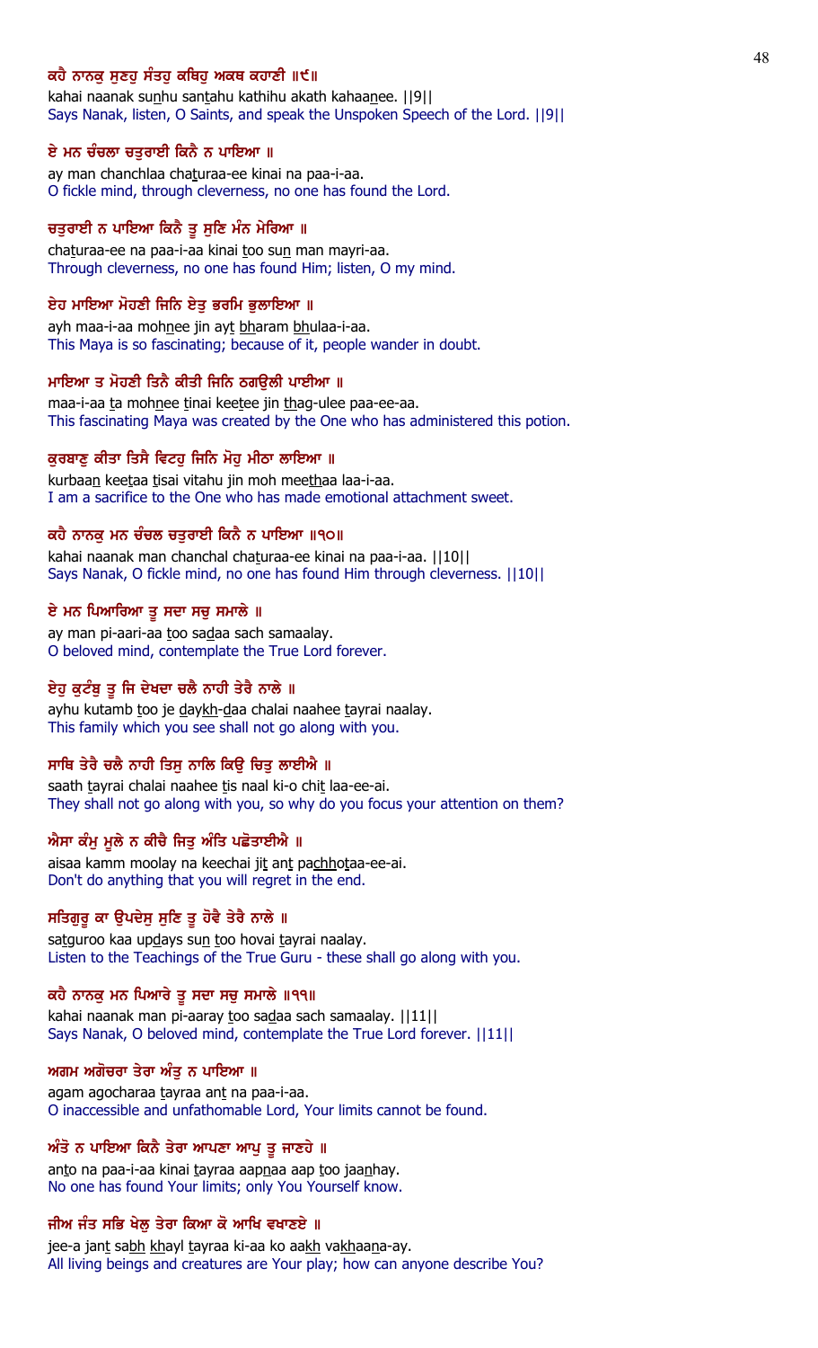**ਕਹੈ ਨਾਨਕੁ ਸੁਣਹੁ ਸੰਤਹੁ ਕਥਿਹੁ ਅਕਥ ਕਹਾਣੀ ॥੯॥**

kahai naanak sunhu santahu kathihu akath kahaanee. ||9||

Says Nanak, listen, O Saints, and speak the Unspoken Speech of the Lord. ||9||

**ਏ ਮਨ ਚੰਚਲਾ ਚਤੁਰਾਈ ਕਿਨੈ ਨ ਪਾਇਆ ॥**

ay man chanchlaa chaturaa-ee kinai na paa-i-aa.

O fickle mind, through cleverness, no one has found the Lord.

**ਚਤੁਰਾਈ ਨ ਪਾਇਆ ਕਿਨੈ ਤੂ ਸੁਣਿ ਮੰਨ ਮੇਰਿਆ ॥**

chaturaa-ee na paa-i-aa kinai too sun man mayri-aa.

Through cleverness, no one has found Him; listen, O my mind.

**ਏਹ ਮਾਇਆ ਮੋਹਣੀ ਜਿਨਿ ਏਤੁ ਭਰਮਿ ਭੁਲਾਇਆ ॥**

ayh maa-i-aa mohnee jin ayt bharam bhulaa-i-aa.

This Maya is so fascinating; because of it, people wander in doubt.

**ਮਾਇਆ ਤ ਮੋਹਣੀ ਤਿਨੈ ਕੀਤੀ ਜਿਨਿ ਠਗਉਲੀ ਪਾਈਆ ॥**

maa-i-aa ta mohnee tinai keetee jin thag-ulee paa-ee-aa.

This fascinating Maya was created by the One who has administered this potion.

**ਕੁਰਬਾਣੁ ਕੀਤਾ ਤਿਸੈ ਵਿਟਹੁ ਜਿਨਿ ਮੋਹੁ ਮੀਠਾ ਲਾਇਆ ॥**

kurbaan keetaa tisai vitahu jin moh meethaa laa-i-aa.

I am a sacrifice to the One who has made emotional attachment sweet.

**ਕਹੈ ਨਾਨਕੁ ਮਨ ਚੰਚਲ ਚਤੁਰਾਈ ਕਿਨੈ ਨ ਪਾਇਆ ॥੧੦॥**

kahai naanak man chanchal chaturaa-ee kinai na paa-i-aa. ||10||

Says Nanak, O fickle mind, no one has found Him through cleverness. ||10||

**ਏ ਮਨ ਪਿਆਰਿਆ ਤੂ ਸਦਾ ਸਚੁ ਸਮਾਲੇ ॥**

ay man pi-aari-aa too sadaa sach samaalay.

O beloved mind, contemplate the True Lord forever.

**ਏਹੁ ਕੁਟੰਬੁ ਤੂ ਜਿ ਦੇਖਦਾ ਚਲੈ ਨਾਹੀ ਤੇਰੈ ਨਾਲੇ ॥**

ayhu kutamb too je daykh-daa chalai naahee tayrai naalay.

This family which you see shall not go along with you.

**ਸਾਥਿ ਤੇਰੈ ਚਲੈ ਨਾਹੀ ਤਿਸੁ ਨਾਲਿ ਕਿਉ ਚਿਤੁ ਲਾਈਐ ॥**

saath tayrai chalai naahee tis naal ki-o chit laa-ee-ai.

They shall not go along with you, so why do you focus your attention on them?

**ਐਸਾ ਕੰਮੁ ਮੂਲੇ ਨ ਕੀਚੈ ਜਿਤੁ ਅੰਤਿ ਪਛੋਤਾਈਐ ॥**

aisaa kamm moolay na keechai jit ant pachhotaa-ee-ai.

Don't do anything that you will regret in the end.

**ਸਤਿਗੁਰੂ ਕਾ ਉਪਦੇਸੁ ਸੁਣਿ ਤੂ ਹੋਵੈ ਤੇਰੈ ਨਾਲੇ ॥**

satguroo kaa updays sun too hovai tayrai naalay.

Listen to the Teachings of the True Guru - these shall go along with you.

**ਕਹੈ ਨਾਨਕੁ ਮਨ ਪਿਆਰੇ ਤੂ ਸਦਾ ਸਚੁ ਸਮਾਲੇ ॥੧੧॥**

kahai naanak man pi-aaray too sadaa sach samaalay. ||11||

Says Nanak, O beloved mind, contemplate the True Lord forever. ||11||

**ਅਗਮ ਅਗੋਚਰਾ ਤੇਰਾ ਅੰਤੁ ਨ ਪਾਇਆ ॥**

agam agocharaa tayraa ant na paa-i-aa.

O inaccessible and unfathomable Lord, Your limits cannot be found.

**ਅੰਤੋ ਨ ਪਾਇਆ ਕਿਨੈ ਤੇਰਾ ਆਪਣਾ ਆਪੁ ਤੂ ਜਾਣਹੇ ॥**

anto na paa-i-aa kinai tayraa aapnaa aap too jaanhay.

No one has found Your limits; only You Yourself know.

**ਜੀਅ ਜੰਤ ਸਭਿ ਖੇਲੁ ਤੇਰਾ ਕਿਆ ਕੋ ਆਖਿ ਵਖਾਣਏ ॥**

jee-a jant sabh khayl tayraa ki-aa ko aakh vakhaana-ay.

All living beings and creatures are Your play; how can anyone describe You?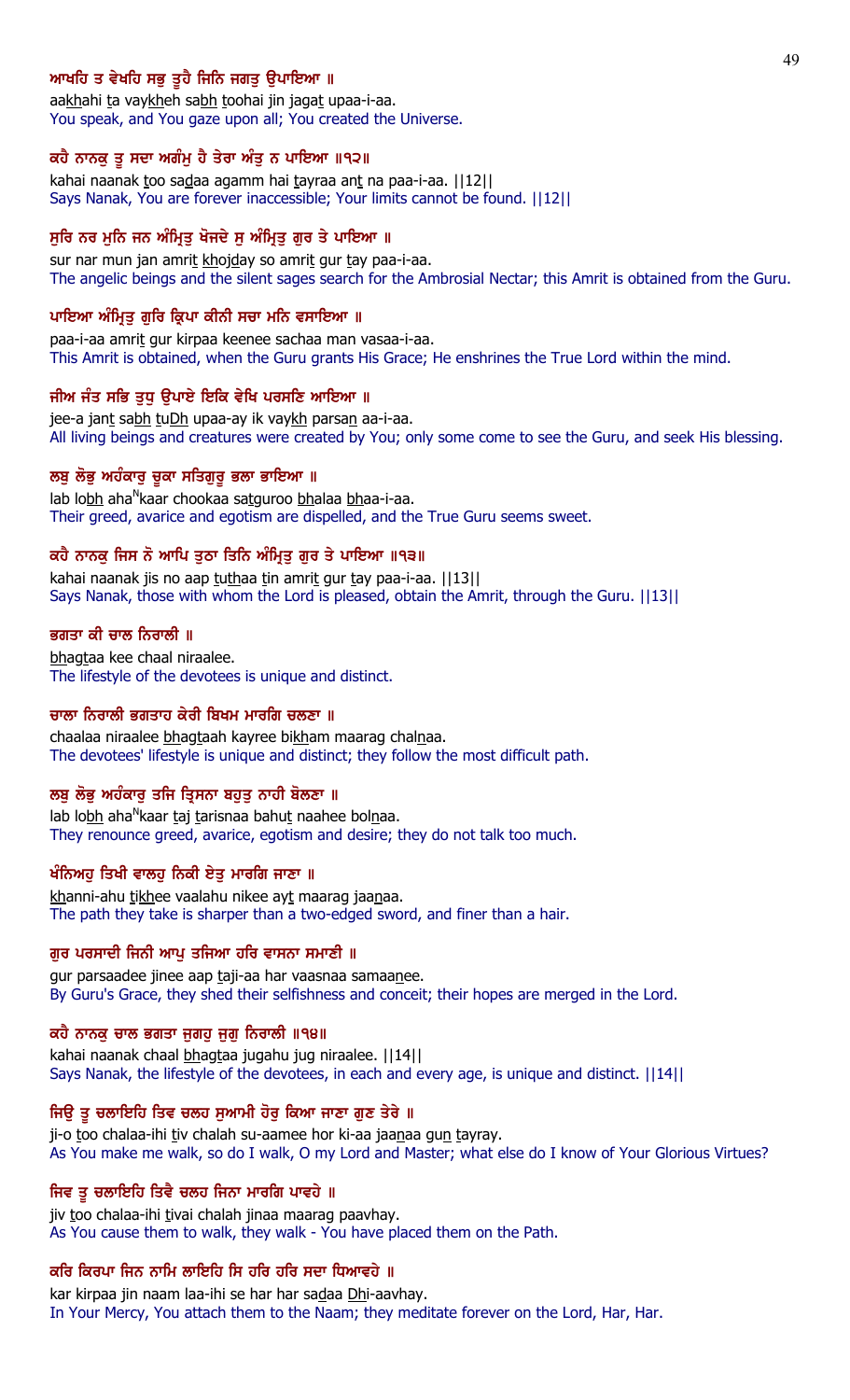**ਆਖਹਿ ਤ ਵੇਖਹਿ ਸਭੁ ਤੂਹੈ ਜਿਨਿ ਜਗਤੁ ਉਪਾਇਆ ॥**

aakhahi ta vaykheh sabh toohai jin jagat upaa-i-aa.

You speak, and You gaze upon all; You created the Universe.

**ਕਹੈ ਨਾਨਕੁ ਤੂ ਸਦਾ ਅਗੰਮੁ ਹੈ ਤੇਰਾ ਅੰਤੁ ਨ ਪਾਇਆ ॥੧੨॥**

kahai naanak too sadaa agamm hai tayraa ant na paa-i-aa. ||12||

Says Nanak, You are forever inaccessible; Your limits cannot be found. ||12||

**ਸੁਰਿ ਨਰ ਮੁਨਿ ਜਨ ਅੰਮ੍ਰਿਤੁ ਖੋਜਦੇ ਸੁ ਅੰਮ੍ਰਿਤੁ ਗੁਰ ਤੇ ਪਾਇਆ ॥**

sur nar mun jan amrit khojday so amrit gur tay paa-i-aa.

The angelic beings and the silent sages search for the Ambrosial Nectar; this Amrit is obtained from the Guru.

**ਪਾਇਆ ਅੰਮ੍ਰਿਤੁ ਗੁਰਿ ਕ੍ਰਿਪਾ ਕੀਨੀ ਸਚਾ ਮਨਿ ਵਸਾਇਆ ॥**

paa-i-aa amrit gur kirpaa keenee sachaa man vasaa-i-aa.

This Amrit is obtained, when the Guru grants His Grace; He enshrines the True Lord within the mind.

**ਜੀਅ ਜੰਤ ਸਭਿ ਤੁਧੁ ਉਪਾਏ ਇਕਿ ਵੇਖਿ ਪਰਸਣਿ ਆਇਆ ॥**

jee-a jant sabh tuDh upaa-ay ik vaykh parsan aa-i-aa.

All living beings and creatures were created by You; only some come to see the Guru, and seek His blessing.

**ਲਬੁ ਲੋਭੁ ਅਹੰਕਾਰੁ ਚੂਕਾ ਸਤਿਗੁਰੂ ਭਲਾ ਭਾਇਆ ॥**

lab lobh ahaNkaar chookaa satguroo bhalaa bhaa-i-aa.

Their greed, avarice and egotism are dispelled, and the True Guru seems sweet.

**ਕਹੈ ਨਾਨਕੁ ਜਿਸ ਨੋ ਆਪਿ ਤੁਠਾ ਤਿਨਿ ਅੰਮ੍ਰਿਤੁ ਗੁਰ ਤੇ ਪਾਇਆ ॥੧੩॥**

kahai naanak jis no aap tuthaa tin amrit gur tay paa-i-aa. ||13||

Says Nanak, those with whom the Lord is pleased, obtain the Amrit, through the Guru. ||13||

**ਭਗਤਾ ਕੀ ਚਾਲ ਨਿਰਾਲੀ ॥**

bhagtaa kee chaal niraalee.

The lifestyle of the devotees is unique and distinct.

**ਚਾਲਾ ਨਿਰਾਲੀ ਭਗਤਾਹ ਕੇਰੀ ਬਿਖਮ ਮਾਰਗਿ ਚਲਣਾ ॥**

chaalaa niraalee bhagtaah kayree bikham maarag chalnaa.

The devotees' lifestyle is unique and distinct; they follow the most difficult path.

**ਲਬੁ ਲੋਭੁ ਅਹੰਕਾਰੁ ਤਜਿ ਤ੍ਰਿਸਨਾ ਬਹੁਤੁ ਨਾਹੀ ਬੋਲਣਾ ॥**

lab lobh ahaNkaar taj tarisnaa bahut naahee bolnaa.

They renounce greed, avarice, egotism and desire; they do not talk too much.

**ਖੰਨਿਅਹੁ ਤਿਖੀ ਵਾਲਹੁ ਨਿਕੀ ਏਤੁ ਮਾਰਗਿ ਜਾਣਾ ॥**

khanni-ahu tikhee vaalahu nikee ayt maarag jaanaa.

The path they take is sharper than a two-edged sword, and finer than a hair.

**ਗੁਰ ਪਰਸਾਦੀ ਜਿਨੀ ਆਪੁ ਤਜਿਆ ਹਰਿ ਵਾਸਨਾ ਸਮਾਣੀ ॥**

gur parsaadee jinee aap taji-aa har vaasnaa samaanee.

By Guru's Grace, they shed their selfishness and conceit; their hopes are merged in the Lord.

**ਕਹੈ ਨਾਨਕੁ ਚਾਲ ਭਗਤਾ ਜੁਗਹੁ ਜੁਗੁ ਨਿਰਾਲੀ ॥੧੪॥**

kahai naanak chaal bhagtaa jugahu jug niraalee. ||14||

Says Nanak, the lifestyle of the devotees, in each and every age, is unique and distinct. ||14||

**ਜਿਉ ਤੂ ਚਲਾਇਹਿ ਤਿਵ ਚਲਹ ਸੁਆਮੀ ਹੋਰੁ ਕਿਆ ਜਾਣਾ ਗੁਣ ਤੇਰੇ ॥**

ji-o too chalaa-ihi tiv chalah su-aamee hor ki-aa jaanaa gun tayray.

As You make me walk, so do I walk, O my Lord and Master; what else do I know of Your Glorious Virtues?

**ਜਿਵ ਤੂ ਚਲਾਇਹਿ ਤਿਵੈ ਚਲਹ ਜਿਨਾ ਮਾਰਗਿ ਪਾਵਹੇ ॥**

jiv too chalaa-ihi tivai chalah jinaa maarag paavhay.

As You cause them to walk, they walk - You have placed them on the Path.

**ਕਰਿ ਕਿਰਪਾ ਜਿਨ ਨਾਮਿ ਲਾਇਹਿ ਸਿ ਹਰਿ ਹਰਿ ਸਦਾ ਧਿਆਵਹੇ ॥**

kar kirpaa jin naam laa-ihi se har har sadaa Dhi-aavhay.

In Your Mercy, You attach them to the Naam; they meditate forever on the Lord, Har, Har.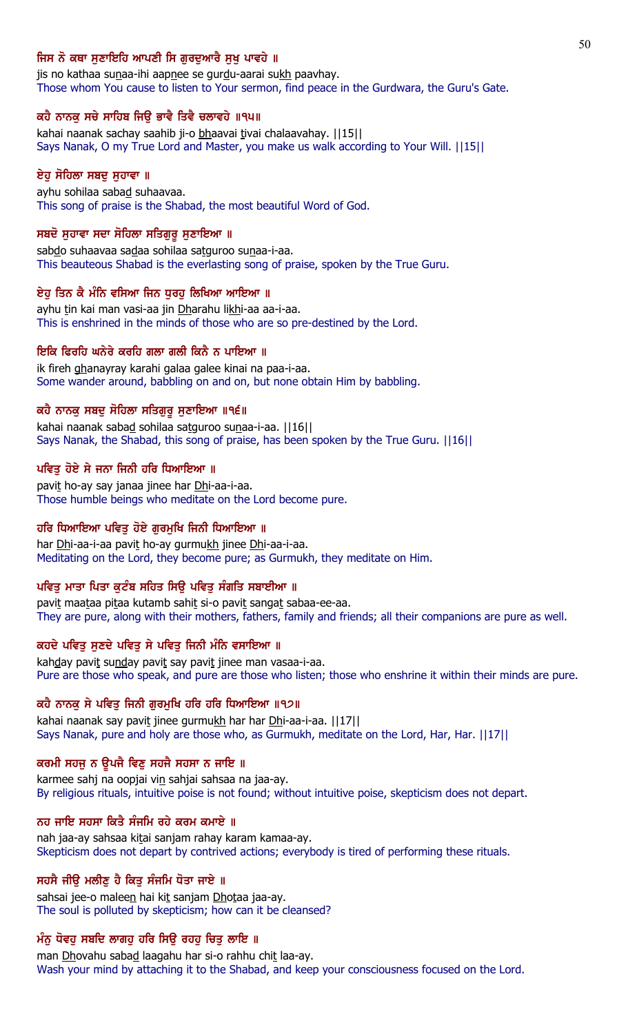**ਜਿਸ ਨੋ ਕਥਾ ਸੁਣਾਇਹਿ ਆਪਣੀ ਸਿ ਗੁਰਦੁਆਰੈ ਸੁਖੁ ਪਾਵਹੇ ॥**

jis no kathaa su<u>n</u>aa-ihi aap<u>n</u>ee se gur<u>d</u>u-aarai su<u>kh</u> paavhay.

Those whom You cause to listen to Your sermon, find peace in the Gurdwara, the Guru's Gate.

**ਕਹੈ ਨਾਨਕੁ ਸਚੇ ਸਾਹਿਬ ਜਿਉ ਭਾਵੈ ਤਿਵੈ ਚਲਾਵਹੇ ॥੧੫॥**

kahai naanak sachay saahib ji-o <u>bh</u>aavai <u>t</u>ivai chalaavahay. ||15||

Says Nanak, O my True Lord and Master, you make us walk according to Your Will. ||15||

**ਏਹੁ ਸੋਹਿਲਾ ਸਬਦੁ ਸੁਹਾਵਾ ॥**

ayhu sohilaa saba<u>d</u> suhaavaa.

This song of praise is the Shabad, the most beautiful Word of God.

**ਸਬਦੋ ਸੁਹਾਵਾ ਸਦਾ ਸੋਹਿਲਾ ਸਤਿਗੁਰੂ ਸੁਣਾਇਆ ॥**

sab<u>d</u>o suhaavaa sa<u>d</u>aa sohilaa sa<u>t</u>guroo su<u>n</u>aa-i-aa.

This beauteous Shabad is the everlasting song of praise, spoken by the True Guru.

**ਏਹੁ ਤਿਨ ਕੈ ਮੰਨਿ ਵਸਿਆ ਜਿਨ ਧੁਰਹੁ ਲਿਖਿਆ ਆਇਆ ॥**

ayhu <u>t</u>in kai man vasi-aa jin <u>Dh</u>arahu li<u>kh</u>i-aa aa-i-aa.

This is enshrined in the minds of those who are so pre-destined by the Lord.

**ਇਕਿ ਫਿਰਹਿ ਘਨੇਰੇ ਕਰਹਿ ਗਲਾ ਗਲੀ ਕਿਨੈ ਨ ਪਾਇਆ ॥**

ik fireh <u>gh</u>anayray karahi galaa galee kinai na paa-i-aa.

Some wander around, babbling on and on, but none obtain Him by babbling.

**ਕਹੈ ਨਾਨਕੁ ਸਬਦੁ ਸੋਹਿਲਾ ਸਤਿਗੁਰੂ ਸੁਣਾਇਆ ॥੧੬॥**

kahai naanak saba<u>d</u> sohilaa sa<u>t</u>guroo su<u>n</u>aa-i-aa. ||16||

Says Nanak, the Shabad, this song of praise, has been spoken by the True Guru. ||16||

**ਪਵਿਤੁ ਹੋਏ ਸੇ ਜਨਾ ਜਿਨੀ ਹਰਿ ਧਿਆਇਆ ॥**

pavi<u>t</u> ho-ay say janaa jinee har <u>Dh</u>i-aa-i-aa.

Those humble beings who meditate on the Lord become pure.

**ਹਰਿ ਧਿਆਇਆ ਪਵਿਤੁ ਹੋਏ ਗੁਰਮੁਖਿ ਜਿਨੀ ਧਿਆਇਆ ॥**

har <u>Dh</u>i-aa-i-aa pavi<u>t</u> ho-ay gurmu<u>kh</u> jinee <u>Dh</u>i-aa-i-aa.

Meditating on the Lord, they become pure; as Gurmukh, they meditate on Him.

**ਪਵਿਤੁ ਮਾਤਾ ਪਿਤਾ ਕੁਟੰਬ ਸਹਿਤ ਸਿਉ ਪਵਿਤੁ ਸੰਗਤਿ ਸਬਾਈਆ ॥**

pavi<u>t</u> maa<u>t</u>aa pi<u>t</u>aa kutamb sahi<u>t</u> si-o pavi<u>t</u> sanga<u>t</u> sabaa-ee-aa.

They are pure, along with their mothers, fathers, family and friends; all their companions are pure as well.

**ਕਹਦੇ ਪਵਿਤੁ ਸੁਣਦੇ ਪਵਿਤੁ ਸੇ ਪਵਿਤੁ ਜਿਨੀ ਮੰਨਿ ਵਸਾਇਆ ॥**

kah<u>d</u>ay pavi<u>t</u> su<u>nd</u>ay pavi<u>t</u> say pavi<u>t</u> jinee man vasaa-i-aa.

Pure are those who speak, and pure are those who listen; those who enshrine it within their minds are pure.

**ਕਹੈ ਨਾਨਕੁ ਸੇ ਪਵਿਤੁ ਜਿਨੀ ਗੁਰਮੁਖਿ ਹਰਿ ਹਰਿ ਧਿਆਇਆ ॥੧੭॥**

kahai naanak say pavi<u>t</u> jinee gurmu<u>kh</u> har har <u>Dh</u>i-aa-i-aa. ||17||

Says Nanak, pure and holy are those who, as Gurmukh, meditate on the Lord, Har, Har. ||17||

**ਕਰਮੀ ਸਹਜੁ ਨ ਊਪਜੈ ਵਿਣੁ ਸਹਜੈ ਸਹਸਾ ਨ ਜਾਇ ॥**

karmee sahj na oopjai vi<u>n</u> sahjai sahsaa na jaa-ay.

By religious rituals, intuitive poise is not found; without intuitive poise, skepticism does not depart.

**ਨਹ ਜਾਇ ਸਹਸਾ ਕਿਤੈ ਸੰਜਮਿ ਰਹੇ ਕਰਮ ਕਮਾਏ ॥**

nah jaa-ay sahsaa ki<u>t</u>ai sanjam rahay karam kamaa-ay.

Skepticism does not depart by contrived actions; everybody is tired of performing these rituals.

**ਸਹਸੈ ਜੀਉ ਮਲੀਣੁ ਹੈ ਕਿਤੁ ਸੰਜਮਿ ਧੋਤਾ ਜਾਏ ॥**

sahsai jee-o malee<u>n</u> hai ki<u>t</u> sanjam <u>Dh</u>o<u>t</u>aa jaa-ay.

The soul is polluted by skepticism; how can it be cleansed?

**ਮੰਨੁ ਧੋਵਹੁ ਸਬਦਿ ਲਾਗਹੁ ਹਰਿ ਸਿਉ ਰਹਹੁ ਚਿਤੁ ਲਾਇ ॥**

man <u>Dh</u>ovahu saba<u>d</u> laagahu har si-o rahhu chi<u>t</u> laa-ay.

Wash your mind by attaching it to the Shabad, and keep your consciousness focused on the Lord.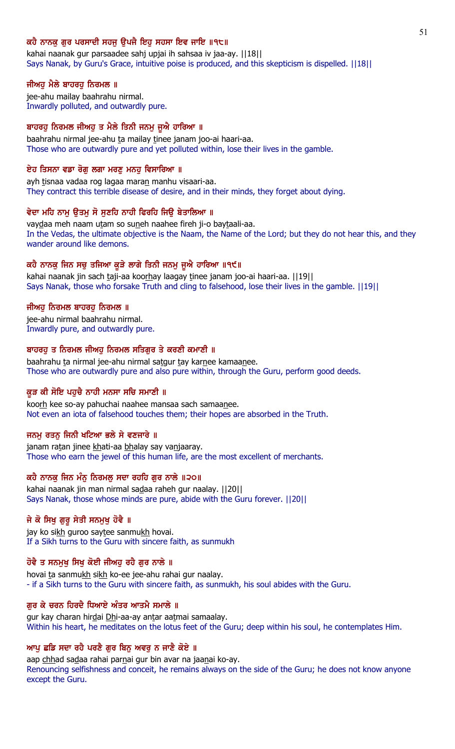**ਕਹੈ ਨਾਨਕੁ ਗੁਰ ਪਰਸਾਦੀ ਸਹਜੁ ਉਪਜੈ ਇਹੁ ਸਹਸਾ ਇਵ ਜਾਇ ॥੧੮॥**

kahai naanak gur parsaadee sahj upjai ih sahsaa iv jaa-ay. ||18||

Says Nanak, by Guru's Grace, intuitive poise is produced, and this skepticism is dispelled. ||18||

**ਜੀਅਹੁ ਮੈਲੇ ਬਾਹਰਹੁ ਨਿਰਮਲ ॥**

jee-ahu mailay baahrahu nirmal.

Inwardly polluted, and outwardly pure.

**ਬਾਹਰਹੁ ਨਿਰਮਲ ਜੀਅਹੁ ਤ ਮੈਲੇ ਤਿਨੀ ਜਨਮੁ ਜੂਐ ਹਾਰਿਆ ॥**

baahrahu nirmal jee-ahu ta mailay tinee janam joo-ai haari-aa.

Those who are outwardly pure and yet polluted within, lose their lives in the gamble.

**ਏਹ ਤਿਸਨਾ ਵਡਾ ਰੋਗੁ ਲਗਾ ਮਰਣੁ ਮਨਹੁ ਵਿਸਾਰਿਆ ॥**

ayh tisnaa vadaa rog lagaa maran manhu visaari-aa.

They contract this terrible disease of desire, and in their minds, they forget about dying.

**ਵੇਦਾ ਮਹਿ ਨਾਮੁ ਉਤਮੁ ਸੋ ਸੁਣਹਿ ਨਾਹੀ ਫਿਰਹਿ ਜਿਉ ਬੇਤਾਲਿਆ ॥**

vaydaa meh naam utam so suneh naahee fireh ji-o baytaali-aa.

In the Vedas, the ultimate objective is the Naam, the Name of the Lord; but they do not hear this, and they wander around like demons.

**ਕਹੈ ਨਾਨਕੁ ਜਿਨ ਸਚੁ ਤਜਿਆ ਕੂੜੇ ਲਾਗੇ ਤਿਨੀ ਜਨਮੁ ਜੂਐ ਹਾਰਿਆ ॥੧੯॥**

kahai naanak jin sach taji-aa koorhay laagay tinee janam joo-ai haari-aa. ||19||

Says Nanak, those who forsake Truth and cling to falsehood, lose their lives in the gamble. ||19||

**ਜੀਅਹੁ ਨਿਰਮਲ ਬਾਹਰਹੁ ਨਿਰਮਲ ॥**

jee-ahu nirmal baahrahu nirmal.

Inwardly pure, and outwardly pure.

**ਬਾਹਰਹੁ ਤ ਨਿਰਮਲ ਜੀਅਹੁ ਨਿਰਮਲ ਸਤਿਗੁਰ ਤੇ ਕਰਣੀ ਕਮਾਣੀ ॥**

baahrahu ta nirmal jee-ahu nirmal satgur tay karnee kamaanee.

Those who are outwardly pure and also pure within, through the Guru, perform good deeds.

**ਕੂੜ ਕੀ ਸੋਇ ਪਹੁਚੈ ਨਾਹੀ ਮਨਸਾ ਸਚਿ ਸਮਾਣੀ ॥**

koorh kee so-ay pahuchai naahee mansaa sach samaanee.

Not even an iota of falsehood touches them; their hopes are absorbed in the Truth.

**ਜਨਮੁ ਰਤਨੁ ਜਿਨੀ ਖਟਿਆ ਭਲੇ ਸੇ ਵਣਜਾਰੇ ॥**

janam ratan jinee khati-aa bhalay say vanjaaray.

Those who earn the jewel of this human life, are the most excellent of merchants.

**ਕਹੈ ਨਾਨਕੁ ਜਿਨ ਮੰਨੁ ਨਿਰਮਲੁ ਸਦਾ ਰਹਹਿ ਗੁਰ ਨਾਲੇ ॥੨੦॥**

kahai naanak jin man nirmal sadaa raheh gur naalay. ||20||

Says Nanak, those whose minds are pure, abide with the Guru forever. ||20||

**ਜੇ ਕੋ ਸਿਖੁ ਗੁਰੂ ਸੇਤੀ ਸਨਮੁਖੁ ਹੋਵੈ ॥**

jay ko sikh guroo saytee sanmukh hovai.

If a Sikh turns to the Guru with sincere faith, as sunmukh

**ਹੋਵੈ ਤ ਸਨਮੁਖੁ ਸਿਖੁ ਕੋਈ ਜੀਅਹੁ ਰਹੈ ਗੁਰ ਨਾਲੇ ॥**

hovai ta sanmukh sikh ko-ee jee-ahu rahai gur naalay.

- if a Sikh turns to the Guru with sincere faith, as sunmukh, his soul abides with the Guru.

**ਗੁਰ ਕੇ ਚਰਨ ਹਿਰਦੈ ਧਿਆਏ ਅੰਤਰ ਆਤਮੈ ਸਮਾਲੇ ॥**

gur kay charan hirdai Dhi-aa-ay antar aatmai samaalay.

Within his heart, he meditates on the lotus feet of the Guru; deep within his soul, he contemplates Him.

**ਆਪੁ ਛਡਿ ਸਦਾ ਰਹੈ ਪਰਣੈ ਗੁਰ ਬਿਨੁ ਅਵਰੁ ਨ ਜਾਣੈ ਕੋਏ ॥**

aap chhad sadaa rahai parnai gur bin avar na jaanai ko-ay.

Renouncing selfishness and conceit, he remains always on the side of the Guru; he does not know anyone except the Guru.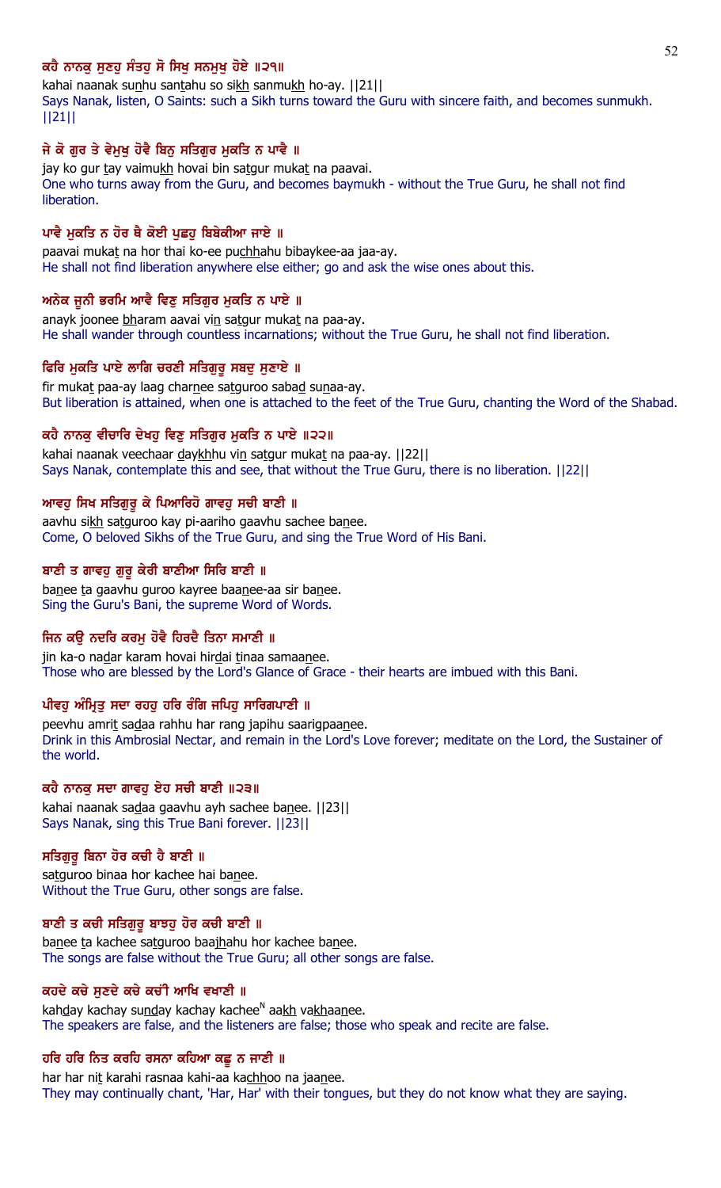**ਕਹੈ ਨਾਨਕੁ ਸੁਣਹੁ ਸੰਤਹੁ ਸੋ ਸਿਖੁ ਸਨਮੁਖੁ ਹੋਏ ॥੨੧॥**

kahai naanak sunhu santahu so sikh sanmukh ho-ay. ||21||

Says Nanak, listen, O Saints: such a Sikh turns toward the Guru with sincere faith, and becomes sunmukh. ||21||

**ਜੇ ਕੋ ਗੁਰ ਤੇ ਵੇਮੁਖੁ ਹੋਵੈ ਬਿਨੁ ਸਤਿਗੁਰ ਮੁਕਤਿ ਨ ਪਾਵੈ ॥**

jay ko gur tay vaimukh hovai bin satgur mukat na paavai.

One who turns away from the Guru, and becomes baymukh - without the True Guru, he shall not find liberation.

**ਪਾਵੈ ਮੁਕਤਿ ਨ ਹੋਰ ਥੈ ਕੋਈ ਪੁਛਹੁ ਬਿਬੇਕੀਆ ਜਾਏ ॥**

paavai mukat na hor thai ko-ee puchhahu bibaykee-aa jaa-ay.

He shall not find liberation anywhere else either; go and ask the wise ones about this.

**ਅਨੇਕ ਜੂਨੀ ਭਰਮਿ ਆਵੈ ਵਿਣੁ ਸਤਿਗੁਰ ਮੁਕਤਿ ਨ ਪਾਏ ॥**

anayk joonee bharam aavai vin satgur mukat na paa-ay.

He shall wander through countless incarnations; without the True Guru, he shall not find liberation.

**ਫਿਰਿ ਮੁਕਤਿ ਪਾਏ ਲਾਗਿ ਚਰਣੀ ਸਤਿਗੁਰੂ ਸਬਦੁ ਸੁਣਾਏ ॥**

fir mukat paa-ay laag charnee satguroo sabad sunaa-ay.

But liberation is attained, when one is attached to the feet of the True Guru, chanting the Word of the Shabad.

**ਕਹੈ ਨਾਨਕੁ ਵੀਚਾਰਿ ਦੇਖਹੁ ਵਿਣੁ ਸਤਿਗੁਰ ਮੁਕਤਿ ਨ ਪਾਏ ॥੨੨॥**

kahai naanak veechaar daykhhu vin satgur mukat na paa-ay. ||22||

Says Nanak, contemplate this and see, that without the True Guru, there is no liberation. ||22||

**ਆਵਹੁ ਸਿਖ ਸਤਿਗੁਰੂ ਕੇ ਪਿਆਰਿਹੋ ਗਾਵਹੁ ਸਚੀ ਬਾਣੀ ॥**

aavhu sikh satguroo kay pi-aariho gaavhu sachee banee.

Come, O beloved Sikhs of the True Guru, and sing the True Word of His Bani.

**ਬਾਣੀ ਤ ਗਾਵਹੁ ਗੁਰੂ ਕੇਰੀ ਬਾਣੀਆ ਸਿਰਿ ਬਾਣੀ ॥**

banee ta gaavhu guroo kayree baanee-aa sir banee.

Sing the Guru's Bani, the supreme Word of Words.

**ਜਿਨ ਕਉ ਨਦਰਿ ਕਰਮੁ ਹੋਵੈ ਹਿਰਦੈ ਤਿਨਾ ਸਮਾਣੀ ॥**

jin ka-o nadar karam hovai hirdai tinaa samaanee.

Those who are blessed by the Lord's Glance of Grace - their hearts are imbued with this Bani.

**ਪੀਵਹੁ ਅੰਮ੍ਰਿਤੁ ਸਦਾ ਰਹਹੁ ਹਰਿ ਰੰਗਿ ਜਪਿਹੁ ਸਾਰਿਗਪਾਣੀ ॥**

peevhu amrit sadaa rahhu har rang japihu saarigpaanee.

Drink in this Ambrosial Nectar, and remain in the Lord's Love forever; meditate on the Lord, the Sustainer of the world.

**ਕਹੈ ਨਾਨਕੁ ਸਦਾ ਗਾਵਹੁ ਏਹ ਸਚੀ ਬਾਣੀ ॥੨੩॥**

kahai naanak sadaa gaavhu ayh sachee banee. ||23||

Says Nanak, sing this True Bani forever. ||23||

**ਸਤਿਗੁਰੂ ਬਿਨਾ ਹੋਰ ਕਚੀ ਹੈ ਬਾਣੀ ॥**

satguroo binaa hor kachee hai banee.

Without the True Guru, other songs are false.

**ਬਾਣੀ ਤ ਕਚੀ ਸਤਿਗੁਰੂ ਬਾਝਹੁ ਹੋਰ ਕਚੀ ਬਾਣੀ ॥**

banee ta kachee satguroo baajhahu hor kachee banee.

The songs are false without the True Guru; all other songs are false.

**ਕਹਦੇ ਕਚੇ ਸੁਣਦੇ ਕਚੇ ਕਚੀਂ ਆਖਿ ਵਖਾਣੀ ॥**

kahday kachay sunday kachay kacheeN aakh vakhaanee.

The speakers are false, and the listeners are false; those who speak and recite are false.

**ਹਰਿ ਹਰਿ ਨਿਤ ਕਰਹਿ ਰਸਨਾ ਕਹਿਆ ਕਛੂ ਨ ਜਾਣੀ ॥**

har har nit karahi rasnaa kahi-aa kachhoo na jaanee.

They may continually chant, 'Har, Har' with their tongues, but they do not know what they are saying.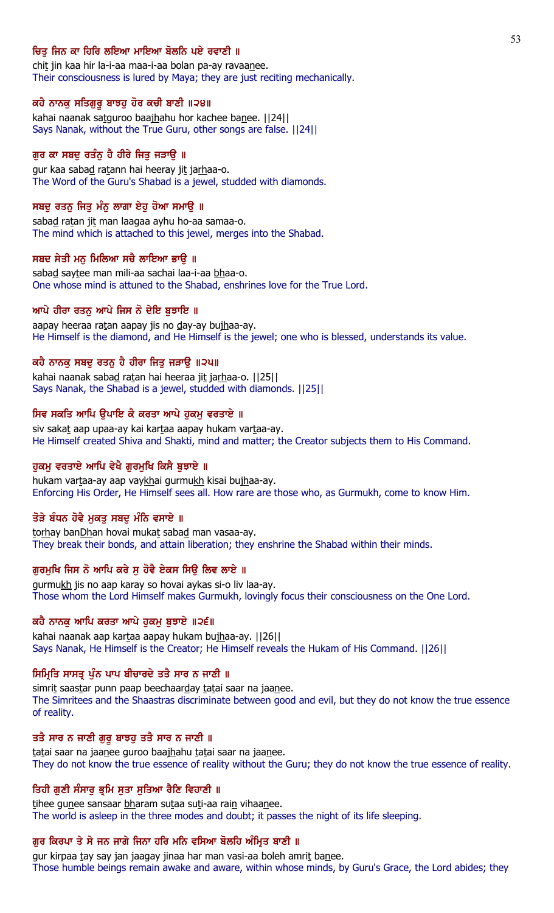**ਚਿਤੁ ਜਿਨ ਕਾ ਹਿਰਿ ਲਇਆ ਮਾਇਆ ਬੋਲਨਿ ਪਏ ਰਵਾਣੀ ॥**

chit jin kaa hir la-i-aa maa-i-aa bolan pa-ay ravaanee.
Their consciousness is lured by Maya; they are just reciting mechanically.

**ਕਹੈ ਨਾਨਕੁ ਸਤਿਗੁਰੂ ਬਾਝਹੁ ਹੋਰ ਕਚੀ ਬਾਣੀ ॥੨੪॥**

kahai naanak satguroo baajhahu hor kachee banee. ||24||
Says Nanak, without the True Guru, other songs are false. ||24||

**ਗੁਰ ਕਾ ਸਬਦੁ ਰਤੰਨੁ ਹੈ ਹੀਰੇ ਜਿਤੁ ਜੜਾਉ ॥**

gur kaa sabad ratann hai heeray jit jarhaa-o.
The Word of the Guru's Shabad is a jewel, studded with diamonds.

**ਸਬਦੁ ਰਤਨੁ ਜਿਤੁ ਮੰਨੁ ਲਾਗਾ ਏਹੁ ਹੋਆ ਸਮਾਉ ॥**

sabad ratan jit man laagaa ayhu ho-aa samaa-o.
The mind which is attached to this jewel, merges into the Shabad.

**ਸਬਦ ਸੇਤੀ ਮਨੁ ਮਿਲਿਆ ਸਚੈ ਲਾਇਆ ਭਾਉ ॥**

sabad saytee man mili-aa sachai laa-i-aa bhaa-o.
One whose mind is attuned to the Shabad, enshrines love for the True Lord.

**ਆਪੇ ਹੀਰਾ ਰਤਨੁ ਆਪੇ ਜਿਸ ਨੋ ਦੇਇ ਬੁਝਾਇ ॥**

aapay heeraa ratan aapay jis no day-ay bujhaa-ay.
He Himself is the diamond, and He Himself is the jewel; one who is blessed, understands its value.

**ਕਹੈ ਨਾਨਕੁ ਸਬਦੁ ਰਤਨੁ ਹੈ ਹੀਰਾ ਜਿਤੁ ਜੜਾਉ ॥੨੫॥**

kahai naanak sabad ratan hai heeraa jit jarhaa-o. ||25||
Says Nanak, the Shabad is a jewel, studded with diamonds. ||25||

**ਸਿਵ ਸਕਤਿ ਆਪਿ ਉਪਾਇ ਕੈ ਕਰਤਾ ਆਪੇ ਹੁਕਮੁ ਵਰਤਾਏ ॥**

siv sakat aap upaa-ay kai kartaa aapay hukam vartaa-ay.
He Himself created Shiva and Shakti, mind and matter; the Creator subjects them to His Command.

**ਹੁਕਮੁ ਵਰਤਾਏ ਆਪਿ ਵੇਖੈ ਗੁਰਮੁਖਿ ਕਿਸੈ ਬੁਝਾਏ ॥**

hukam vartaa-ay aap vaykhai gurmukh kisai bujhaa-ay.
Enforcing His Order, He Himself sees all. How rare are those who, as Gurmukh, come to know Him.

**ਤੋੜੇ ਬੰਧਨ ਹੋਵੈ ਮੁਕਤੁ ਸਬਦੁ ਮੰਨਿ ਵਸਾਏ ॥**

torhay banDhan hovai mukat sabad man vasaa-ay.
They break their bonds, and attain liberation; they enshrine the Shabad within their minds.

**ਗੁਰਮੁਖਿ ਜਿਸ ਨੋ ਆਪਿ ਕਰੇ ਸੁ ਹੋਵੈ ਏਕਸ ਸਿਉ ਲਿਵ ਲਾਏ ॥**

gurmukh jis no aap karay so hovai aykas si-o liv laa-ay.
Those whom the Lord Himself makes Gurmukh, lovingly focus their consciousness on the One Lord.

**ਕਹੈ ਨਾਨਕੁ ਆਪਿ ਕਰਤਾ ਆਪੇ ਹੁਕਮੁ ਬੁਝਾਏ ॥੨੬॥**

kahai naanak aap kartaa aapay hukam bujhaa-ay. ||26||
Says Nanak, He Himself is the Creator; He Himself reveals the Hukam of His Command. ||26||

**ਸਿਮ੍ਰਿਤਿ ਸਾਸਤ੍ਰ ਪੁੰਨ ਪਾਪ ਬੀਚਾਰਦੇ ਤਤੈ ਸਾਰ ਨ ਜਾਣੀ ॥**

simrit saastar punn paap beechaarday tatai saar na jaanee.
The Simritees and the Shaastras discriminate between good and evil, but they do not know the true essence of reality.

**ਤਤੈ ਸਾਰ ਨ ਜਾਣੀ ਗੁਰੂ ਬਾਝਹੁ ਤਤੈ ਸਾਰ ਨ ਜਾਣੀ ॥**

tatai saar na jaanee guroo baajhahu tatai saar na jaanee.
They do not know the true essence of reality without the Guru; they do not know the true essence of reality.

**ਤਿਹੀ ਗੁਣੀ ਸੰਸਾਰੁ ਭ੍ਰਮਿ ਸੁਤਾ ਸੁਤਿਆ ਰੈਣਿ ਵਿਹਾਣੀ ॥**

tihee gunee sansaar bharam sutaa suti-aa rain vihaanee.
The world is asleep in the three modes and doubt; it passes the night of its life sleeping.

**ਗੁਰ ਕਿਰਪਾ ਤੇ ਸੇ ਜਨ ਜਾਗੇ ਜਿਨਾ ਹਰਿ ਮਨਿ ਵਸਿਆ ਬੋਲਹਿ ਅੰਮ੍ਰਿਤ ਬਾਣੀ ॥**

gur kirpaa tay say jan jaagay jinaa har man vasi-aa boleh amrit banee.
Those humble beings remain awake and aware, within whose minds, by Guru's Grace, the Lord abides; they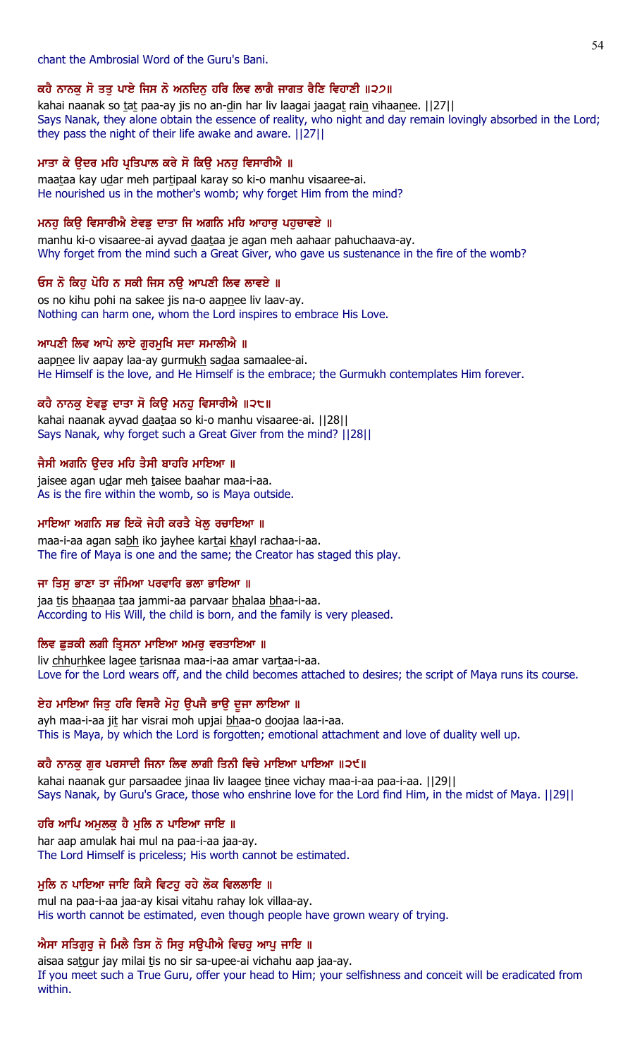chant the Ambrosial Word of the Guru's Bani.

**ਕਹੈ ਨਾਨਕੁ ਸੋ ਤਤੁ ਪਾਏ ਜਿਸ ਨੋ ਅਨਦਿਨੁ ਹਰਿ ਲਿਵ ਲਾਗੈ ਜਾਗਤ ਰੈਣਿ ਵਿਹਾਣੀ ॥੨੭॥**

kahai naanak so tat paa-ay jis no an-din har liv laagai jaagat rain vihaanee. ||27||

Says Nanak, they alone obtain the essence of reality, who night and day remain lovingly absorbed in the Lord; they pass the night of their life awake and aware. ||27||

**ਮਾਤਾ ਕੇ ਉਦਰ ਮਹਿ ਪ੍ਰਤਿਪਾਲ ਕਰੇ ਸੋ ਕਿਉ ਮਨਹੁ ਵਿਸਾਰੀਐ ॥**

maataa kay udar meh partipaal karay so ki-o manhu visaaree-ai.

He nourished us in the mother's womb; why forget Him from the mind?

**ਮਨਹੁ ਕਿਉ ਵਿਸਾਰੀਐ ਏਵਡੁ ਦਾਤਾ ਜਿ ਅਗਨਿ ਮਹਿ ਆਹਾਰੁ ਪਹੁਚਾਵਏ ॥**

manhu ki-o visaaree-ai ayvad daataa je agan meh aahaar pahuchaava-ay.

Why forget from the mind such a Great Giver, who gave us sustenance in the fire of the womb?

**ਓਸ ਨੋ ਕਿਹੁ ਪੋਹਿ ਨ ਸਕੀ ਜਿਸ ਨਉ ਆਪਣੀ ਲਿਵ ਲਾਵਏ ॥**

os no kihu pohi na sakee jis na-o aapnee liv laav-ay.

Nothing can harm one, whom the Lord inspires to embrace His Love.

**ਆਪਣੀ ਲਿਵ ਆਪੇ ਲਾਏ ਗੁਰਮੁਖਿ ਸਦਾ ਸਮਾਲੀਐ ॥**

aapnee liv aapay laa-ay gurmukh sadaa samaalee-ai.

He Himself is the love, and He Himself is the embrace; the Gurmukh contemplates Him forever.

**ਕਹੈ ਨਾਨਕੁ ਏਵਡੁ ਦਾਤਾ ਸੋ ਕਿਉ ਮਨਹੁ ਵਿਸਾਰੀਐ ॥੨੮॥**

kahai naanak ayvad daataa so ki-o manhu visaaree-ai. ||28||

Says Nanak, why forget such a Great Giver from the mind? ||28||

**ਜੈਸੀ ਅਗਨਿ ਉਦਰ ਮਹਿ ਤੈਸੀ ਬਾਹਰਿ ਮਾਇਆ ॥**

jaisee agan udar meh taisee baahar maa-i-aa.

As is the fire within the womb, so is Maya outside.

**ਮਾਇਆ ਅਗਨਿ ਸਭ ਇਕੋ ਜੇਹੀ ਕਰਤੈ ਖੇਲੁ ਰਚਾਇਆ ॥**

maa-i-aa agan sabh iko jayhee kartai khayl rachaa-i-aa.

The fire of Maya is one and the same; the Creator has staged this play.

**ਜਾ ਤਿਸੁ ਭਾਣਾ ਤਾ ਜੰਮਿਆ ਪਰਵਾਰਿ ਭਲਾ ਭਾਇਆ ॥**

jaa tis bhaanaa taa jammi-aa parvaar bhalaa bhaa-i-aa.

According to His Will, the child is born, and the family is very pleased.

**ਲਿਵ ਛੁੜਕੀ ਲਗੀ ਤ੍ਰਿਸਨਾ ਮਾਇਆ ਅਮਰੁ ਵਰਤਾਇਆ ॥**

liv chhurhkee lagee tarisnaa maa-i-aa amar vartaa-i-aa.

Love for the Lord wears off, and the child becomes attached to desires; the script of Maya runs its course.

**ਏਹ ਮਾਇਆ ਜਿਤੁ ਹਰਿ ਵਿਸਰੈ ਮੋਹੁ ਉਪਜੈ ਭਾਉ ਦੂਜਾ ਲਾਇਆ ॥**

ayh maa-i-aa jit har visrai moh upjai bhaa-o doojaa laa-i-aa.

This is Maya, by which the Lord is forgotten; emotional attachment and love of duality well up.

**ਕਹੈ ਨਾਨਕੁ ਗੁਰ ਪਰਸਾਦੀ ਜਿਨਾ ਲਿਵ ਲਾਗੀ ਤਿਨੀ ਵਿਚੇ ਮਾਇਆ ਪਾਇਆ ॥੨੯॥**

kahai naanak gur parsaadee jinaa liv laagee tinee vichay maa-i-aa paa-i-aa. ||29||

Says Nanak, by Guru's Grace, those who enshrine love for the Lord find Him, in the midst of Maya. ||29||

**ਹਰਿ ਆਪਿ ਅਮੁਲਕੁ ਹੈ ਮੁਲਿ ਨ ਪਾਇਆ ਜਾਇ ॥**

har aap amulak hai mul na paa-i-aa jaa-ay.

The Lord Himself is priceless; His worth cannot be estimated.

**ਮੁਲਿ ਨ ਪਾਇਆ ਜਾਇ ਕਿਸੈ ਵਿਟਹੁ ਰਹੇ ਲੋਕ ਵਿਲਲਾਇ ॥**

mul na paa-i-aa jaa-ay kisai vitahu rahay lok villaa-ay.

His worth cannot be estimated, even though people have grown weary of trying.

**ਐਸਾ ਸਤਿਗੁਰੁ ਜੇ ਮਿਲੈ ਤਿਸ ਨੋ ਸਿਰੁ ਸਉਪੀਐ ਵਿਚਹੁ ਆਪੁ ਜਾਇ ॥**

aisaa satgur jay milai tis no sir sa-upee-ai vichahu aap jaa-ay.

If you meet such a True Guru, offer your head to Him; your selfishness and conceit will be eradicated from within.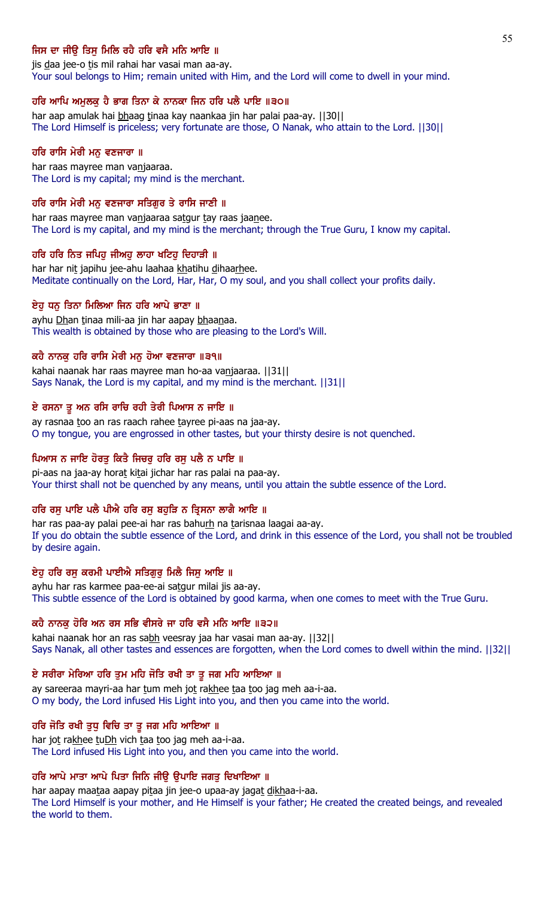**ਜਿਸ ਦਾ ਜੀਉ ਤਿਸੁ ਮਿਲਿ ਰਹੈ ਹਰਿ ਵਸੈ ਮਨਿ ਆਇ ॥**

jis daa jee-o tis mil rahai har vasai man aa-ay.

Your soul belongs to Him; remain united with Him, and the Lord will come to dwell in your mind.

**ਹਰਿ ਆਪਿ ਅਮੁਲਕੁ ਹੈ ਭਾਗ ਤਿਨਾ ਕੇ ਨਾਨਕਾ ਜਿਨ ਹਰਿ ਪਲੈ ਪਾਇ ॥੩੦॥**

har aap amulak hai bhaag tinaa kay naankaa jin har palai paa-ay. ||30||

The Lord Himself is priceless; very fortunate are those, O Nanak, who attain to the Lord. ||30||

**ਹਰਿ ਰਾਸਿ ਮੇਰੀ ਮਨੁ ਵਣਜਾਰਾ ॥**

har raas mayree man vanjaaraa.

The Lord is my capital; my mind is the merchant.

**ਹਰਿ ਰਾਸਿ ਮੇਰੀ ਮਨੁ ਵਣਜਾਰਾ ਸਤਿਗੁਰ ਤੇ ਰਾਸਿ ਜਾਣੀ ॥**

har raas mayree man vanjaaraa satgur tay raas jaanee.

The Lord is my capital, and my mind is the merchant; through the True Guru, I know my capital.

**ਹਰਿ ਹਰਿ ਨਿਤ ਜਪਿਹੁ ਜੀਅਹੁ ਲਾਹਾ ਖਟਿਹੁ ਦਿਹਾੜੀ ॥**

har har nit japihu jee-ahu laahaa khatihu dihaarhee.

Meditate continually on the Lord, Har, Har, O my soul, and you shall collect your profits daily.

**ਏਹੁ ਧਨੁ ਤਿਨਾ ਮਿਲਿਆ ਜਿਨ ਹਰਿ ਆਪੇ ਭਾਣਾ ॥**

ayhu Dhan tinaa mili-aa jin har aapay bhaanaa.

This wealth is obtained by those who are pleasing to the Lord's Will.

**ਕਹੈ ਨਾਨਕੁ ਹਰਿ ਰਾਸਿ ਮੇਰੀ ਮਨੁ ਹੋਆ ਵਣਜਾਰਾ ॥੩੧॥**

kahai naanak har raas mayree man ho-aa vanjaaraa. ||31||

Says Nanak, the Lord is my capital, and my mind is the merchant. ||31||

**ਏ ਰਸਨਾ ਤੂ ਅਨ ਰਸਿ ਰਾਚਿ ਰਹੀ ਤੇਰੀ ਪਿਆਸ ਨ ਜਾਇ ॥**

ay rasnaa too an ras raach rahee tayree pi-aas na jaa-ay.

O my tongue, you are engrossed in other tastes, but your thirsty desire is not quenched.

**ਪਿਆਸ ਨ ਜਾਇ ਹੋਰਤੁ ਕਿਤੈ ਜਿਚਰੁ ਹਰਿ ਰਸੁ ਪਲੈ ਨ ਪਾਇ ॥**

pi-aas na jaa-ay horat kitai jichar har ras palai na paa-ay.

Your thirst shall not be quenched by any means, until you attain the subtle essence of the Lord.

**ਹਰਿ ਰਸੁ ਪਾਇ ਪਲੈ ਪੀਐ ਹਰਿ ਰਸੁ ਬਹੁੜਿ ਨ ਤ੍ਰਿਸਨਾ ਲਾਗੈ ਆਇ ॥**

har ras paa-ay palai pee-ai har ras bahurh na tarisnaa laagai aa-ay.

If you do obtain the subtle essence of the Lord, and drink in this essence of the Lord, you shall not be troubled by desire again.

**ਏਹੁ ਹਰਿ ਰਸੁ ਕਰਮੀ ਪਾਈਐ ਸਤਿਗੁਰੁ ਮਿਲੈ ਜਿਸੁ ਆਇ ॥**

ayhu har ras karmee paa-ee-ai satgur milai jis aa-ay.

This subtle essence of the Lord is obtained by good karma, when one comes to meet with the True Guru.

**ਕਹੈ ਨਾਨਕੁ ਹੋਰਿ ਅਨ ਰਸ ਸਭਿ ਵੀਸਰੇ ਜਾ ਹਰਿ ਵਸੈ ਮਨਿ ਆਇ ॥੩੨॥**

kahai naanak hor an ras sabh veesray jaa har vasai man aa-ay. ||32||

Says Nanak, all other tastes and essences are forgotten, when the Lord comes to dwell within the mind. ||32||

**ਏ ਸਰੀਰਾ ਮੇਰਿਆ ਹਰਿ ਤੁਮ ਮਹਿ ਜੋਤਿ ਰਖੀ ਤਾ ਤੂ ਜਗ ਮਹਿ ਆਇਆ ॥**

ay sareeraa mayri-aa har tum meh jot rakhee taa too jag meh aa-i-aa.

O my body, the Lord infused His Light into you, and then you came into the world.

**ਹਰਿ ਜੋਤਿ ਰਖੀ ਤੁਧੁ ਵਿਚਿ ਤਾ ਤੂ ਜਗ ਮਹਿ ਆਇਆ ॥**

har jot rakhee tuDh vich taa too jag meh aa-i-aa.

The Lord infused His Light into you, and then you came into the world.

**ਹਰਿ ਆਪੇ ਮਾਤਾ ਆਪੇ ਪਿਤਾ ਜਿਨਿ ਜੀਉ ਉਪਾਇ ਜਗਤੁ ਦਿਖਾਇਆ ॥**

har aapay maataa aapay pitaa jin jee-o upaa-ay jagat dikhaa-i-aa.

The Lord Himself is your mother, and He Himself is your father; He created the created beings, and revealed the world to them.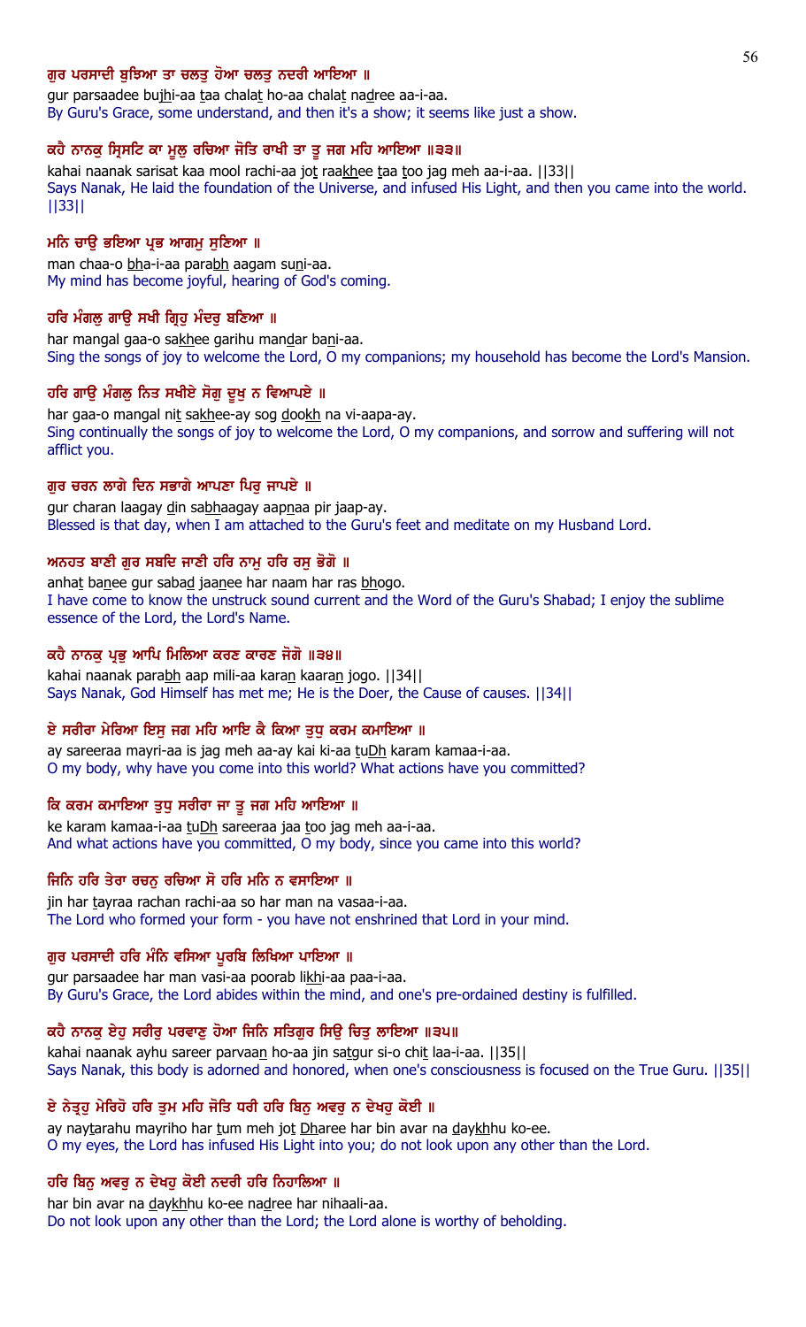**ਗੁਰ ਪਰਸਾਦੀ ਬੁਝਿਆ ਤਾ ਚਲਤੁ ਹੋਆ ਚਲਤੁ ਨਦਰੀ ਆਇਆ ॥**

gur parsaadee bujhi-aa taa chalat ho-aa chalat nadree aa-i-aa.

By Guru's Grace, some understand, and then it's a show; it seems like just a show.

**ਕਹੈ ਨਾਨਕੁ ਸ੍ਰਿਸਟਿ ਕਾ ਮੂਲੁ ਰਚਿਆ ਜੋਤਿ ਰਾਖੀ ਤਾ ਤੂ ਜਗ ਮਹਿ ਆਇਆ ॥੩੩॥**

kahai naanak sarisat kaa mool rachi-aa jot raakhee taa too jag meh aa-i-aa. ||33||

Says Nanak, He laid the foundation of the Universe, and infused His Light, and then you came into the world. ||33||

**ਮਨਿ ਚਾਉ ਭਇਆ ਪ੍ਰਭ ਆਗਮੁ ਸੁਣਿਆ ॥**

man chaa-o bha-i-aa parabh aagam suni-aa.

My mind has become joyful, hearing of God's coming.

**ਹਰਿ ਮੰਗਲੁ ਗਾਉ ਸਖੀ ਗ੍ਰਿਹੁ ਮੰਦਰੁ ਬਣਿਆ ॥**

har mangal gaa-o sakhee garihu mandar bani-aa.

Sing the songs of joy to welcome the Lord, O my companions; my household has become the Lord's Mansion.

**ਹਰਿ ਗਾਉ ਮੰਗਲੁ ਨਿਤ ਸਖੀਏ ਸੋਗੁ ਦੂਖੁ ਨ ਵਿਆਪਏ ॥**

har gaa-o mangal nit sakhee-ay sog dookh na vi-aapa-ay.

Sing continually the songs of joy to welcome the Lord, O my companions, and sorrow and suffering will not afflict you.

**ਗੁਰ ਚਰਨ ਲਾਗੇ ਦਿਨ ਸਭਾਗੇ ਆਪਣਾ ਪਿਰੁ ਜਾਪਏ ॥**

gur charan laagay din sabhaagay aapnaa pir jaap-ay.

Blessed is that day, when I am attached to the Guru's feet and meditate on my Husband Lord.

**ਅਨਹਤ ਬਾਣੀ ਗੁਰ ਸਬਦਿ ਜਾਣੀ ਹਰਿ ਨਾਮੁ ਹਰਿ ਰਸੁ ਭੋਗੋ ॥**

anhat banee gur sabad jaanee har naam har ras bhogo.

I have come to know the unstruck sound current and the Word of the Guru's Shabad; I enjoy the sublime essence of the Lord, the Lord's Name.

**ਕਹੈ ਨਾਨਕੁ ਪ੍ਰਭੁ ਆਪਿ ਮਿਲਿਆ ਕਰਣ ਕਾਰਣ ਜੋਗੋ ॥੩੪॥**

kahai naanak parabh aap mili-aa karan kaaran jogo. ||34||

Says Nanak, God Himself has met me; He is the Doer, the Cause of causes. ||34||

**ਏ ਸਰੀਰਾ ਮੇਰਿਆ ਇਸੁ ਜਗ ਮਹਿ ਆਇ ਕੈ ਕਿਆ ਤੁਧੁ ਕਰਮ ਕਮਾਇਆ ॥**

ay sareeraa mayri-aa is jag meh aa-ay kai ki-aa tuDh karam kamaa-i-aa.

O my body, why have you come into this world? What actions have you committed?

**ਕਿ ਕਰਮ ਕਮਾਇਆ ਤੁਧੁ ਸਰੀਰਾ ਜਾ ਤੂ ਜਗ ਮਹਿ ਆਇਆ ॥**

ke karam kamaa-i-aa tuDh sareeraa jaa too jag meh aa-i-aa.

And what actions have you committed, O my body, since you came into this world?

**ਜਿਨਿ ਹਰਿ ਤੇਰਾ ਰਚਨੁ ਰਚਿਆ ਸੋ ਹਰਿ ਮਨਿ ਨ ਵਸਾਇਆ ॥**

jin har tayraa rachan rachi-aa so har man na vasaa-i-aa.

The Lord who formed your form - you have not enshrined that Lord in your mind.

**ਗੁਰ ਪਰਸਾਦੀ ਹਰਿ ਮੰਨਿ ਵਸਿਆ ਪੂਰਬਿ ਲਿਖਿਆ ਪਾਇਆ ॥**

gur parsaadee har man vasi-aa poorab likhi-aa paa-i-aa.

By Guru's Grace, the Lord abides within the mind, and one's pre-ordained destiny is fulfilled.

**ਕਹੈ ਨਾਨਕੁ ਏਹੁ ਸਰੀਰੁ ਪਰਵਾਣੁ ਹੋਆ ਜਿਨਿ ਸਤਿਗੁਰ ਸਿਉ ਚਿਤੁ ਲਾਇਆ ॥੩੫॥**

kahai naanak ayhu sareer parvaan ho-aa jin satgur si-o chit laa-i-aa. ||35||

Says Nanak, this body is adorned and honored, when one's consciousness is focused on the True Guru. ||35||

**ਏ ਨੇਤ੍ਰਹੁ ਮੇਰਿਹੋ ਹਰਿ ਤੁਮ ਮਹਿ ਜੋਤਿ ਧਰੀ ਹਰਿ ਬਿਨੁ ਅਵਰੁ ਨ ਦੇਖਹੁ ਕੋਈ ॥**

ay naytarahu mayriho har tum meh jot Dharee har bin avar na daykhhu ko-ee.

O my eyes, the Lord has infused His Light into you; do not look upon any other than the Lord.

**ਹਰਿ ਬਿਨੁ ਅਵਰੁ ਨ ਦੇਖਹੁ ਕੋਈ ਨਦਰੀ ਹਰਿ ਨਿਹਾਲਿਆ ॥**

har bin avar na daykhhu ko-ee nadree har nihaali-aa.

Do not look upon any other than the Lord; the Lord alone is worthy of beholding.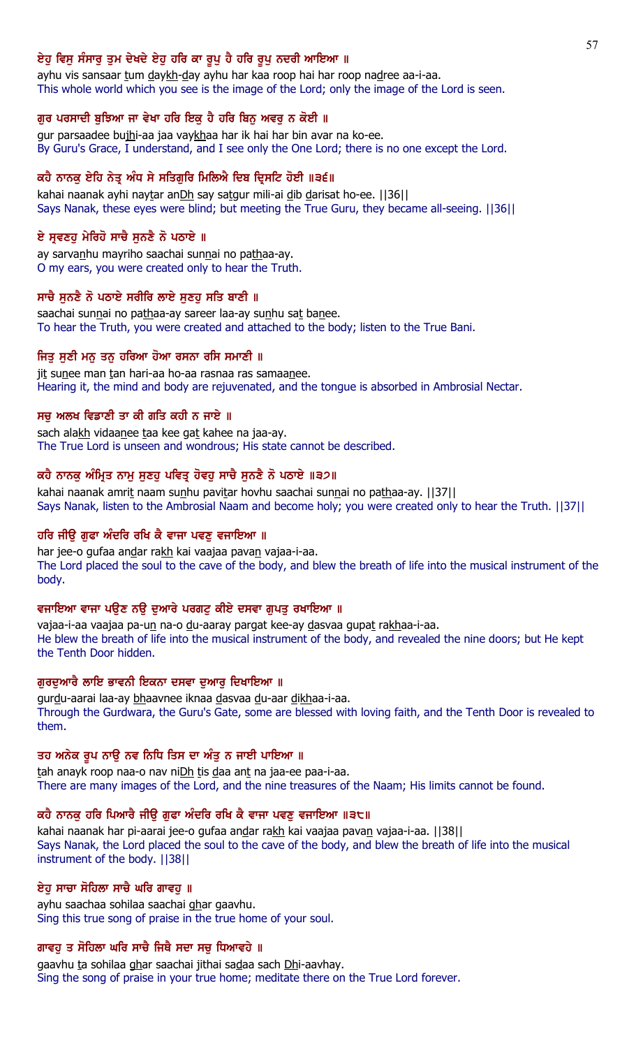**ਏਹੁ ਵਿਸੁ ਸੰਸਾਰੁ ਤੁਮ ਦੇਖਦੇ ਏਹੁ ਹਰਿ ਕਾ ਰੂਪੁ ਹੈ ਹਰਿ ਰੂਪੁ ਨਦਰੀ ਆਇਆ ॥**

ayhu vis sansaar tum daykh-day ayhu har kaa roop hai har roop nadree aa-i-aa.

This whole world which you see is the image of the Lord; only the image of the Lord is seen.

**ਗੁਰ ਪਰਸਾਦੀ ਬੁਝਿਆ ਜਾ ਵੇਖਾ ਹਰਿ ਇਕੁ ਹੈ ਹਰਿ ਬਿਨੁ ਅਵਰੁ ਨ ਕੋਈ ॥**

gur parsaadee bujhi-aa jaa vaykhaa har ik hai har bin avar na ko-ee.

By Guru's Grace, I understand, and I see only the One Lord; there is no one except the Lord.

**ਕਹੈ ਨਾਨਕੁ ਏਹਿ ਨੇਤ੍ਰ ਅੰਧ ਸੇ ਸਤਿਗੁਰਿ ਮਿਲਿਐ ਦਿਬ ਦ੍ਰਿਸਟਿ ਹੋਈ ॥੩੬॥**

kahai naanak ayhi naytar anDh say satgur mili-ai dib darisat ho-ee. ||36||

Says Nanak, these eyes were blind; but meeting the True Guru, they became all-seeing. ||36||

**ਏ ਸ੍ਰਵਣਹੁ ਮੇਰਿਹੋ ਸਾਚੈ ਸੁਨਣੈ ਨੋ ਪਠਾਏ ॥**

ay sarvanhu mayriho saachai sunnai no pathaa-ay.

O my ears, you were created only to hear the Truth.

**ਸਾਚੈ ਸੁਨਣੈ ਨੋ ਪਠਾਏ ਸਰੀਰਿ ਲਾਏ ਸੁਣਹੁ ਸਤਿ ਬਾਣੀ ॥**

saachai sunnai no pathaa-ay sareer laa-ay sunhu sat banee.

To hear the Truth, you were created and attached to the body; listen to the True Bani.

**ਜਿਤੁ ਸੁਣੀ ਮਨੁ ਤਨੁ ਹਰਿਆ ਹੋਆ ਰਸਨਾ ਰਸਿ ਸਮਾਣੀ ॥**

jit sunee man tan hari-aa ho-aa rasnaa ras samaanee.

Hearing it, the mind and body are rejuvenated, and the tongue is absorbed in Ambrosial Nectar.

**ਸਚੁ ਅਲਖ ਵਿਡਾਣੀ ਤਾ ਕੀ ਗਤਿ ਕਹੀ ਨ ਜਾਏ ॥**

sach alakh vidaanee taa kee gat kahee na jaa-ay.

The True Lord is unseen and wondrous; His state cannot be described.

**ਕਹੈ ਨਾਨਕੁ ਅੰਮ੍ਰਿਤ ਨਾਮੁ ਸੁਣਹੁ ਪਵਿਤ੍ਰ ਹੋਵਹੁ ਸਾਚੈ ਸੁਨਣੈ ਨੋ ਪਠਾਏ ॥੩੭॥**

kahai naanak amrit naam sunhu pavitar hovhu saachai sunnai no pathaa-ay. ||37||

Says Nanak, listen to the Ambrosial Naam and become holy; you were created only to hear the Truth. ||37||

**ਹਰਿ ਜੀਉ ਗੁਫਾ ਅੰਦਰਿ ਰਖਿ ਕੈ ਵਾਜਾ ਪਵਣੁ ਵਜਾਇਆ ॥**

har jee-o gufaa andar rakh kai vaajaa pavan vajaa-i-aa.

The Lord placed the soul to the cave of the body, and blew the breath of life into the musical instrument of the body.

**ਵਜਾਇਆ ਵਾਜਾ ਪਉਣ ਨਉ ਦੁਆਰੇ ਪਰਗਟੁ ਕੀਏ ਦਸਵਾ ਗੁਪਤੁ ਰਖਾਇਆ ॥**

vajaa-i-aa vaajaa pa-un na-o du-aaray pargat kee-ay dasvaa gupat rakhaa-i-aa.

He blew the breath of life into the musical instrument of the body, and revealed the nine doors; but He kept the Tenth Door hidden.

**ਗੁਰਦੁਆਰੈ ਲਾਇ ਭਾਵਨੀ ਇਕਨਾ ਦਸਵਾ ਦੁਆਰੁ ਦਿਖਾਇਆ ॥**

gurdu-aarai laa-ay bhaavnee iknaa dasvaa du-aar dikhaa-i-aa.

Through the Gurdwara, the Guru's Gate, some are blessed with loving faith, and the Tenth Door is revealed to them.

**ਤਹ ਅਨੇਕ ਰੂਪ ਨਾਉ ਨਵ ਨਿਧਿ ਤਿਸ ਦਾ ਅੰਤੁ ਨ ਜਾਈ ਪਾਇਆ ॥**

tah anayk roop naa-o nav niDh tis daa ant na jaa-ee paa-i-aa.

There are many images of the Lord, and the nine treasures of the Naam; His limits cannot be found.

**ਕਹੈ ਨਾਨਕੁ ਹਰਿ ਪਿਆਰੈ ਜੀਉ ਗੁਫਾ ਅੰਦਰਿ ਰਖਿ ਕੈ ਵਾਜਾ ਪਵਣੁ ਵਜਾਇਆ ॥੩੮॥**

kahai naanak har pi-aarai jee-o gufaa andar rakh kai vaajaa pavan vajaa-i-aa. ||38||

Says Nanak, the Lord placed the soul to the cave of the body, and blew the breath of life into the musical instrument of the body. ||38||

**ਏਹੁ ਸਾਚਾ ਸੋਹਿਲਾ ਸਾਚੈ ਘਰਿ ਗਾਵਹੁ ॥**

ayhu saachaa sohilaa saachai ghar gaavhu.

Sing this true song of praise in the true home of your soul.

**ਗਾਵਹੁ ਤ ਸੋਹਿਲਾ ਘਰਿ ਸਾਚੈ ਜਿਥੈ ਸਦਾ ਸਚੁ ਧਿਆਵਹੇ ॥**

gaavhu ta sohilaa ghar saachai jithai sadaa sach Dhi-aavhay.

Sing the song of praise in your true home; meditate there on the True Lord forever.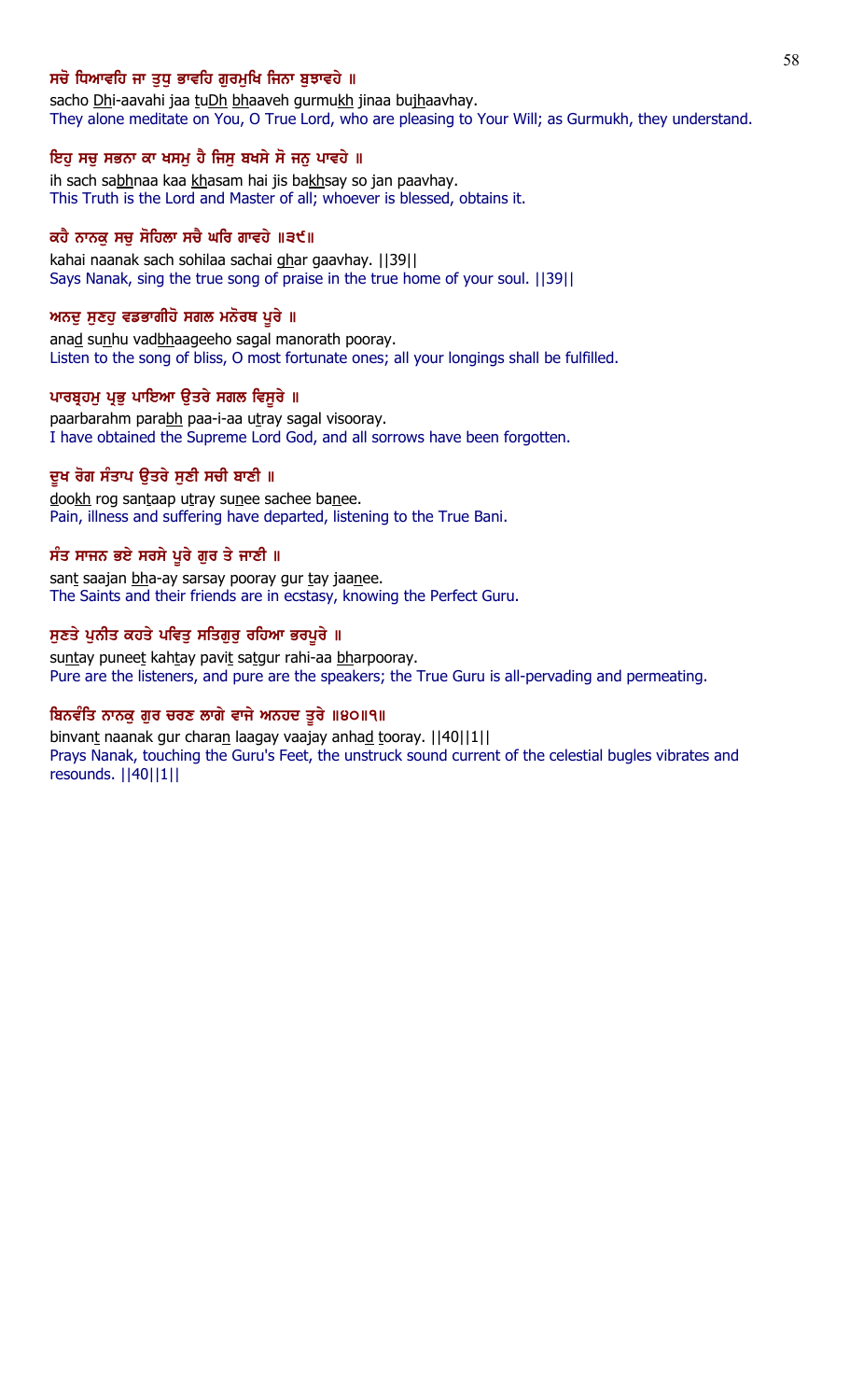**ਸਚੋ ਧਿਆਵਹਿ ਜਾ ਤੁਧੁ ਭਾਵਹਿ ਗੁਰਮੁਖਿ ਜਿਨਾ ਬੁਝਾਵਹੇ ॥**

sacho Dhi-aavahi jaa tuDh bhaaveh gurmukh jinaa bujhaavhay.

They alone meditate on You, O True Lord, who are pleasing to Your Will; as Gurmukh, they understand.

**ਇਹੁ ਸਚੁ ਸਭਨਾ ਕਾ ਖਸਮੁ ਹੈ ਜਿਸੁ ਬਖਸੇ ਸੋ ਜਨੁ ਪਾਵਹੇ ॥**

ih sach sabhnaa kaa khasam hai jis bakhsay so jan paavhay.

This Truth is the Lord and Master of all; whoever is blessed, obtains it.

**ਕਹੈ ਨਾਨਕੁ ਸਚੁ ਸੋਹਿਲਾ ਸਚੈ ਘਰਿ ਗਾਵਹੇ ॥੩੯॥**

kahai naanak sach sohilaa sachai ghar gaavhay. ||39||

Says Nanak, sing the true song of praise in the true home of your soul. ||39||

**ਅਨਦੁ ਸੁਣਹੁ ਵਡਭਾਗੀਹੋ ਸਗਲ ਮਨੋਰਥ ਪੂਰੇ ॥**

anad sunhu vadbhaageeho sagal manorath pooray.

Listen to the song of bliss, O most fortunate ones; all your longings shall be fulfilled.

**ਪਾਰਬ੍ਰਹਮੁ ਪ੍ਰਭੁ ਪਾਇਆ ਉਤਰੇ ਸਗਲ ਵਿਸੂਰੇ ॥**

paarbarahm parabh paa-i-aa utray sagal visooray.

I have obtained the Supreme Lord God, and all sorrows have been forgotten.

**ਦੂਖ ਰੋਗ ਸੰਤਾਪ ਉਤਰੇ ਸੁਣੀ ਸਚੀ ਬਾਣੀ ॥**

dookh rog santaap utray sunee sachee banee.

Pain, illness and suffering have departed, listening to the True Bani.

**ਸੰਤ ਸਾਜਨ ਭਏ ਸਰਸੇ ਪੂਰੇ ਗੁਰ ਤੇ ਜਾਣੀ ॥**

sant saajan bha-ay sarsay pooray gur tay jaanee.

The Saints and their friends are in ecstasy, knowing the Perfect Guru.

**ਸੁਣਤੇ ਪੁਨੀਤ ਕਹਤੇ ਪਵਿਤੁ ਸਤਿਗੁਰੁ ਰਹਿਆ ਭਰਪੂਰੇ ॥**

suntay puneet kahtay pavit satgur rahi-aa bharpooray.

Pure are the listeners, and pure are the speakers; the True Guru is all-pervading and permeating.

**ਬਿਨਵੰਤਿ ਨਾਨਕੁ ਗੁਰ ਚਰਣ ਲਾਗੇ ਵਾਜੇ ਅਨਹਦ ਤੂਰੇ ॥੪੦॥੧॥**

binvant naanak gur charan laagay vaajay anhad tooray. ||40||1||

Prays Nanak, touching the Guru's Feet, the unstruck sound current of the celestial bugles vibrates and resounds. ||40||1||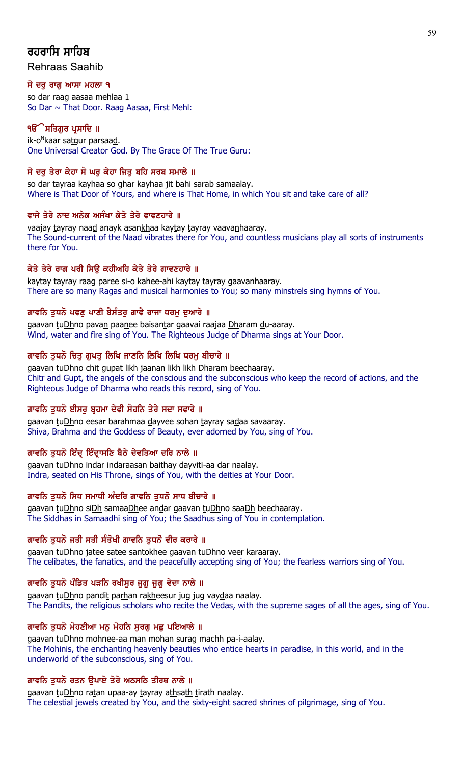## ਰਹਰਾਸਿ ਸਾਹਿਬ

Rehraas Saahib

**ਸੋ ਦਰੁ ਰਾਗੁ ਆਸਾ ਮਹਲਾ ੧**

so dar raag aasaa mehlaa 1

So Dar ~ That Door. Raag Aasaa, First Mehl:

**ੴ ਸਤਿਗੁਰ ਪ੍ਰਸਾਦਿ ॥**

ik-o$^{N}$kaar satgur parsaad.

One Universal Creator God. By The Grace Of The True Guru:

**ਸੋ ਦਰੁ ਤੇਰਾ ਕੇਹਾ ਸੋ ਘਰੁ ਕੇਹਾ ਜਿਤੁ ਬਹਿ ਸਰਬ ਸਮਾਲੇ ॥**

so dar tayraa kayhaa so ghar kayhaa jit bahi sarab samaalay.

Where is That Door of Yours, and where is That Home, in which You sit and take care of all?

**ਵਾਜੇ ਤੇਰੇ ਨਾਦ ਅਨੇਕ ਅਸੰਖਾ ਕੇਤੇ ਤੇਰੇ ਵਾਵਣਹਾਰੇ ॥**

vaajay tayray naad anayk asankhaa kaytay tayray vaavanhaaray.

The Sound-current of the Naad vibrates there for You, and countless musicians play all sorts of instruments there for You.

**ਕੇਤੇ ਤੇਰੇ ਰਾਗ ਪਰੀ ਸਿਉ ਕਹੀਅਹਿ ਕੇਤੇ ਤੇਰੇ ਗਾਵਣਹਾਰੇ ॥**

kaytay tayray raag paree si-o kahee-ahi kaytay tayray gaavanhaaray.

There are so many Ragas and musical harmonies to You; so many minstrels sing hymns of You.

**ਗਾਵਨਿ ਤੁਧਨੋ ਪਵਣੁ ਪਾਣੀ ਬੈਸੰਤਰੁ ਗਾਵੈ ਰਾਜਾ ਧਰਮੁ ਦੁਆਰੇ ॥**

gaavan tuDhno pavan paanee baisantar gaavai raajaa Dharam du-aaray.

Wind, water and fire sing of You. The Righteous Judge of Dharma sings at Your Door.

**ਗਾਵਨਿ ਤੁਧਨੋ ਚਿਤੁ ਗੁਪਤੁ ਲਿਖਿ ਜਾਣਨਿ ਲਿਖਿ ਲਿਖਿ ਧਰਮੁ ਬੀਚਾਰੇ ॥**

gaavan tuDhno chit gupat likh jaanan likh likh Dharam beechaaray.

Chitr and Gupt, the angels of the conscious and the subconscious who keep the record of actions, and the Righteous Judge of Dharma who reads this record, sing of You.

**ਗਾਵਨਿ ਤੁਧਨੋ ਈਸਰੁ ਬ੍ਰਹਮਾ ਦੇਵੀ ਸੋਹਨਿ ਤੇਰੇ ਸਦਾ ਸਵਾਰੇ ॥**

gaavan tuDhno eesar barahmaa dayvee sohan tayray sadaa savaaray.

Shiva, Brahma and the Goddess of Beauty, ever adorned by You, sing of You.

**ਗਾਵਨਿ ਤੁਧਨੋ ਇੰਦ੍ਰ ਇੰਦ੍ਰਾਸਣਿ ਬੈਠੇ ਦੇਵਤਿਆ ਦਰਿ ਨਾਲੇ ॥**

gaavan tuDhno indar indaraasan baithay dayviti-aa dar naalay.

Indra, seated on His Throne, sings of You, with the deities at Your Door.

**ਗਾਵਨਿ ਤੁਧਨੋ ਸਿਧ ਸਮਾਧੀ ਅੰਦਰਿ ਗਾਵਨਿ ਤੁਧਨੋ ਸਾਧ ਬੀਚਾਰੇ ॥**

gaavan tuDhno siDh samaaDhee andar gaavan tuDhno saaDh beechaaray.

The Siddhas in Samaadhi sing of You; the Saadhus sing of You in contemplation.

**ਗਾਵਨਿ ਤੁਧਨੋ ਜਤੀ ਸਤੀ ਸੰਤੋਖੀ ਗਾਵਨਿ ਤੁਧਨੋ ਵੀਰ ਕਰਾਰੇ ॥**

gaavan tuDhno jatee satee santokhee gaavan tuDhno veer karaaray.

The celibates, the fanatics, and the peacefully accepting sing of You; the fearless warriors sing of You.

**ਗਾਵਨਿ ਤੁਧਨੋ ਪੰਡਿਤ ਪੜਨਿ ਰਖੀਸੁਰ ਜੁਗੁ ਜੁਗੁ ਵੇਦਾ ਨਾਲੇ ॥**

gaavan tuDhno pandit parhan rakheesur jug jug vaydaa naalay.

The Pandits, the religious scholars who recite the Vedas, with the supreme sages of all the ages, sing of You.

**ਗਾਵਨਿ ਤੁਧਨੋ ਮੋਹਣੀਆ ਮਨੁ ਮੋਹਨਿ ਸੁਰਗੁ ਮਛੁ ਪਇਆਲੇ ॥**

gaavan tuDhno mohnee-aa man mohan surag machh pa-i-aalay.

The Mohinis, the enchanting heavenly beauties who entice hearts in paradise, in this world, and in the underworld of the subconscious, sing of You.

**ਗਾਵਨਿ ਤੁਧਨੋ ਰਤਨ ਉਪਾਏ ਤੇਰੇ ਅਠਸਠਿ ਤੀਰਥ ਨਾਲੇ ॥**

gaavan tuDhno ratan upaa-ay tayray athsath tirath naalay.

The celestial jewels created by You, and the sixty-eight sacred shrines of pilgrimage, sing of You.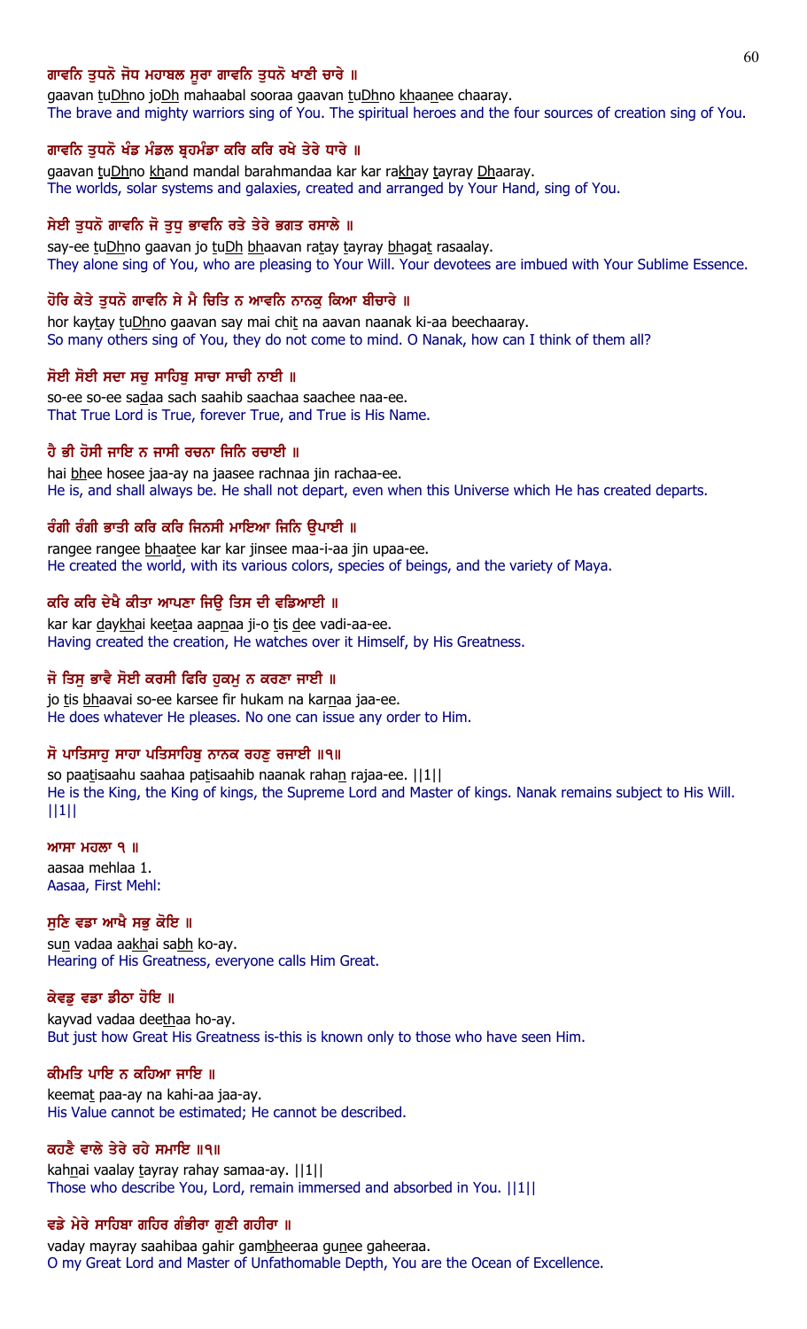**ਗਾਵਨਿ ਤੁਧਨੋ ਜੋਧ ਮਹਾਬਲ ਸੂਰਾ ਗਾਵਨਿ ਤੁਧਨੋ ਖਾਣੀ ਚਾਰੇ ॥**

gaavan tuDhno joDh mahaabal sooraa gaavan tuDhno khaanee chaaray.

The brave and mighty warriors sing of You. The spiritual heroes and the four sources of creation sing of You.

**ਗਾਵਨਿ ਤੁਧਨੋ ਖੰਡ ਮੰਡਲ ਬ੍ਰਹਮੰਡਾ ਕਰਿ ਕਰਿ ਰਖੇ ਤੇਰੇ ਧਾਰੇ ॥**

gaavan tuDhno khand mandal barahmandaa kar kar rakhay tayray Dhaaray.

The worlds, solar systems and galaxies, created and arranged by Your Hand, sing of You.

**ਸੇਈ ਤੁਧਨੋ ਗਾਵਨਿ ਜੋ ਤੁਧੁ ਭਾਵਨਿ ਰਤੇ ਤੇਰੇ ਭਗਤ ਰਸਾਲੇ ॥**

say-ee tuDhno gaavan jo tuDh bhaavan ratay tayray bhagat rasaalay.

They alone sing of You, who are pleasing to Your Will. Your devotees are imbued with Your Sublime Essence.

**ਹੋਰਿ ਕੇਤੇ ਤੁਧਨੋ ਗਾਵਨਿ ਸੇ ਮੈ ਚਿਤਿ ਨ ਆਵਨਿ ਨਾਨਕੁ ਕਿਆ ਬੀਚਾਰੇ ॥**

hor kaytay tuDhno gaavan say mai chit na aavan naanak ki-aa beechaaray.

So many others sing of You, they do not come to mind. O Nanak, how can I think of them all?

**ਸੋਈ ਸੋਈ ਸਦਾ ਸਚੁ ਸਾਹਿਬੁ ਸਾਚਾ ਸਾਚੀ ਨਾਈ ॥**

so-ee so-ee sadaa sach saahib saachaa saachee naa-ee.

That True Lord is True, forever True, and True is His Name.

**ਹੈ ਭੀ ਹੋਸੀ ਜਾਇ ਨ ਜਾਸੀ ਰਚਨਾ ਜਿਨਿ ਰਚਾਈ ॥**

hai bhee hosee jaa-ay na jaasee rachnaa jin rachaa-ee.

He is, and shall always be. He shall not depart, even when this Universe which He has created departs.

**ਰੰਗੀ ਰੰਗੀ ਭਾਤੀ ਕਰਿ ਕਰਿ ਜਿਨਸੀ ਮਾਇਆ ਜਿਨਿ ਉਪਾਈ ॥**

rangee rangee bhaatee kar kar jinsee maa-i-aa jin upaa-ee.

He created the world, with its various colors, species of beings, and the variety of Maya.

**ਕਰਿ ਕਰਿ ਦੇਖੈ ਕੀਤਾ ਆਪਣਾ ਜਿਉ ਤਿਸ ਦੀ ਵਡਿਆਈ ॥**

kar kar daykhai keetaa aapnaa ji-o tis dee vadi-aa-ee.

Having created the creation, He watches over it Himself, by His Greatness.

**ਜੋ ਤਿਸੁ ਭਾਵੈ ਸੋਈ ਕਰਸੀ ਫਿਰਿ ਹੁਕਮੁ ਨ ਕਰਣਾ ਜਾਈ ॥**

jo tis bhaavai so-ee karsee fir hukam na karnaa jaa-ee.

He does whatever He pleases. No one can issue any order to Him.

**ਸੋ ਪਾਤਿਸਾਹੁ ਸਾਹਾ ਪਤਿਸਾਹਿਬੁ ਨਾਨਕ ਰਹਣੁ ਰਜਾਈ ॥੧॥**

so paatisaahu saahaa patisaahib naanak rahan rajaa-ee. ||1||

He is the King, the King of kings, the Supreme Lord and Master of kings. Nanak remains subject to His Will. ||1||

**ਆਸਾ ਮਹਲਾ ੧ ॥**

aasaa mehlaa 1.

Aasaa, First Mehl:

**ਸੁਣਿ ਵਡਾ ਆਖੈ ਸਭੁ ਕੋਇ ॥**

sun vadaa aakhai sabh ko-ay.

Hearing of His Greatness, everyone calls Him Great.

**ਕੇਵਡੁ ਵਡਾ ਡੀਠਾ ਹੋਇ ॥**

kayvad vadaa deethaa ho-ay.

But just how Great His Greatness is-this is known only to those who have seen Him.

**ਕੀਮਤਿ ਪਾਇ ਨ ਕਹਿਆ ਜਾਇ ॥**

keemat paa-ay na kahi-aa jaa-ay.

His Value cannot be estimated; He cannot be described.

**ਕਹਣੈ ਵਾਲੇ ਤੇਰੇ ਰਹੇ ਸਮਾਇ ॥੧॥**

kahnai vaalay tayray rahay samaa-ay. ||1||

Those who describe You, Lord, remain immersed and absorbed in You. ||1||

**ਵਡੇ ਮੇਰੇ ਸਾਹਿਬਾ ਗਹਿਰ ਗੰਭੀਰਾ ਗੁਣੀ ਗਹੀਰਾ ॥**

vaday mayray saahibaa gahir gambheeraa gunee gaheeraa.

O my Great Lord and Master of Unfathomable Depth, You are the Ocean of Excellence.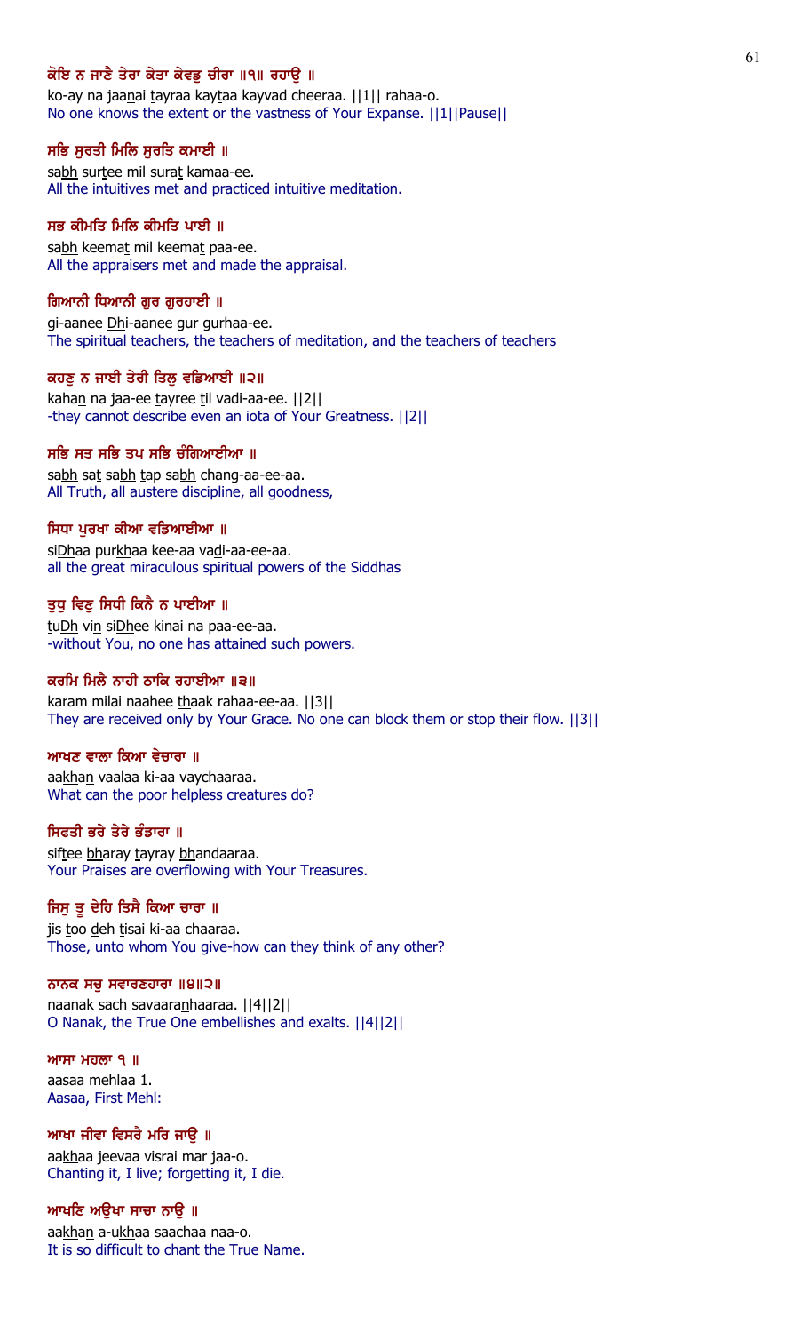**ਕੋਇ ਨ ਜਾਣੈ ਤੇਰਾ ਕੇਤਾ ਕੇਵਡੁ ਚੀਰਾ ॥੧॥ ਰਹਾਉ ॥**

ko-ay na jaanai tayraa kaytaa kayvad cheeraa. ||1|| rahaa-o.

No one knows the extent or the vastness of Your Expanse. ||1||Pause||

**ਸਭਿ ਸੁਰਤੀ ਮਿਲਿ ਸੁਰਤਿ ਕਮਾਈ ॥**

sabh surtee mil surat kamaa-ee.

All the intuitives met and practiced intuitive meditation.

**ਸਭ ਕੀਮਤਿ ਮਿਲਿ ਕੀਮਤਿ ਪਾਈ ॥**

sabh keemat mil keemat paa-ee.

All the appraisers met and made the appraisal.

**ਗਿਆਨੀ ਧਿਆਨੀ ਗੁਰ ਗੁਰਹਾਈ ॥**

gi-aanee Dhi-aanee gur gurhaa-ee.

The spiritual teachers, the teachers of meditation, and the teachers of teachers

**ਕਹਣੁ ਨ ਜਾਈ ਤੇਰੀ ਤਿਲੁ ਵਡਿਆਈ ॥੨॥**

kahan na jaa-ee tayree til vadi-aa-ee. ||2||

-they cannot describe even an iota of Your Greatness. ||2||

**ਸਭਿ ਸਤ ਸਭਿ ਤਪ ਸਭਿ ਚੰਗਿਆਈਆ ॥**

sabh sat sabh tap sabh chang-aa-ee-aa.

All Truth, all austere discipline, all goodness,

**ਸਿਧਾ ਪੁਰਖਾ ਕੀਆ ਵਡਿਆਈਆ ॥**

siDhaa purkhaa kee-aa vadi-aa-ee-aa.

all the great miraculous spiritual powers of the Siddhas

**ਤੁਧੁ ਵਿਣੁ ਸਿਧੀ ਕਿਨੈ ਨ ਪਾਈਆ ॥**

tuDh vin siDhee kinai na paa-ee-aa.

-without You, no one has attained such powers.

**ਕਰਮਿ ਮਿਲੈ ਨਾਹੀ ਠਾਕਿ ਰਹਾਈਆ ॥੩॥**

karam milai naahee thaak rahaa-ee-aa. ||3||

They are received only by Your Grace. No one can block them or stop their flow. ||3||

**ਆਖਣ ਵਾਲਾ ਕਿਆ ਵੇਚਾਰਾ ॥**

aakhan vaalaa ki-aa vaychaaraa.

What can the poor helpless creatures do?

**ਸਿਫਤੀ ਭਰੇ ਤੇਰੇ ਭੰਡਾਰਾ ॥**

siftee bharay tayray bhandaaraa.

Your Praises are overflowing with Your Treasures.

**ਜਿਸੁ ਤੂ ਦੇਹਿ ਤਿਸੈ ਕਿਆ ਚਾਰਾ ॥**

jis too deh tisai ki-aa chaaraa.

Those, unto whom You give-how can they think of any other?

**ਨਾਨਕ ਸਚੁ ਸਵਾਰਣਹਾਰਾ ॥੪॥੨॥**

naanak sach savaaranhaaraa. ||4||2||

O Nanak, the True One embellishes and exalts. ||4||2||

**ਆਸਾ ਮਹਲਾ ੧ ॥**

aasaa mehlaa 1.

Aasaa, First Mehl:

**ਆਖਾ ਜੀਵਾ ਵਿਸਰੈ ਮਰਿ ਜਾਉ ॥**

aakhaa jeevaa visrai mar jaa-o.

Chanting it, I live; forgetting it, I die.

**ਆਖਣਿ ਅਉਖਾ ਸਾਚਾ ਨਾਉ ॥**

aakhan a-ukhaa saachaa naa-o.

It is so difficult to chant the True Name.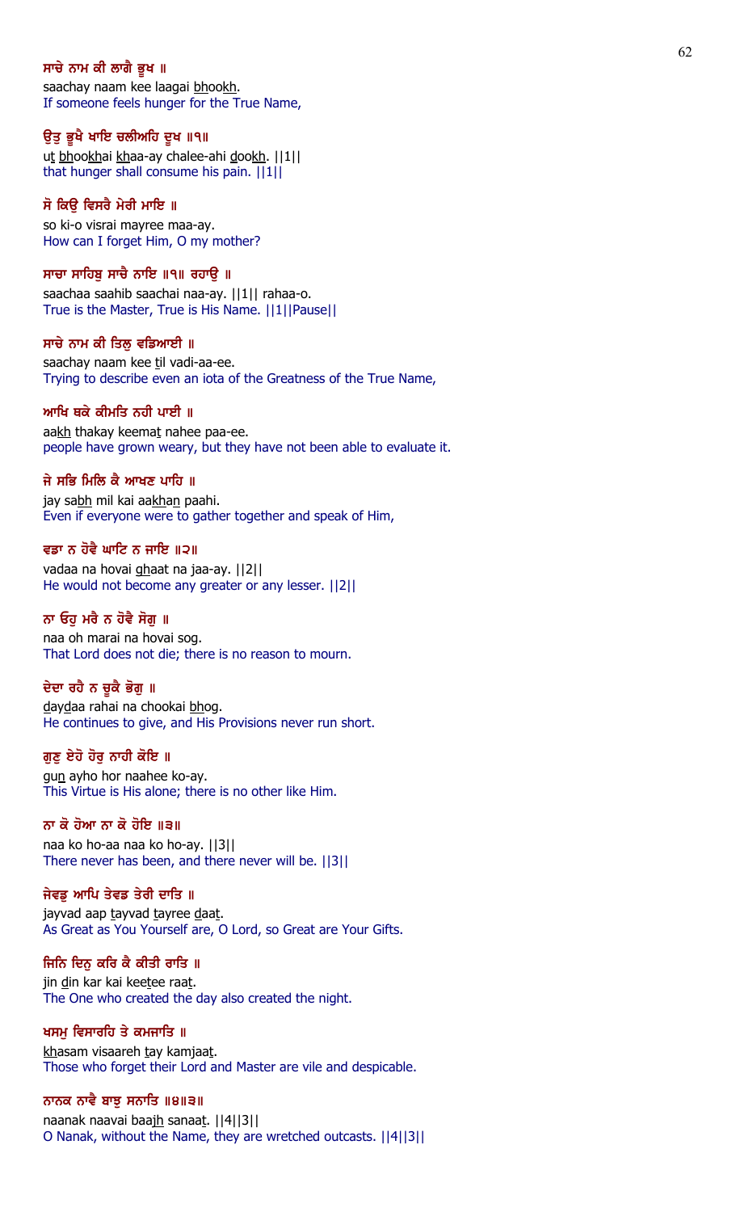**ਸਾਚੇ ਨਾਮ ਕੀ ਲਾਗੈ ਭੂਖ ॥**
saachay naam kee laagai bhookh.
If someone feels hunger for the True Name,

**ਉਤੁ ਭੂਖੈ ਖਾਇ ਚਲੀਅਹਿ ਦੂਖ ॥੧॥**
ut bhookhai khaa-ay chalee-ahi dookh. ||1||
that hunger shall consume his pain. ||1||

**ਸੋ ਕਿਉ ਵਿਸਰੈ ਮੇਰੀ ਮਾਇ ॥**
so ki-o visrai mayree maa-ay.
How can I forget Him, O my mother?

**ਸਾਚਾ ਸਾਹਿਬੁ ਸਾਚੈ ਨਾਇ ॥੧॥ ਰਹਾਉ ॥**
saachaa saahib saachai naa-ay. ||1|| rahaa-o.
True is the Master, True is His Name. ||1||Pause||

**ਸਾਚੇ ਨਾਮ ਕੀ ਤਿਲੁ ਵਡਿਆਈ ॥**
saachay naam kee til vadi-aa-ee.
Trying to describe even an iota of the Greatness of the True Name,

**ਆਖਿ ਥਕੇ ਕੀਮਤਿ ਨਹੀ ਪਾਈ ॥**
aakh thakay keemat nahee paa-ee.
people have grown weary, but they have not been able to evaluate it.

**ਜੇ ਸਭਿ ਮਿਲਿ ਕੈ ਆਖਣ ਪਾਹਿ ॥**
jay sabh mil kai aakhan paahi.
Even if everyone were to gather together and speak of Him,

**ਵਡਾ ਨ ਹੋਵੈ ਘਾਟਿ ਨ ਜਾਇ ॥੨॥**
vadaa na hovai ghaat na jaa-ay. ||2||
He would not become any greater or any lesser. ||2||

**ਨਾ ਓਹੁ ਮਰੈ ਨ ਹੋਵੈ ਸੋਗੁ ॥**
naa oh marai na hovai sog.
That Lord does not die; there is no reason to mourn.

**ਦੇਦਾ ਰਹੈ ਨ ਚੂਕੈ ਭੋਗੁ ॥**
daydaa rahai na chookai bhog.
He continues to give, and His Provisions never run short.

**ਗੁਣੁ ਏਹੋ ਹੋਰੁ ਨਾਹੀ ਕੋਇ ॥**
gun ayho hor naahee ko-ay.
This Virtue is His alone; there is no other like Him.

**ਨਾ ਕੋ ਹੋਆ ਨਾ ਕੋ ਹੋਇ ॥੩॥**
naa ko ho-aa naa ko ho-ay. ||3||
There never has been, and there never will be. ||3||

**ਜੇਵਡੁ ਆਪਿ ਤੇਵਡ ਤੇਰੀ ਦਾਤਿ ॥**
jayvad aap tayvad tayree daat.
As Great as You Yourself are, O Lord, so Great are Your Gifts.

**ਜਿਨਿ ਦਿਨੁ ਕਰਿ ਕੈ ਕੀਤੀ ਰਾਤਿ ॥**
jin din kar kai keetee raat.
The One who created the day also created the night.

**ਖਸਮੁ ਵਿਸਾਰਹਿ ਤੇ ਕਮਜਾਤਿ ॥**
khasam visaareh tay kamjaat.
Those who forget their Lord and Master are vile and despicable.

**ਨਾਨਕ ਨਾਵੈ ਬਾਝੁ ਸਨਾਤਿ ॥੪॥੩॥**
naanak naavai baajh sanaat. ||4||3||
O Nanak, without the Name, they are wretched outcasts. ||4||3||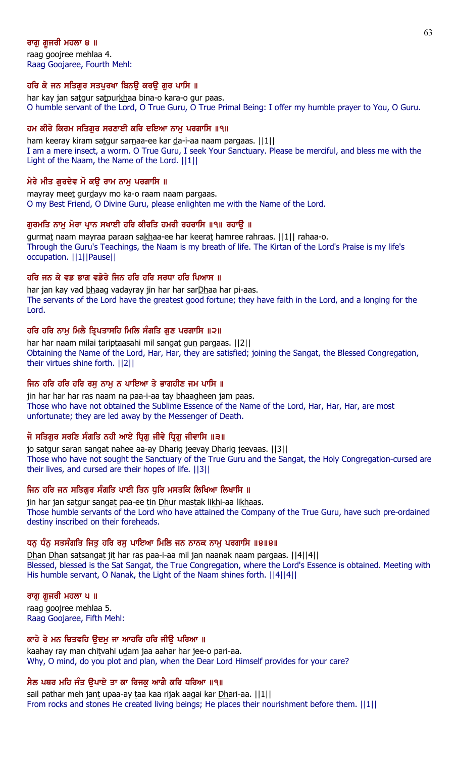**ਰਾਗੁ ਗੂਜਰੀ ਮਹਲਾ ੪ ॥**

raag goojree mehlaa 4.

Raag Goojaree, Fourth Mehl:

**ਹਰਿ ਕੇ ਜਨ ਸਤਿਗੁਰ ਸਤਪੁਰਖਾ ਬਿਨਉ ਕਰਉ ਗੁਰ ਪਾਸਿ ॥**

har kay jan satgur satpurkhaa bina-o kara-o gur paas.

O humble servant of the Lord, O True Guru, O True Primal Being: I offer my humble prayer to You, O Guru.

**ਹਮ ਕੀਰੇ ਕਿਰਮ ਸਤਿਗੁਰ ਸਰਣਾਈ ਕਰਿ ਦਇਆ ਨਾਮੁ ਪਰਗਾਸਿ ॥੧॥**

ham keeray kiram satgur sarnaa-ee kar da-i-aa naam pargaas. ||1||

I am a mere insect, a worm. O True Guru, I seek Your Sanctuary. Please be merciful, and bless me with the Light of the Naam, the Name of the Lord. ||1||

**ਮੇਰੇ ਮੀਤ ਗੁਰਦੇਵ ਮੋ ਕਉ ਰਾਮ ਨਾਮੁ ਪਰਗਾਸਿ ॥**

mayray meet gurdayv mo ka-o raam naam pargaas.

O my Best Friend, O Divine Guru, please enlighten me with the Name of the Lord.

**ਗੁਰਮਤਿ ਨਾਮੁ ਮੇਰਾ ਪ੍ਰਾਨ ਸਖਾਈ ਹਰਿ ਕੀਰਤਿ ਹਮਰੀ ਰਹਰਾਸਿ ॥੧॥ ਰਹਾਉ ॥**

gurmat naam mayraa paraan sakhaa-ee har keerat hamree rahraas. ||1|| rahaa-o.

Through the Guru's Teachings, the Naam is my breath of life. The Kirtan of the Lord's Praise is my life's occupation. ||1||Pause||

**ਹਰਿ ਜਨ ਕੇ ਵਡ ਭਾਗ ਵਡੇਰੇ ਜਿਨ ਹਰਿ ਹਰਿ ਸਰਧਾ ਹਰਿ ਪਿਆਸ ॥**

har jan kay vad bhaag vadayray jin har har sarDhaa har pi-aas.

The servants of the Lord have the greatest good fortune; they have faith in the Lord, and a longing for the Lord.

**ਹਰਿ ਹਰਿ ਨਾਮੁ ਮਿਲੈ ਤ੍ਰਿਪਤਾਸਹਿ ਮਿਲਿ ਸੰਗਤਿ ਗੁਣ ਪਰਗਾਸਿ ॥੨॥**

har har naam milai tariptaasahi mil sangat gun pargaas. ||2||

Obtaining the Name of the Lord, Har, Har, they are satisfied; joining the Sangat, the Blessed Congregation, their virtues shine forth. ||2||

**ਜਿਨ ਹਰਿ ਹਰਿ ਹਰਿ ਰਸੁ ਨਾਮੁ ਨ ਪਾਇਆ ਤੇ ਭਾਗਹੀਣ ਜਮ ਪਾਸਿ ॥**

jin har har har ras naam na paa-i-aa tay bhaagheen jam paas.

Those who have not obtained the Sublime Essence of the Name of the Lord, Har, Har, Har, are most unfortunate; they are led away by the Messenger of Death.

**ਜੋ ਸਤਿਗੁਰ ਸਰਣਿ ਸੰਗਤਿ ਨਹੀ ਆਏ ਧ੍ਰਿਗੁ ਜੀਵੇ ਧ੍ਰਿਗੁ ਜੀਵਾਸਿ ॥੩॥**

jo satgur saran sangat nahee aa-ay Dharig jeevay Dharig jeevaas. ||3||

Those who have not sought the Sanctuary of the True Guru and the Sangat, the Holy Congregation-cursed are their lives, and cursed are their hopes of life. ||3||

**ਜਿਨ ਹਰਿ ਜਨ ਸਤਿਗੁਰ ਸੰਗਤਿ ਪਾਈ ਤਿਨ ਧੁਰਿ ਮਸਤਕਿ ਲਿਖਿਆ ਲਿਖਾਸਿ ॥**

jin har jan satgur sangat paa-ee tin Dhur mastak likhi-aa likhaas.

Those humble servants of the Lord who have attained the Company of the True Guru, have such pre-ordained destiny inscribed on their foreheads.

**ਧਨੁ ਧੰਨੁ ਸਤਸੰਗਤਿ ਜਿਤੁ ਹਰਿ ਰਸੁ ਪਾਇਆ ਮਿਲਿ ਜਨ ਨਾਨਕ ਨਾਮੁ ਪਰਗਾਸਿ ॥੪॥੪॥**

Dhan Dhan satsangat jit har ras paa-i-aa mil jan naanak naam pargaas. ||4||4||

Blessed, blessed is the Sat Sangat, the True Congregation, where the Lord's Essence is obtained. Meeting with His humble servant, O Nanak, the Light of the Naam shines forth. ||4||4||

**ਰਾਗੁ ਗੂਜਰੀ ਮਹਲਾ ੫ ॥**

raag goojree mehlaa 5.

Raag Goojaree, Fifth Mehl:

**ਕਾਹੇ ਰੇ ਮਨ ਚਿਤਵਹਿ ਉਦਮੁ ਜਾ ਆਹਰਿ ਹਰਿ ਜੀਉ ਪਰਿਆ ॥**

kaahay ray man chitvahi udam jaa aahar har jee-o pari-aa.

Why, O mind, do you plot and plan, when the Dear Lord Himself provides for your care?

**ਸੈਲ ਪਥਰ ਮਹਿ ਜੰਤ ਉਪਾਏ ਤਾ ਕਾ ਰਿਜਕੁ ਆਗੈ ਕਰਿ ਧਰਿਆ ॥੧॥**

sail pathar meh jant upaa-ay taa kaa rijak aagai kar Dhari-aa. ||1||

From rocks and stones He created living beings; He places their nourishment before them. ||1||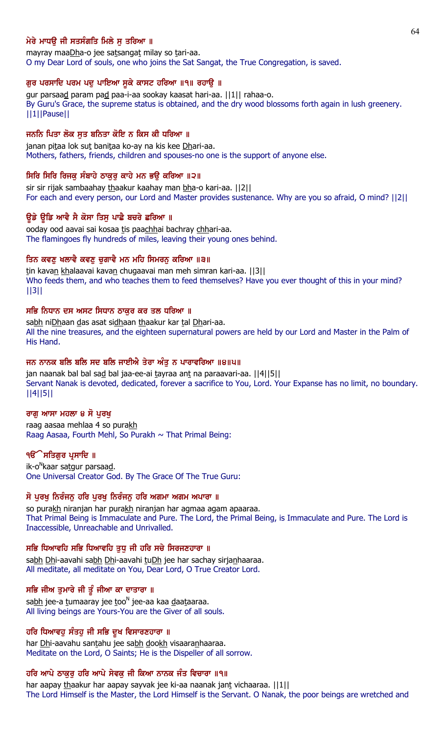**ਮੇਰੇ ਮਾਧਉ ਜੀ ਸਤਸੰਗਤਿ ਮਿਲੇ ਸੁ ਤਰਿਆ ॥**

mayray maaDha-o jee satsangat milay so tari-aa.

O my Dear Lord of souls, one who joins the Sat Sangat, the True Congregation, is saved.

**ਗੁਰ ਪਰਸਾਦਿ ਪਰਮ ਪਦੁ ਪਾਇਆ ਸੂਕੇ ਕਾਸਟ ਹਰਿਆ ॥੧॥ ਰਹਾਉ ॥**

gur parsaad param pad paa-i-aa sookay kaasat hari-aa. ||1|| rahaa-o.

By Guru's Grace, the supreme status is obtained, and the dry wood blossoms forth again in lush greenery. ||1||Pause||

**ਜਨਨਿ ਪਿਤਾ ਲੋਕ ਸੁਤ ਬਨਿਤਾ ਕੋਇ ਨ ਕਿਸ ਕੀ ਧਰਿਆ ॥**

janan pitaa lok sut banitaa ko-ay na kis kee Dhari-aa.

Mothers, fathers, friends, children and spouses-no one is the support of anyone else.

**ਸਿਰਿ ਸਿਰਿ ਰਿਜਕੁ ਸੰਬਾਹੇ ਠਾਕੁਰੁ ਕਾਹੇ ਮਨ ਭਉ ਕਰਿਆ ॥੨॥**

sir sir rijak sambaahay thaakur kaahay man bha-o kari-aa. ||2||

For each and every person, our Lord and Master provides sustenance. Why are you so afraid, O mind? ||2||

**ਊਡੇ ਊਡਿ ਆਵੈ ਸੈ ਕੋਸਾ ਤਿਸੁ ਪਾਛੈ ਬਚਰੇ ਛਰਿਆ ॥**

ooday ood aavai sai kosaa tis paachhai bachray chhari-aa.

The flamingoes fly hundreds of miles, leaving their young ones behind.

**ਤਿਨ ਕਵਣੁ ਖਲਾਵੈ ਕਵਣੁ ਚੁਗਾਵੈ ਮਨ ਮਹਿ ਸਿਮਰਨੁ ਕਰਿਆ ॥੩॥**

tin kavan khalaavai kavan chugaavai man meh simran kari-aa. ||3||

Who feeds them, and who teaches them to feed themselves? Have you ever thought of this in your mind? ||3||

**ਸਭਿ ਨਿਧਾਨ ਦਸ ਅਸਟ ਸਿਧਾਨ ਠਾਕੁਰ ਕਰ ਤਲ ਧਰਿਆ ॥**

sabh niDhaan das asat sidhaan thaakur kar tal Dhari-aa.

All the nine treasures, and the eighteen supernatural powers are held by our Lord and Master in the Palm of His Hand.

**ਜਨ ਨਾਨਕ ਬਲਿ ਬਲਿ ਸਦ ਬਲਿ ਜਾਈਐ ਤੇਰਾ ਅੰਤੁ ਨ ਪਾਰਾਵਰਿਆ ॥੪॥੫॥**

jan naanak bal bal sad bal jaa-ee-ai tayraa ant na paraavari-aa. ||4||5||

Servant Nanak is devoted, dedicated, forever a sacrifice to You, Lord. Your Expanse has no limit, no boundary. ||4||5||

**ਰਾਗੁ ਆਸਾ ਮਹਲਾ ੪ ਸੋ ਪੁਰਖੁ**

raag aasaa mehlaa 4 so purakh

Raag Aasaa, Fourth Mehl, So Purakh ~ That Primal Being:

**ੴ ਸਤਿਗੁਰ ਪ੍ਰਸਾਦਿ ॥**

ik-oNkaar satgur parsaad.

One Universal Creator God. By The Grace Of The True Guru:

**ਸੋ ਪੁਰਖੁ ਨਿਰੰਜਨੁ ਹਰਿ ਪੁਰਖੁ ਨਿਰੰਜਨੁ ਹਰਿ ਅਗਮਾ ਅਗਮ ਅਪਾਰਾ ॥**

so purakh niranjan har purakh niranjan har agmaa agam apaaraa.

That Primal Being is Immaculate and Pure. The Lord, the Primal Being, is Immaculate and Pure. The Lord is Inaccessible, Unreachable and Unrivalled.

**ਸਭਿ ਧਿਆਵਹਿ ਸਭਿ ਧਿਆਵਹਿ ਤੁਧੁ ਜੀ ਹਰਿ ਸਚੇ ਸਿਰਜਣਹਾਰਾ ॥**

sabh Dhi-aavahi sabh Dhi-aavahi tuDh jee har sachay sirjanhaaraa.

All meditate, all meditate on You, Dear Lord, O True Creator Lord.

**ਸਭਿ ਜੀਅ ਤੁਮਾਰੇ ਜੀ ਤੂੰ ਜੀਆ ਕਾ ਦਾਤਾਰਾ ॥**

sabh jee-a tumaaray jee tooN jee-aa kaa daataaraa.

All living beings are Yours-You are the Giver of all souls.

**ਹਰਿ ਧਿਆਵਹੁ ਸੰਤਹੁ ਜੀ ਸਭਿ ਦੂਖ ਵਿਸਾਰਣਹਾਰਾ ॥**

har Dhi-aavahu santahu jee sabh dookh visaaranhaaraa.

Meditate on the Lord, O Saints; He is the Dispeller of all sorrow.

**ਹਰਿ ਆਪੇ ਠਾਕੁਰੁ ਹਰਿ ਆਪੇ ਸੇਵਕੁ ਜੀ ਕਿਆ ਨਾਨਕ ਜੰਤ ਵਿਚਾਰਾ ॥੧॥**

har aapay thaakur har aapay sayvak jee ki-aa naanak jant vichaaraa. ||1||

The Lord Himself is the Master, the Lord Himself is the Servant. O Nanak, the poor beings are wretched and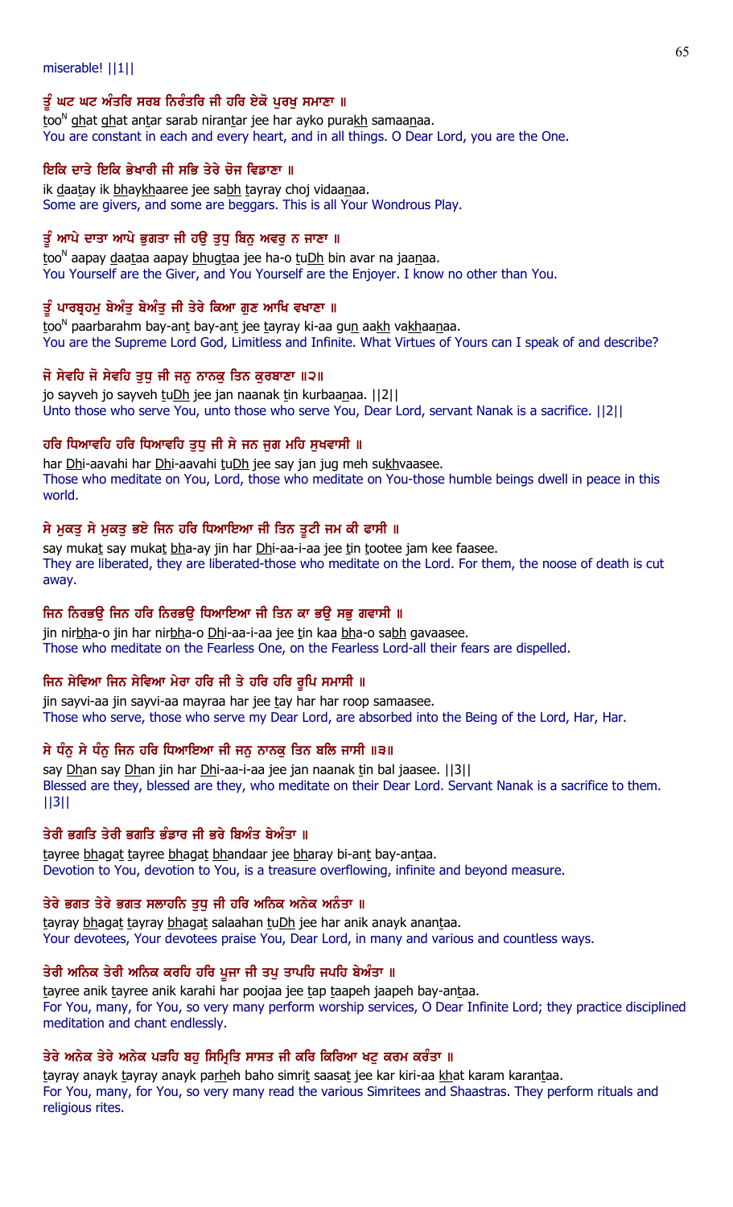miserable! ||1||

ਤੂੰ ਘਟ ਘਟ ਅੰਤਰਿ ਸਰਬ ਨਿਰੰਤਰਿ ਜੀ ਹਰਿ ਏਕੋ ਪੁਰਖੁ ਸਮਾਣਾ ॥

tooN ghat ghat antar sarab nirantar jee har ayko purakh samaanaa.

You are constant in each and every heart, and in all things. O Dear Lord, you are the One.

ਇਕਿ ਦਾਤੇ ਇਕਿ ਭੇਖਾਰੀ ਜੀ ਸਭਿ ਤੇਰੇ ਚੋਜ ਵਿਡਾਣਾ ॥

ik daatay ik bhaykhaaree jee sabh tayray choj vidaanaa.

Some are givers, and some are beggars. This is all Your Wondrous Play.

ਤੂੰ ਆਪੇ ਦਾਤਾ ਆਪੇ ਭੁਗਤਾ ਜੀ ਹਉ ਤੁਧੁ ਬਿਨੁ ਅਵਰੁ ਨ ਜਾਣਾ ॥

tooN aapay daataa aapay bhugtaa jee ha-o tuDh bin avar na jaanaa.

You Yourself are the Giver, and You Yourself are the Enjoyer. I know no other than You.

ਤੂੰ ਪਾਰਬ੍ਰਹਮੁ ਬੇਅੰਤੁ ਬੇਅੰਤੁ ਜੀ ਤੇਰੇ ਕਿਆ ਗੁਣ ਆਖਿ ਵਖਾਣਾ ॥

tooN paarbarahm bay-ant bay-ant jee tayray ki-aa gun aakh vakhaanaa.

You are the Supreme Lord God, Limitless and Infinite. What Virtues of Yours can I speak of and describe?

ਜੋ ਸੇਵਹਿ ਜੋ ਸੇਵਹਿ ਤੁਧੁ ਜੀ ਜਨੁ ਨਾਨਕੁ ਤਿਨ ਕੁਰਬਾਣਾ ॥੨॥

jo sayveh jo sayveh tuDh jee jan naanak tin kurbaanaa. ||2||

Unto those who serve You, unto those who serve You, Dear Lord, servant Nanak is a sacrifice. ||2||

ਹਰਿ ਧਿਆਵਹਿ ਹਰਿ ਧਿਆਵਹਿ ਤੁਧੁ ਜੀ ਸੇ ਜਨ ਜੁਗ ਮਹਿ ਸੁਖਵਾਸੀ ॥

har Dhi-aavahi har Dhi-aavahi tuDh jee say jan jug meh sukhvaasee.

Those who meditate on You, Lord, those who meditate on You-those humble beings dwell in peace in this world.

ਸੇ ਮੁਕਤੁ ਸੇ ਮੁਕਤੁ ਭਏ ਜਿਨ ਹਰਿ ਧਿਆਇਆ ਜੀ ਤਿਨ ਤੂਟੀ ਜਮ ਕੀ ਫਾਸੀ ॥

say mukat say mukat bha-ay jin har Dhi-aa-i-aa jee tin tootee jam kee faasee.

They are liberated, they are liberated-those who meditate on the Lord. For them, the noose of death is cut away.

ਜਿਨ ਨਿਰਭਉ ਜਿਨ ਹਰਿ ਨਿਰਭਉ ਧਿਆਇਆ ਜੀ ਤਿਨ ਕਾ ਭਉ ਸਭੁ ਗਵਾਸੀ ॥

jin nirbha-o jin har nirbha-o Dhi-aa-i-aa jee tin kaa bha-o sabh gavaasee.

Those who meditate on the Fearless One, on the Fearless Lord-all their fears are dispelled.

ਜਿਨ ਸੇਵਿਆ ਜਿਨ ਸੇਵਿਆ ਮੇਰਾ ਹਰਿ ਜੀ ਤੇ ਹਰਿ ਹਰਿ ਰੂਪਿ ਸਮਾਸੀ ॥

jin sayvi-aa jin sayvi-aa mayraa har jee tay har har roop samaasee.

Those who serve, those who serve my Dear Lord, are absorbed into the Being of the Lord, Har, Har.

ਸੇ ਧੰਨੁ ਸੇ ਧੰਨੁ ਜਿਨ ਹਰਿ ਧਿਆਇਆ ਜੀ ਜਨੁ ਨਾਨਕੁ ਤਿਨ ਬਲਿ ਜਾਸੀ ॥੩॥

say Dhan say Dhan jin har Dhi-aa-i-aa jee jan naanak tin bal jaasee. ||3||

Blessed are they, blessed are they, who meditate on their Dear Lord. Servant Nanak is a sacrifice to them. ||3||

ਤੇਰੀ ਭਗਤਿ ਤੇਰੀ ਭਗਤਿ ਭੰਡਾਰ ਜੀ ਭਰੇ ਬਿਅੰਤ ਬੇਅੰਤਾ ॥

tayree bhagat tayree bhagat bhandaar jee bharay bi-ant bay-antaa.

Devotion to You, devotion to You, is a treasure overflowing, infinite and beyond measure.

ਤੇਰੇ ਭਗਤ ਤੇਰੇ ਭਗਤ ਸਲਾਹਨਿ ਤੁਧੁ ਜੀ ਹਰਿ ਅਨਿਕ ਅਨੇਕ ਅਨੰਤਾ ॥

tayray bhagat tayray bhagat salaahan tuDh jee har anik anayk anantaa.

Your devotees, Your devotees praise You, Dear Lord, in many and various and countless ways.

ਤੇਰੀ ਅਨਿਕ ਤੇਰੀ ਅਨਿਕ ਕਰਹਿ ਹਰਿ ਪੂਜਾ ਜੀ ਤਪੁ ਤਾਪਹਿ ਜਪਹਿ ਬੇਅੰਤਾ ॥

tayree anik tayree anik karahi har poojaa jee tap taapeh jaapeh bay-antaa.

For You, many, for You, so very many perform worship services, O Dear Infinite Lord; they practice disciplined meditation and chant endlessly.

ਤੇਰੇ ਅਨੇਕ ਤੇਰੇ ਅਨੇਕ ਪੜਹਿ ਬਹੁ ਸਿਮ੍ਰਿਤਿ ਸਾਸਤ ਜੀ ਕਰਿ ਕਿਰਿਆ ਖਟੁ ਕਰਮ ਕਰੰਤਾ ॥

tayray anayk tayray anayk parheh baho simrit saasat jee kar kiri-aa khat karam karantaa.

For You, many, for You, so very many read the various Simritees and Shaastras. They perform rituals and religious rites.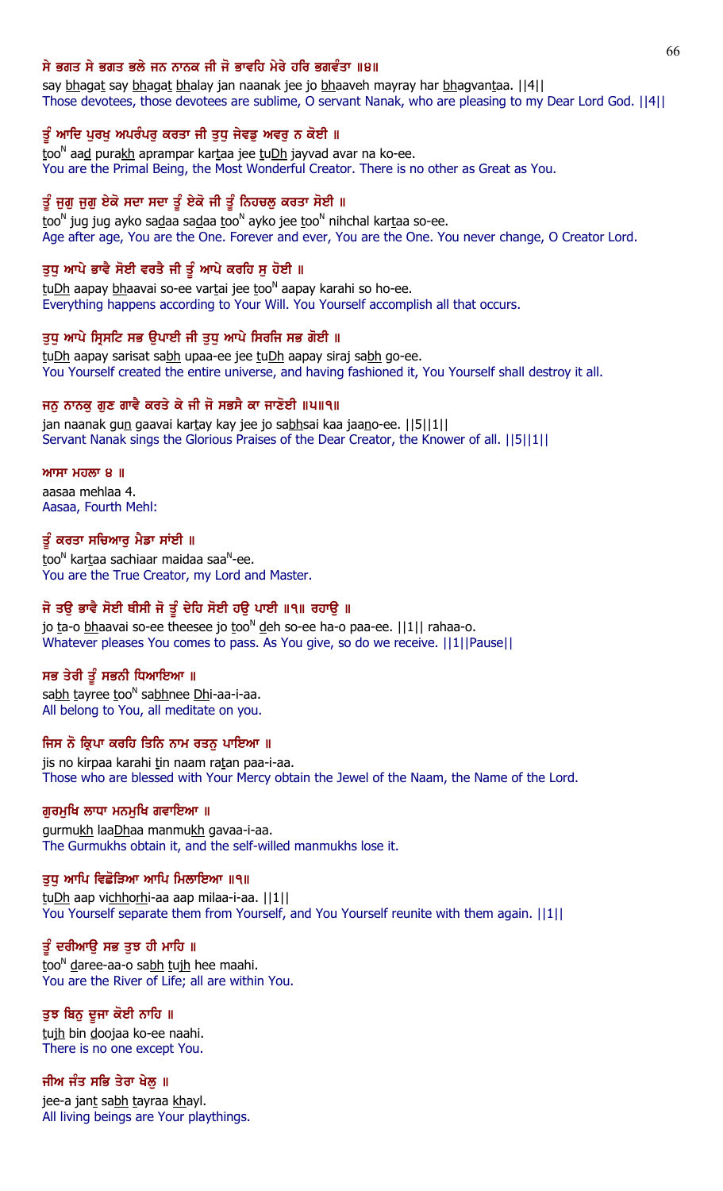**ਸੇ ਭਗਤ ਸੇ ਭਗਤ ਭਲੇ ਜਨ ਨਾਨਕ ਜੀ ਜੋ ਭਾਵਹਿ ਮੇਰੇ ਹਰਿ ਭਗਵੰਤਾ ॥੪॥**

say bhagat say bhagat bhalay jan naanak jee jo bhaaveh mayray har bhagvantaa. ||4||

Those devotees, those devotees are sublime, O servant Nanak, who are pleasing to my Dear Lord God. ||4||

**ਤੂੰ ਆਦਿ ਪੁਰਖੁ ਅਪਰੰਪਰੁ ਕਰਤਾ ਜੀ ਤੁਧੁ ਜੇਵਡੁ ਅਵਰੁ ਨ ਕੋਈ ॥**

too^N aad purakh aprampar kartaa jee tuDh jayvad avar na ko-ee.

You are the Primal Being, the Most Wonderful Creator. There is no other as Great as You.

**ਤੂੰ ਜੁਗੁ ਜੁਗੁ ਏਕੋ ਸਦਾ ਸਦਾ ਤੂੰ ਏਕੋ ਜੀ ਤੂੰ ਨਿਹਚਲੁ ਕਰਤਾ ਸੋਈ ॥**

too^N jug jug ayko sadaa sadaa too^N ayko jee too^N nihchal kartaa so-ee.

Age after age, You are the One. Forever and ever, You are the One. You never change, O Creator Lord.

**ਤੁਧੁ ਆਪੇ ਭਾਵੈ ਸੋਈ ਵਰਤੈ ਜੀ ਤੂੰ ਆਪੇ ਕਰਹਿ ਸੁ ਹੋਈ ॥**

tuDh aapay bhaavai so-ee vartai jee too^N aapay karahi so ho-ee.

Everything happens according to Your Will. You Yourself accomplish all that occurs.

**ਤੁਧੁ ਆਪੇ ਸ੍ਰਿਸਟਿ ਸਭ ਉਪਾਈ ਜੀ ਤੁਧੁ ਆਪੇ ਸਿਰਜਿ ਸਭ ਗੋਈ ॥**

tuDh aapay sarisat sabh upaa-ee jee tuDh aapay siraj sabh go-ee.

You Yourself created the entire universe, and having fashioned it, You Yourself shall destroy it all.

**ਜਨੁ ਨਾਨਕੁ ਗੁਣ ਗਾਵੈ ਕਰਤੇ ਕੇ ਜੀ ਜੋ ਸਭਸੈ ਕਾ ਜਾਣੋਈ ॥੫॥੧॥**

jan naanak gun gaavai kartay kay jee jo sabhsai kaa jaano-ee. ||5||1||

Servant Nanak sings the Glorious Praises of the Dear Creator, the Knower of all. ||5||1||

**ਆਸਾ ਮਹਲਾ ੪ ॥**

aasaa mehlaa 4.

Aasaa, Fourth Mehl:

**ਤੂੰ ਕਰਤਾ ਸਚਿਆਰੁ ਮੈਡਾ ਸਾਂਈ ॥**

too^N kartaa sachiaar maidaa saa^N-ee.

You are the True Creator, my Lord and Master.

**ਜੋ ਤਉ ਭਾਵੈ ਸੋਈ ਥੀਸੀ ਜੋ ਤੂੰ ਦੇਹਿ ਸੋਈ ਹਉ ਪਾਈ ॥੧॥ ਰਹਾਉ ॥**

jo ta-o bhaavai so-ee theesee jo too^N deh so-ee ha-o paa-ee. ||1|| rahaa-o.

Whatever pleases You comes to pass. As You give, so do we receive. ||1||Pause||

**ਸਭ ਤੇਰੀ ਤੂੰ ਸਭਨੀ ਧਿਆਇਆ ॥**

sabh tayree too^N sabhnee Dhi-aa-i-aa.

All belong to You, all meditate on you.

**ਜਿਸ ਨੋ ਕ੍ਰਿਪਾ ਕਰਹਿ ਤਿਨਿ ਨਾਮ ਰਤਨੁ ਪਾਇਆ ॥**

jis no kirpaa karahi tin naam ratan paa-i-aa.

Those who are blessed with Your Mercy obtain the Jewel of the Naam, the Name of the Lord.

**ਗੁਰਮੁਖਿ ਲਾਧਾ ਮਨਮੁਖਿ ਗਵਾਇਆ ॥**

gurmukh laaDhaa manmukh gavaa-i-aa.

The Gurmukhs obtain it, and the self-willed manmukhs lose it.

**ਤੁਧੁ ਆਪਿ ਵਿਛੋੜਿਆ ਆਪਿ ਮਿਲਾਇਆ ॥੧॥**

tuDh aap vichhorhi-aa aap milaa-i-aa. ||1||

You Yourself separate them from Yourself, and You Yourself reunite with them again. ||1||

**ਤੂੰ ਦਰੀਆਉ ਸਭ ਤੁਝ ਹੀ ਮਾਹਿ ॥**

too^N daree-aa-o sabh tujh hee maahi.

You are the River of Life; all are within You.

**ਤੁਝ ਬਿਨੁ ਦੂਜਾ ਕੋਈ ਨਾਹਿ ॥**

tujh bin doojaa ko-ee naahi.

There is no one except You.

**ਜੀਅ ਜੰਤ ਸਭਿ ਤੇਰਾ ਖੇਲੁ ॥**

jee-a jant sabh tayraa khayl.

All living beings are Your playthings.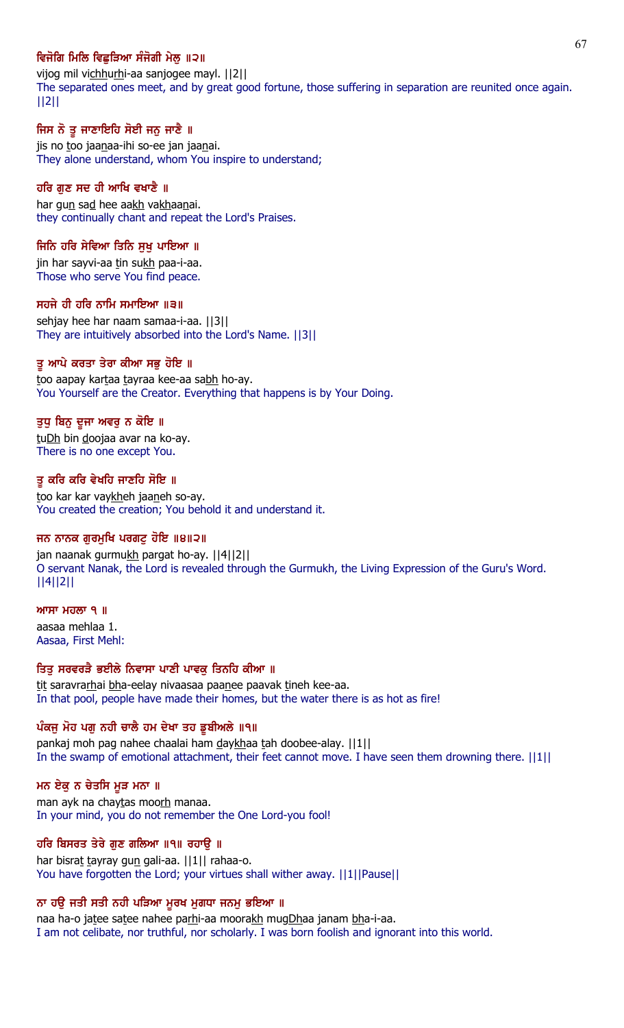**ਵਿਜੋਗਿ ਮਿਲਿ ਵਿਛੁੜਿਆ ਸੰਜੋਗੀ ਮੇਲੁ ॥੨॥**

vijog mil vichhurhi-aa sanjogee mayl. ||2||

The separated ones meet, and by great good fortune, those suffering in separation are reunited once again. ||2||

**ਜਿਸ ਨੋ ਤੂ ਜਾਣਾਇਹਿ ਸੋਈ ਜਨੁ ਜਾਣੈ ॥**

jis no too jaanaa-ihi so-ee jan jaanai.

They alone understand, whom You inspire to understand;

**ਹਰਿ ਗੁਣ ਸਦ ਹੀ ਆਖਿ ਵਖਾਣੈ ॥**

har gun sad hee aakh vakhaanai.

they continually chant and repeat the Lord's Praises.

**ਜਿਨਿ ਹਰਿ ਸੇਵਿਆ ਤਿਨਿ ਸੁਖੁ ਪਾਇਆ ॥**

jin har sayvi-aa tin sukh paa-i-aa.

Those who serve You find peace.

**ਸਹਜੇ ਹੀ ਹਰਿ ਨਾਮਿ ਸਮਾਇਆ ॥੩॥**

sehjay hee har naam samaa-i-aa. ||3||

They are intuitively absorbed into the Lord's Name. ||3||

**ਤੂ ਆਪੇ ਕਰਤਾ ਤੇਰਾ ਕੀਆ ਸਭੁ ਹੋਇ ॥**

too aapay kartaa tayraa kee-aa sabh ho-ay.

You Yourself are the Creator. Everything that happens is by Your Doing.

**ਤੁਧੁ ਬਿਨੁ ਦੂਜਾ ਅਵਰੁ ਨ ਕੋਇ ॥**

tuDh bin doojaa avar na ko-ay.

There is no one except You.

**ਤੂ ਕਰਿ ਕਰਿ ਵੇਖਹਿ ਜਾਣਹਿ ਸੋਇ ॥**

too kar kar vaykheh jaaneh so-ay.

You created the creation; You behold it and understand it.

**ਜਨ ਨਾਨਕ ਗੁਰਮੁਖਿ ਪਰਗਟੁ ਹੋਇ ॥੪॥੨॥**

jan naanak gurmukh pargat ho-ay. ||4||2||

O servant Nanak, the Lord is revealed through the Gurmukh, the Living Expression of the Guru's Word. ||4||2||

**ਆਸਾ ਮਹਲਾ ੧ ॥**

aasaa mehlaa 1.

Aasaa, First Mehl:

**ਤਿਤੁ ਸਰਵਰੜੈ ਭਈਲੇ ਨਿਵਾਸਾ ਪਾਣੀ ਪਾਵਕੁ ਤਿਨਹਿ ਕੀਆ ॥**

tit saravrarhai bha-eelay nivaasaa paanee paavak tineh kee-aa.

In that pool, people have made their homes, but the water there is as hot as fire!

**ਪੰਕਜੁ ਮੋਹ ਪਗੁ ਨਹੀ ਚਾਲੈ ਹਮ ਦੇਖਾ ਤਹ ਡੂਬੀਅਲੇ ॥੧॥**

pankaj moh pag nahee chaalai ham daykhaa tah doobee-alay. ||1||

In the swamp of emotional attachment, their feet cannot move. I have seen them drowning there. ||1||

**ਮਨ ਏਕੁ ਨ ਚੇਤਸਿ ਮੂੜ ਮਨਾ ॥**

man ayk na chaytas moorh manaa.

In your mind, you do not remember the One Lord-you fool!

**ਹਰਿ ਬਿਸਰਤ ਤੇਰੇ ਗੁਣ ਗਲਿਆ ॥੧॥ ਰਹਾਉ ॥**

har bisrat tayray gun gali-aa. ||1|| rahaa-o.

You have forgotten the Lord; your virtues shall wither away. ||1||Pause||

**ਨਾ ਹਉ ਜਤੀ ਸਤੀ ਨਹੀ ਪੜਿਆ ਮੂਰਖ ਮੁਗਧਾ ਜਨਮੁ ਭਇਆ ॥**

naa ha-o jatee satee nahee parhi-aa moorakh mugDhaa janam bha-i-aa.

I am not celibate, nor truthful, nor scholarly. I was born foolish and ignorant into this world.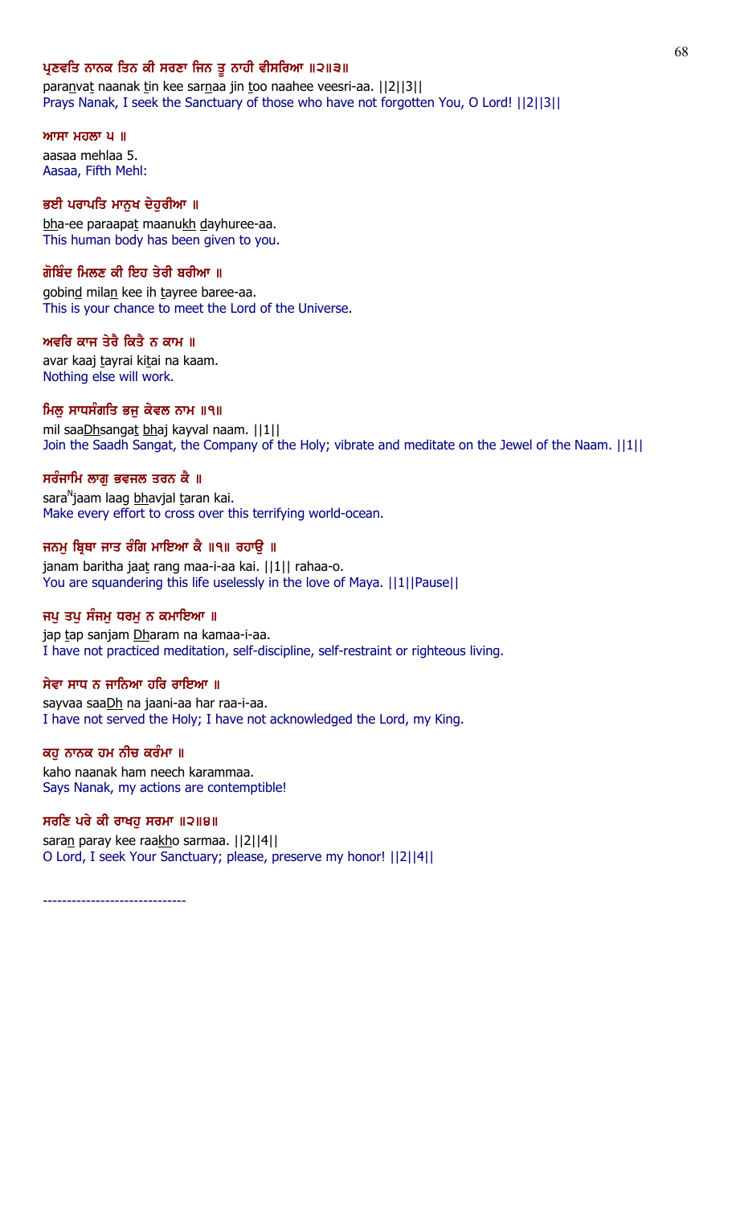**ਪ੍ਰਣਵਤਿ ਨਾਨਕ ਤਿਨ ਕੀ ਸਰਣਾ ਜਿਨ ਤੂ ਨਾਹੀ ਵੀਸਰਿਆ ॥੨॥੩॥**

paranvat naanak tin kee sarnaa jin too naahee veesri-aa. ||2||3||

Prays Nanak, I seek the Sanctuary of those who have not forgotten You, O Lord! ||2||3||

**ਆਸਾ ਮਹਲਾ ੫ ॥**

aasaa mehlaa 5.

Aasaa, Fifth Mehl:

**ਭਈ ਪਰਾਪਤਿ ਮਾਨੁਖ ਦੇਹੁਰੀਆ ॥**

bha-ee paraapat maanukh dayhuree-aa.

This human body has been given to you.

**ਗੋਬਿੰਦ ਮਿਲਣ ਕੀ ਇਹ ਤੇਰੀ ਬਰੀਆ ॥**

gobind milan kee ih tayree baree-aa.

This is your chance to meet the Lord of the Universe.

**ਅਵਰਿ ਕਾਜ ਤੇਰੈ ਕਿਤੈ ਨ ਕਾਮ ॥**

avar kaaj tayrai kitai na kaam.

Nothing else will work.

**ਮਿਲੁ ਸਾਧਸੰਗਤਿ ਭਜੁ ਕੇਵਲ ਨਾਮ ॥੧॥**

mil saaDhsangat bhaj kayval naam. ||1||

Join the Saadh Sangat, the Company of the Holy; vibrate and meditate on the Jewel of the Naam. ||1||

**ਸਰੰਜਾਮਿ ਲਾਗੁ ਭਵਜਲ ਤਰਨ ਕੈ ॥**

saraNjaam laag bhavjal taran kai.

Make every effort to cross over this terrifying world-ocean.

**ਜਨਮੁ ਬ੍ਰਿਥਾ ਜਾਤ ਰੰਗਿ ਮਾਇਆ ਕੈ ॥੧॥ ਰਹਾਉ ॥**

janam baritha jaat rang maa-i-aa kai. ||1|| rahaa-o.

You are squandering this life uselessly in the love of Maya. ||1||Pause||

**ਜਪੁ ਤਪੁ ਸੰਜਮੁ ਧਰਮੁ ਨ ਕਮਾਇਆ ॥**

jap tap sanjam Dharam na kamaa-i-aa.

I have not practiced meditation, self-discipline, self-restraint or righteous living.

**ਸੇਵਾ ਸਾਧ ਨ ਜਾਨਿਆ ਹਰਿ ਰਾਇਆ ॥**

sayvaa saaDh na jaani-aa har raa-i-aa.

I have not served the Holy; I have not acknowledged the Lord, my King.

**ਕਹੁ ਨਾਨਕ ਹਮ ਨੀਚ ਕਰੰਮਾ ॥**

kaho naanak ham neech karammaa.

Says Nanak, my actions are contemptible!

**ਸਰਣਿ ਪਰੇ ਕੀ ਰਾਖਹੁ ਸਰਮਾ ॥੨॥੪॥**

saran paray kee raakho sarmaa. ||2||4||

O Lord, I seek Your Sanctuary; please, preserve my honor! ||2||4||

------------------------------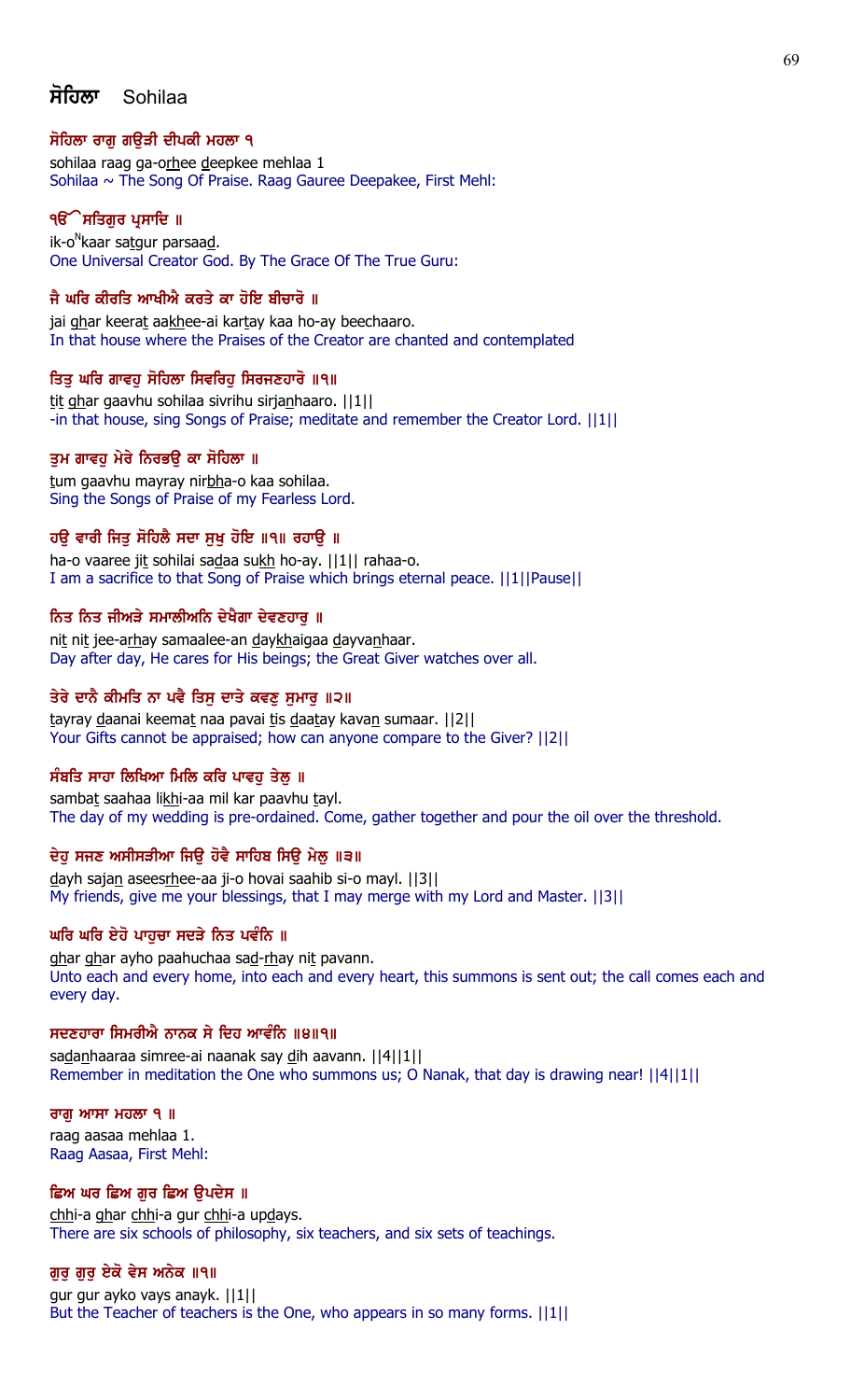## ਸੋਹਿਲਾ Sohilaa

**ਸੋਹਿਲਾ ਰਾਗੁ ਗਉੜੀ ਦੀਪਕੀ ਮਹਲਾ ੧**

sohilaa raag ga-orhee deepkee mehlaa 1

Sohilaa ~ The Song Of Praise. Raag Gauree Deepakee, First Mehl:

**ੴ ਸਤਿਗੁਰ ਪ੍ਰਸਾਦਿ ॥**

ik-o<sup>N</sup>kaar satgur parsaad.

One Universal Creator God. By The Grace Of The True Guru:

**ਜੈ ਘਰਿ ਕੀਰਤਿ ਆਖੀਐ ਕਰਤੇ ਕਾ ਹੋਇ ਬੀਚਾਰੋ ॥**

jai ghar keerat aakhee-ai kartay kaa ho-ay beechaaro.

In that house where the Praises of the Creator are chanted and contemplated

**ਤਿਤੁ ਘਰਿ ਗਾਵਹੁ ਸੋਹਿਲਾ ਸਿਵਰਿਹੁ ਸਿਰਜਣਹਾਰੋ ॥੧॥**

tit ghar gaavhu sohilaa sivrihu sirjanhaaro. ||1||

-in that house, sing Songs of Praise; meditate and remember the Creator Lord. ||1||

**ਤੁਮ ਗਾਵਹੁ ਮੇਰੇ ਨਿਰਭਉ ਕਾ ਸੋਹਿਲਾ ॥**

tum gaavhu mayray nirbha-o kaa sohilaa.

Sing the Songs of Praise of my Fearless Lord.

**ਹਉ ਵਾਰੀ ਜਿਤੁ ਸੋਹਿਲੈ ਸਦਾ ਸੁਖੁ ਹੋਇ ॥੧॥ ਰਹਾਉ ॥**

ha-o vaaree jit sohilai sadaa sukh ho-ay. ||1|| rahaa-o.

I am a sacrifice to that Song of Praise which brings eternal peace. ||1||Pause||

**ਨਿਤ ਨਿਤ ਜੀਅੜੇ ਸਮਾਲੀਅਨਿ ਦੇਖੈਗਾ ਦੇਵਣਹਾਰੁ ॥**

nit nit jee-arhay samaalee-an daykhaigaa dayvanhaar.

Day after day, He cares for His beings; the Great Giver watches over all.

**ਤੇਰੇ ਦਾਨੈ ਕੀਮਤਿ ਨਾ ਪਵੈ ਤਿਸੁ ਦਾਤੇ ਕਵਣੁ ਸੁਮਾਰੁ ॥੨॥**

tayray daanai keemat naa pavai tis daatay kavan sumaar. ||2||

Your Gifts cannot be appraised; how can anyone compare to the Giver? ||2||

**ਸੰਬਤਿ ਸਾਹਾ ਲਿਖਿਆ ਮਿਲਿ ਕਰਿ ਪਾਵਹੁ ਤੇਲੁ ॥**

sambat saahaa likhi-aa mil kar paavhu tayl.

The day of my wedding is pre-ordained. Come, gather together and pour the oil over the threshold.

**ਦੇਹੁ ਸਜਣ ਅਸੀਸੜੀਆ ਜਿਉ ਹੋਵੈ ਸਾਹਿਬ ਸਿਉ ਮੇਲੁ ॥੩॥**

dayh sajan aseesrhee-aa ji-o hovai saahib si-o mayl. ||3||

My friends, give me your blessings, that I may merge with my Lord and Master. ||3||

**ਘਰਿ ਘਰਿ ਏਹੋ ਪਾਹੁਚਾ ਸਦੜੇ ਨਿਤ ਪਵੰਨਿ ॥**

ghar ghar ayho paahuchaa sad-rhay nit pavann.

Unto each and every home, into each and every heart, this summons is sent out; the call comes each and every day.

**ਸਦਣਹਾਰਾ ਸਿਮਰੀਐ ਨਾਨਕ ਸੇ ਦਿਹ ਆਵੰਨਿ ॥੪॥੧॥**

sadanhaaraa simree-ai naanak say dih aavann. ||4||1||

Remember in meditation the One who summons us; O Nanak, that day is drawing near! ||4||1||

**ਰਾਗੁ ਆਸਾ ਮਹਲਾ ੧ ॥**

raag aasaa mehlaa 1.

Raag Aasaa, First Mehl:

**ਛਿਅ ਘਰ ਛਿਅ ਗੁਰ ਛਿਅ ਉਪਦੇਸ ॥**

chhi-a ghar chhi-a gur chhi-a updays.

There are six schools of philosophy, six teachers, and six sets of teachings.

**ਗੁਰੁ ਗੁਰੁ ਏਕੋ ਵੇਸ ਅਨੇਕ ॥੧॥**

gur gur ayko vays anayk. ||1||

But the Teacher of teachers is the One, who appears in so many forms. ||1||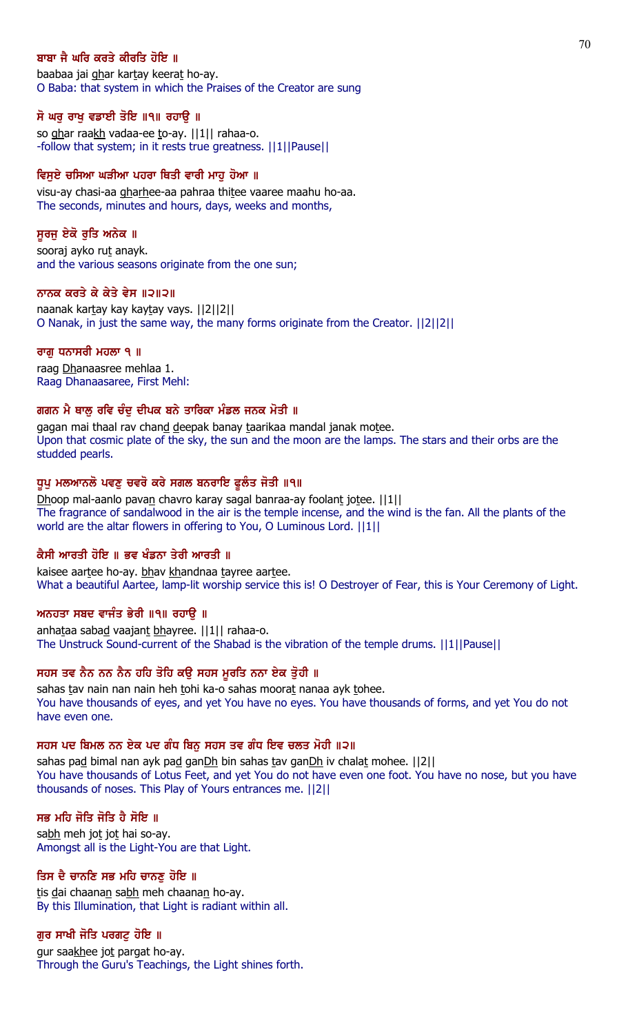**ਬਾਬਾ ਜੈ ਘਰਿ ਕਰਤੇ ਕੀਰਤਿ ਹੋਇ ॥**

baabaa jai ghar kartay keerat ho-ay.

O Baba: that system in which the Praises of the Creator are sung

**ਸੋ ਘਰੁ ਰਾਖੁ ਵਡਾਈ ਤੋਇ ॥੧॥ ਰਹਾਉ ॥**

so ghar raakh vadaa-ee to-ay. ||1|| rahaa-o.

-follow that system; in it rests true greatness. ||1||Pause||

**ਵਿਸੁਏ ਚਸਿਆ ਘੜੀਆ ਪਹਰਾ ਥਿਤੀ ਵਾਰੀ ਮਾਹੁ ਹੋਆ ॥**

visu-ay chasi-aa gharhee-aa pahraa thitee vaaree maahu ho-aa.

The seconds, minutes and hours, days, weeks and months,

**ਸੂਰਜੁ ਏਕੋ ਰੁਤਿ ਅਨੇਕ ॥**

sooraj ayko rut anayk.

and the various seasons originate from the one sun;

**ਨਾਨਕ ਕਰਤੇ ਕੇ ਕੇਤੇ ਵੇਸ ॥੨॥੨॥**

naanak kartay kay kaytay vays. ||2||2||

O Nanak, in just the same way, the many forms originate from the Creator. ||2||2||

**ਰਾਗੁ ਧਨਾਸਰੀ ਮਹਲਾ ੧ ॥**

raag Dhanaasree mehlaa 1.

Raag Dhanaasaree, First Mehl:

**ਗਗਨ ਮੈ ਥਾਲੁ ਰਵਿ ਚੰਦੁ ਦੀਪਕ ਬਨੇ ਤਾਰਿਕਾ ਮੰਡਲ ਜਨਕ ਮੋਤੀ ॥**

gagan mai thaal rav chand deepak banay taarikaa mandal janak motee.

Upon that cosmic plate of the sky, the sun and the moon are the lamps. The stars and their orbs are the studded pearls.

**ਧੂਪੁ ਮਲਆਨਲੋ ਪਵਣੁ ਚਵਰੋ ਕਰੇ ਸਗਲ ਬਨਰਾਇ ਫੂਲੰਤ ਜੋਤੀ ॥੧॥**

Dhoop mal-aanlo pavan chavro karay sagal banraa-ay foolant jotee. ||1||

The fragrance of sandalwood in the air is the temple incense, and the wind is the fan. All the plants of the world are the altar flowers in offering to You, O Luminous Lord. ||1||

**ਕੈਸੀ ਆਰਤੀ ਹੋਇ ॥ ਭਵ ਖੰਡਨਾ ਤੇਰੀ ਆਰਤੀ ॥**

kaisee aartee ho-ay. bhav khandnaa tayree aartee.

What a beautiful Aartee, lamp-lit worship service this is! O Destroyer of Fear, this is Your Ceremony of Light.

**ਅਨਹਤਾ ਸਬਦ ਵਾਜੰਤ ਭੇਰੀ ॥੧॥ ਰਹਾਉ ॥**

anhataa sabad vaajant bhayree. ||1|| rahaa-o.

The Unstruck Sound-current of the Shabad is the vibration of the temple drums. ||1||Pause||

**ਸਹਸ ਤਵ ਨੈਨ ਨਨ ਨੈਨ ਹਹਿ ਤੋਹਿ ਕਉ ਸਹਸ ਮੂਰਤਿ ਨਨਾ ਏਕ ਤੁੋਹੀ ॥**

sahas tav nain nan nain heh tohi ka-o sahas moorat nanaa ayk tohee.

You have thousands of eyes, and yet You have no eyes. You have thousands of forms, and yet You do not have even one.

**ਸਹਸ ਪਦ ਬਿਮਲ ਨਨ ਏਕ ਪਦ ਗੰਧ ਬਿਨੁ ਸਹਸ ਤਵ ਗੰਧ ਇਵ ਚਲਤ ਮੋਹੀ ॥੨॥**

sahas pad bimal nan ayk pad ganDh bin sahas tav ganDh iv chalat mohee. ||2||

You have thousands of Lotus Feet, and yet You do not have even one foot. You have no nose, but you have thousands of noses. This Play of Yours entrances me. ||2||

**ਸਭ ਮਹਿ ਜੋਤਿ ਜੋਤਿ ਹੈ ਸੋਇ ॥**

sabh meh jot jot hai so-ay.

Amongst all is the Light-You are that Light.

**ਤਿਸ ਦੈ ਚਾਨਣਿ ਸਭ ਮਹਿ ਚਾਨਣੁ ਹੋਇ ॥**

tis dai chaanan sabh meh chaanan ho-ay.

By this Illumination, that Light is radiant within all.

**ਗੁਰ ਸਾਖੀ ਜੋਤਿ ਪਰਗਟੁ ਹੋਇ ॥**

gur saakhee jot pargat ho-ay.

Through the Guru's Teachings, the Light shines forth.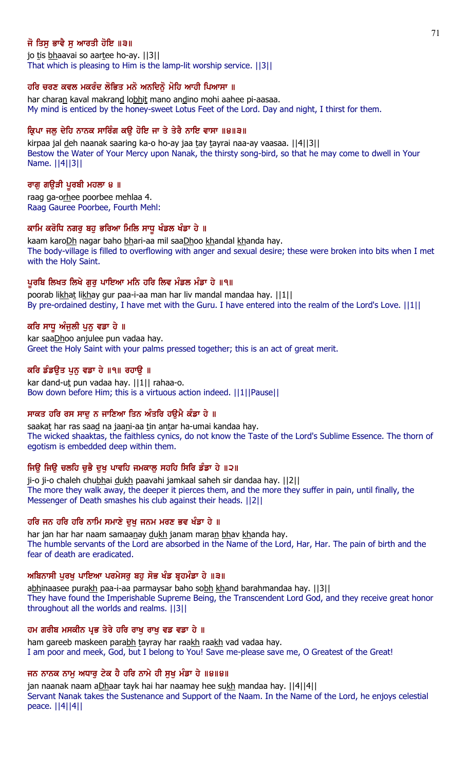**ਜੋ ਤਿਸੁ ਭਾਵੈ ਸੁ ਆਰਤੀ ਹੋਇ ॥੩॥**

jo tis bhaavai so aartee ho-ay. ||3||

That which is pleasing to Him is the lamp-lit worship service. ||3||

**ਹਰਿ ਚਰਣ ਕਵਲ ਮਕਰੰਦ ਲੋਭਿਤ ਮਨੋ ਅਨਦਿਨੋ ਮੋਹਿ ਆਹੀ ਪਿਆਸਾ ॥**

har charan kaval makrand lobhit mano andino mohi aahee pi-aasaa.

My mind is enticed by the honey-sweet Lotus Feet of the Lord. Day and night, I thirst for them.

**ਕ੍ਰਿਪਾ ਜਲੁ ਦੇਹਿ ਨਾਨਕ ਸਾਰਿੰਗ ਕਉ ਹੋਇ ਜਾ ਤੇ ਤੇਰੈ ਨਾਇ ਵਾਸਾ ॥੪॥੩॥**

kirpaa jal deh naanak saaring ka-o ho-ay jaa tay tayrai naa-ay vaasaa. ||4||3||

Bestow the Water of Your Mercy upon Nanak, the thirsty song-bird, so that he may come to dwell in Your Name. ||4||3||

**ਰਾਗੁ ਗਉੜੀ ਪੂਰਬੀ ਮਹਲਾ ੪ ॥**

raag ga-orhee poorbee mehlaa 4.

Raag Gauree Poorbee, Fourth Mehl:

**ਕਾਮਿ ਕਰੋਧਿ ਨਗਰੁ ਬਹੁ ਭਰਿਆ ਮਿਲਿ ਸਾਧੂ ਖੰਡਲ ਖੰਡਾ ਹੇ ॥**

kaam karoDh nagar baho bhari-aa mil saaDhoo khandal khanda hay.

The body-village is filled to overflowing with anger and sexual desire; these were broken into bits when I met with the Holy Saint.

**ਪੂਰਬਿ ਲਿਖਤ ਲਿਖੇ ਗੁਰੁ ਪਾਇਆ ਮਨਿ ਹਰਿ ਲਿਵ ਮੰਡਲ ਮੰਡਾ ਹੇ ॥੧॥**

poorab likhat likhay gur paa-i-aa man har liv mandal mandaa hay. ||1||

By pre-ordained destiny, I have met with the Guru. I have entered into the realm of the Lord's Love. ||1||

**ਕਰਿ ਸਾਧੂ ਅੰਜੁਲੀ ਪੁਨੁ ਵਡਾ ਹੇ ॥**

kar saaDhoo anjulee pun vadaa hay.

Greet the Holy Saint with your palms pressed together; this is an act of great merit.

**ਕਰਿ ਡੰਡਉਤ ਪੁਨੁ ਵਡਾ ਹੇ ॥੧॥ ਰਹਾਉ ॥**

kar dand-ut pun vadaa hay. ||1|| rahaa-o.

Bow down before Him; this is a virtuous action indeed. ||1||Pause||

**ਸਾਕਤ ਹਰਿ ਰਸ ਸਾਦੁ ਨ ਜਾਣਿਆ ਤਿਨ ਅੰਤਰਿ ਹਉਮੈ ਕੰਡਾ ਹੇ ॥**

saakat har ras saad na jaani-aa tin antar ha-umai kandaa hay.

The wicked shaaktas, the faithless cynics, do not know the Taste of the Lord's Sublime Essence. The thorn of egotism is embedded deep within them.

**ਜਿਉ ਜਿਉ ਚਲਹਿ ਚੁਭੈ ਦੁਖੁ ਪਾਵਹਿ ਜਮਕਾਲੁ ਸਹਹਿ ਸਿਰਿ ਡੰਡਾ ਹੇ ॥੨॥**

ji-o ji-o chaleh chubhai dukh paavahi jamkaal saheh sir dandaa hay. ||2||

The more they walk away, the deeper it pierces them, and the more they suffer in pain, until finally, the Messenger of Death smashes his club against their heads. ||2||

**ਹਰਿ ਜਨ ਹਰਿ ਹਰਿ ਨਾਮਿ ਸਮਾਣੇ ਦੁਖੁ ਜਨਮ ਮਰਣ ਭਵ ਖੰਡਾ ਹੇ ॥**

har jan har har naam samaanay dukh janam maran bhav khanda hay.

The humble servants of the Lord are absorbed in the Name of the Lord, Har, Har. The pain of birth and the fear of death are eradicated.

**ਅਬਿਨਾਸੀ ਪੁਰਖੁ ਪਾਇਆ ਪਰਮੇਸਰੁ ਬਹੁ ਸੋਭ ਖੰਡ ਬ੍ਰਹਮੰਡਾ ਹੇ ॥੩॥**

abhinaasee purakh paa-i-aa parmaysar baho sobh khand barahmandaa hay. ||3||

They have found the Imperishable Supreme Being, the Transcendent Lord God, and they receive great honor throughout all the worlds and realms. ||3||

**ਹਮ ਗਰੀਬ ਮਸਕੀਨ ਪ੍ਰਭ ਤੇਰੇ ਹਰਿ ਰਾਖੁ ਰਾਖੁ ਵਡ ਵਡਾ ਹੇ ॥**

ham gareeb maskeen parabh tayray har raakh raakh vad vadaa hay.

I am poor and meek, God, but I belong to You! Save me-please save me, O Greatest of the Great!

**ਜਨ ਨਾਨਕ ਨਾਮੁ ਅਧਾਰੁ ਟੇਕ ਹੈ ਹਰਿ ਨਾਮੇ ਹੀ ਸੁਖੁ ਮੰਡਾ ਹੇ ॥੪॥੪॥**

jan naanak naam aDhaar tayk hai har naamay hee sukh mandaa hay. ||4||4||

Servant Nanak takes the Sustenance and Support of the Naam. In the Name of the Lord, he enjoys celestial peace. ||4||4||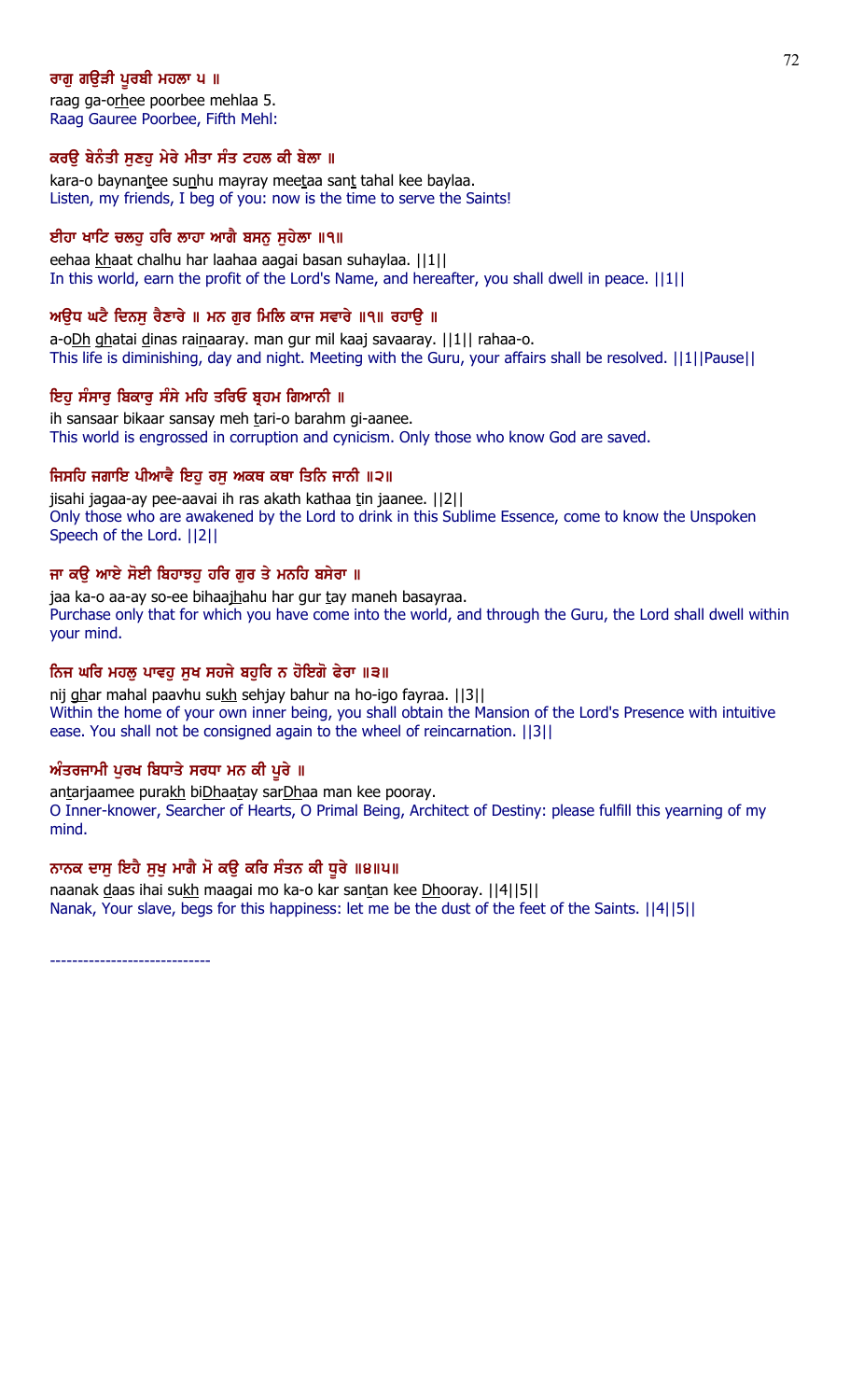**ਰਾਗੁ ਗਉੜੀ ਪੂਰਬੀ ਮਹਲਾ ੫ ॥**

raag ga-orhee poorbee mehlaa 5.
Raag Gauree Poorbee, Fifth Mehl:

**ਕਰਉ ਬੇਨੰਤੀ ਸੁਣਹੁ ਮੇਰੇ ਮੀਤਾ ਸੰਤ ਟਹਲ ਕੀ ਬੇਲਾ ॥**

kara-o baynantee sunhu mayray meetaa sant tahal kee baylaa.
Listen, my friends, I beg of you: now is the time to serve the Saints!

**ਈਹਾ ਖਾਟਿ ਚਲਹੁ ਹਰਿ ਲਾਹਾ ਆਗੈ ਬਸਨੁ ਸੁਹੇਲਾ ॥੧॥**

eehaa khaat chalhu har laahaa aagai basan suhaylaa. ||1||
In this world, earn the profit of the Lord's Name, and hereafter, you shall dwell in peace. ||1||

**ਅਉਧ ਘਟੈ ਦਿਨਸੁ ਰੈਣਾਰੇ ॥ ਮਨ ਗੁਰ ਮਿਲਿ ਕਾਜ ਸਵਾਰੇ ॥੧॥ ਰਹਾਉ ॥**

a-oDh ghatai dinas rainaaray. man gur mil kaaj savaaray. ||1|| rahaa-o.
This life is diminishing, day and night. Meeting with the Guru, your affairs shall be resolved. ||1||Pause||

**ਇਹੁ ਸੰਸਾਰੁ ਬਿਕਾਰੁ ਸੰਸੇ ਮਹਿ ਤਰਿਓ ਬ੍ਰਹਮ ਗਿਆਨੀ ॥**

ih sansaar bikaar sansay meh tari-o barahm gi-aanee.
This world is engrossed in corruption and cynicism. Only those who know God are saved.

**ਜਿਸਹਿ ਜਗਾਇ ਪੀਆਵੈ ਇਹੁ ਰਸੁ ਅਕਥ ਕਥਾ ਤਿਨਿ ਜਾਨੀ ॥੨॥**

jisahi jagaa-ay pee-aavai ih ras akath kathaa tin jaanee. ||2||
Only those who are awakened by the Lord to drink in this Sublime Essence, come to know the Unspoken Speech of the Lord. ||2||

**ਜਾ ਕਉ ਆਏ ਸੋਈ ਬਿਹਾਝਹੁ ਹਰਿ ਗੁਰ ਤੇ ਮਨਹਿ ਬਸੇਰਾ ॥**

jaa ka-o aa-ay so-ee bihaajhahu har gur tay maneh basayraa.
Purchase only that for which you have come into the world, and through the Guru, the Lord shall dwell within your mind.

**ਨਿਜ ਘਰਿ ਮਹਲੁ ਪਾਵਹੁ ਸੁਖ ਸਹਜੇ ਬਹੁਰਿ ਨ ਹੋਇਗੋ ਫੇਰਾ ॥੩॥**

nij ghar mahal paavhu sukh sehjay bahur na ho-igo fayraa. ||3||
Within the home of your own inner being, you shall obtain the Mansion of the Lord's Presence with intuitive ease. You shall not be consigned again to the wheel of reincarnation. ||3||

**ਅੰਤਰਜਾਮੀ ਪੁਰਖ ਬਿਧਾਤੇ ਸਰਧਾ ਮਨ ਕੀ ਪੂਰੇ ॥**

antarjaamee purakh biDhaatay sarDhaa man kee pooray.
O Inner-knower, Searcher of Hearts, O Primal Being, Architect of Destiny: please fulfill this yearning of my mind.

**ਨਾਨਕ ਦਾਸੁ ਇਹੈ ਸੁਖੁ ਮਾਗੈ ਮੋ ਕਉ ਕਰਿ ਸੰਤਨ ਕੀ ਧੂਰੇ ॥੪॥੫॥**

naanak daas ihai sukh maagai mo ka-o kar santan kee Dhooray. ||4||5||
Nanak, Your slave, begs for this happiness: let me be the dust of the feet of the Saints. ||4||5||

-----------------------------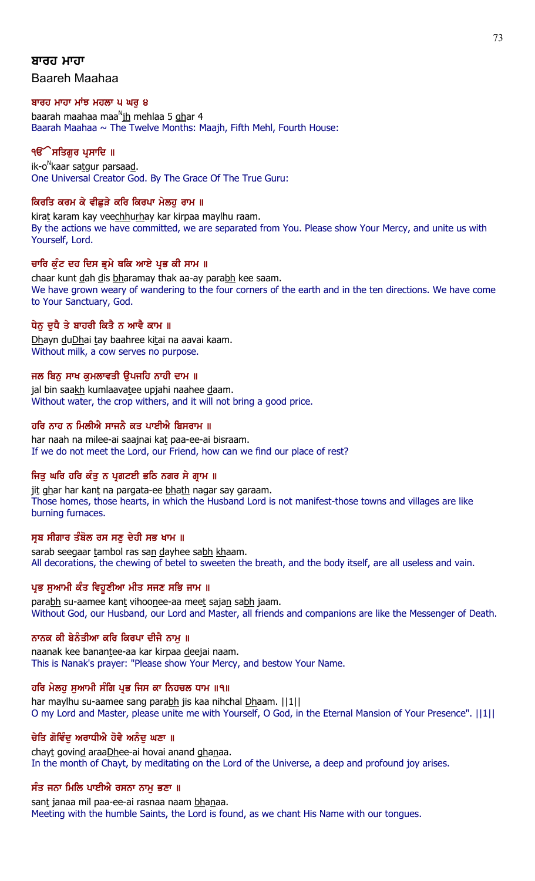## ਬਾਰਹ ਮਾਹਾ

Baareh Maahaa

**ਬਾਰਹ ਮਾਹਾ ਮਾਂਝ ਮਹਲਾ ੫ ਘਰੁ ੪**

baarah maahaa maa^Njh mehlaa 5 ghar 4

Baarah Maahaa ~ The Twelve Months: Maajh, Fifth Mehl, Fourth House:

**ੴ ਸਤਿਗੁਰ ਪ੍ਰਸਾਦਿ ॥**

ik-o^Nkaar satgur parsaad.

One Universal Creator God. By The Grace Of The True Guru:

**ਕਿਰਤਿ ਕਰਮ ਕੇ ਵੀਛੁੜੇ ਕਰਿ ਕਿਰਪਾ ਮੇਲਹੁ ਰਾਮ ॥**

kirat karam kay veechhurhay kar kirpaa maylhu raam.

By the actions we have committed, we are separated from You. Please show Your Mercy, and unite us with Yourself, Lord.

**ਚਾਰਿ ਕੁੰਟ ਦਹ ਦਿਸ ਭ੍ਰਮੇ ਥਕਿ ਆਏ ਪ੍ਰਭ ਕੀ ਸਾਮ ॥**

chaar kunt dah dis bharamay thak aa-ay parabh kee saam.

We have grown weary of wandering to the four corners of the earth and in the ten directions. We have come to Your Sanctuary, God.

**ਧੇਨੁ ਦੁਧੈ ਤੇ ਬਾਹਰੀ ਕਿਤੈ ਨ ਆਵੈ ਕਾਮ ॥**

Dhayn duDhai tay baahree kitai na aavai kaam.

Without milk, a cow serves no purpose.

**ਜਲ ਬਿਨੁ ਸਾਖ ਕੁਮਲਾਵਤੀ ਉਪਜਹਿ ਨਾਹੀ ਦਾਮ ॥**

jal bin saakh kumlaavatee upjahi naahee daam.

Without water, the crop withers, and it will not bring a good price.

**ਹਰਿ ਨਾਹ ਨ ਮਿਲੀਐ ਸਾਜਨੈ ਕਤ ਪਾਈਐ ਬਿਸਰਾਮ ॥**

har naah na milee-ai saajnai kat paa-ee-ai bisraam.

If we do not meet the Lord, our Friend, how can we find our place of rest?

**ਜਿਤੁ ਘਰਿ ਹਰਿ ਕੰਤੁ ਨ ਪ੍ਰਗਟਈ ਭਠਿ ਨਗਰ ਸੇ ਗ੍ਰਾਮ ॥**

jit ghar har kant na pargata-ee bhath nagar say garaam.

Those homes, those hearts, in which the Husband Lord is not manifest-those towns and villages are like burning furnaces.

**ਸ੍ਰਬ ਸੀਗਾਰ ਤੰਬੋਲ ਰਸ ਸਣੁ ਦੇਹੀ ਸਭ ਖਾਮ ॥**

sarab seegaar tambol ras san dayhee sabh khaam.

All decorations, the chewing of betel to sweeten the breath, and the body itself, are all useless and vain.

**ਪ੍ਰਭ ਸੁਆਮੀ ਕੰਤ ਵਿਹੂਣੀਆ ਮੀਤ ਸਜਣ ਸਭਿ ਜਾਮ ॥**

parabh su-aamee kant vihoonee-aa meet sajan sabh jaam.

Without God, our Husband, our Lord and Master, all friends and companions are like the Messenger of Death.

**ਨਾਨਕ ਕੀ ਬੇਨੰਤੀਆ ਕਰਿ ਕਿਰਪਾ ਦੀਜੈ ਨਾਮੁ ॥**

naanak kee banantee-aa kar kirpaa deejai naam.

This is Nanak's prayer: "Please show Your Mercy, and bestow Your Name.

**ਹਰਿ ਮੇਲਹੁ ਸੁਆਮੀ ਸੰਗਿ ਪ੍ਰਭ ਜਿਸ ਕਾ ਨਿਹਚਲ ਧਾਮ ॥੧॥**

har maylhu su-aamee sang parabh jis kaa nihchal Dhaam. ||1||

O my Lord and Master, please unite me with Yourself, O God, in the Eternal Mansion of Your Presence". ||1||

**ਚੇਤਿ ਗੋਵਿੰਦੁ ਅਰਾਧੀਐ ਹੋਵੈ ਅਨੰਦੁ ਘਣਾ ॥**

chayt govind araaDhee-ai hovai anand ghanaa.

In the month of Chayt, by meditating on the Lord of the Universe, a deep and profound joy arises.

**ਸੰਤ ਜਨਾ ਮਿਲਿ ਪਾਈਐ ਰਸਨਾ ਨਾਮੁ ਭਣਾ ॥**

sant janaa mil paa-ee-ai rasnaa naam bhanaa.

Meeting with the humble Saints, the Lord is found, as we chant His Name with our tongues.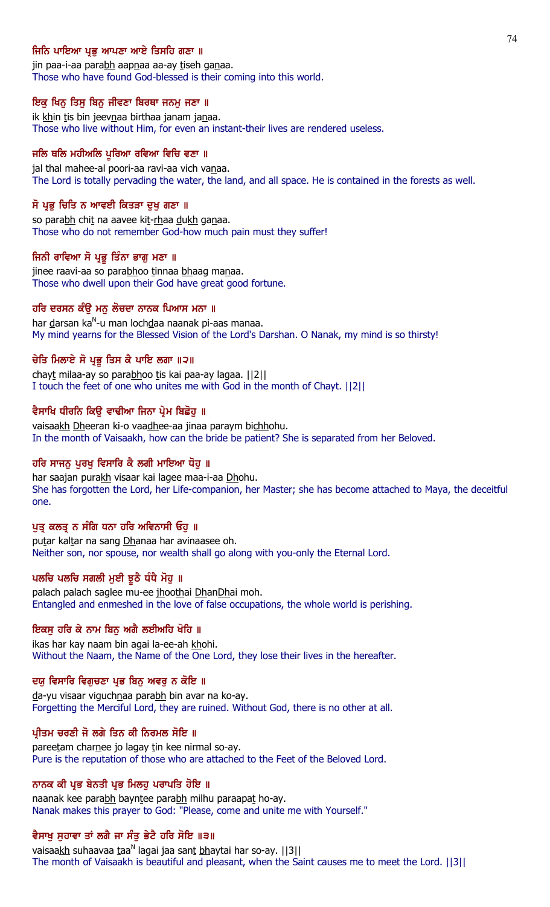**ਜਿਨਿ ਪਾਇਆ ਪ੍ਰਭੁ ਆਪਣਾ ਆਏ ਤਿਸਹਿ ਗਣਾ ॥**

jin paa-i-aa parabh aapnaa aa-ay tiseh ganaa.
Those who have found God-blessed is their coming into this world.

**ਇਕੁ ਖਿਨੁ ਤਿਸੁ ਬਿਨੁ ਜੀਵਣਾ ਬਿਰਥਾ ਜਨਮੁ ਜਣਾ ॥**

ik khin tis bin jeevnaa birthaa janam janaa.
Those who live without Him, for even an instant-their lives are rendered useless.

**ਜਲਿ ਥਲਿ ਮਹੀਅਲਿ ਪੂਰਿਆ ਰਵਿਆ ਵਿਚਿ ਵਣਾ ॥**

jal thal mahee-al poori-aa ravi-aa vich vanaa.
The Lord is totally pervading the water, the land, and all space. He is contained in the forests as well.

**ਸੋ ਪ੍ਰਭੁ ਚਿਤਿ ਨ ਆਵਈ ਕਿਤੜਾ ਦੁਖੁ ਗਣਾ ॥**

so parabh chit na aavee kit-rhaa dukh ganaa.
Those who do not remember God-how much pain must they suffer!

**ਜਿਨੀ ਰਾਵਿਆ ਸੋ ਪ੍ਰਭੂ ਤਿੰਨਾ ਭਾਗੁ ਮਣਾ ॥**

jinee raavi-aa so parabhoo tinnaa bhaag manaa.
Those who dwell upon their God have great good fortune.

**ਹਰਿ ਦਰਸਨ ਕੰਉ ਮਨੁ ਲੋਚਦਾ ਨਾਨਕ ਪਿਆਸ ਮਨਾ ॥**

har darsan kaN-u man lochdaa naanak pi-aas manaa.
My mind yearns for the Blessed Vision of the Lord's Darshan. O Nanak, my mind is so thirsty!

**ਚੇਤਿ ਮਿਲਾਏ ਸੋ ਪ੍ਰਭੂ ਤਿਸ ਕੈ ਪਾਇ ਲਗਾ ॥੨॥**

chayt milaa-ay so parabhoo tis kai paa-ay lagaa. ||2||
I touch the feet of one who unites me with God in the month of Chayt. ||2||

**ਵੈਸਾਖਿ ਧੀਰਨਿ ਕਿਉ ਵਾਢੀਆ ਜਿਨਾ ਪ੍ਰੇਮ ਬਿਛੋਹੁ ॥**

vaisaakh Dheeran ki-o vaadhee-aa jinaa paraym bichhohu.
In the month of Vaisaakh, how can the bride be patient? She is separated from her Beloved.

**ਹਰਿ ਸਾਜਨੁ ਪੁਰਖੁ ਵਿਸਾਰਿ ਕੈ ਲਗੀ ਮਾਇਆ ਧੋਹੁ ॥**

har saajan purakh visaar kai lagee maa-i-aa Dhohu.
She has forgotten the Lord, her Life-companion, her Master; she has become attached to Maya, the deceitful one.

**ਪੁਤ੍ਰ ਕਲਤ੍ਰ ਨ ਸੰਗਿ ਧਨਾ ਹਰਿ ਅਵਿਨਾਸੀ ਓਹੁ ॥**

putar kaltar na sang Dhanaa har avinaasee oh.
Neither son, nor spouse, nor wealth shall go along with you-only the Eternal Lord.

**ਪਲਚਿ ਪਲਚਿ ਸਗਲੀ ਮੁਈ ਝੂਠੈ ਧੰਧੈ ਮੋਹੁ ॥**

palach palach saglee mu-ee jhoothai DhanDhai moh.
Entangled and enmeshed in the love of false occupations, the whole world is perishing.

**ਇਕਸੁ ਹਰਿ ਕੇ ਨਾਮ ਬਿਨੁ ਅਗੈ ਲਈਅਹਿ ਖੋਹਿ ॥**

ikas har kay naam bin agai la-ee-ah khohi.
Without the Naam, the Name of the One Lord, they lose their lives in the hereafter.

**ਦਯੁ ਵਿਸਾਰਿ ਵਿਗੁਚਣਾ ਪ੍ਰਭ ਬਿਨੁ ਅਵਰੁ ਨ ਕੋਇ ॥**

da-yu visaar viguchnaa parabh bin avar na ko-ay.
Forgetting the Merciful Lord, they are ruined. Without God, there is no other at all.

**ਪ੍ਰੀਤਮ ਚਰਣੀ ਜੋ ਲਗੇ ਤਿਨ ਕੀ ਨਿਰਮਲ ਸੋਇ ॥**

pareetam charnee jo lagay tin kee nirmal so-ay.
Pure is the reputation of those who are attached to the Feet of the Beloved Lord.

**ਨਾਨਕ ਕੀ ਪ੍ਰਭ ਬੇਨਤੀ ਪ੍ਰਭ ਮਿਲਹੁ ਪਰਾਪਤਿ ਹੋਇ ॥**

naanak kee parabh bayntee parabh milhu paraapat ho-ay.
Nanak makes this prayer to God: "Please, come and unite me with Yourself."

**ਵੈਸਾਖੁ ਸੁਹਾਵਾ ਤਾਂ ਲਗੈ ਜਾ ਸੰਤੁ ਭੇਟੈ ਹਰਿ ਸੋਇ ॥੩॥**

vaisaakh suhaavaa taaN lagai jaa sant bhaytai har so-ay. ||3||
The month of Vaisaakh is beautiful and pleasant, when the Saint causes me to meet the Lord. ||3||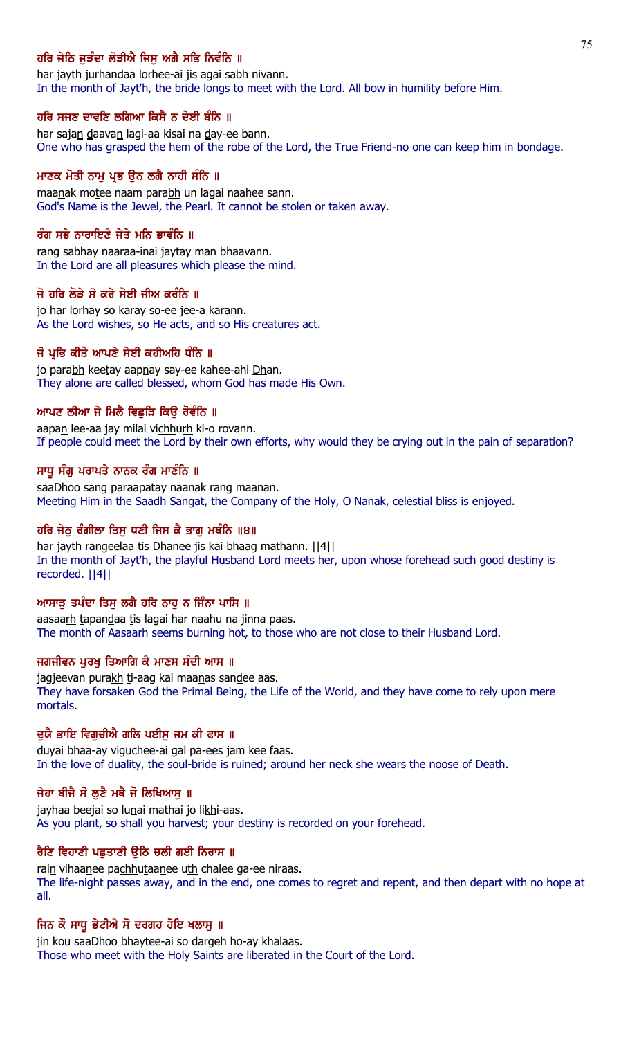**ਹਰਿ ਜੇਠਿ ਜੁੜੰਦਾ ਲੋੜੀਐ ਜਿਸੁ ਅਗੈ ਸਭਿ ਨਿਵੰਨਿ ॥**

har jayth jurhandaa lorhee-ai jis agai sabh nivann.
In the month of Jayt'h, the bride longs to meet with the Lord. All bow in humility before Him.

**ਹਰਿ ਸਜਣ ਦਾਵਣਿ ਲਗਿਆ ਕਿਸੈ ਨ ਦੇਈ ਬੰਨਿ ॥**

har sajan daavan lagi-aa kisai na day-ee bann.
One who has grasped the hem of the robe of the Lord, the True Friend-no one can keep him in bondage.

**ਮਾਣਕ ਮੋਤੀ ਨਾਮੁ ਪ੍ਰਭ ਉਨ ਲਗੈ ਨਾਹੀ ਸੰਨਿ ॥**

maanak motee naam parabh un lagai naahee sann.
God's Name is the Jewel, the Pearl. It cannot be stolen or taken away.

**ਰੰਗ ਸਭੇ ਨਾਰਾਇਣੈ ਜੇਤੇ ਮਨਿ ਭਾਵੰਨਿ ॥**

rang sabhay naaraa-inai jaytay man bhaavann.
In the Lord are all pleasures which please the mind.

**ਜੋ ਹਰਿ ਲੋੜੇ ਸੋ ਕਰੇ ਸੋਈ ਜੀਅ ਕਰੰਨਿ ॥**

jo har lorhay so karay so-ee jee-a karann.
As the Lord wishes, so He acts, and so His creatures act.

**ਜੋ ਪ੍ਰਭਿ ਕੀਤੇ ਆਪਣੇ ਸੇਈ ਕਹੀਅਹਿ ਧੰਨਿ ॥**

jo parabh keetay aapnay say-ee kahee-ahi Dhan.
They alone are called blessed, whom God has made His Own.

**ਆਪਣ ਲੀਆ ਜੇ ਮਿਲੈ ਵਿਛੁੜਿ ਕਿਉ ਰੋਵੰਨਿ ॥**

aapan lee-aa jay milai vichhurh ki-o rovann.
If people could meet the Lord by their own efforts, why would they be crying out in the pain of separation?

**ਸਾਧੂ ਸੰਗੁ ਪਰਾਪਤੇ ਨਾਨਕ ਰੰਗ ਮਾਣੰਨਿ ॥**

saaDhoo sang paraapatay naanak rang maanan.
Meeting Him in the Saadh Sangat, the Company of the Holy, O Nanak, celestial bliss is enjoyed.

**ਹਰਿ ਜੇਠੁ ਰੰਗੀਲਾ ਤਿਸੁ ਧਣੀ ਜਿਸ ਕੈ ਭਾਗੁ ਮਥੰਨਿ ॥੪॥**

har jayth rangeelaa tis Dhanee jis kai bhaag mathann. ||4||
In the month of Jayt'h, the playful Husband Lord meets her, upon whose forehead such good destiny is recorded. ||4||

**ਆਸਾੜੁ ਤਪੰਦਾ ਤਿਸੁ ਲਗੈ ਹਰਿ ਨਾਹੁ ਨ ਜਿੰਨਾ ਪਾਸਿ ॥**

aasaarh tapandaa tis lagai har naahu na jinna paas.
The month of Aasaarh seems burning hot, to those who are not close to their Husband Lord.

**ਜਗਜੀਵਨ ਪੁਰਖੁ ਤਿਆਗਿ ਕੈ ਮਾਣਸ ਸੰਦੀ ਆਸ ॥**

jagjeevan purakh ti-aag kai maanas sandee aas.
They have forsaken God the Primal Being, the Life of the World, and they have come to rely upon mere mortals.

**ਦੁਯੈ ਭਾਇ ਵਿਗੁਚੀਐ ਗਲਿ ਪਈਸੁ ਜਮ ਕੀ ਫਾਸ ॥**

duyai bhaa-ay viguchee-ai gal pa-ees jam kee faas.
In the love of duality, the soul-bride is ruined; around her neck she wears the noose of Death.

**ਜੇਹਾ ਬੀਜੈ ਸੋ ਲੁਣੈ ਮਥੈ ਜੋ ਲਿਖਿਆਸੁ ॥**

jayhaa beejai so lunai mathai jo likhi-aas.
As you plant, so shall you harvest; your destiny is recorded on your forehead.

**ਰੈਣਿ ਵਿਹਾਣੀ ਪਛੁਤਾਣੀ ਉਠਿ ਚਲੀ ਗਈ ਨਿਰਾਸ ॥**

rain vihaanee pachhutaanee uth chalee ga-ee niraas.
The life-night passes away, and in the end, one comes to regret and repent, and then depart with no hope at all.

**ਜਿਨ ਕੌ ਸਾਧੂ ਭੇਟੀਐ ਸੋ ਦਰਗਹ ਹੋਇ ਖਲਾਸੁ ॥**

jin kou saaDhoo bhaytee-ai so dargeh ho-ay khalaas.
Those who meet with the Holy Saints are liberated in the Court of the Lord.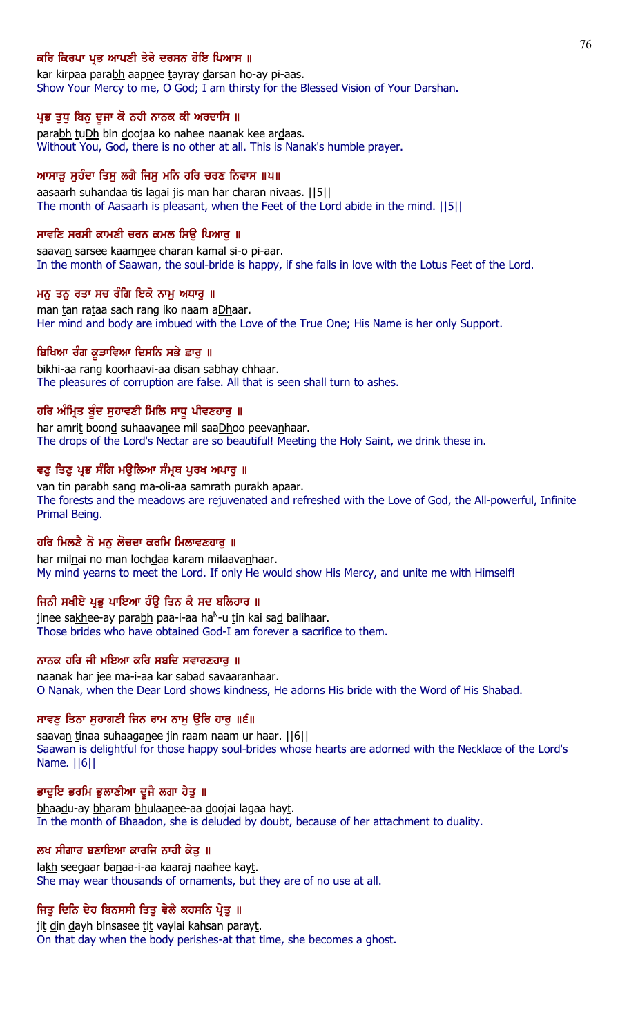**ਕਰਿ ਕਿਰਪਾ ਪ੍ਰਭ ਆਪਣੀ ਤੇਰੇ ਦਰਸਨ ਹੋਇ ਪਿਆਸ ॥**

kar kirpaa parabh aapnee tayray darsan ho-ay pi-aas.
Show Your Mercy to me, O God; I am thirsty for the Blessed Vision of Your Darshan.

**ਪ੍ਰਭ ਤੁਧੁ ਬਿਨੁ ਦੂਜਾ ਕੋ ਨਹੀ ਨਾਨਕ ਕੀ ਅਰਦਾਸਿ ॥**

parabh tuDh bin doojaa ko nahee naanak kee ardaas.
Without You, God, there is no other at all. This is Nanak's humble prayer.

**ਆਸਾੜੁ ਸੁਹੰਦਾ ਤਿਸੁ ਲਗੈ ਜਿਸੁ ਮਨਿ ਹਰਿ ਚਰਣ ਨਿਵਾਸ ॥੫॥**

aasaarh suhandaa tis lagai jis man har charan nivaas. ||5||
The month of Aasaarh is pleasant, when the Feet of the Lord abide in the mind. ||5||

**ਸਾਵਣਿ ਸਰਸੀ ਕਾਮਣੀ ਚਰਨ ਕਮਲ ਸਿਉ ਪਿਆਰੁ ॥**

saavan sarsee kaamnee charan kamal si-o pi-aar.
In the month of Saawan, the soul-bride is happy, if she falls in love with the Lotus Feet of the Lord.

**ਮਨੁ ਤਨੁ ਰਤਾ ਸਚ ਰੰਗਿ ਇਕੋ ਨਾਮੁ ਅਧਾਰੁ ॥**

man tan rataa sach rang iko naam aDhaar.
Her mind and body are imbued with the Love of the True One; His Name is her only Support.

**ਬਿਖਿਆ ਰੰਗ ਕੂੜਾਵਿਆ ਦਿਸਨਿ ਸਭੇ ਛਾਰੁ ॥**

bikhi-aa rang koorhaavi-aa disan sabhay chhaar.
The pleasures of corruption are false. All that is seen shall turn to ashes.

**ਹਰਿ ਅੰਮ੍ਰਿਤ ਬੂੰਦ ਸੁਹਾਵਣੀ ਮਿਲਿ ਸਾਧੂ ਪੀਵਣਹਾਰੁ ॥**

har amrit boond suhaavanee mil saaDhoo peevanhaar.
The drops of the Lord's Nectar are so beautiful! Meeting the Holy Saint, we drink these in.

**ਵਣੁ ਤਿਣੁ ਪ੍ਰਭ ਸੰਗਿ ਮਉਲਿਆ ਸੰਮ੍ਰਥ ਪੁਰਖ ਅਪਾਰੁ ॥**

van tin parabh sang ma-oli-aa samrath purakh apaar.
The forests and the meadows are rejuvenated and refreshed with the Love of God, the All-powerful, Infinite Primal Being.

**ਹਰਿ ਮਿਲਣੈ ਨੋ ਮਨੁ ਲੋਚਦਾ ਕਰਮਿ ਮਿਲਾਵਣਹਾਰੁ ॥**

har milnai no man lochdaa karam milaavanhaar.
My mind yearns to meet the Lord. If only He would show His Mercy, and unite me with Himself!

**ਜਿਨੀ ਸਖੀਏ ਪ੍ਰਭੁ ਪਾਇਆ ਹੰਉ ਤਿਨ ਕੈ ਸਦ ਬਲਿਹਾਰ ॥**

jinee sakhee-ay parabh paa-i-aa ha$^N$-u tin kai sad balihaar.
Those brides who have obtained God-I am forever a sacrifice to them.

**ਨਾਨਕ ਹਰਿ ਜੀ ਮਇਆ ਕਰਿ ਸਬਦਿ ਸਵਾਰਣਹਾਰੁ ॥**

naanak har jee ma-i-aa kar sabad savaaranhaar.
O Nanak, when the Dear Lord shows kindness, He adorns His bride with the Word of His Shabad.

**ਸਾਵਣੁ ਤਿਨਾ ਸੁਹਾਗਣੀ ਜਿਨ ਰਾਮ ਨਾਮੁ ਉਰਿ ਹਾਰੁ ॥੬॥**

saavan tinaa suhaaganee jin raam naam ur haar. ||6||
Saawan is delightful for those happy soul-brides whose hearts are adorned with the Necklace of the Lord's Name. ||6||

**ਭਾਦੁਇ ਭਰਮਿ ਭੁਲਾਣੀਆ ਦੂਜੈ ਲਗਾ ਹੇਤੁ ॥**

bhaadu-ay bharam bhulaanee-aa doojai lagaa hayt.
In the month of Bhaadon, she is deluded by doubt, because of her attachment to duality.

**ਲਖ ਸੀਗਾਰ ਬਣਾਇਆ ਕਾਰਜਿ ਨਾਹੀ ਕੇਤੁ ॥**

lakh seegaar banaa-i-aa kaaraj naahee kayt.
She may wear thousands of ornaments, but they are of no use at all.

**ਜਿਤੁ ਦਿਨਿ ਦੇਹ ਬਿਨਸਸੀ ਤਿਤੁ ਵੇਲੈ ਕਹਸਨਿ ਪ੍ਰੇਤੁ ॥**

jit din dayh binsasee tit vaylai kahsan parayt.
On that day when the body perishes-at that time, she becomes a ghost.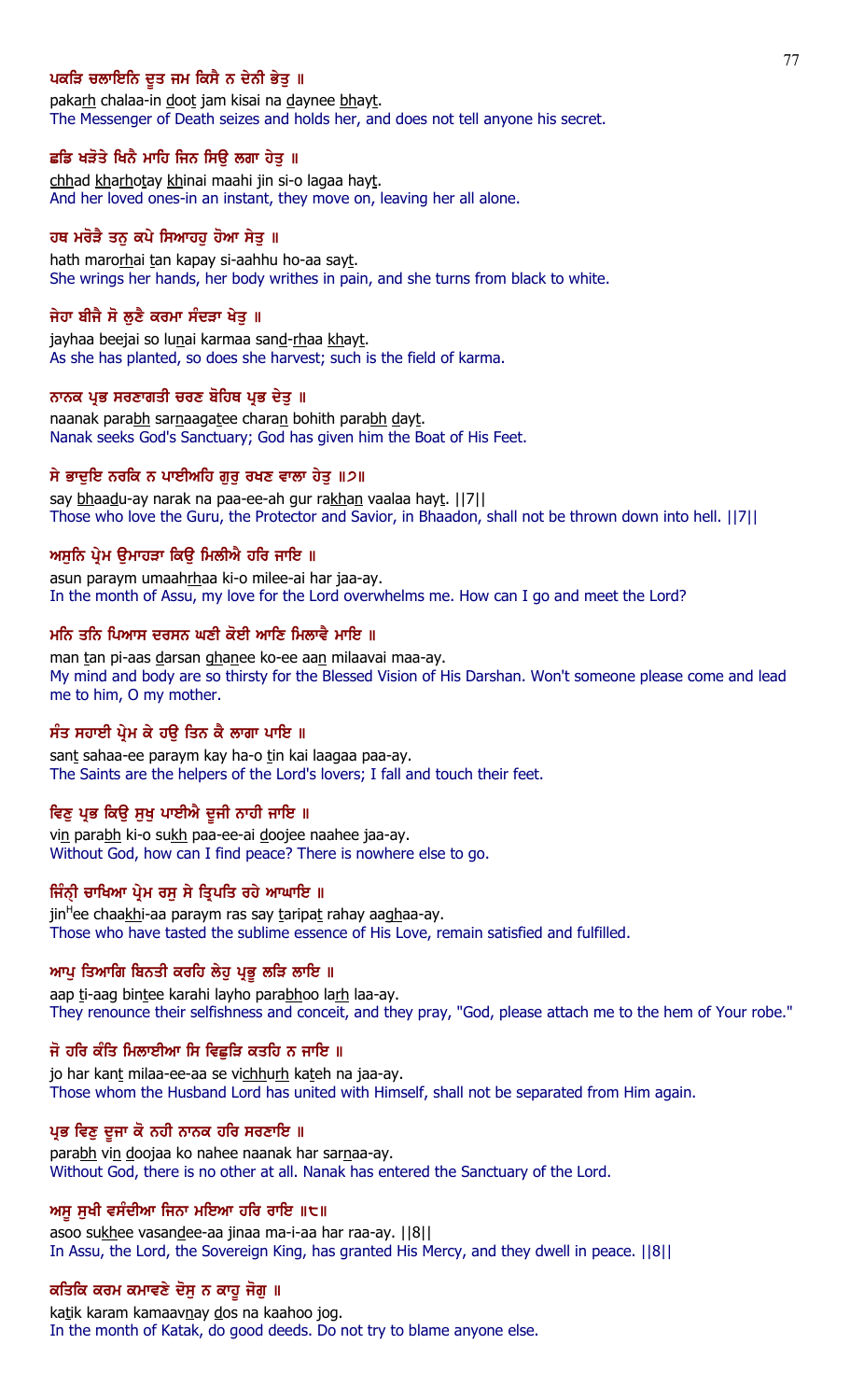**ਪਕੜਿ ਚਲਾਇਨਿ ਦੂਤ ਜਮ ਕਿਸੈ ਨ ਦੇਨੀ ਭੇਤੁ ॥**

pakarh chalaa-in doot jam kisai na daynee bhayt.
The Messenger of Death seizes and holds her, and does not tell anyone his secret.

**ਛਡਿ ਖੜੋਤੇ ਖਿਨੈ ਮਾਹਿ ਜਿਨ ਸਿਉ ਲਗਾ ਹੇਤੁ ॥**

chhad kharhotay khinai maahi jin si-o lagaa hayt.
And her loved ones-in an instant, they move on, leaving her all alone.

**ਹਥ ਮਰੋੜੈ ਤਨੁ ਕਪੇ ਸਿਆਹਹੁ ਹੋਆ ਸੇਤੁ ॥**

hath marorhai tan kapay si-aahhu ho-aa sayt.
She wrings her hands, her body writhes in pain, and she turns from black to white.

**ਜੇਹਾ ਬੀਜੈ ਸੋ ਲੁਣੈ ਕਰਮਾ ਸੰਦੜਾ ਖੇਤੁ ॥**

jayhaa beejai so lunai karmaa sand-rhaa khayt.
As she has planted, so does she harvest; such is the field of karma.

**ਨਾਨਕ ਪ੍ਰਭ ਸਰਣਾਗਤੀ ਚਰਣ ਬੋਹਿਥ ਪ੍ਰਭ ਦੇਤੁ ॥**

naanak parabh sarnaagatee charan bohith parabh dayt.
Nanak seeks God's Sanctuary; God has given him the Boat of His Feet.

**ਸੇ ਭਾਦੁਇ ਨਰਕਿ ਨ ਪਾਈਅਹਿ ਗੁਰੁ ਰਖਣ ਵਾਲਾ ਹੇਤੁ ॥੭॥**

say bhaadu-ay narak na paa-ee-ah gur rakhan vaalaa hayt. ||7||
Those who love the Guru, the Protector and Savior, in Bhaadon, shall not be thrown down into hell. ||7||

**ਅਸੁਨਿ ਪ੍ਰੇਮ ਉਮਾਹੜਾ ਕਿਉ ਮਿਲੀਐ ਹਰਿ ਜਾਇ ॥**

asun paraym umaahrhaa ki-o milee-ai har jaa-ay.
In the month of Assu, my love for the Lord overwhelms me. How can I go and meet the Lord?

**ਮਨਿ ਤਨਿ ਪਿਆਸ ਦਰਸਨ ਘਣੀ ਕੋਈ ਆਣਿ ਮਿਲਾਵੈ ਮਾਇ ॥**

man tan pi-aas darsan ghanee ko-ee aan milaavai maa-ay.
My mind and body are so thirsty for the Blessed Vision of His Darshan. Won't someone please come and lead me to him, O my mother.

**ਸੰਤ ਸਹਾਈ ਪ੍ਰੇਮ ਕੇ ਹਉ ਤਿਨ ਕੈ ਲਾਗਾ ਪਾਇ ॥**

sant sahaa-ee paraym kay ha-o tin kai laagaa paa-ay.
The Saints are the helpers of the Lord's lovers; I fall and touch their feet.

**ਵਿਣੁ ਪ੍ਰਭ ਕਿਉ ਸੁਖੁ ਪਾਈਐ ਦੂਜੀ ਨਾਹੀ ਜਾਇ ॥**

vin parabh ki-o sukh paa-ee-ai doojee naahee jaa-ay.
Without God, how can I find peace? There is nowhere else to go.

**ਜਿੰਨ੍ਹੀ ਚਾਖਿਆ ਪ੍ਰੇਮ ਰਸੁ ਸੇ ਤ੍ਰਿਪਤਿ ਰਹੇ ਆਘਾਇ ॥**

jinHee chaakhi-aa paraym ras say taripat rahay aaghaa-ay.
Those who have tasted the sublime essence of His Love, remain satisfied and fulfilled.

**ਆਪੁ ਤਿਆਗਿ ਬਿਨਤੀ ਕਰਹਿ ਲੇਹੁ ਪ੍ਰਭੂ ਲੜਿ ਲਾਇ ॥**

aap ti-aag bintee karahi layho parabhoo larh laa-ay.
They renounce their selfishness and conceit, and they pray, "God, please attach me to the hem of Your robe."

**ਜੋ ਹਰਿ ਕੰਤਿ ਮਿਲਾਈਆ ਸਿ ਵਿਛੁੜਿ ਕਤਹਿ ਨ ਜਾਇ ॥**

jo har kant milaa-ee-aa se vichhurh kateh na jaa-ay.
Those whom the Husband Lord has united with Himself, shall not be separated from Him again.

**ਪ੍ਰਭ ਵਿਣੁ ਦੂਜਾ ਕੋ ਨਹੀ ਨਾਨਕ ਹਰਿ ਸਰਣਾਇ ॥**

parabh vin doojaa ko nahee naanak har sarnaa-ay.
Without God, there is no other at all. Nanak has entered the Sanctuary of the Lord.

**ਅਸੂ ਸੁਖੀ ਵਸੰਦੀਆ ਜਿਨਾ ਮਇਆ ਹਰਿ ਰਾਇ ॥੮॥**

asoo sukhee vasandee-aa jinaa ma-i-aa har raa-ay. ||8||
In Assu, the Lord, the Sovereign King, has granted His Mercy, and they dwell in peace. ||8||

**ਕਤਿਕਿ ਕਰਮ ਕਮਾਵਣੇ ਦੋਸੁ ਨ ਕਾਹੂ ਜੋਗੁ ॥**

katik karam kamaavnay dos na kaahoo jog.
In the month of Katak, do good deeds. Do not try to blame anyone else.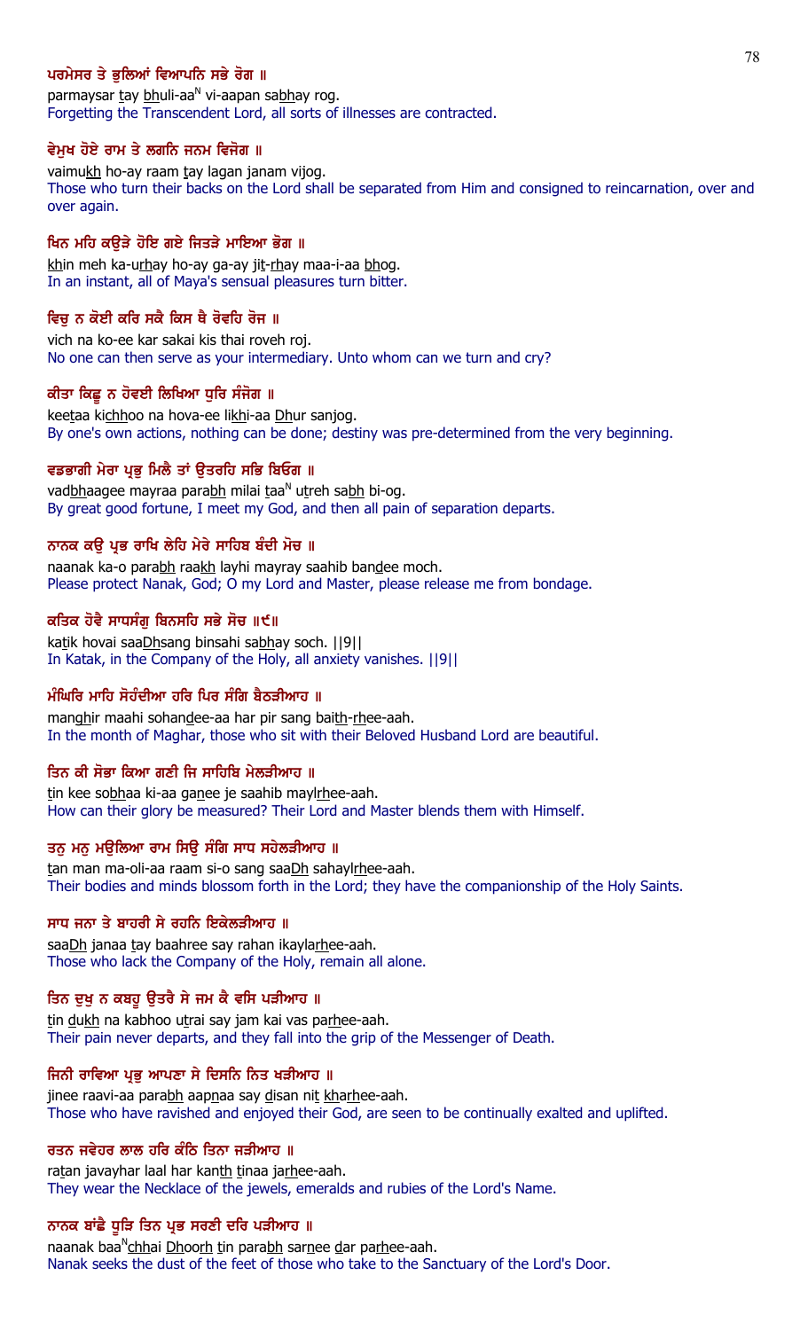ਪਰਮੇਸਰ ਤੇ ਭੁਲਿਆਂ ਵਿਆਪਨਿ ਸਭੇ ਰੋਗ ॥

parmaysar tay bhuli-aa^N vi-aapan sabhay rog.

Forgetting the Transcendent Lord, all sorts of illnesses are contracted.

ਵੇਮੁਖ ਹੋਏ ਰਾਮ ਤੇ ਲਗਨਿ ਜਨਮ ਵਿਜੋਗ ॥

vaimukh ho-ay raam tay lagan janam vijog.

Those who turn their backs on the Lord shall be separated from Him and consigned to reincarnation, over and over again.

ਖਿਨ ਮਹਿ ਕਉੜੇ ਹੋਇ ਗਏ ਜਿਤੜੇ ਮਾਇਆ ਭੋਗ ॥

khin meh ka-urhay ho-ay ga-ay jit-rhay maa-i-aa bhog.

In an instant, all of Maya's sensual pleasures turn bitter.

ਵਿਚੁ ਨ ਕੋਈ ਕਰਿ ਸਕੈ ਕਿਸ ਥੈ ਰੋਵਹਿ ਰੋਜ ॥

vich na ko-ee kar sakai kis thai roveh roj.

No one can then serve as your intermediary. Unto whom can we turn and cry?

ਕੀਤਾ ਕਿਛੂ ਨ ਹੋਵਈ ਲਿਖਿਆ ਧੁਰਿ ਸੰਜੋਗ ॥

keetaa kichhoo na hova-ee likhi-aa Dhur sanjog.

By one's own actions, nothing can be done; destiny was pre-determined from the very beginning.

ਵਡਭਾਗੀ ਮੇਰਾ ਪ੍ਰਭੁ ਮਿਲੈ ਤਾਂ ਉਤਰਹਿ ਸਭਿ ਬਿਓਗ ॥

vadbhaagee mayraa parabh milai taa^N utreh sabh bi-og.

By great good fortune, I meet my God, and then all pain of separation departs.

ਨਾਨਕ ਕਉ ਪ੍ਰਭ ਰਾਖਿ ਲੇਹਿ ਮੇਰੇ ਸਾਹਿਬ ਬੰਦੀ ਮੋਚ ॥

naanak ka-o parabh raakh layhi mayray saahib bandee moch.

Please protect Nanak, God; O my Lord and Master, please release me from bondage.

ਕਤਿਕ ਹੋਵੈ ਸਾਧਸੰਗੁ ਬਿਨਸਹਿ ਸਭੇ ਸੋਚ ॥੯॥

katik hovai saaDhsang binsahi sabhay soch. ||9||

In Katak, in the Company of the Holy, all anxiety vanishes. ||9||

ਮੰਘਿਰਿ ਮਾਹਿ ਸੋਹੰਦੀਆ ਹਰਿ ਪਿਰ ਸੰਗਿ ਬੈਠੜੀਆਹ ॥

manghir maahi sohandee-aa har pir sang baith-rhee-aah.

In the month of Maghar, those who sit with their Beloved Husband Lord are beautiful.

ਤਿਨ ਕੀ ਸੋਭਾ ਕਿਆ ਗਣੀ ਜਿ ਸਾਹਿਬਿ ਮੇਲੜੀਆਹ ॥

tin kee sobhaa ki-aa ganee je saahib maylrhee-aah.

How can their glory be measured? Their Lord and Master blends them with Himself.

ਤਨੁ ਮਨੁ ਮਉਲਿਆ ਰਾਮ ਸਿਉ ਸੰਗਿ ਸਾਧ ਸਹੇਲੜੀਆਹ ॥

tan man ma-oli-aa raam si-o sang saaDh sahaylrhee-aah.

Their bodies and minds blossom forth in the Lord; they have the companionship of the Holy Saints.

ਸਾਧ ਜਨਾ ਤੇ ਬਾਹਰੀ ਸੇ ਰਹਨਿ ਇਕੇਲੜੀਆਹ ॥

saaDh janaa tay baahree say rahan ikaylarhee-aah.

Those who lack the Company of the Holy, remain all alone.

ਤਿਨ ਦੁਖੁ ਨ ਕਬਹੂ ਉਤਰੈ ਸੇ ਜਮ ਕੈ ਵਸਿ ਪੜੀਆਹ ॥

tin dukh na kabhoo utrai say jam kai vas parhee-aah.

Their pain never departs, and they fall into the grip of the Messenger of Death.

ਜਿਨੀ ਰਾਵਿਆ ਪ੍ਰਭੁ ਆਪਣਾ ਸੇ ਦਿਸਨਿ ਨਿਤ ਖੜੀਆਹ ॥

jinee raavi-aa parabh aapnaa say disan nit kharhee-aah.

Those who have ravished and enjoyed their God, are seen to be continually exalted and uplifted.

ਰਤਨ ਜਵੇਹਰ ਲਾਲ ਹਰਿ ਕੰਠਿ ਤਿਨਾ ਜੜੀਆਹ ॥

ratan javayhar laal har kanth tinaa jarhee-aah.

They wear the Necklace of the jewels, emeralds and rubies of the Lord's Name.

ਨਾਨਕ ਬਾਂਛੈ ਧੂੜਿ ਤਿਨ ਪ੍ਰਭ ਸਰਣੀ ਦਰਿ ਪੜੀਆਹ ॥

naanak baa^Nchhai Dhoorh tin parabh sarnee dar parhee-aah.

Nanak seeks the dust of the feet of those who take to the Sanctuary of the Lord's Door.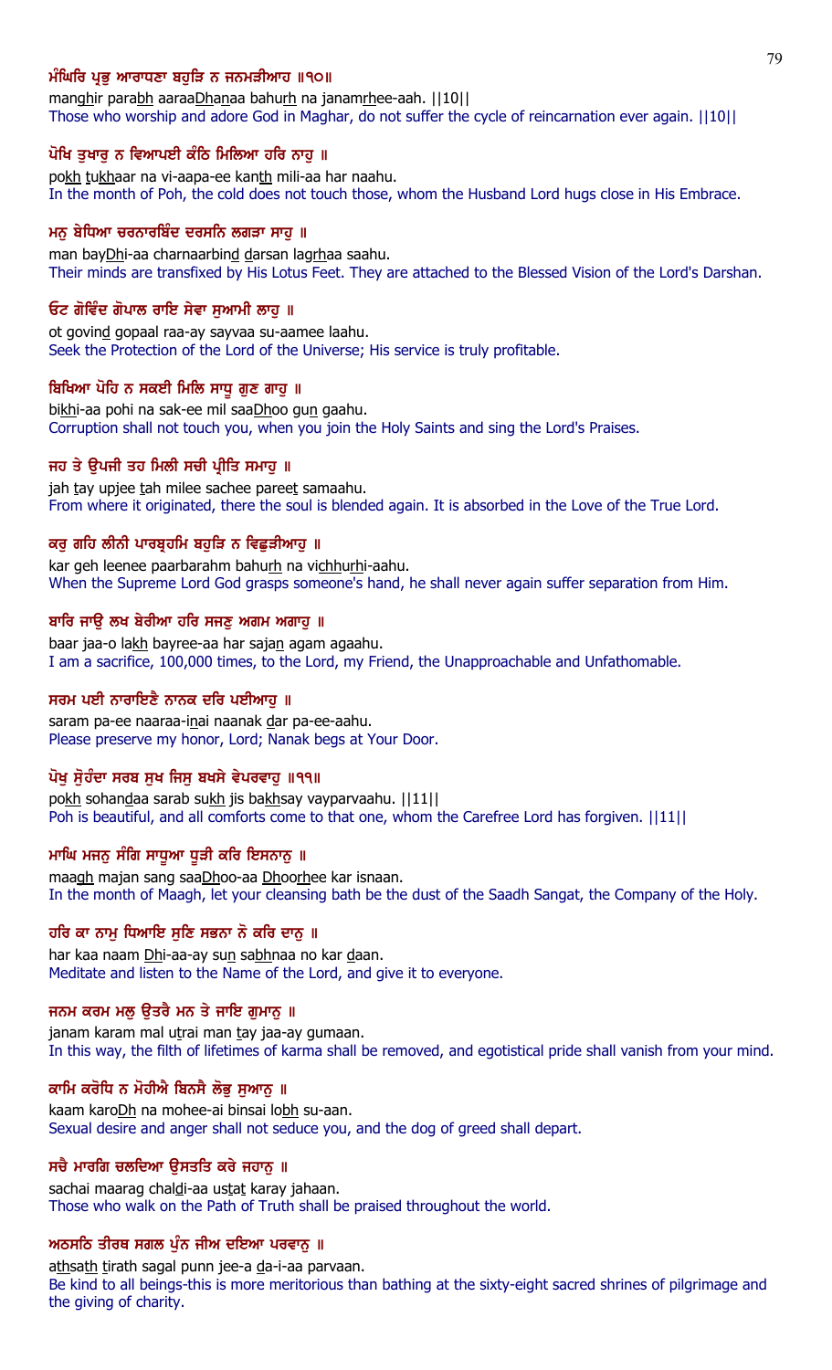**ਮੰਘਿਰਿ ਪ੍ਰਭੁ ਆਰਾਧਣਾ ਬਹੁੜਿ ਨ ਜਨਮੜੀਆਹ ॥੧੦॥**

manghir parabh aaraaDhanaa bahurh na janamrhee-aah. ||10||

Those who worship and adore God in Maghar, do not suffer the cycle of reincarnation ever again. ||10||

**ਪੋਖਿ ਤੁਖਾਰੁ ਨ ਵਿਆਪਈ ਕੰਠਿ ਮਿਲਿਆ ਹਰਿ ਨਾਹੁ ॥**

pokh tukhaar na vi-aapa-ee kanth mili-aa har naahu.

In the month of Poh, the cold does not touch those, whom the Husband Lord hugs close in His Embrace.

**ਮਨੁ ਬੇਧਿਆ ਚਰਨਾਰਬਿੰਦ ਦਰਸਨਿ ਲਗੜਾ ਸਾਹੁ ॥**

man bayDhi-aa charnaarbind darsan lagrhaa saahu.

Their minds are transfixed by His Lotus Feet. They are attached to the Blessed Vision of the Lord's Darshan.

**ਓਟ ਗੋਵਿੰਦ ਗੋਪਾਲ ਰਾਇ ਸੇਵਾ ਸੁਆਮੀ ਲਾਹੁ ॥**

ot govind gopaal raa-ay sayvaa su-aamee laahu.

Seek the Protection of the Lord of the Universe; His service is truly profitable.

**ਬਿਖਿਆ ਪੋਹਿ ਨ ਸਕਈ ਮਿਲਿ ਸਾਧੂ ਗੁਣ ਗਾਹੁ ॥**

bikhi-aa pohi na sak-ee mil saaDhoo gun gaahu.

Corruption shall not touch you, when you join the Holy Saints and sing the Lord's Praises.

**ਜਹ ਤੇ ਉਪਜੀ ਤਹ ਮਿਲੀ ਸਚੀ ਪ੍ਰੀਤਿ ਸਮਾਹੁ ॥**

jah tay upjee tah milee sachee pareet samaahu.

From where it originated, there the soul is blended again. It is absorbed in the Love of the True Lord.

**ਕਰੁ ਗਹਿ ਲੀਨੀ ਪਾਰਬ੍ਰਹਮਿ ਬਹੁੜਿ ਨ ਵਿਛੁੜੀਆਹੁ ॥**

kar geh leenee paarbarahm bahurh na vichhurhi-aahu.

When the Supreme Lord God grasps someone's hand, he shall never again suffer separation from Him.

**ਬਾਰਿ ਜਾਉ ਲਖ ਬੇਰੀਆ ਹਰਿ ਸਜਣੁ ਅਗਮ ਅਗਾਹੁ ॥**

baar jaa-o lakh bayree-aa har sajan agam agaahu.

I am a sacrifice, 100,000 times, to the Lord, my Friend, the Unapproachable and Unfathomable.

**ਸਰਮ ਪਈ ਨਾਰਾਇਣੈ ਨਾਨਕ ਦਰਿ ਪਈਆਹੁ ॥**

saram pa-ee naaraa-inai naanak dar pa-ee-aahu.

Please preserve my honor, Lord; Nanak begs at Your Door.

**ਪੋਖੁ ਸੋੁਹੰਦਾ ਸਰਬ ਸੁਖ ਜਿਸੁ ਬਖਸੇ ਵੇਪਰਵਾਹੁ ॥੧੧॥**

pokh sohandaa sarab sukh jis bakhsay vayparvaahu. ||11||

Poh is beautiful, and all comforts come to that one, whom the Carefree Lord has forgiven. ||11||

**ਮਾਘਿ ਮਜਨੁ ਸੰਗਿ ਸਾਧੂਆ ਧੂੜੀ ਕਰਿ ਇਸਨਾਨੁ ॥**

maagh majan sang saaDhoo-aa Dhoorhee kar isnaan.

In the month of Maagh, let your cleansing bath be the dust of the Saadh Sangat, the Company of the Holy.

**ਹਰਿ ਕਾ ਨਾਮੁ ਧਿਆਇ ਸੁਣਿ ਸਭਨਾ ਨੋ ਕਰਿ ਦਾਨੁ ॥**

har kaa naam Dhi-aa-ay sun sabhnaa no kar daan.

Meditate and listen to the Name of the Lord, and give it to everyone.

**ਜਨਮ ਕਰਮ ਮਲੁ ਉਤਰੈ ਮਨ ਤੇ ਜਾਇ ਗੁਮਾਨੁ ॥**

janam karam mal utrai man tay jaa-ay gumaan.

In this way, the filth of lifetimes of karma shall be removed, and egotistical pride shall vanish from your mind.

**ਕਾਮਿ ਕਰੋਧਿ ਨ ਮੋਹੀਐ ਬਿਨਸੈ ਲੋਭੁ ਸੁਆਨੁ ॥**

kaam karoDh na mohee-ai binsai lobh su-aan.

Sexual desire and anger shall not seduce you, and the dog of greed shall depart.

**ਸਚੈ ਮਾਰਗਿ ਚਲਦਿਆ ਉਸਤਤਿ ਕਰੇ ਜਹਾਨੁ ॥**

sachai maarag chaldi-aa ustat karay jahaan.

Those who walk on the Path of Truth shall be praised throughout the world.

**ਅਠਸਠਿ ਤੀਰਥ ਸਗਲ ਪੁੰਨ ਜੀਅ ਦਇਆ ਪਰਵਾਨੁ ॥**

athsath tirath sagal punn jee-a da-i-aa parvaan.

Be kind to all beings-this is more meritorious than bathing at the sixty-eight sacred shrines of pilgrimage and the giving of charity.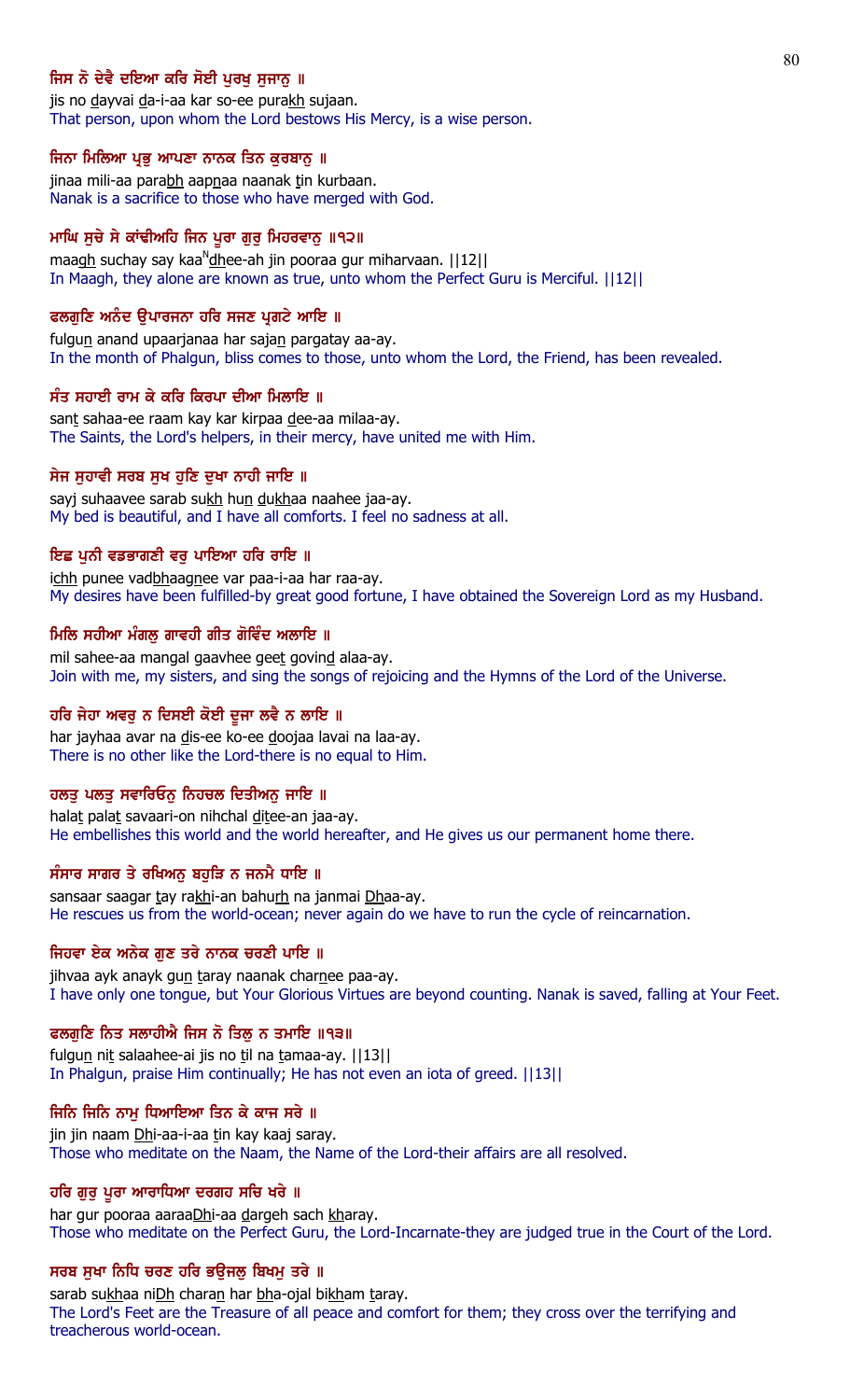**ਜਿਸ ਨੋ ਦੇਵੈ ਦਇਆ ਕਰਿ ਸੋਈ ਪੁਰਖੁ ਸੁਜਾਨੁ ॥**

jis no dayvai da-i-aa kar so-ee purakh sujaan.

That person, upon whom the Lord bestows His Mercy, is a wise person.

**ਜਿਨਾ ਮਿਲਿਆ ਪ੍ਰਭੁ ਆਪਣਾ ਨਾਨਕ ਤਿਨ ਕੁਰਬਾਣੁ ॥**

jinaa mili-aa parabh aapnaa naanak tin kurbaan.

Nanak is a sacrifice to those who have merged with God.

**ਮਾਘਿ ਸੁਚੇ ਸੇ ਕਾਂਢੀਅਹਿ ਜਿਨ ਪੂਰਾ ਗੁਰੁ ਮਿਹਰਵਾਨੁ ॥੧੨॥**

maagh suchay say kaaNdhee-ah jin pooraa gur miharvaan. ||12||

In Maagh, they alone are known as true, unto whom the Perfect Guru is Merciful. ||12||

**ਫਲਗੁਣਿ ਅਨੰਦ ਉਪਾਰਜਨਾ ਹਰਿ ਸਜਣ ਪ੍ਰਗਟੇ ਆਇ ॥**

fulgun anand upaarjanaa har sajan pargatay aa-ay.

In the month of Phalgun, bliss comes to those, unto whom the Lord, the Friend, has been revealed.

**ਸੰਤ ਸਹਾਈ ਰਾਮ ਕੇ ਕਰਿ ਕਿਰਪਾ ਦੀਆ ਮਿਲਾਇ ॥**

sant sahaa-ee raam kay kar kirpaa dee-aa milaa-ay.

The Saints, the Lord's helpers, in their mercy, have united me with Him.

**ਸੇਜ ਸੁਹਾਵੀ ਸਰਬ ਸੁਖ ਹੁਣਿ ਦੁਖਾ ਨਾਹੀ ਜਾਇ ॥**

sayj suhaavee sarab sukh hun dukhaa naahee jaa-ay.

My bed is beautiful, and I have all comforts. I feel no sadness at all.

**ਇਛ ਪੁਨੀ ਵਡਭਾਗਣੀ ਵਰੁ ਪਾਇਆ ਹਰਿ ਰਾਇ ॥**

ichh punee vadbhaagnee var paa-i-aa har raa-ay.

My desires have been fulfilled-by great good fortune, I have obtained the Sovereign Lord as my Husband.

**ਮਿਲਿ ਸਹੀਆ ਮੰਗਲੁ ਗਾਵਹੀ ਗੀਤ ਗੋਵਿੰਦ ਅਲਾਇ ॥**

mil sahee-aa mangal gaavhee geet govind alaa-ay.

Join with me, my sisters, and sing the songs of rejoicing and the Hymns of the Lord of the Universe.

**ਹਰਿ ਜੇਹਾ ਅਵਰੁ ਨ ਦਿਸਈ ਕੋਈ ਦੂਜਾ ਲਵੈ ਨ ਲਾਇ ॥**

har jayhaa avar na dis-ee ko-ee doojaa lavai na laa-ay.

There is no other like the Lord-there is no equal to Him.

**ਹਲਤੁ ਪਲਤੁ ਸਵਾਰਿਓਨੁ ਨਿਹਚਲ ਦਿਤੀਅਨੁ ਜਾਇ ॥**

halat palat savaari-on nihchal ditee-an jaa-ay.

He embellishes this world and the world hereafter, and He gives us our permanent home there.

**ਸੰਸਾਰ ਸਾਗਰ ਤੇ ਰਖਿਅਨੁ ਬਹੁੜਿ ਨ ਜਨਮੈ ਧਾਇ ॥**

sansaar saagar tay rakhi-an bahurh na janmai Dhaa-ay.

He rescues us from the world-ocean; never again do we have to run the cycle of reincarnation.

**ਜਿਹਵਾ ਏਕ ਅਨੇਕ ਗੁਣ ਤਰੇ ਨਾਨਕ ਚਰਣੀ ਪਾਇ ॥**

jihvaa ayk anayk gun taray naanak charnee paa-ay.

I have only one tongue, but Your Glorious Virtues are beyond counting. Nanak is saved, falling at Your Feet.

**ਫਲਗੁਣਿ ਨਿਤ ਸਲਾਹੀਐ ਜਿਸ ਨੋ ਤਿਲੁ ਨ ਤਮਾਇ ॥੧੩॥**

fulgun nit salaahee-ai jis no til na tamaa-ay. ||13||

In Phalgun, praise Him continually; He has not even an iota of greed. ||13||

**ਜਿਨਿ ਜਿਨਿ ਨਾਮੁ ਧਿਆਇਆ ਤਿਨ ਕੇ ਕਾਜ ਸਰੇ ॥**

jin jin naam Dhi-aa-i-aa tin kay kaaj saray.

Those who meditate on the Naam, the Name of the Lord-their affairs are all resolved.

**ਹਰਿ ਗੁਰੁ ਪੂਰਾ ਆਰਾਧਿਆ ਦਰਗਹ ਸਚਿ ਖਰੇ ॥**

har gur pooraa aaraaDhi-aa dargeh sach kharay.

Those who meditate on the Perfect Guru, the Lord-Incarnate-they are judged true in the Court of the Lord.

**ਸਰਬ ਸੁਖਾ ਨਿਧਿ ਚਰਣ ਹਰਿ ਭਉਜਲੁ ਬਿਖਮੁ ਤਰੇ ॥**

sarab sukhaa niDh charan har bha-ojal bikham taray.

The Lord's Feet are the Treasure of all peace and comfort for them; they cross over the terrifying and treacherous world-ocean.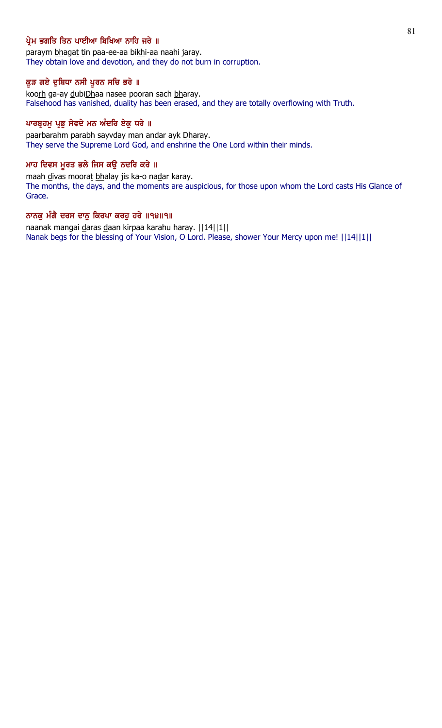**ਪ੍ਰੇਮ ਭਗਤਿ ਤਿਨ ਪਾਈਆ ਬਿਖਿਆ ਨਾਹਿ ਜਰੇ ॥**

paraym bhagat tin paa-ee-aa bikhi-aa naahi jaray.

They obtain love and devotion, and they do not burn in corruption.

**ਕੂੜ ਗਏ ਦੁਬਿਧਾ ਨਸੀ ਪੂਰਨ ਸਚਿ ਭਰੇ ॥**

koorh ga-ay dubiDhaa nasee pooran sach bharay.

Falsehood has vanished, duality has been erased, and they are totally overflowing with Truth.

**ਪਾਰਬ੍ਰਹਮੁ ਪ੍ਰਭੁ ਸੇਵਦੇ ਮਨ ਅੰਦਰਿ ਏਕੁ ਧਰੇ ॥**

paarbarahm parabh sayvday man andar ayk Dharay.

They serve the Supreme Lord God, and enshrine the One Lord within their minds.

**ਮਾਹ ਦਿਵਸ ਮੂਰਤ ਭਲੇ ਜਿਸ ਕਉ ਨਦਰਿ ਕਰੇ ॥**

maah divas moorat bhalay jis ka-o nadar karay.

The months, the days, and the moments are auspicious, for those upon whom the Lord casts His Glance of Grace.

**ਨਾਨਕੁ ਮੰਗੈ ਦਰਸ ਦਾਨੁ ਕਿਰਪਾ ਕਰਹੁ ਹਰੇ ॥੧੪॥੧॥**

naanak mangai daras daan kirpaa karahu haray. ||14||1||

Nanak begs for the blessing of Your Vision, O Lord. Please, shower Your Mercy upon me! ||14||1||